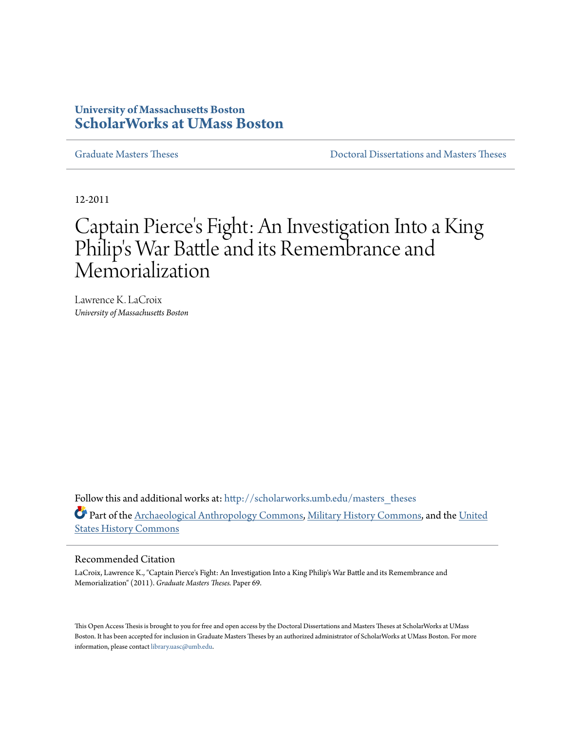University of Massachusetts Boston
**ScholarWorks at UMass Boston**

Graduate Masters Theses | Doctoral Dissertations and Masters Theses

12-2011

# Captain Pierce's Fight: An Investigation Into a King Philip's War Battle and its Remembrance and Memorialization

Lawrence K. LaCroix
*University of Massachusetts Boston*

Follow this and additional works at: http://scholarworks.umb.edu/masters_theses

Part of the Archaeological Anthropology Commons, Military History Commons, and the United States History Commons

## Recommended Citation

LaCroix, Lawrence K., "Captain Pierce's Fight: An Investigation Into a King Philip's War Battle and its Remembrance and Memorialization" (2011). *Graduate Masters Theses.* Paper 69.

This Open Access Thesis is brought to you for free and open access by the Doctoral Dissertations and Masters Theses at ScholarWorks at UMass Boston. It has been accepted for inclusion in Graduate Masters Theses by an authorized administrator of ScholarWorks at UMass Boston. For more information, please contact library.uasc@umb.edu.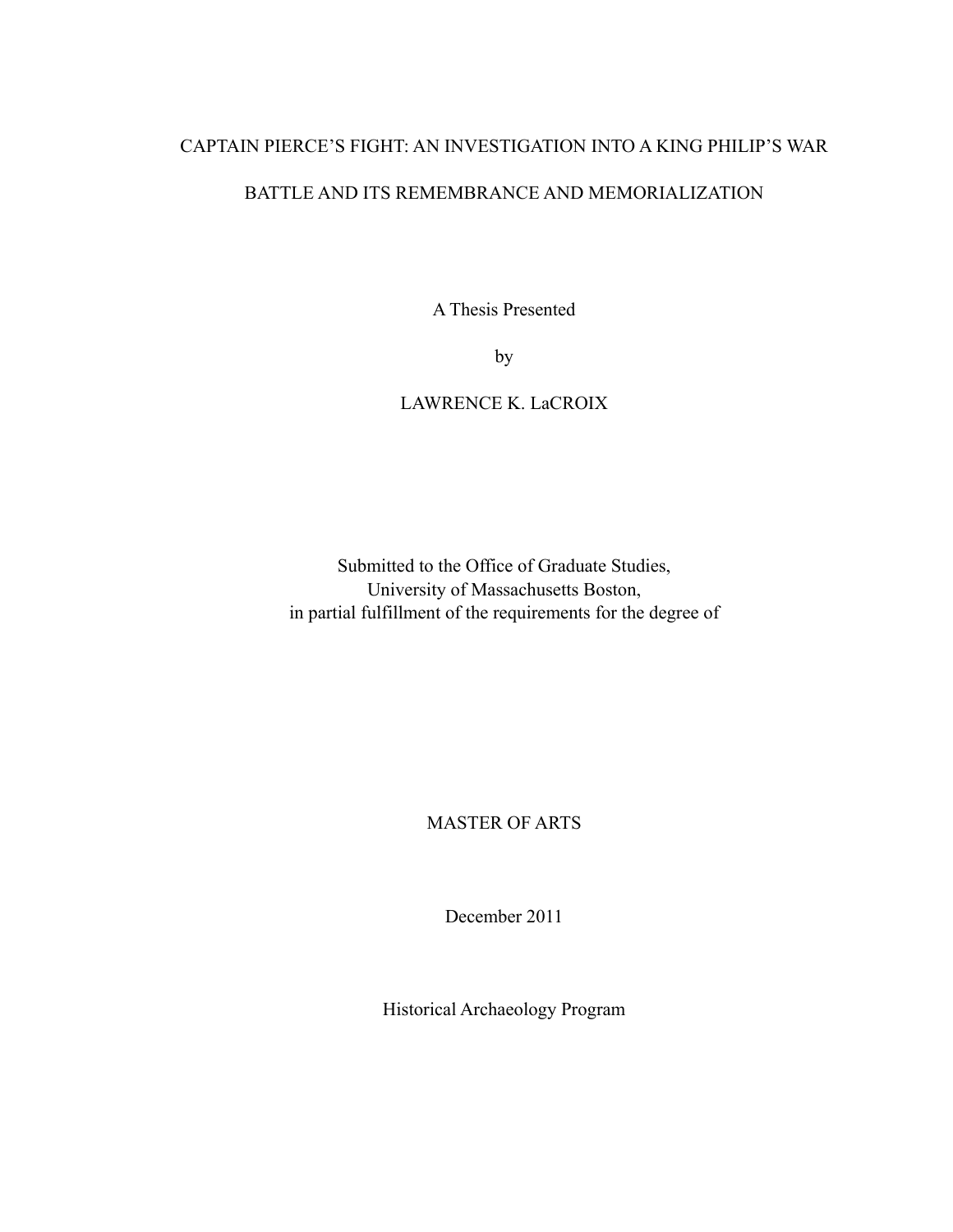# CAPTAIN PIERCE'S FIGHT: AN INVESTIGATION INTO A KING PHILIP'S WAR BATTLE AND ITS REMEMBRANCE AND MEMORIALIZATION

A Thesis Presented

by

LAWRENCE K. LaCROIX

Submitted to the Office of Graduate Studies,
University of Massachusetts Boston,
in partial fulfillment of the requirements for the degree of

MASTER OF ARTS

December 2011

Historical Archaeology Program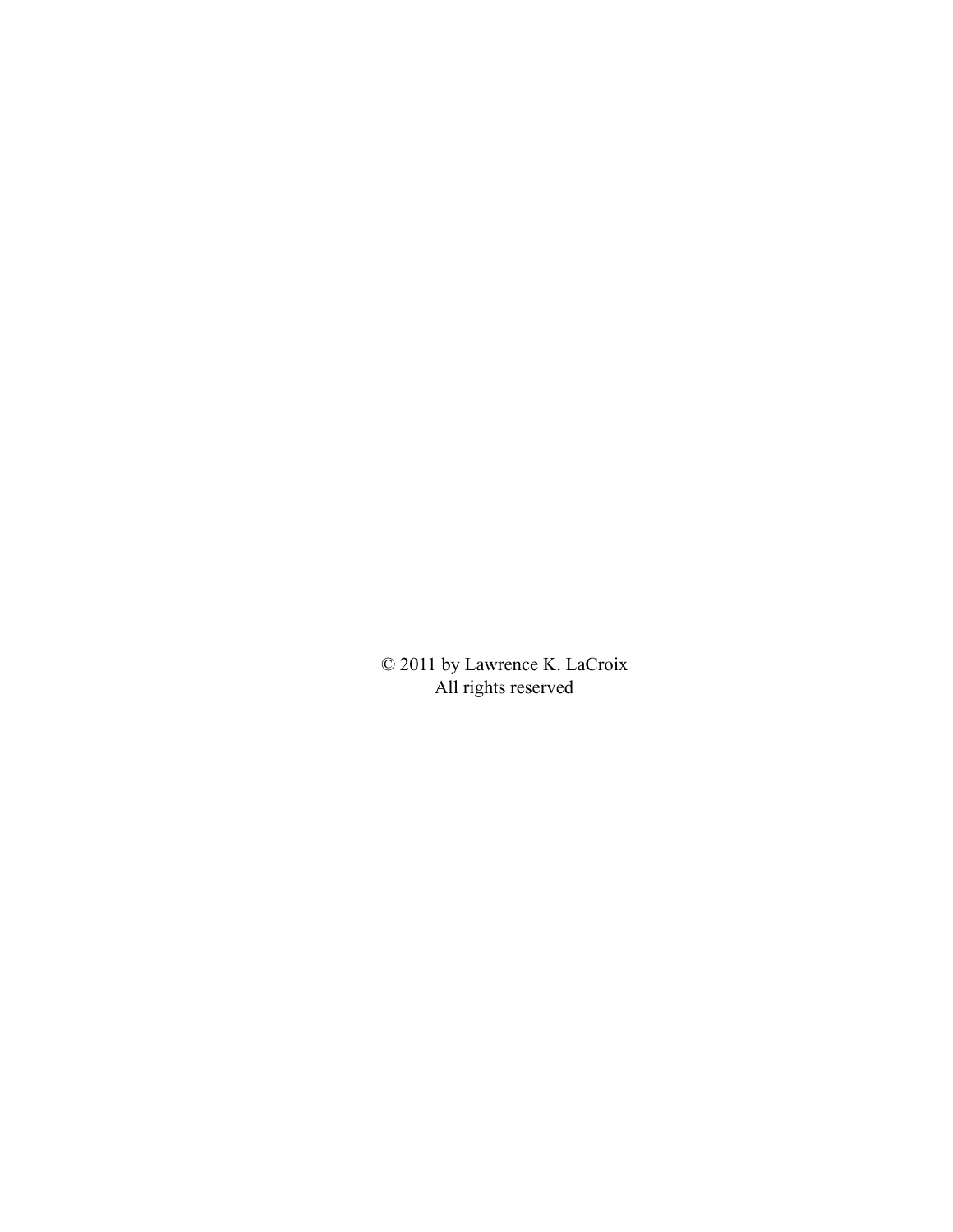© 2011 by Lawrence K. LaCroix
All rights reserved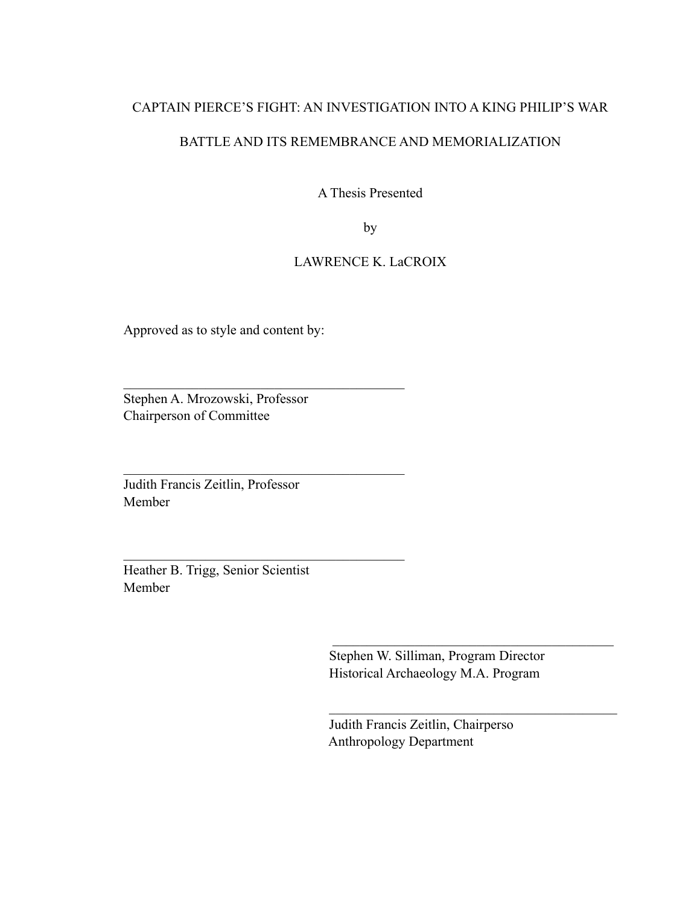CAPTAIN PIERCE'S FIGHT: AN INVESTIGATION INTO A KING PHILIP'S WAR

BATTLE AND ITS REMEMBRANCE AND MEMORIALIZATION

A Thesis Presented

by

LAWRENCE K. LaCROIX

Approved as to style and content by:

\_\_\_\_\_\_\_\_\_\_\_\_\_\_\_\_\_\_\_\_\_\_\_\_\_\_\_\_\_\_\_\_\_\_\_\_\_\_\_\_

Stephen A. Mrozowski, Professor
Chairperson of Committee

\_\_\_\_\_\_\_\_\_\_\_\_\_\_\_\_\_\_\_\_\_\_\_\_\_\_\_\_\_\_\_\_\_\_\_\_\_\_\_\_

Judith Francis Zeitlin, Professor
Member

\_\_\_\_\_\_\_\_\_\_\_\_\_\_\_\_\_\_\_\_\_\_\_\_\_\_\_\_\_\_\_\_\_\_\_\_\_\_\_\_

Heather B. Trigg, Senior Scientist
Member

\_\_\_\_\_\_\_\_\_\_\_\_\_\_\_\_\_\_\_\_\_\_\_\_\_\_\_\_\_\_\_\_\_\_\_\_\_\_\_\_

Stephen W. Silliman, Program Director
Historical Archaeology M.A. Program

\_\_\_\_\_\_\_\_\_\_\_\_\_\_\_\_\_\_\_\_\_\_\_\_\_\_\_\_\_\_\_\_\_\_\_\_\_\_\_\_

Judith Francis Zeitlin, Chairperso
Anthropology Department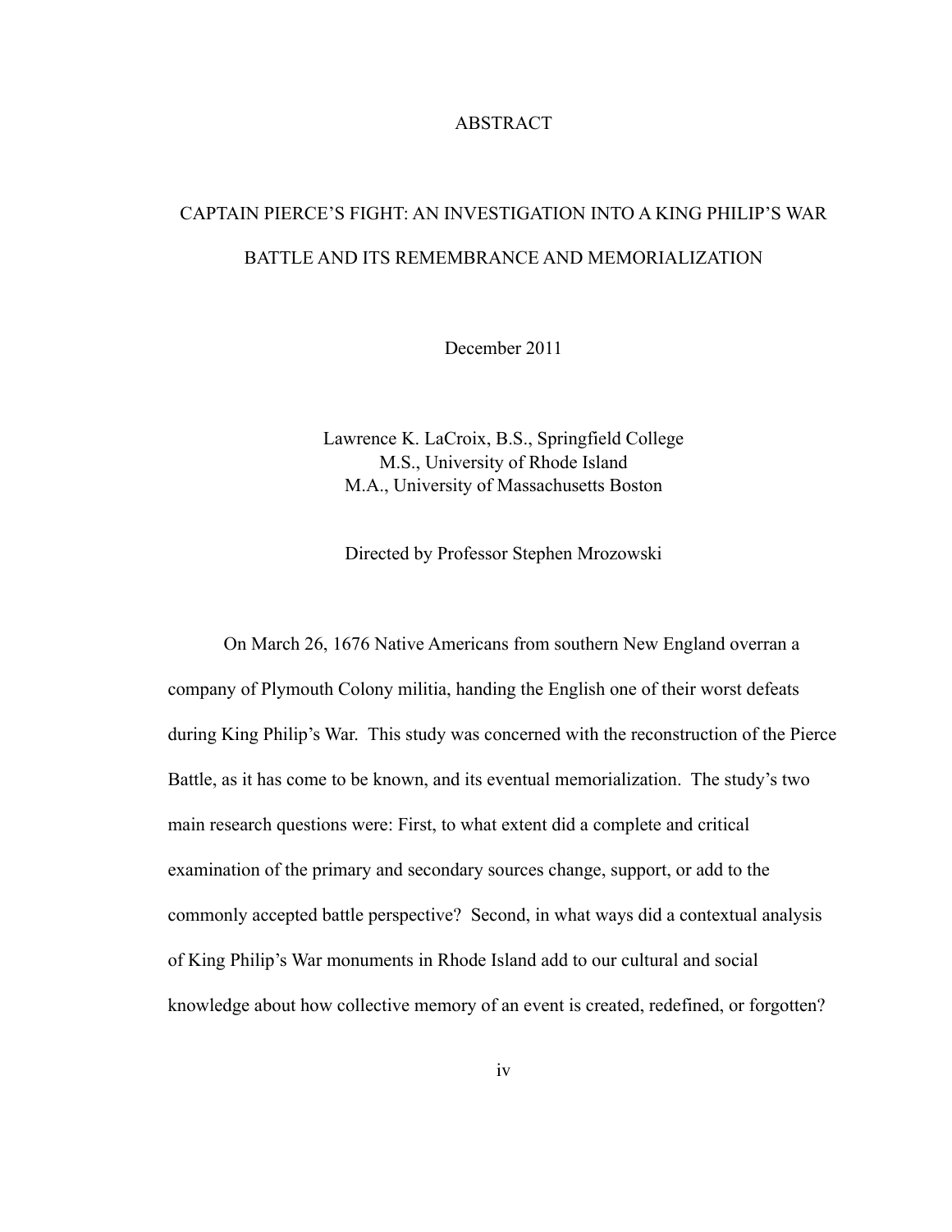# ABSTRACT

## CAPTAIN PIERCE'S FIGHT: AN INVESTIGATION INTO A KING PHILIP'S WAR BATTLE AND ITS REMEMBRANCE AND MEMORIALIZATION

December 2011

Lawrence K. LaCroix, B.S., Springfield College
M.S., University of Rhode Island
M.A., University of Massachusetts Boston

Directed by Professor Stephen Mrozowski

On March 26, 1676 Native Americans from southern New England overran a company of Plymouth Colony militia, handing the English one of their worst defeats during King Philip's War. This study was concerned with the reconstruction of the Pierce Battle, as it has come to be known, and its eventual memorialization. The study's two main research questions were: First, to what extent did a complete and critical examination of the primary and secondary sources change, support, or add to the commonly accepted battle perspective? Second, in what ways did a contextual analysis of King Philip's War monuments in Rhode Island add to our cultural and social knowledge about how collective memory of an event is created, redefined, or forgotten?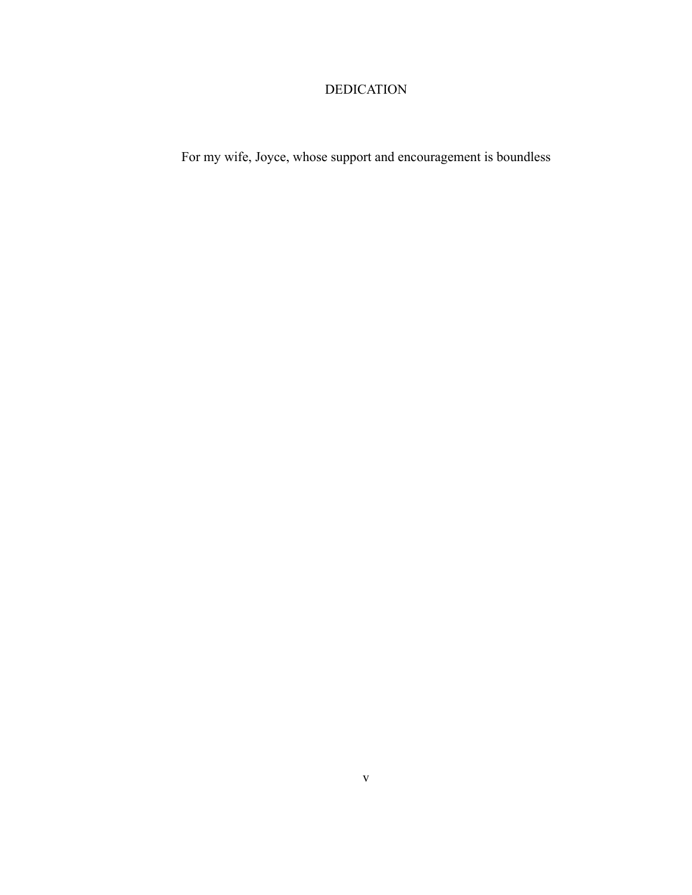# DEDICATION

For my wife, Joyce, whose support and encouragement is boundless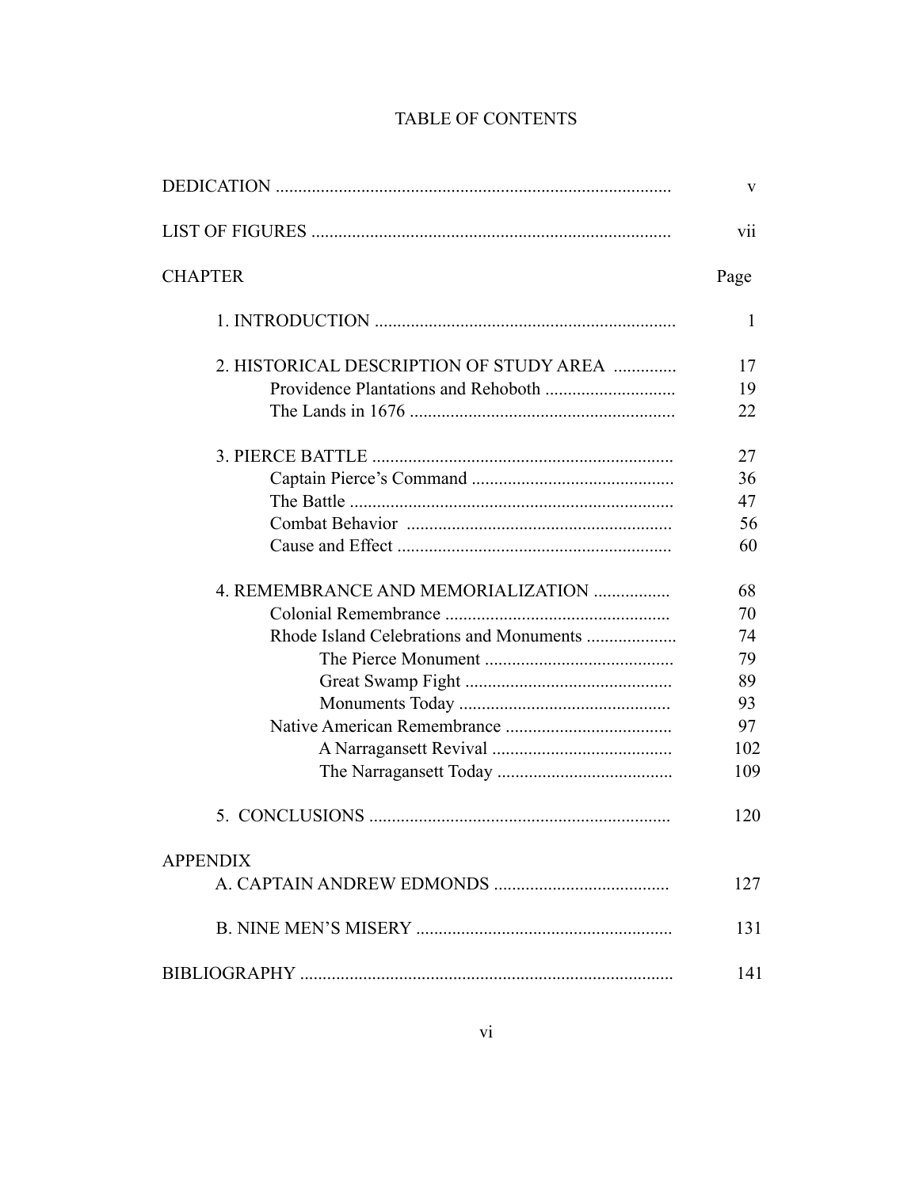# TABLE OF CONTENTS

| | |
|---|---|
| DEDICATION | v |
| LIST OF FIGURES | vii |
| CHAPTER | Page |
| 1. INTRODUCTION | 1 |
| 2. HISTORICAL DESCRIPTION OF STUDY AREA | 17 |
| Providence Plantations and Rehoboth | 19 |
| The Lands in 1676 | 22 |
| 3. PIERCE BATTLE | 27 |
| Captain Pierce's Command | 36 |
| The Battle | 47 |
| Combat Behavior | 56 |
| Cause and Effect | 60 |
| 4. REMEMBRANCE AND MEMORIALIZATION | 68 |
| Colonial Remembrance | 70 |
| Rhode Island Celebrations and Monuments | 74 |
| The Pierce Monument | 79 |
| Great Swamp Fight | 89 |
| Monuments Today | 93 |
| Native American Remembrance | 97 |
| A Narragansett Revival | 102 |
| The Narragansett Today | 109 |
| 5. CONCLUSIONS | 120 |
| APPENDIX | |
| A. CAPTAIN ANDREW EDMONDS | 127 |
| B. NINE MEN'S MISERY | 131 |
| BIBLIOGRAPHY | 141 |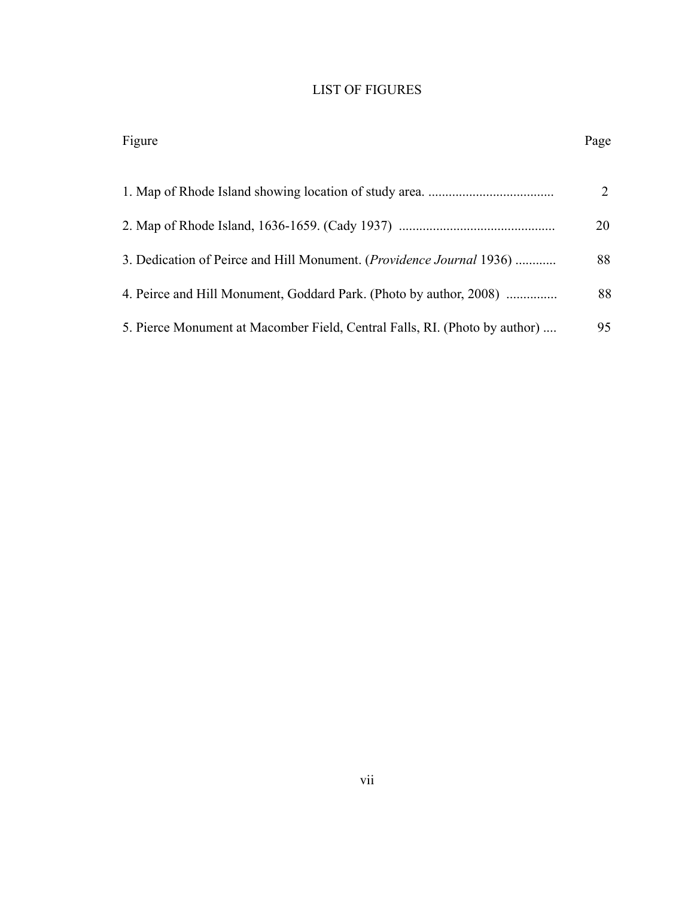# LIST OF FIGURES

| Figure | Page |
|---|---|
| 1. Map of Rhode Island showing location of study area. .................................... | 2 |
| 2. Map of Rhode Island, 1636-1659. (Cady 1937) ............................................ | 20 |
| 3. Dedication of Peirce and Hill Monument. (*Providence Journal* 1936) ........... | 88 |
| 4. Peirce and Hill Monument, Goddard Park. (Photo by author, 2008) .............. | 88 |
| 5. Pierce Monument at Macomber Field, Central Falls, RI. (Photo by author) .... | 95 |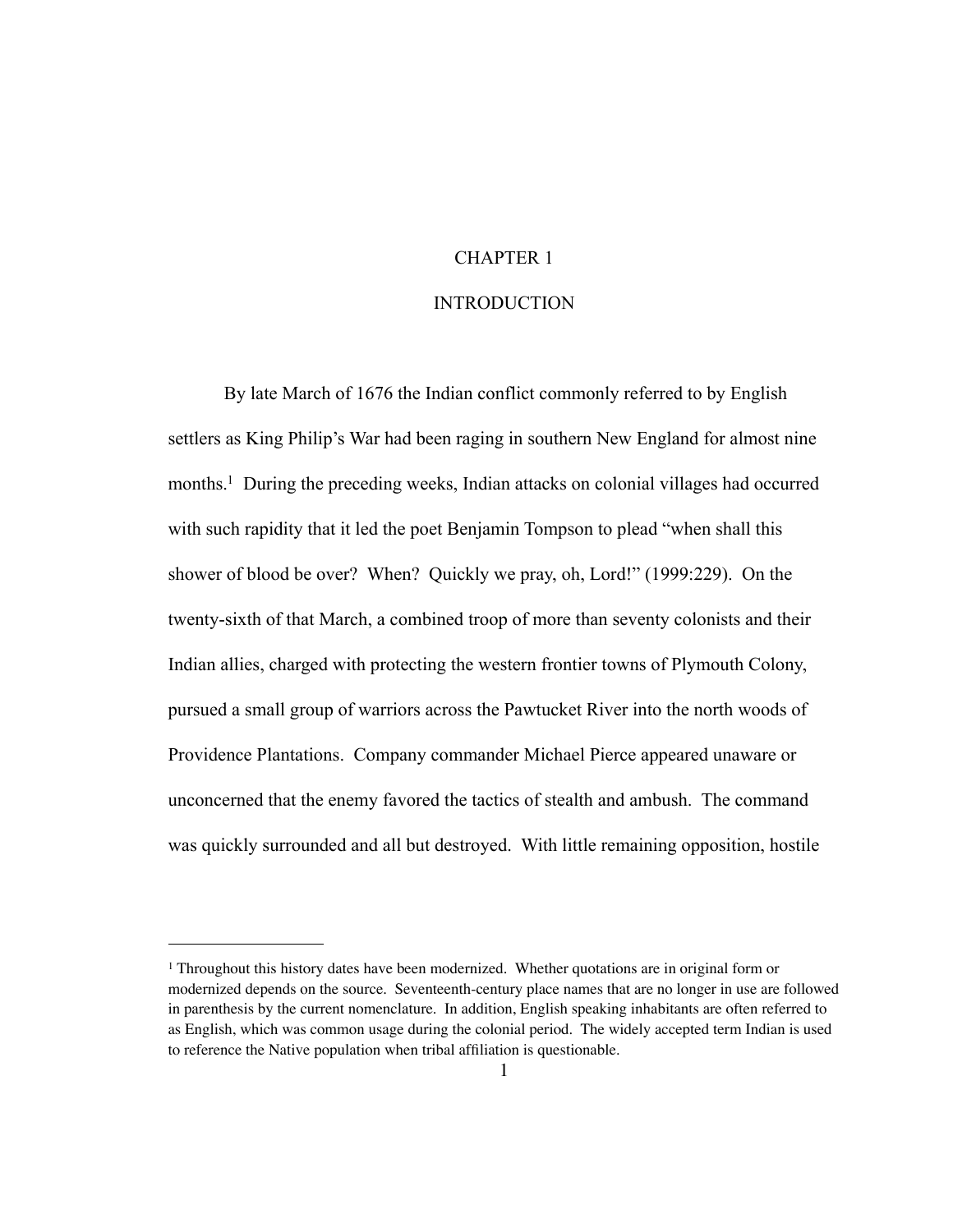# CHAPTER 1

# INTRODUCTION

By late March of 1676 the Indian conflict commonly referred to by English settlers as King Philip's War had been raging in southern New England for almost nine months.[1] During the preceding weeks, Indian attacks on colonial villages had occurred with such rapidity that it led the poet Benjamin Tompson to plead "when shall this shower of blood be over? When? Quickly we pray, oh, Lord!" (1999:229). On the twenty-sixth of that March, a combined troop of more than seventy colonists and their Indian allies, charged with protecting the western frontier towns of Plymouth Colony, pursued a small group of warriors across the Pawtucket River into the north woods of Providence Plantations. Company commander Michael Pierce appeared unaware or unconcerned that the enemy favored the tactics of stealth and ambush. The command was quickly surrounded and all but destroyed. With little remaining opposition, hostile

[1] Throughout this history dates have been modernized. Whether quotations are in original form or modernized depends on the source. Seventeenth-century place names that are no longer in use are followed in parenthesis by the current nomenclature. In addition, English speaking inhabitants are often referred to as English, which was common usage during the colonial period. The widely accepted term Indian is used to reference the Native population when tribal affiliation is questionable.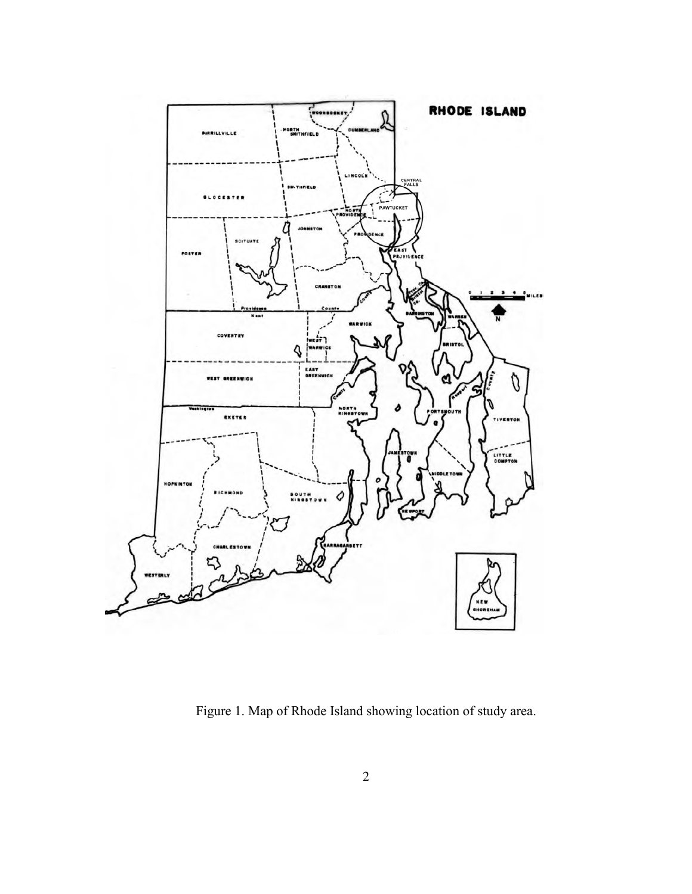Figure 1. Map of Rhode Island showing location of study area.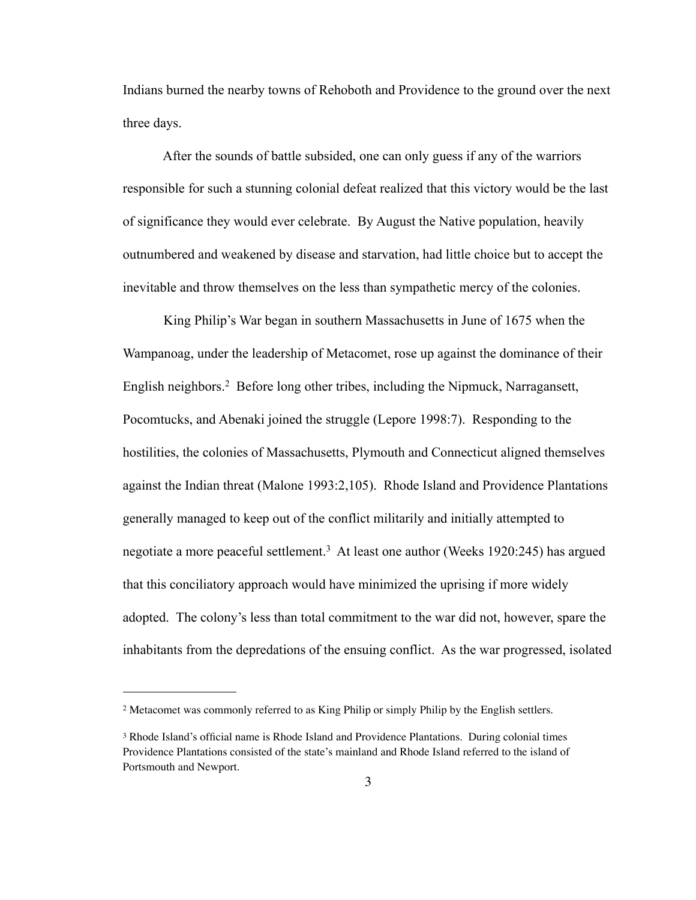Indians burned the nearby towns of Rehoboth and Providence to the ground over the next three days.

After the sounds of battle subsided, one can only guess if any of the warriors responsible for such a stunning colonial defeat realized that this victory would be the last of significance they would ever celebrate. By August the Native population, heavily outnumbered and weakened by disease and starvation, had little choice but to accept the inevitable and throw themselves on the less than sympathetic mercy of the colonies.

King Philip's War began in southern Massachusetts in June of 1675 when the Wampanoag, under the leadership of Metacomet, rose up against the dominance of their English neighbors.[2] Before long other tribes, including the Nipmuck, Narragansett, Pocomtucks, and Abenaki joined the struggle (Lepore 1998:7). Responding to the hostilities, the colonies of Massachusetts, Plymouth and Connecticut aligned themselves against the Indian threat (Malone 1993:2,105). Rhode Island and Providence Plantations generally managed to keep out of the conflict militarily and initially attempted to negotiate a more peaceful settlement.[3] At least one author (Weeks 1920:245) has argued that this conciliatory approach would have minimized the uprising if more widely adopted. The colony's less than total commitment to the war did not, however, spare the inhabitants from the depredations of the ensuing conflict. As the war progressed, isolated

---

[2] Metacomet was commonly referred to as King Philip or simply Philip by the English settlers.

[3] Rhode Island's official name is Rhode Island and Providence Plantations. During colonial times Providence Plantations consisted of the state's mainland and Rhode Island referred to the island of Portsmouth and Newport.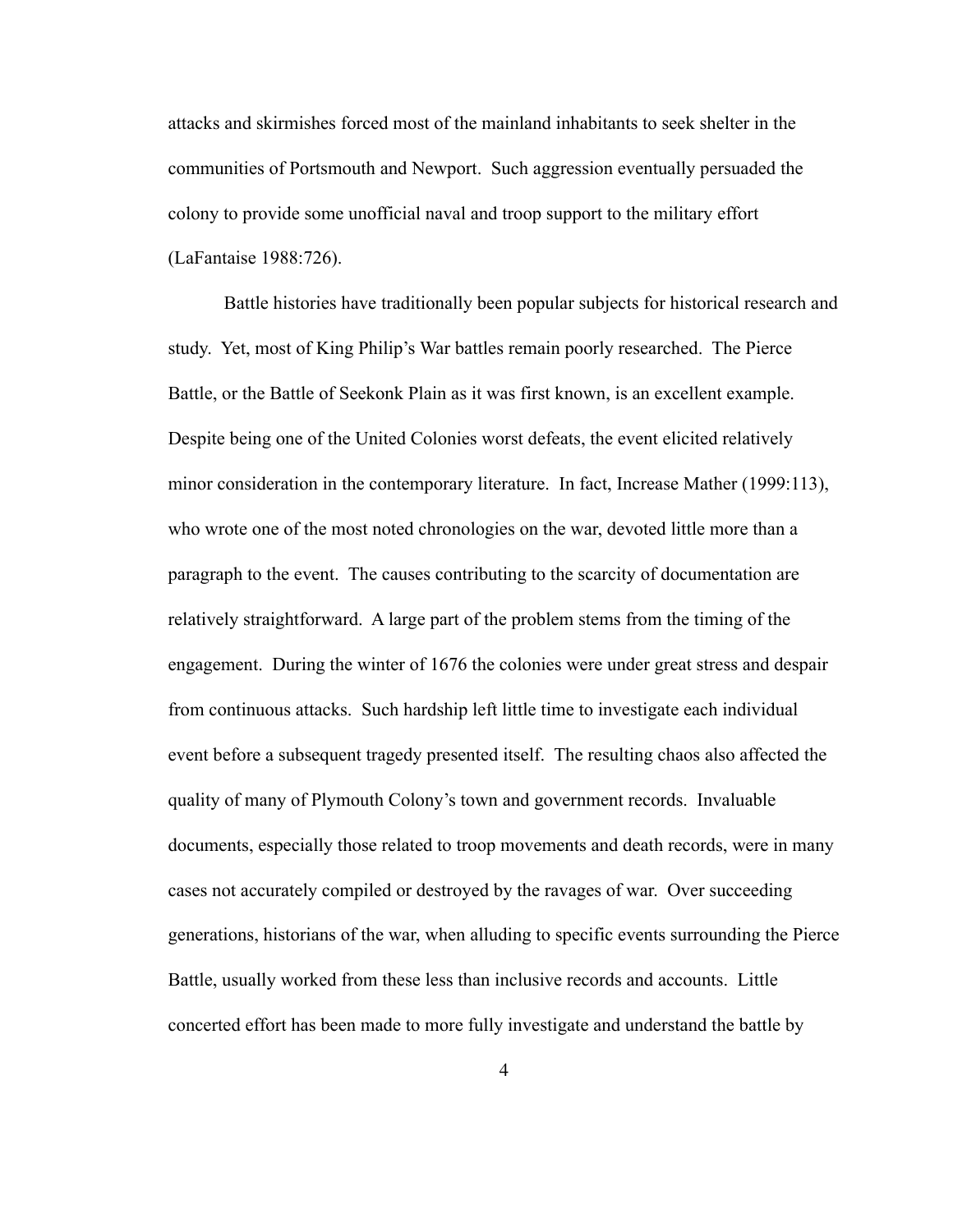attacks and skirmishes forced most of the mainland inhabitants to seek shelter in the communities of Portsmouth and Newport. Such aggression eventually persuaded the colony to provide some unofficial naval and troop support to the military effort (LaFantaise 1988:726).

Battle histories have traditionally been popular subjects for historical research and study. Yet, most of King Philip's War battles remain poorly researched. The Pierce Battle, or the Battle of Seekonk Plain as it was first known, is an excellent example. Despite being one of the United Colonies worst defeats, the event elicited relatively minor consideration in the contemporary literature. In fact, Increase Mather (1999:113), who wrote one of the most noted chronologies on the war, devoted little more than a paragraph to the event. The causes contributing to the scarcity of documentation are relatively straightforward. A large part of the problem stems from the timing of the engagement. During the winter of 1676 the colonies were under great stress and despair from continuous attacks. Such hardship left little time to investigate each individual event before a subsequent tragedy presented itself. The resulting chaos also affected the quality of many of Plymouth Colony's town and government records. Invaluable documents, especially those related to troop movements and death records, were in many cases not accurately compiled or destroyed by the ravages of war. Over succeeding generations, historians of the war, when alluding to specific events surrounding the Pierce Battle, usually worked from these less than inclusive records and accounts. Little concerted effort has been made to more fully investigate and understand the battle by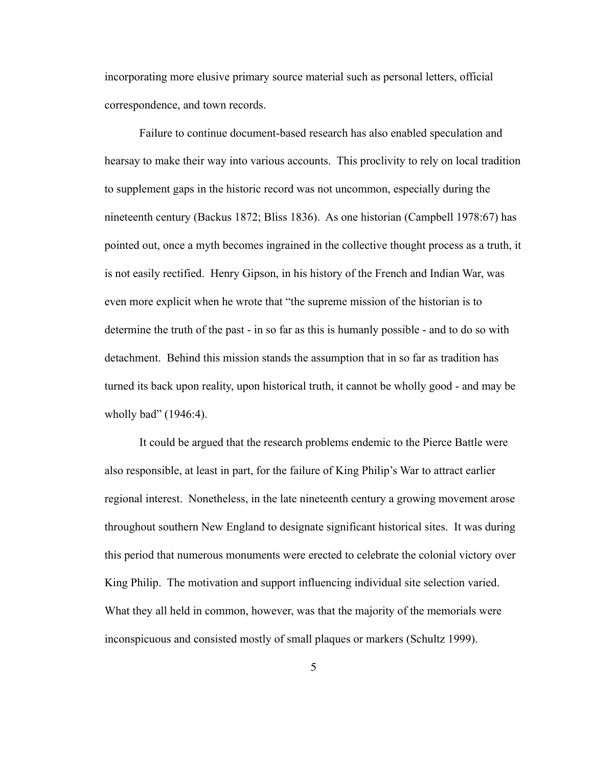incorporating more elusive primary source material such as personal letters, official correspondence, and town records.

Failure to continue document-based research has also enabled speculation and hearsay to make their way into various accounts. This proclivity to rely on local tradition to supplement gaps in the historic record was not uncommon, especially during the nineteenth century (Backus 1872; Bliss 1836). As one historian (Campbell 1978:67) has pointed out, once a myth becomes ingrained in the collective thought process as a truth, it is not easily rectified. Henry Gipson, in his history of the French and Indian War, was even more explicit when he wrote that "the supreme mission of the historian is to determine the truth of the past - in so far as this is humanly possible - and to do so with detachment. Behind this mission stands the assumption that in so far as tradition has turned its back upon reality, upon historical truth, it cannot be wholly good - and may be wholly bad" (1946:4).

It could be argued that the research problems endemic to the Pierce Battle were also responsible, at least in part, for the failure of King Philip's War to attract earlier regional interest. Nonetheless, in the late nineteenth century a growing movement arose throughout southern New England to designate significant historical sites. It was during this period that numerous monuments were erected to celebrate the colonial victory over King Philip. The motivation and support influencing individual site selection varied. What they all held in common, however, was that the majority of the memorials were inconspicuous and consisted mostly of small plaques or markers (Schultz 1999).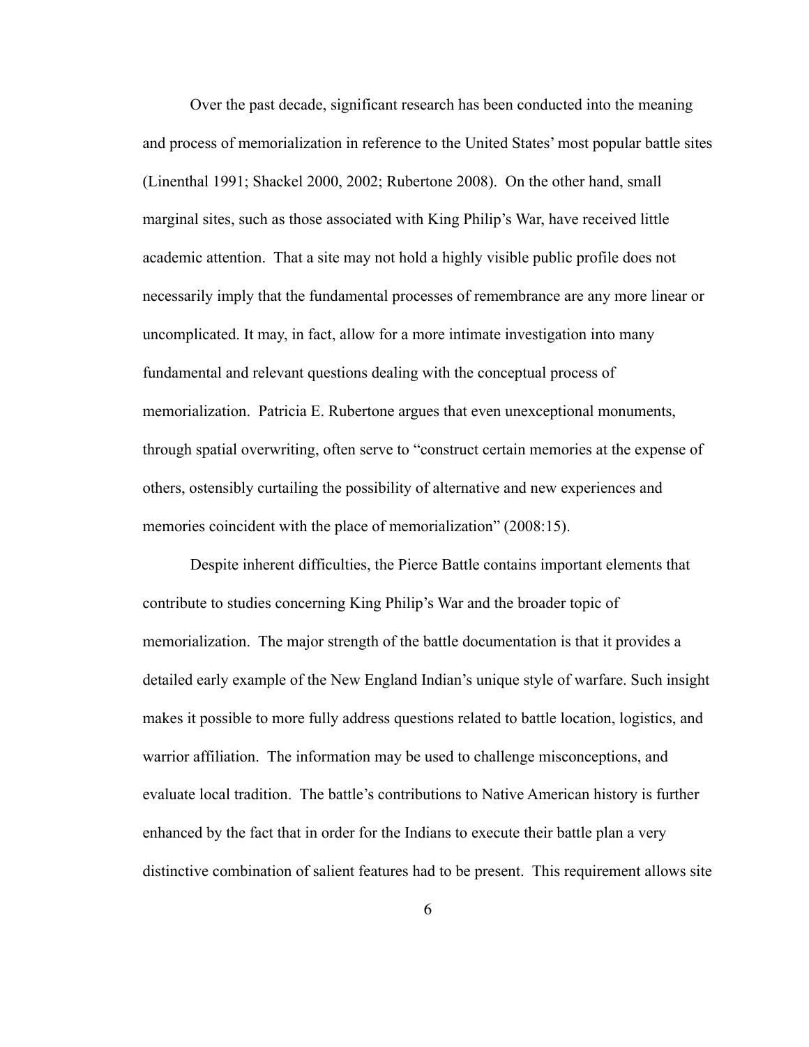Over the past decade, significant research has been conducted into the meaning and process of memorialization in reference to the United States' most popular battle sites (Linenthal 1991; Shackel 2000, 2002; Rubertone 2008). On the other hand, small marginal sites, such as those associated with King Philip's War, have received little academic attention. That a site may not hold a highly visible public profile does not necessarily imply that the fundamental processes of remembrance are any more linear or uncomplicated. It may, in fact, allow for a more intimate investigation into many fundamental and relevant questions dealing with the conceptual process of memorialization. Patricia E. Rubertone argues that even unexceptional monuments, through spatial overwriting, often serve to "construct certain memories at the expense of others, ostensibly curtailing the possibility of alternative and new experiences and memories coincident with the place of memorialization" (2008:15).

Despite inherent difficulties, the Pierce Battle contains important elements that contribute to studies concerning King Philip's War and the broader topic of memorialization. The major strength of the battle documentation is that it provides a detailed early example of the New England Indian's unique style of warfare. Such insight makes it possible to more fully address questions related to battle location, logistics, and warrior affiliation. The information may be used to challenge misconceptions, and evaluate local tradition. The battle's contributions to Native American history is further enhanced by the fact that in order for the Indians to execute their battle plan a very distinctive combination of salient features had to be present. This requirement allows site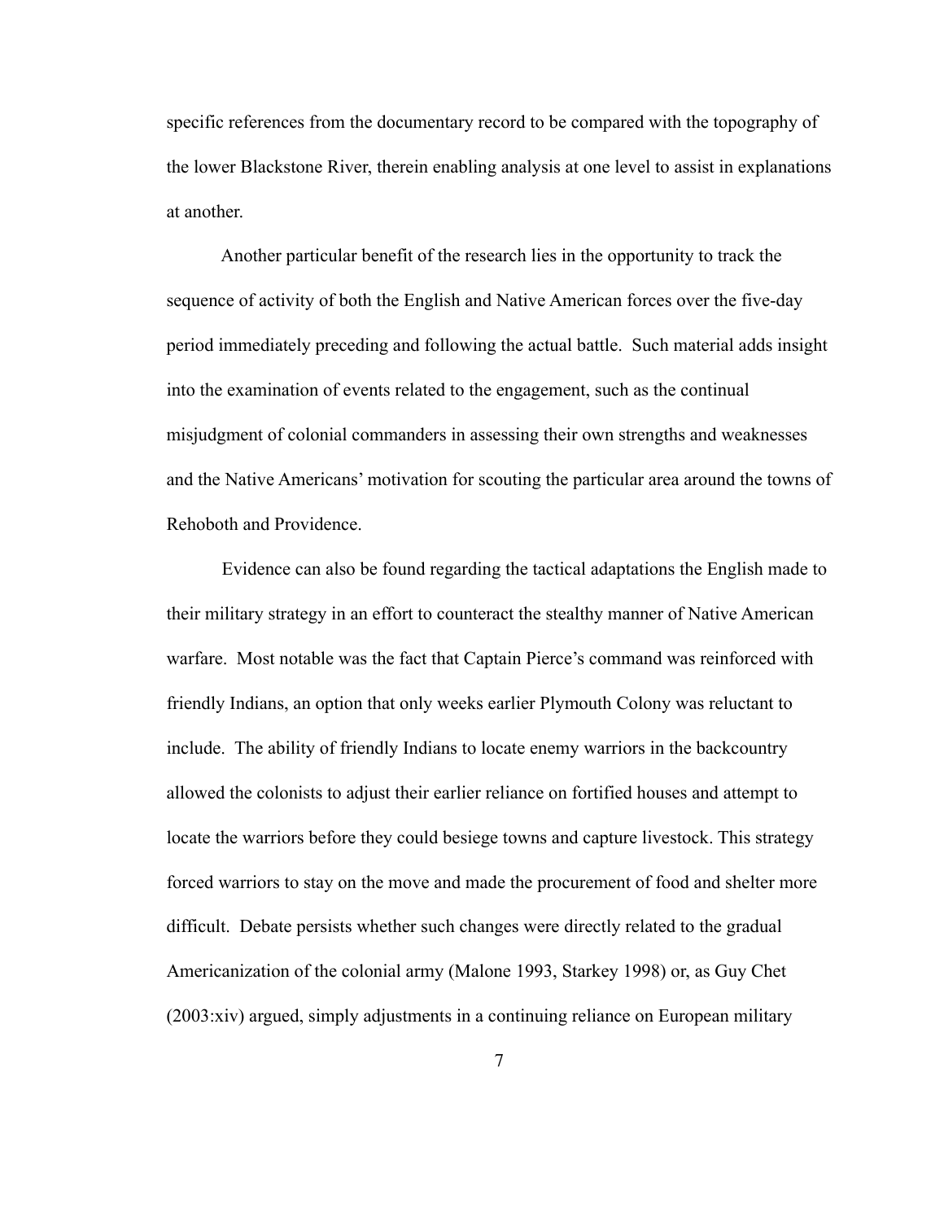specific references from the documentary record to be compared with the topography of the lower Blackstone River, therein enabling analysis at one level to assist in explanations at another.

Another particular benefit of the research lies in the opportunity to track the sequence of activity of both the English and Native American forces over the five-day period immediately preceding and following the actual battle. Such material adds insight into the examination of events related to the engagement, such as the continual misjudgment of colonial commanders in assessing their own strengths and weaknesses and the Native Americans' motivation for scouting the particular area around the towns of Rehoboth and Providence.

Evidence can also be found regarding the tactical adaptations the English made to their military strategy in an effort to counteract the stealthy manner of Native American warfare. Most notable was the fact that Captain Pierce's command was reinforced with friendly Indians, an option that only weeks earlier Plymouth Colony was reluctant to include. The ability of friendly Indians to locate enemy warriors in the backcountry allowed the colonists to adjust their earlier reliance on fortified houses and attempt to locate the warriors before they could besiege towns and capture livestock. This strategy forced warriors to stay on the move and made the procurement of food and shelter more difficult. Debate persists whether such changes were directly related to the gradual Americanization of the colonial army (Malone 1993, Starkey 1998) or, as Guy Chet (2003:xiv) argued, simply adjustments in a continuing reliance on European military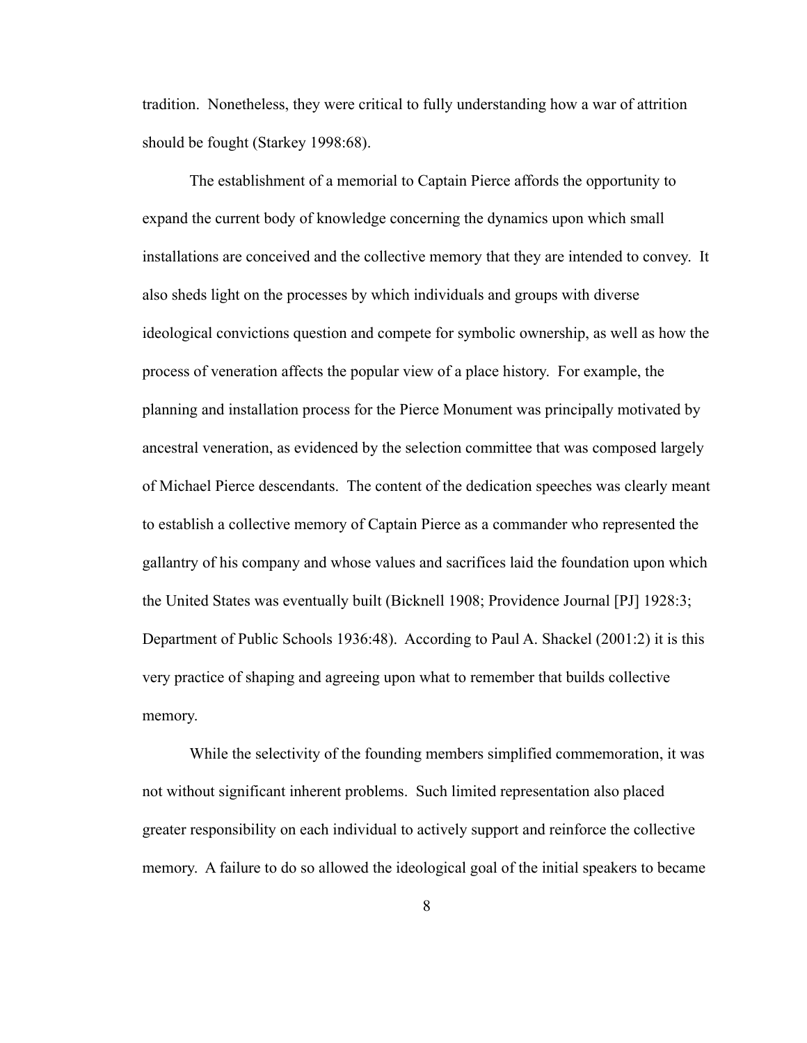tradition. Nonetheless, they were critical to fully understanding how a war of attrition should be fought (Starkey 1998:68).

The establishment of a memorial to Captain Pierce affords the opportunity to expand the current body of knowledge concerning the dynamics upon which small installations are conceived and the collective memory that they are intended to convey. It also sheds light on the processes by which individuals and groups with diverse ideological convictions question and compete for symbolic ownership, as well as how the process of veneration affects the popular view of a place history. For example, the planning and installation process for the Pierce Monument was principally motivated by ancestral veneration, as evidenced by the selection committee that was composed largely of Michael Pierce descendants. The content of the dedication speeches was clearly meant to establish a collective memory of Captain Pierce as a commander who represented the gallantry of his company and whose values and sacrifices laid the foundation upon which the United States was eventually built (Bicknell 1908; Providence Journal [PJ] 1928:3; Department of Public Schools 1936:48). According to Paul A. Shackel (2001:2) it is this very practice of shaping and agreeing upon what to remember that builds collective memory.

While the selectivity of the founding members simplified commemoration, it was not without significant inherent problems. Such limited representation also placed greater responsibility on each individual to actively support and reinforce the collective memory. A failure to do so allowed the ideological goal of the initial speakers to became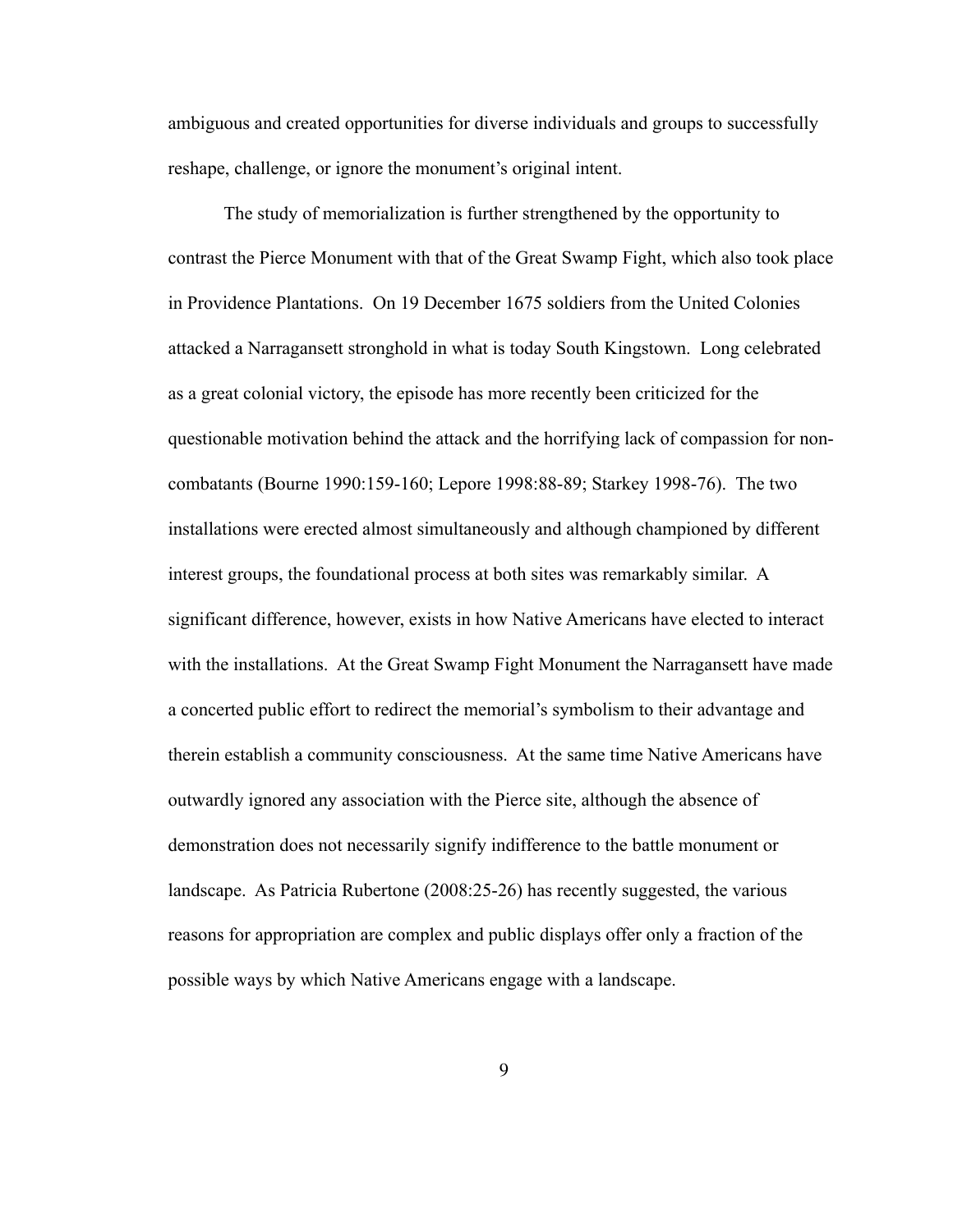ambiguous and created opportunities for diverse individuals and groups to successfully reshape, challenge, or ignore the monument's original intent.

The study of memorialization is further strengthened by the opportunity to contrast the Pierce Monument with that of the Great Swamp Fight, which also took place in Providence Plantations. On 19 December 1675 soldiers from the United Colonies attacked a Narragansett stronghold in what is today South Kingstown. Long celebrated as a great colonial victory, the episode has more recently been criticized for the questionable motivation behind the attack and the horrifying lack of compassion for non-combatants (Bourne 1990:159-160; Lepore 1998:88-89; Starkey 1998-76). The two installations were erected almost simultaneously and although championed by different interest groups, the foundational process at both sites was remarkably similar. A significant difference, however, exists in how Native Americans have elected to interact with the installations. At the Great Swamp Fight Monument the Narragansett have made a concerted public effort to redirect the memorial's symbolism to their advantage and therein establish a community consciousness. At the same time Native Americans have outwardly ignored any association with the Pierce site, although the absence of demonstration does not necessarily signify indifference to the battle monument or landscape. As Patricia Rubertone (2008:25-26) has recently suggested, the various reasons for appropriation are complex and public displays offer only a fraction of the possible ways by which Native Americans engage with a landscape.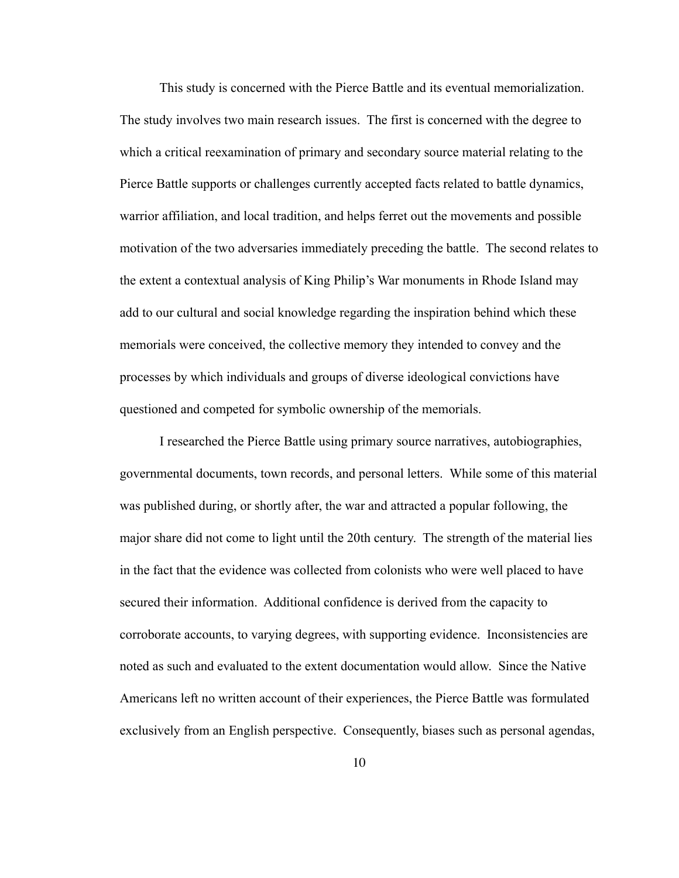This study is concerned with the Pierce Battle and its eventual memorialization. The study involves two main research issues. The first is concerned with the degree to which a critical reexamination of primary and secondary source material relating to the Pierce Battle supports or challenges currently accepted facts related to battle dynamics, warrior affiliation, and local tradition, and helps ferret out the movements and possible motivation of the two adversaries immediately preceding the battle. The second relates to the extent a contextual analysis of King Philip's War monuments in Rhode Island may add to our cultural and social knowledge regarding the inspiration behind which these memorials were conceived, the collective memory they intended to convey and the processes by which individuals and groups of diverse ideological convictions have questioned and competed for symbolic ownership of the memorials.

I researched the Pierce Battle using primary source narratives, autobiographies, governmental documents, town records, and personal letters. While some of this material was published during, or shortly after, the war and attracted a popular following, the major share did not come to light until the 20th century. The strength of the material lies in the fact that the evidence was collected from colonists who were well placed to have secured their information. Additional confidence is derived from the capacity to corroborate accounts, to varying degrees, with supporting evidence. Inconsistencies are noted as such and evaluated to the extent documentation would allow. Since the Native Americans left no written account of their experiences, the Pierce Battle was formulated exclusively from an English perspective. Consequently, biases such as personal agendas,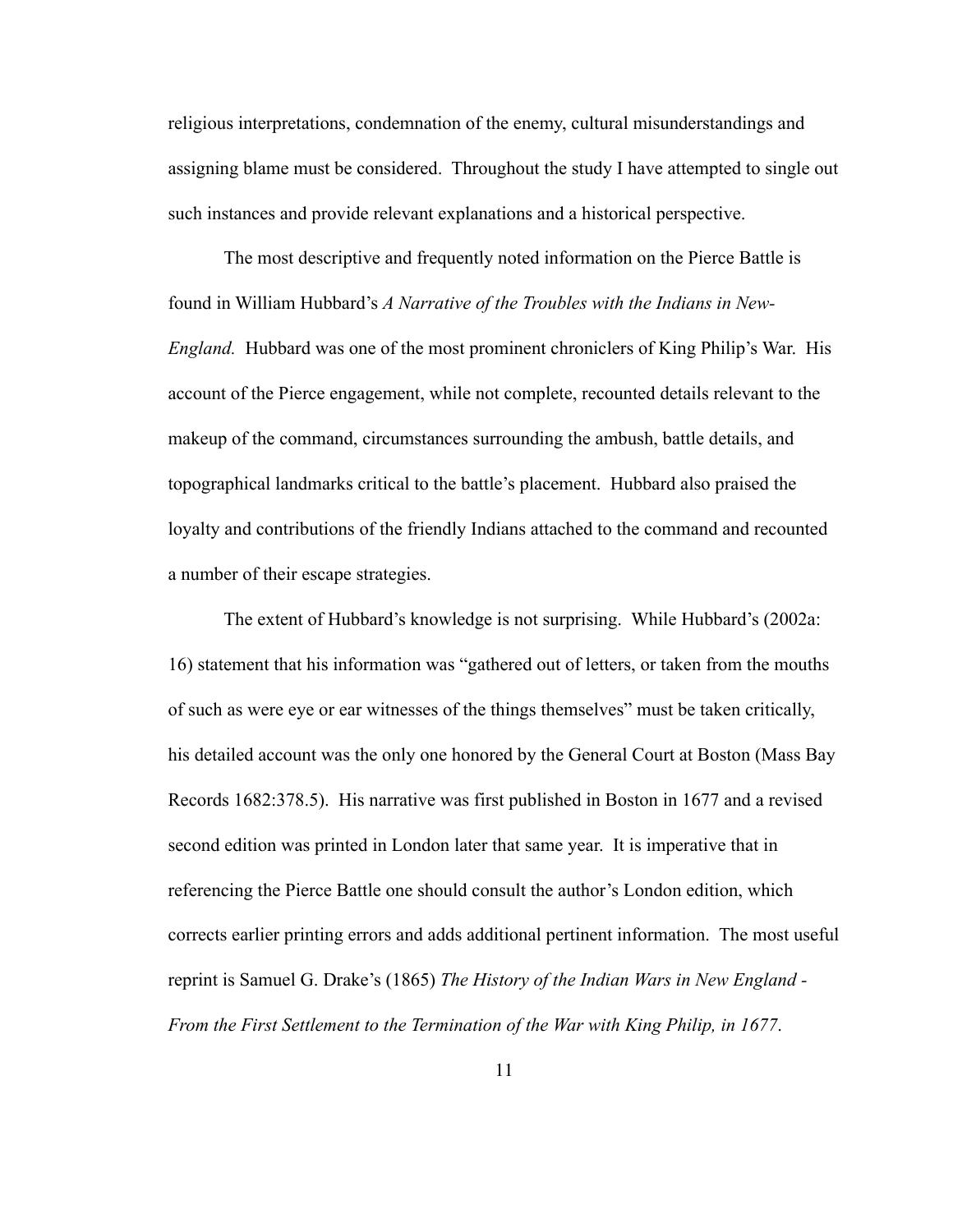religious interpretations, condemnation of the enemy, cultural misunderstandings and assigning blame must be considered. Throughout the study I have attempted to single out such instances and provide relevant explanations and a historical perspective.

The most descriptive and frequently noted information on the Pierce Battle is found in William Hubbard's *A Narrative of the Troubles with the Indians in New-England.* Hubbard was one of the most prominent chroniclers of King Philip's War. His account of the Pierce engagement, while not complete, recounted details relevant to the makeup of the command, circumstances surrounding the ambush, battle details, and topographical landmarks critical to the battle's placement. Hubbard also praised the loyalty and contributions of the friendly Indians attached to the command and recounted a number of their escape strategies.

The extent of Hubbard's knowledge is not surprising. While Hubbard's (2002a: 16) statement that his information was "gathered out of letters, or taken from the mouths of such as were eye or ear witnesses of the things themselves" must be taken critically, his detailed account was the only one honored by the General Court at Boston (Mass Bay Records 1682:378.5). His narrative was first published in Boston in 1677 and a revised second edition was printed in London later that same year. It is imperative that in referencing the Pierce Battle one should consult the author's London edition, which corrects earlier printing errors and adds additional pertinent information. The most useful reprint is Samuel G. Drake's (1865) *The History of the Indian Wars in New England - From the First Settlement to the Termination of the War with King Philip, in 1677*.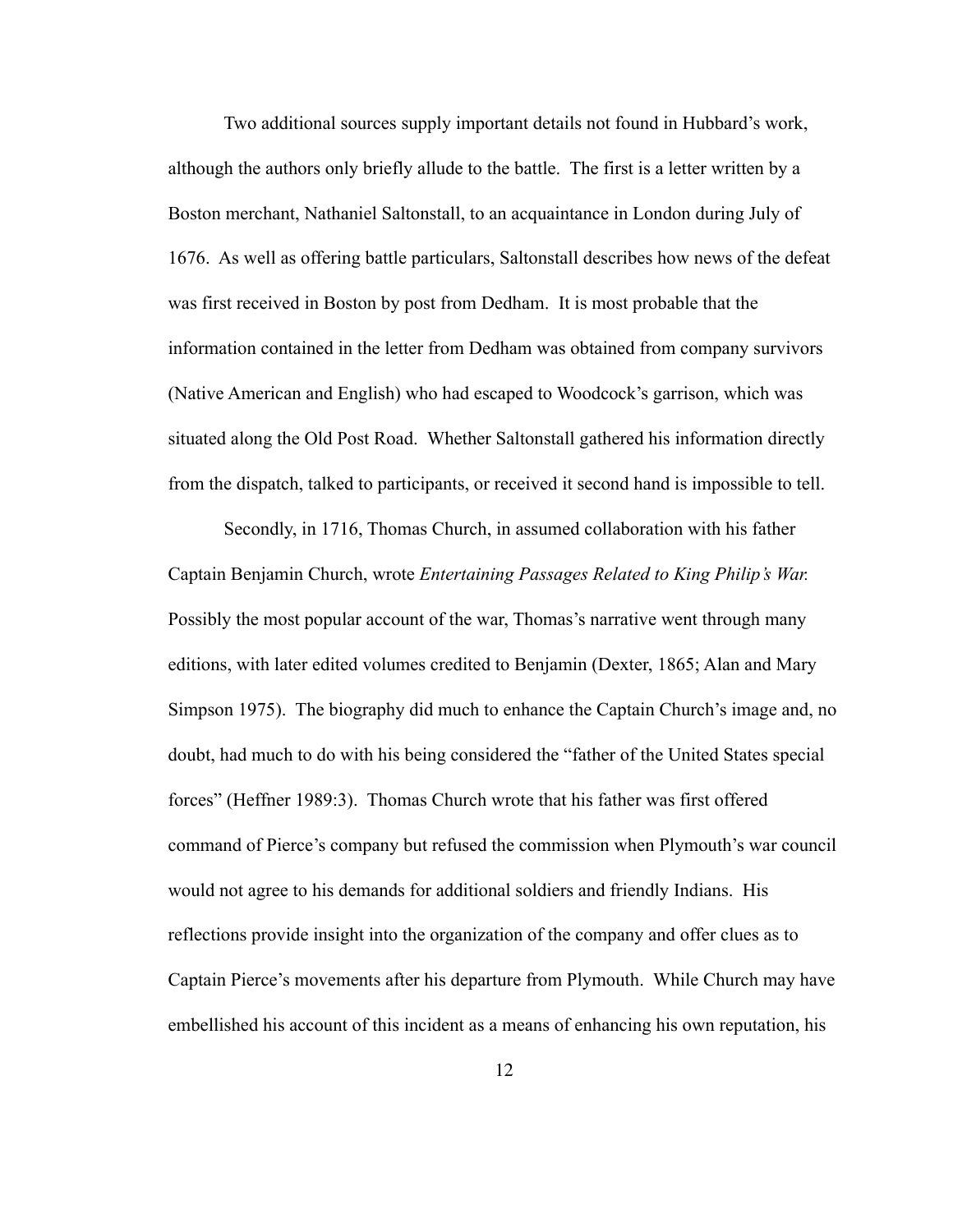Two additional sources supply important details not found in Hubbard's work, although the authors only briefly allude to the battle. The first is a letter written by a Boston merchant, Nathaniel Saltonstall, to an acquaintance in London during July of 1676. As well as offering battle particulars, Saltonstall describes how news of the defeat was first received in Boston by post from Dedham. It is most probable that the information contained in the letter from Dedham was obtained from company survivors (Native American and English) who had escaped to Woodcock's garrison, which was situated along the Old Post Road. Whether Saltonstall gathered his information directly from the dispatch, talked to participants, or received it second hand is impossible to tell.

Secondly, in 1716, Thomas Church, in assumed collaboration with his father Captain Benjamin Church, wrote *Entertaining Passages Related to King Philip's War.* Possibly the most popular account of the war, Thomas's narrative went through many editions, with later edited volumes credited to Benjamin (Dexter, 1865; Alan and Mary Simpson 1975). The biography did much to enhance the Captain Church's image and, no doubt, had much to do with his being considered the "father of the United States special forces" (Heffner 1989:3). Thomas Church wrote that his father was first offered command of Pierce's company but refused the commission when Plymouth's war council would not agree to his demands for additional soldiers and friendly Indians. His reflections provide insight into the organization of the company and offer clues as to Captain Pierce's movements after his departure from Plymouth. While Church may have embellished his account of this incident as a means of enhancing his own reputation, his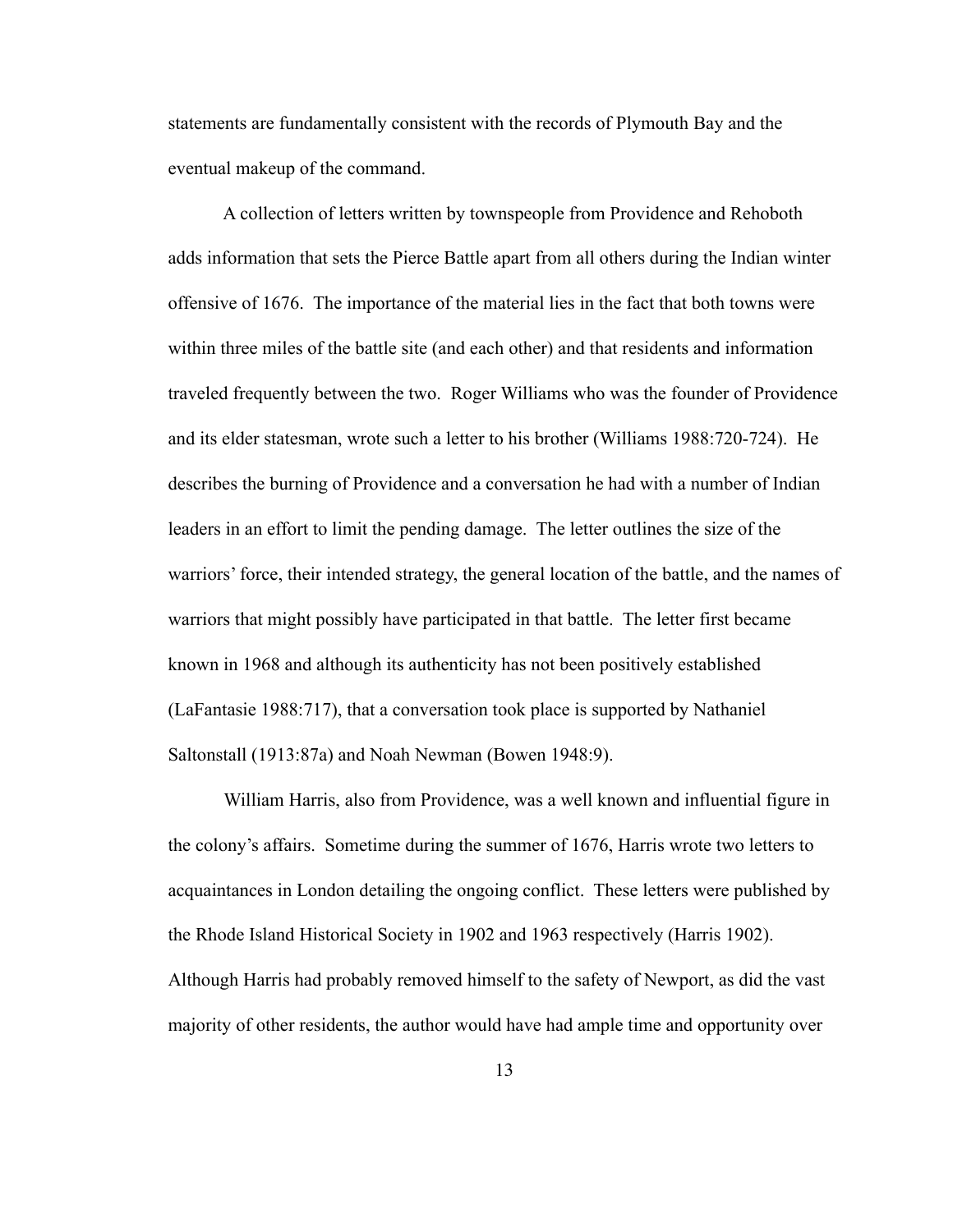statements are fundamentally consistent with the records of Plymouth Bay and the eventual makeup of the command.

A collection of letters written by townspeople from Providence and Rehoboth adds information that sets the Pierce Battle apart from all others during the Indian winter offensive of 1676. The importance of the material lies in the fact that both towns were within three miles of the battle site (and each other) and that residents and information traveled frequently between the two. Roger Williams who was the founder of Providence and its elder statesman, wrote such a letter to his brother (Williams 1988:720-724). He describes the burning of Providence and a conversation he had with a number of Indian leaders in an effort to limit the pending damage. The letter outlines the size of the warriors' force, their intended strategy, the general location of the battle, and the names of warriors that might possibly have participated in that battle. The letter first became known in 1968 and although its authenticity has not been positively established (LaFantasie 1988:717), that a conversation took place is supported by Nathaniel Saltonstall (1913:87a) and Noah Newman (Bowen 1948:9).

William Harris, also from Providence, was a well known and influential figure in the colony's affairs. Sometime during the summer of 1676, Harris wrote two letters to acquaintances in London detailing the ongoing conflict. These letters were published by the Rhode Island Historical Society in 1902 and 1963 respectively (Harris 1902). Although Harris had probably removed himself to the safety of Newport, as did the vast majority of other residents, the author would have had ample time and opportunity over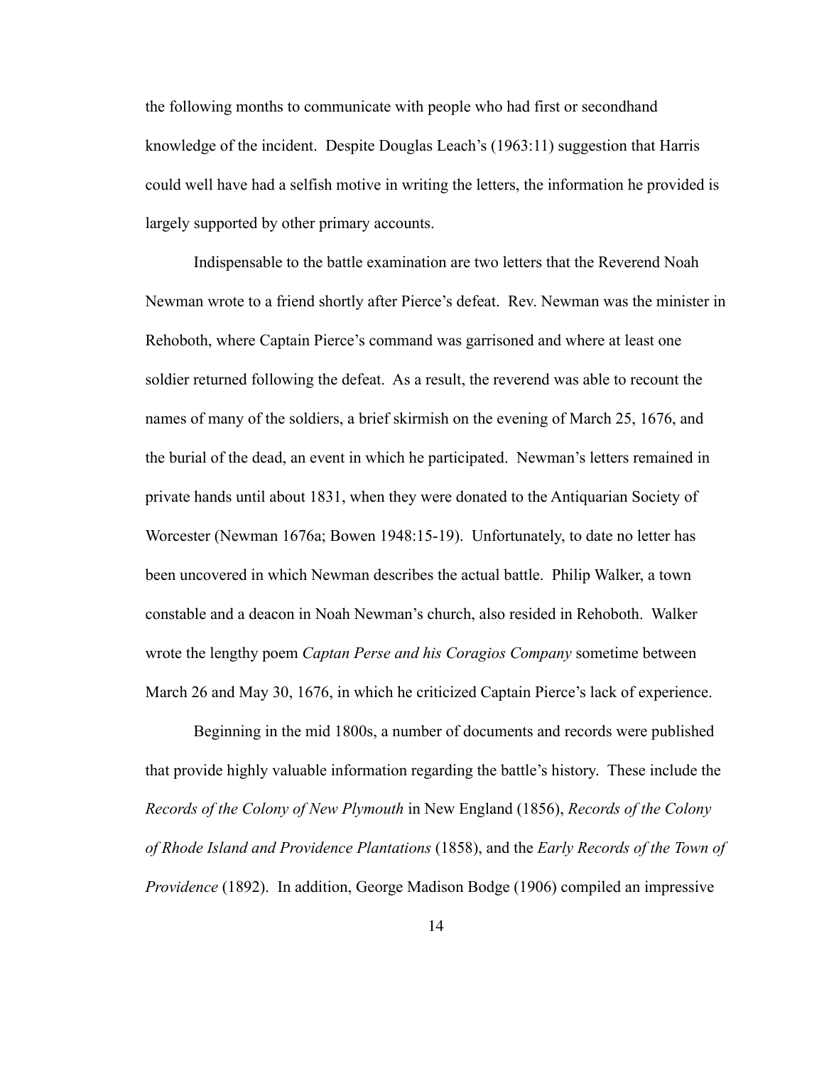the following months to communicate with people who had first or secondhand knowledge of the incident. Despite Douglas Leach's (1963:11) suggestion that Harris could well have had a selfish motive in writing the letters, the information he provided is largely supported by other primary accounts.

Indispensable to the battle examination are two letters that the Reverend Noah Newman wrote to a friend shortly after Pierce's defeat. Rev. Newman was the minister in Rehoboth, where Captain Pierce's command was garrisoned and where at least one soldier returned following the defeat. As a result, the reverend was able to recount the names of many of the soldiers, a brief skirmish on the evening of March 25, 1676, and the burial of the dead, an event in which he participated. Newman's letters remained in private hands until about 1831, when they were donated to the Antiquarian Society of Worcester (Newman 1676a; Bowen 1948:15-19). Unfortunately, to date no letter has been uncovered in which Newman describes the actual battle. Philip Walker, a town constable and a deacon in Noah Newman's church, also resided in Rehoboth. Walker wrote the lengthy poem *Captan Perse and his Coragios Company* sometime between March 26 and May 30, 1676, in which he criticized Captain Pierce's lack of experience.

Beginning in the mid 1800s, a number of documents and records were published that provide highly valuable information regarding the battle's history. These include the *Records of the Colony of New Plymouth* in New England (1856), *Records of the Colony of Rhode Island and Providence Plantations* (1858), and the *Early Records of the Town of Providence* (1892). In addition, George Madison Bodge (1906) compiled an impressive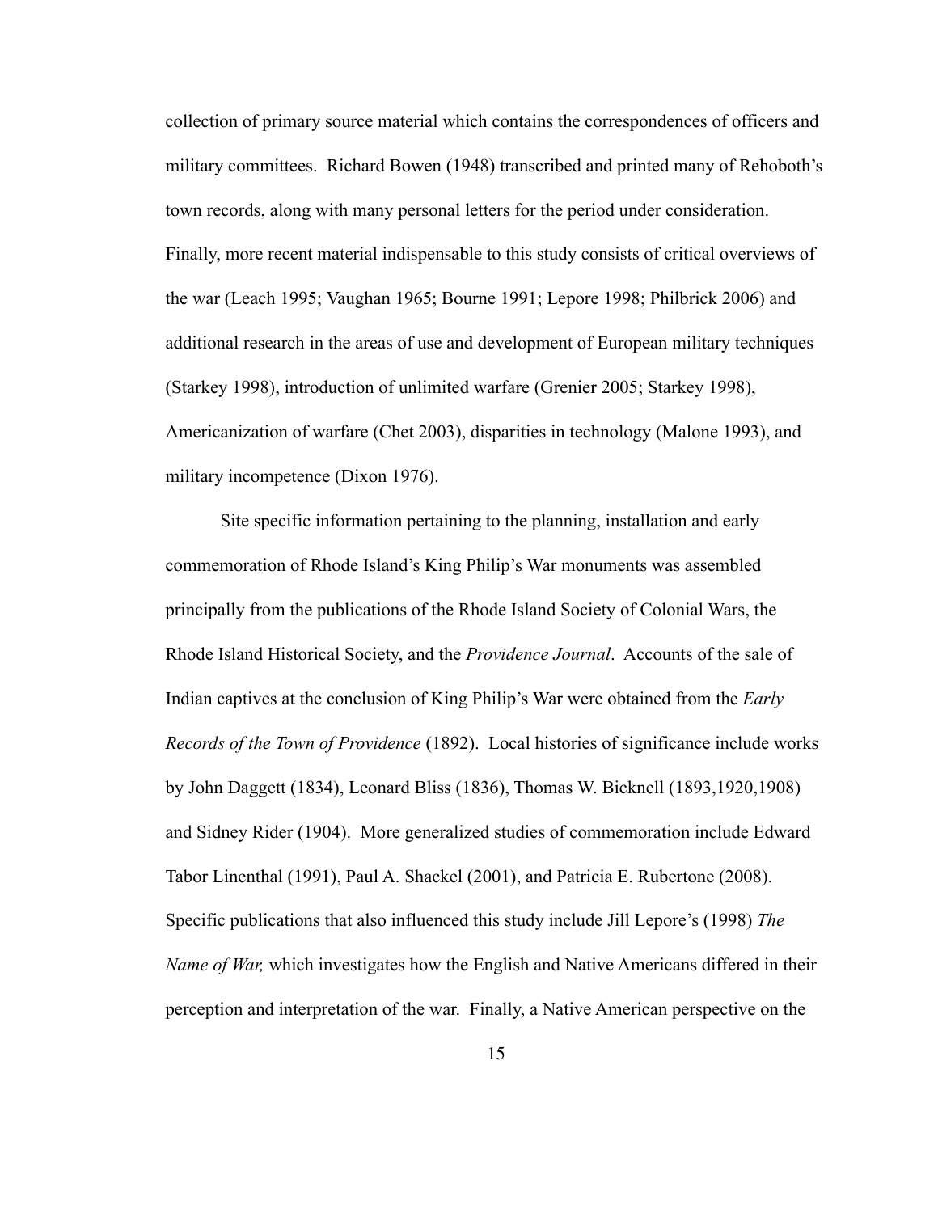collection of primary source material which contains the correspondences of officers and military committees. Richard Bowen (1948) transcribed and printed many of Rehoboth's town records, along with many personal letters for the period under consideration. Finally, more recent material indispensable to this study consists of critical overviews of the war (Leach 1995; Vaughan 1965; Bourne 1991; Lepore 1998; Philbrick 2006) and additional research in the areas of use and development of European military techniques (Starkey 1998), introduction of unlimited warfare (Grenier 2005; Starkey 1998), Americanization of warfare (Chet 2003), disparities in technology (Malone 1993), and military incompetence (Dixon 1976).

Site specific information pertaining to the planning, installation and early commemoration of Rhode Island's King Philip's War monuments was assembled principally from the publications of the Rhode Island Society of Colonial Wars, the Rhode Island Historical Society, and the *Providence Journal*. Accounts of the sale of Indian captives at the conclusion of King Philip's War were obtained from the *Early Records of the Town of Providence* (1892). Local histories of significance include works by John Daggett (1834), Leonard Bliss (1836), Thomas W. Bicknell (1893,1920,1908) and Sidney Rider (1904). More generalized studies of commemoration include Edward Tabor Linenthal (1991), Paul A. Shackel (2001), and Patricia E. Rubertone (2008). Specific publications that also influenced this study include Jill Lepore's (1998) *The Name of War,* which investigates how the English and Native Americans differed in their perception and interpretation of the war. Finally, a Native American perspective on the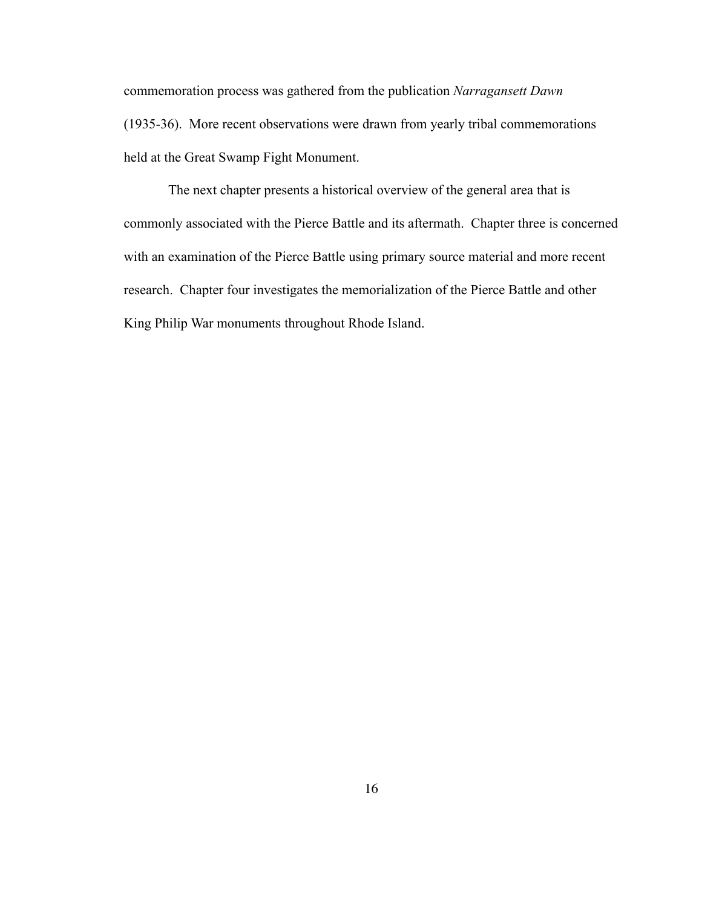commemoration process was gathered from the publication *Narragansett Dawn* (1935-36). More recent observations were drawn from yearly tribal commemorations held at the Great Swamp Fight Monument.

The next chapter presents a historical overview of the general area that is commonly associated with the Pierce Battle and its aftermath. Chapter three is concerned with an examination of the Pierce Battle using primary source material and more recent research. Chapter four investigates the memorialization of the Pierce Battle and other King Philip War monuments throughout Rhode Island.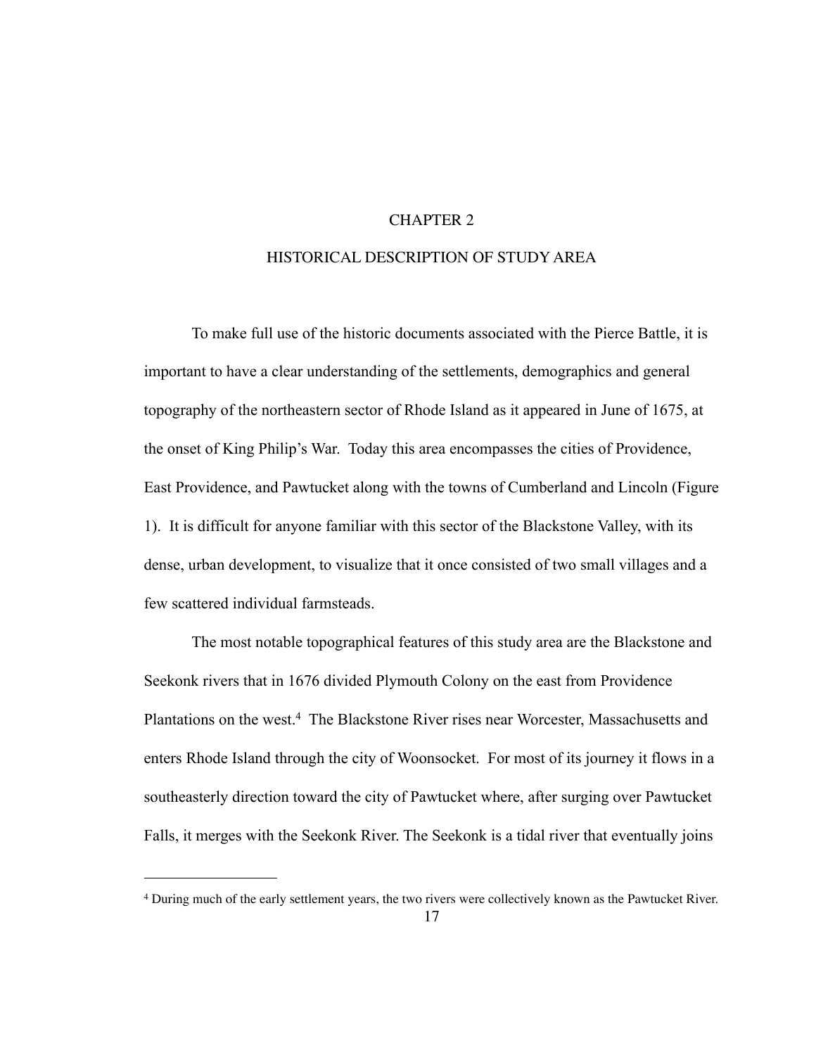# CHAPTER 2

## HISTORICAL DESCRIPTION OF STUDY AREA

To make full use of the historic documents associated with the Pierce Battle, it is important to have a clear understanding of the settlements, demographics and general topography of the northeastern sector of Rhode Island as it appeared in June of 1675, at the onset of King Philip's War. Today this area encompasses the cities of Providence, East Providence, and Pawtucket along with the towns of Cumberland and Lincoln (Figure 1). It is difficult for anyone familiar with this sector of the Blackstone Valley, with its dense, urban development, to visualize that it once consisted of two small villages and a few scattered individual farmsteads.

The most notable topographical features of this study area are the Blackstone and Seekonk rivers that in 1676 divided Plymouth Colony on the east from Providence Plantations on the west.[4] The Blackstone River rises near Worcester, Massachusetts and enters Rhode Island through the city of Woonsocket. For most of its journey it flows in a southeasterly direction toward the city of Pawtucket where, after surging over Pawtucket Falls, it merges with the Seekonk River. The Seekonk is a tidal river that eventually joins

---

[4] During much of the early settlement years, the two rivers were collectively known as the Pawtucket River.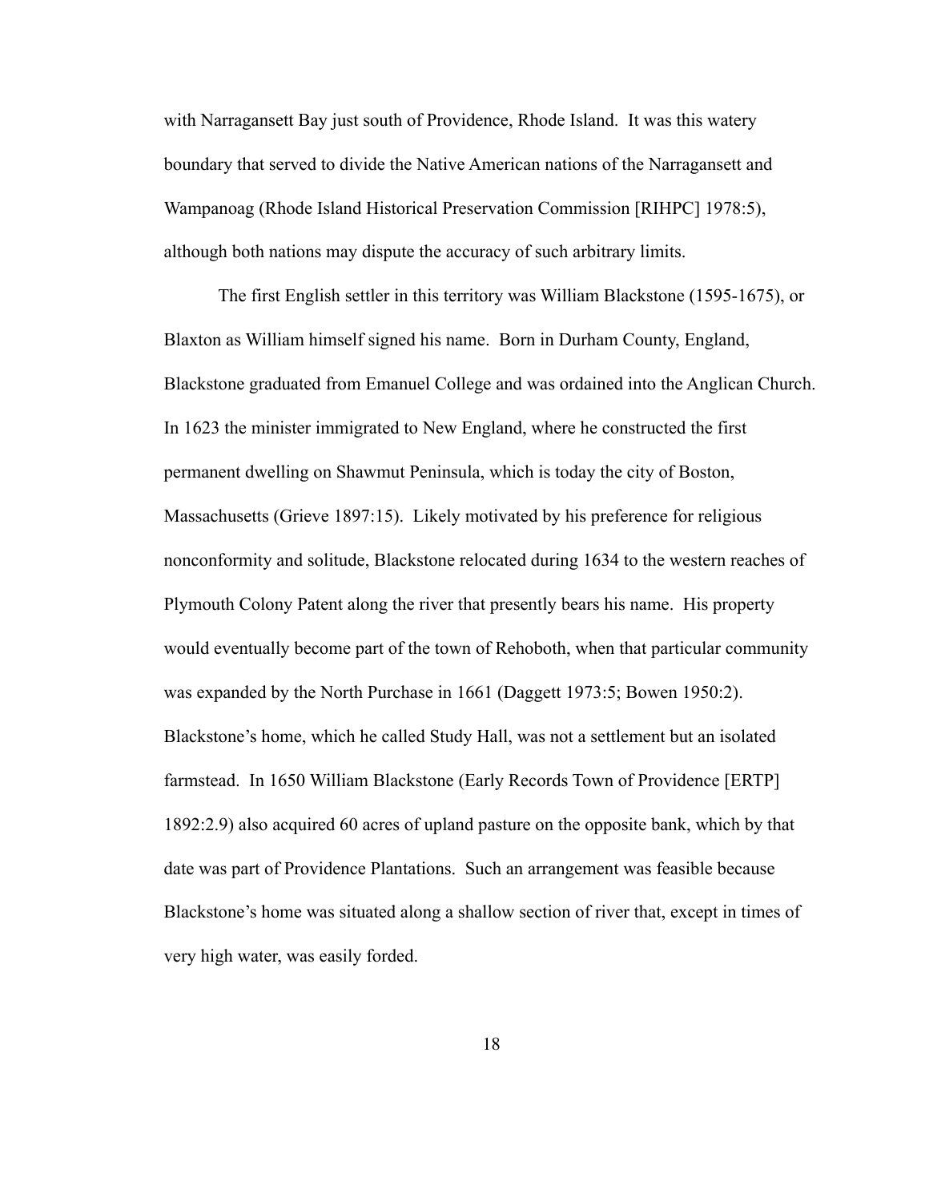with Narragansett Bay just south of Providence, Rhode Island. It was this watery boundary that served to divide the Native American nations of the Narragansett and Wampanoag (Rhode Island Historical Preservation Commission [RIHPC] 1978:5), although both nations may dispute the accuracy of such arbitrary limits.

The first English settler in this territory was William Blackstone (1595-1675), or Blaxton as William himself signed his name. Born in Durham County, England, Blackstone graduated from Emanuel College and was ordained into the Anglican Church. In 1623 the minister immigrated to New England, where he constructed the first permanent dwelling on Shawmut Peninsula, which is today the city of Boston, Massachusetts (Grieve 1897:15). Likely motivated by his preference for religious nonconformity and solitude, Blackstone relocated during 1634 to the western reaches of Plymouth Colony Patent along the river that presently bears his name. His property would eventually become part of the town of Rehoboth, when that particular community was expanded by the North Purchase in 1661 (Daggett 1973:5; Bowen 1950:2). Blackstone's home, which he called Study Hall, was not a settlement but an isolated farmstead. In 1650 William Blackstone (Early Records Town of Providence [ERTP] 1892:2.9) also acquired 60 acres of upland pasture on the opposite bank, which by that date was part of Providence Plantations. Such an arrangement was feasible because Blackstone's home was situated along a shallow section of river that, except in times of very high water, was easily forded.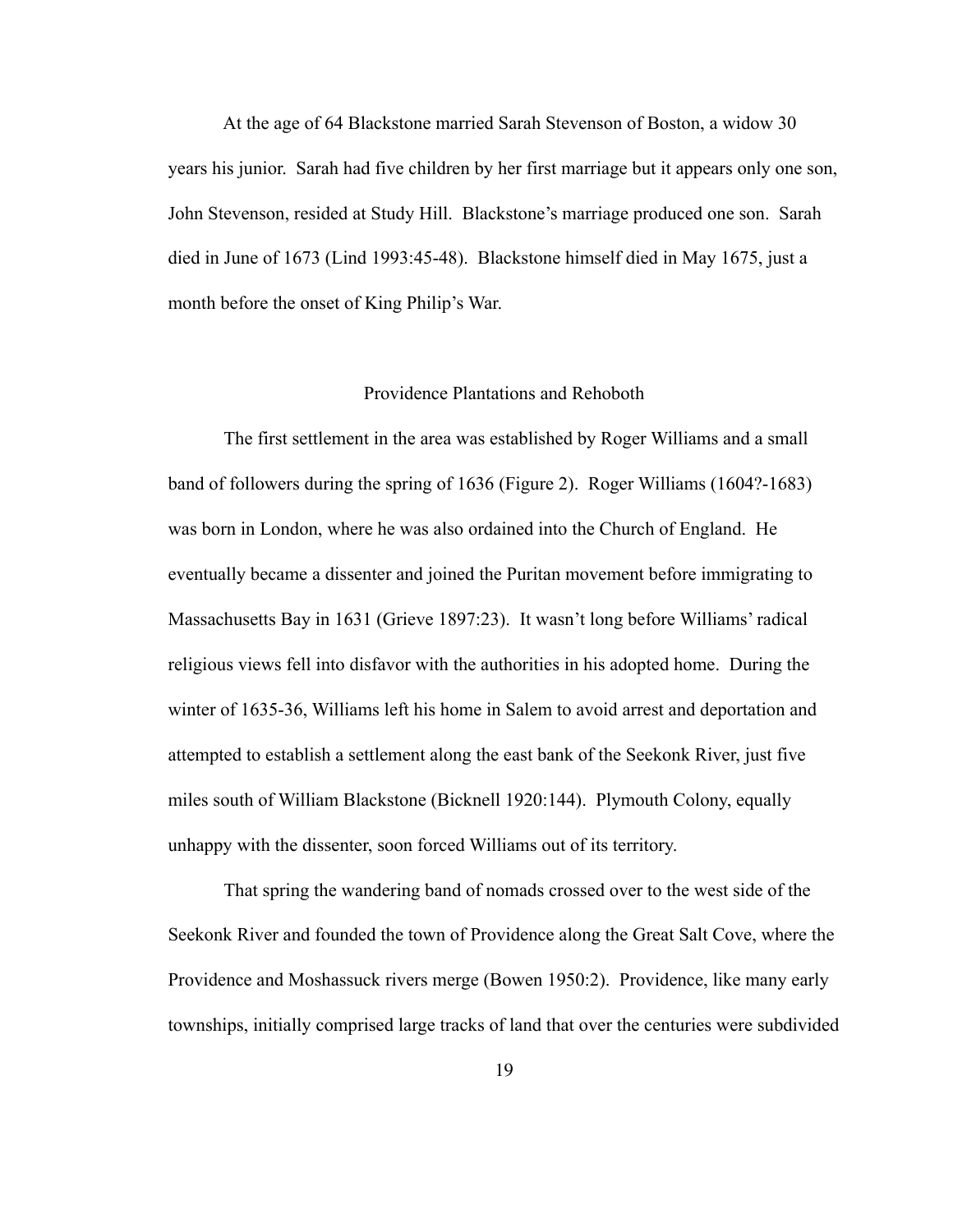At the age of 64 Blackstone married Sarah Stevenson of Boston, a widow 30 years his junior. Sarah had five children by her first marriage but it appears only one son, John Stevenson, resided at Study Hill. Blackstone's marriage produced one son. Sarah died in June of 1673 (Lind 1993:45-48). Blackstone himself died in May 1675, just a month before the onset of King Philip's War.

## Providence Plantations and Rehoboth

The first settlement in the area was established by Roger Williams and a small band of followers during the spring of 1636 (Figure 2). Roger Williams (1604?-1683) was born in London, where he was also ordained into the Church of England. He eventually became a dissenter and joined the Puritan movement before immigrating to Massachusetts Bay in 1631 (Grieve 1897:23). It wasn't long before Williams' radical religious views fell into disfavor with the authorities in his adopted home. During the winter of 1635-36, Williams left his home in Salem to avoid arrest and deportation and attempted to establish a settlement along the east bank of the Seekonk River, just five miles south of William Blackstone (Bicknell 1920:144). Plymouth Colony, equally unhappy with the dissenter, soon forced Williams out of its territory.

That spring the wandering band of nomads crossed over to the west side of the Seekonk River and founded the town of Providence along the Great Salt Cove, where the Providence and Moshassuck rivers merge (Bowen 1950:2). Providence, like many early townships, initially comprised large tracks of land that over the centuries were subdivided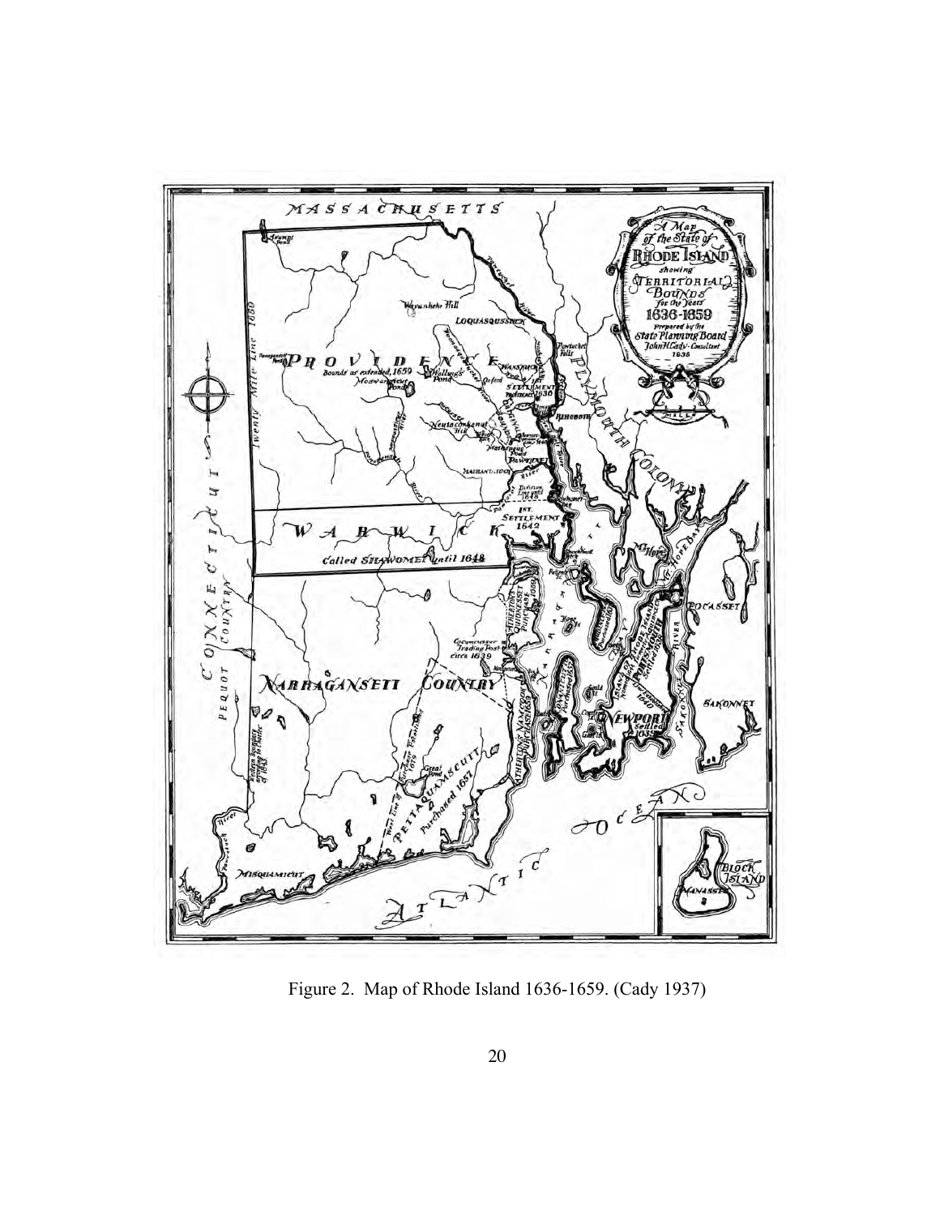Figure 2. Map of Rhode Island 1636-1659. (Cady 1937)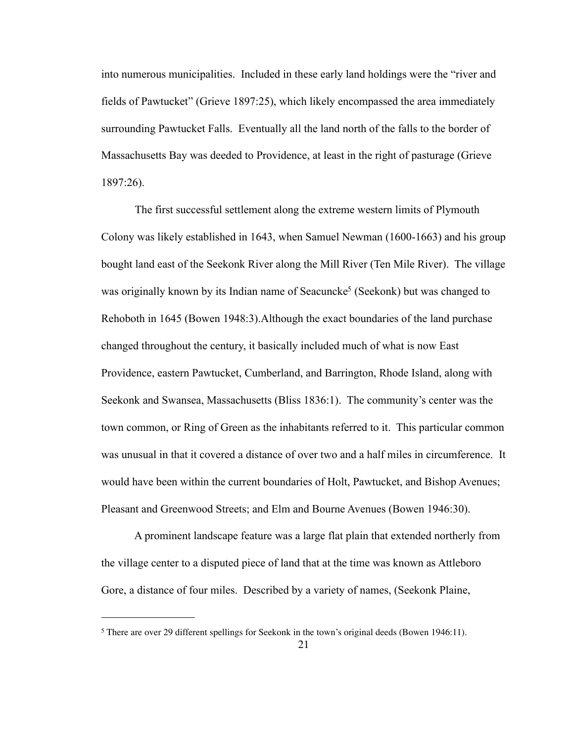into numerous municipalities. Included in these early land holdings were the "river and fields of Pawtucket" (Grieve 1897:25), which likely encompassed the area immediately surrounding Pawtucket Falls. Eventually all the land north of the falls to the border of Massachusetts Bay was deeded to Providence, at least in the right of pasturage (Grieve 1897:26).

The first successful settlement along the extreme western limits of Plymouth Colony was likely established in 1643, when Samuel Newman (1600-1663) and his group bought land east of the Seekonk River along the Mill River (Ten Mile River). The village was originally known by its Indian name of Seacuncke[5] (Seekonk) but was changed to Rehoboth in 1645 (Bowen 1948:3).Although the exact boundaries of the land purchase changed throughout the century, it basically included much of what is now East Providence, eastern Pawtucket, Cumberland, and Barrington, Rhode Island, along with Seekonk and Swansea, Massachusetts (Bliss 1836:1). The community's center was the town common, or Ring of Green as the inhabitants referred to it. This particular common was unusual in that it covered a distance of over two and a half miles in circumference. It would have been within the current boundaries of Holt, Pawtucket, and Bishop Avenues; Pleasant and Greenwood Streets; and Elm and Bourne Avenues (Bowen 1946:30).

A prominent landscape feature was a large flat plain that extended northerly from the village center to a disputed piece of land that at the time was known as Attleboro Gore, a distance of four miles. Described by a variety of names, (Seekonk Plaine,

---

[5] There are over 29 different spellings for Seekonk in the town's original deeds (Bowen 1946:11).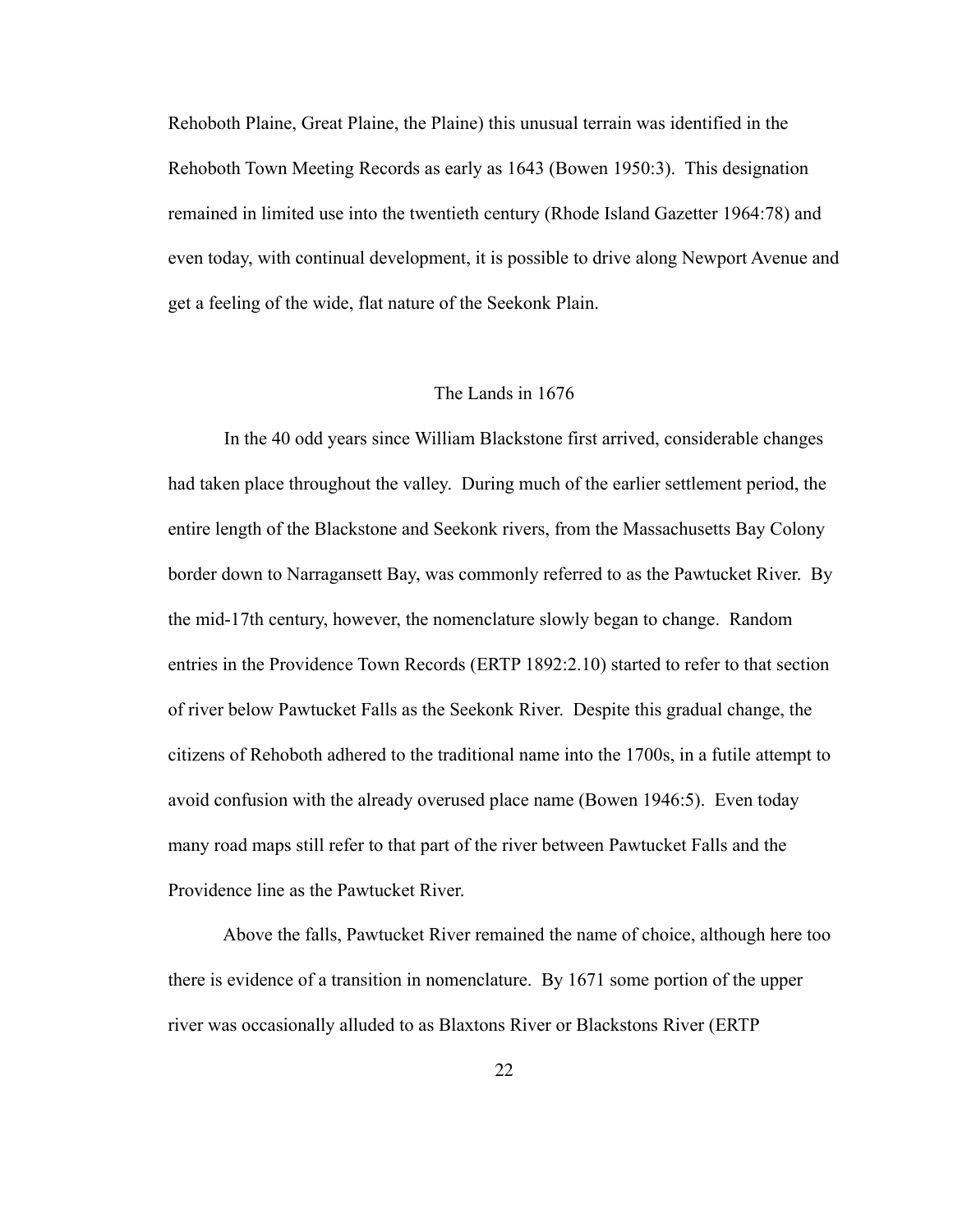Rehoboth Plaine, Great Plaine, the Plaine) this unusual terrain was identified in the Rehoboth Town Meeting Records as early as 1643 (Bowen 1950:3). This designation remained in limited use into the twentieth century (Rhode Island Gazetter 1964:78) and even today, with continual development, it is possible to drive along Newport Avenue and get a feeling of the wide, flat nature of the Seekonk Plain.

## The Lands in 1676

In the 40 odd years since William Blackstone first arrived, considerable changes had taken place throughout the valley. During much of the earlier settlement period, the entire length of the Blackstone and Seekonk rivers, from the Massachusetts Bay Colony border down to Narragansett Bay, was commonly referred to as the Pawtucket River. By the mid-17th century, however, the nomenclature slowly began to change. Random entries in the Providence Town Records (ERTP 1892:2.10) started to refer to that section of river below Pawtucket Falls as the Seekonk River. Despite this gradual change, the citizens of Rehoboth adhered to the traditional name into the 1700s, in a futile attempt to avoid confusion with the already overused place name (Bowen 1946:5). Even today many road maps still refer to that part of the river between Pawtucket Falls and the Providence line as the Pawtucket River.

Above the falls, Pawtucket River remained the name of choice, although here too there is evidence of a transition in nomenclature. By 1671 some portion of the upper river was occasionally alluded to as Blaxtons River or Blackstons River (ERTP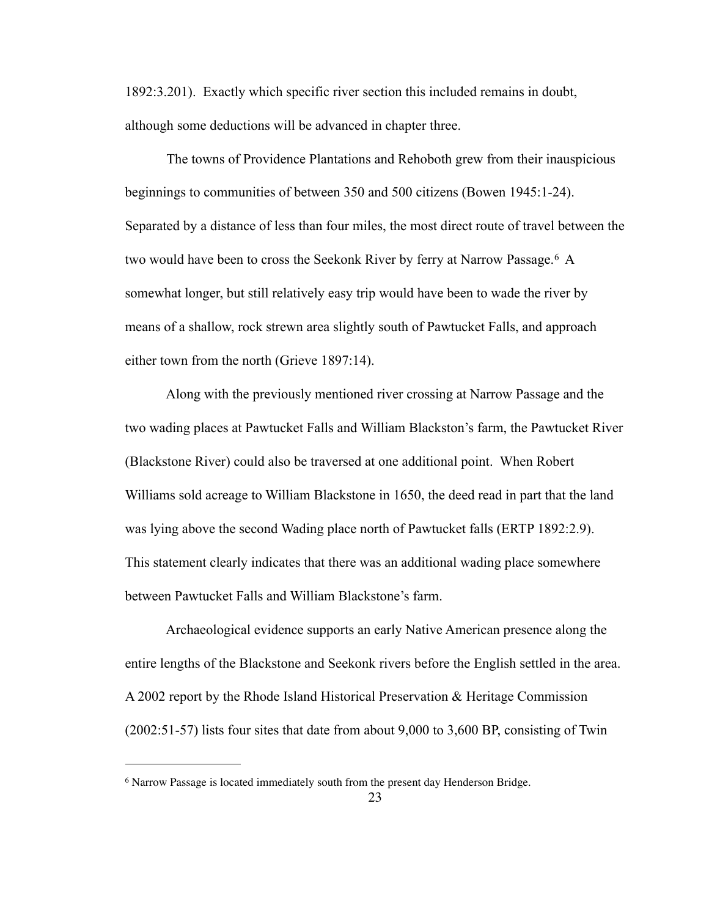1892:3.201). Exactly which specific river section this included remains in doubt, although some deductions will be advanced in chapter three.

The towns of Providence Plantations and Rehoboth grew from their inauspicious beginnings to communities of between 350 and 500 citizens (Bowen 1945:1-24). Separated by a distance of less than four miles, the most direct route of travel between the two would have been to cross the Seekonk River by ferry at Narrow Passage.[6] A somewhat longer, but still relatively easy trip would have been to wade the river by means of a shallow, rock strewn area slightly south of Pawtucket Falls, and approach either town from the north (Grieve 1897:14).

Along with the previously mentioned river crossing at Narrow Passage and the two wading places at Pawtucket Falls and William Blackston's farm, the Pawtucket River (Blackstone River) could also be traversed at one additional point. When Robert Williams sold acreage to William Blackstone in 1650, the deed read in part that the land was lying above the second Wading place north of Pawtucket falls (ERTP 1892:2.9). This statement clearly indicates that there was an additional wading place somewhere between Pawtucket Falls and William Blackstone's farm.

Archaeological evidence supports an early Native American presence along the entire lengths of the Blackstone and Seekonk rivers before the English settled in the area. A 2002 report by the Rhode Island Historical Preservation & Heritage Commission (2002:51-57) lists four sites that date from about 9,000 to 3,600 BP, consisting of Twin

---

[6] Narrow Passage is located immediately south from the present day Henderson Bridge.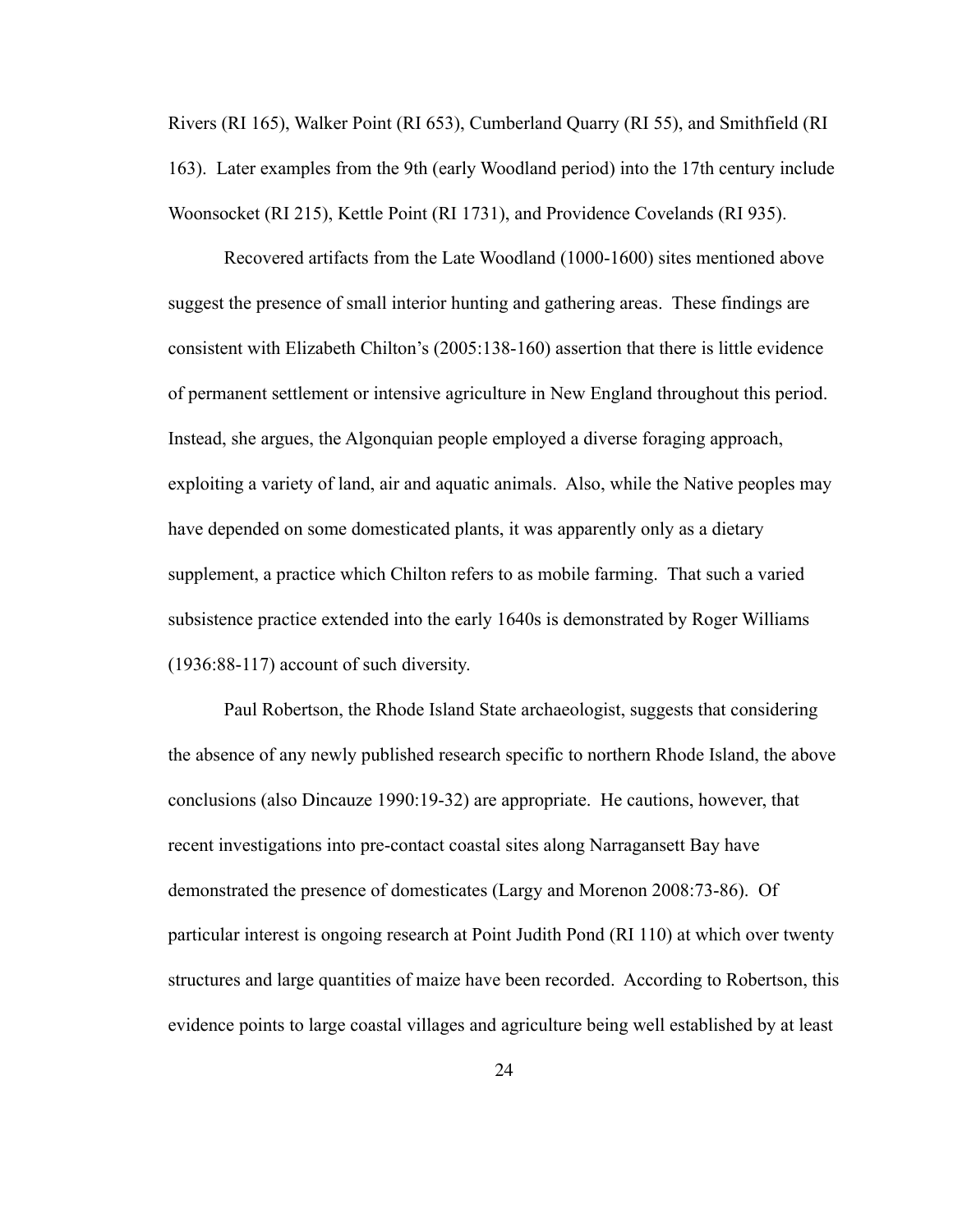Rivers (RI 165), Walker Point (RI 653), Cumberland Quarry (RI 55), and Smithfield (RI 163). Later examples from the 9th (early Woodland period) into the 17th century include Woonsocket (RI 215), Kettle Point (RI 1731), and Providence Covelands (RI 935).

Recovered artifacts from the Late Woodland (1000-1600) sites mentioned above suggest the presence of small interior hunting and gathering areas. These findings are consistent with Elizabeth Chilton's (2005:138-160) assertion that there is little evidence of permanent settlement or intensive agriculture in New England throughout this period. Instead, she argues, the Algonquian people employed a diverse foraging approach, exploiting a variety of land, air and aquatic animals. Also, while the Native peoples may have depended on some domesticated plants, it was apparently only as a dietary supplement, a practice which Chilton refers to as mobile farming. That such a varied subsistence practice extended into the early 1640s is demonstrated by Roger Williams (1936:88-117) account of such diversity.

Paul Robertson, the Rhode Island State archaeologist, suggests that considering the absence of any newly published research specific to northern Rhode Island, the above conclusions (also Dincauze 1990:19-32) are appropriate. He cautions, however, that recent investigations into pre-contact coastal sites along Narragansett Bay have demonstrated the presence of domesticates (Largy and Morenon 2008:73-86). Of particular interest is ongoing research at Point Judith Pond (RI 110) at which over twenty structures and large quantities of maize have been recorded. According to Robertson, this evidence points to large coastal villages and agriculture being well established by at least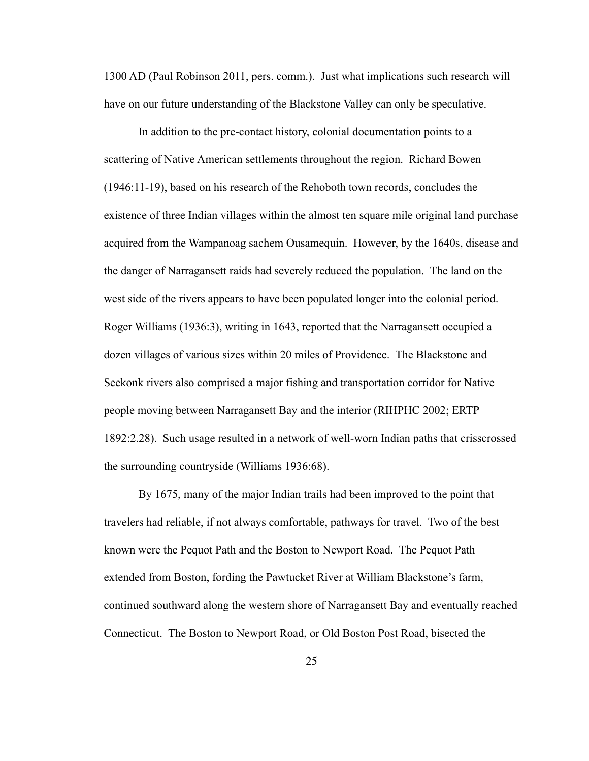1300 AD (Paul Robinson 2011, pers. comm.). Just what implications such research will have on our future understanding of the Blackstone Valley can only be speculative.

In addition to the pre-contact history, colonial documentation points to a scattering of Native American settlements throughout the region. Richard Bowen (1946:11-19), based on his research of the Rehoboth town records, concludes the existence of three Indian villages within the almost ten square mile original land purchase acquired from the Wampanoag sachem Ousamequin. However, by the 1640s, disease and the danger of Narragansett raids had severely reduced the population. The land on the west side of the rivers appears to have been populated longer into the colonial period. Roger Williams (1936:3), writing in 1643, reported that the Narragansett occupied a dozen villages of various sizes within 20 miles of Providence. The Blackstone and Seekonk rivers also comprised a major fishing and transportation corridor for Native people moving between Narragansett Bay and the interior (RIHPHC 2002; ERTP 1892:2.28). Such usage resulted in a network of well-worn Indian paths that crisscrossed the surrounding countryside (Williams 1936:68).

By 1675, many of the major Indian trails had been improved to the point that travelers had reliable, if not always comfortable, pathways for travel. Two of the best known were the Pequot Path and the Boston to Newport Road. The Pequot Path extended from Boston, fording the Pawtucket River at William Blackstone's farm, continued southward along the western shore of Narragansett Bay and eventually reached Connecticut. The Boston to Newport Road, or Old Boston Post Road, bisected the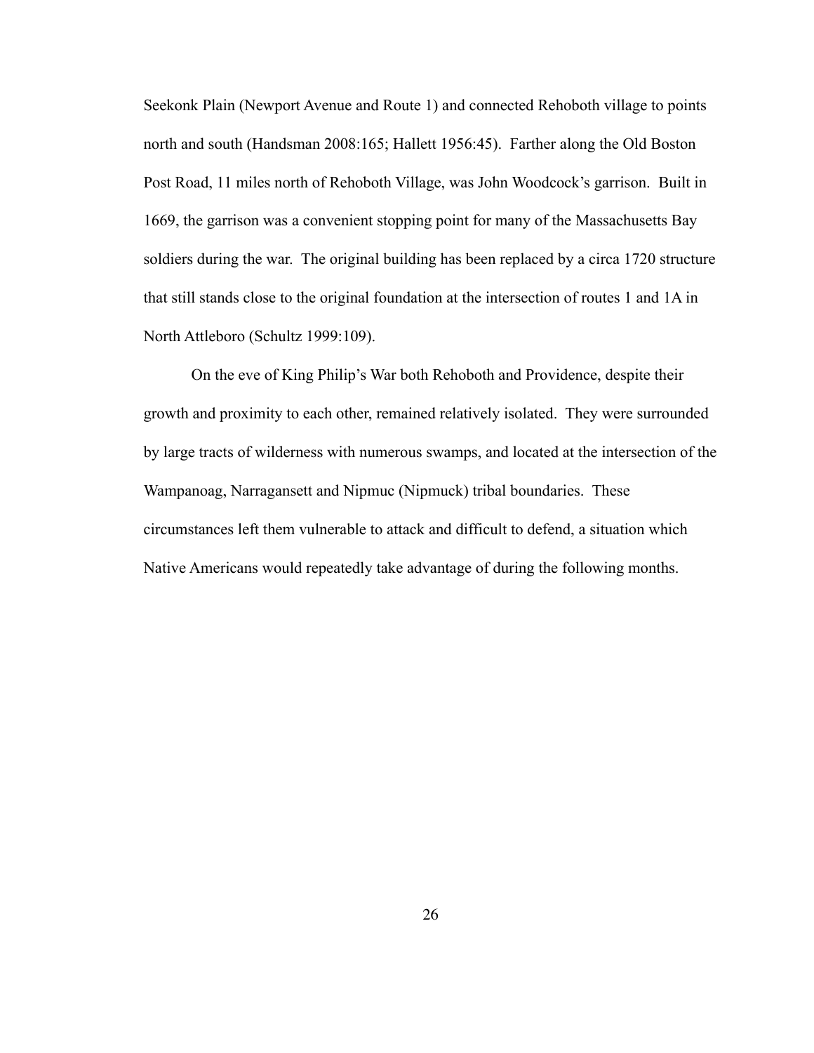Seekonk Plain (Newport Avenue and Route 1) and connected Rehoboth village to points north and south (Handsman 2008:165; Hallett 1956:45). Farther along the Old Boston Post Road, 11 miles north of Rehoboth Village, was John Woodcock's garrison. Built in 1669, the garrison was a convenient stopping point for many of the Massachusetts Bay soldiers during the war. The original building has been replaced by a circa 1720 structure that still stands close to the original foundation at the intersection of routes 1 and 1A in North Attleboro (Schultz 1999:109).

On the eve of King Philip's War both Rehoboth and Providence, despite their growth and proximity to each other, remained relatively isolated. They were surrounded by large tracts of wilderness with numerous swamps, and located at the intersection of the Wampanoag, Narragansett and Nipmuc (Nipmuck) tribal boundaries. These circumstances left them vulnerable to attack and difficult to defend, a situation which Native Americans would repeatedly take advantage of during the following months.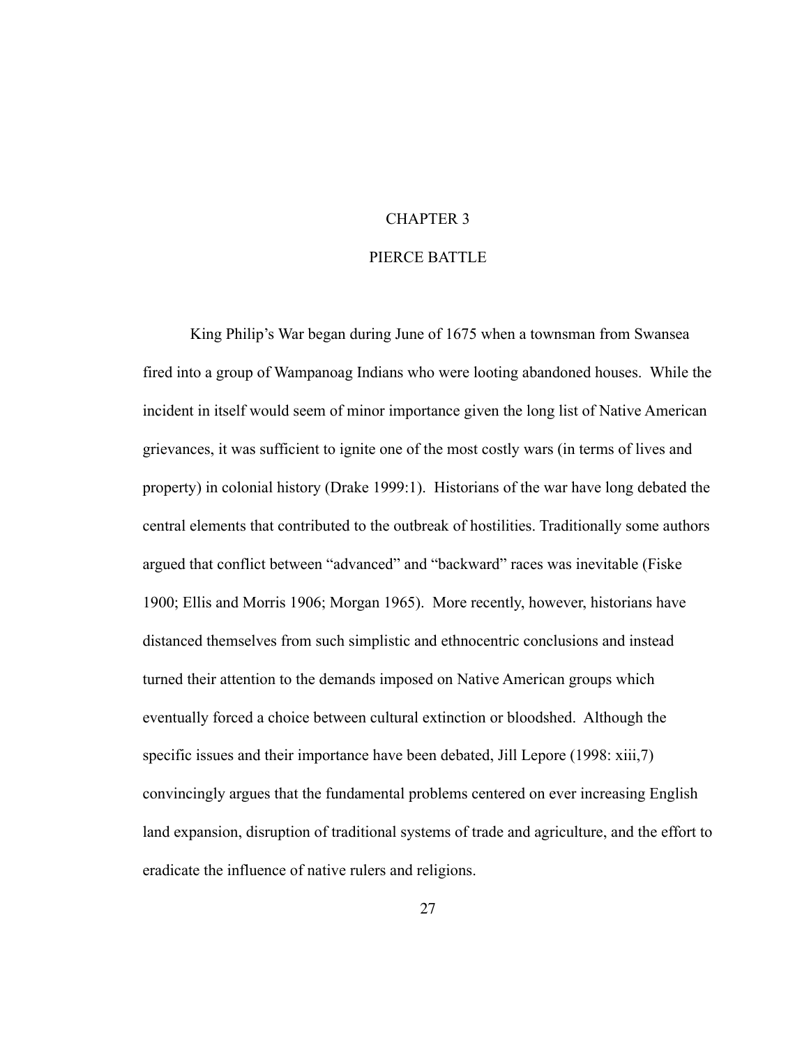# CHAPTER 3

# PIERCE BATTLE

King Philip's War began during June of 1675 when a townsman from Swansea fired into a group of Wampanoag Indians who were looting abandoned houses. While the incident in itself would seem of minor importance given the long list of Native American grievances, it was sufficient to ignite one of the most costly wars (in terms of lives and property) in colonial history (Drake 1999:1). Historians of the war have long debated the central elements that contributed to the outbreak of hostilities. Traditionally some authors argued that conflict between "advanced" and "backward" races was inevitable (Fiske 1900; Ellis and Morris 1906; Morgan 1965). More recently, however, historians have distanced themselves from such simplistic and ethnocentric conclusions and instead turned their attention to the demands imposed on Native American groups which eventually forced a choice between cultural extinction or bloodshed. Although the specific issues and their importance have been debated, Jill Lepore (1998: xiii,7) convincingly argues that the fundamental problems centered on ever increasing English land expansion, disruption of traditional systems of trade and agriculture, and the effort to eradicate the influence of native rulers and religions.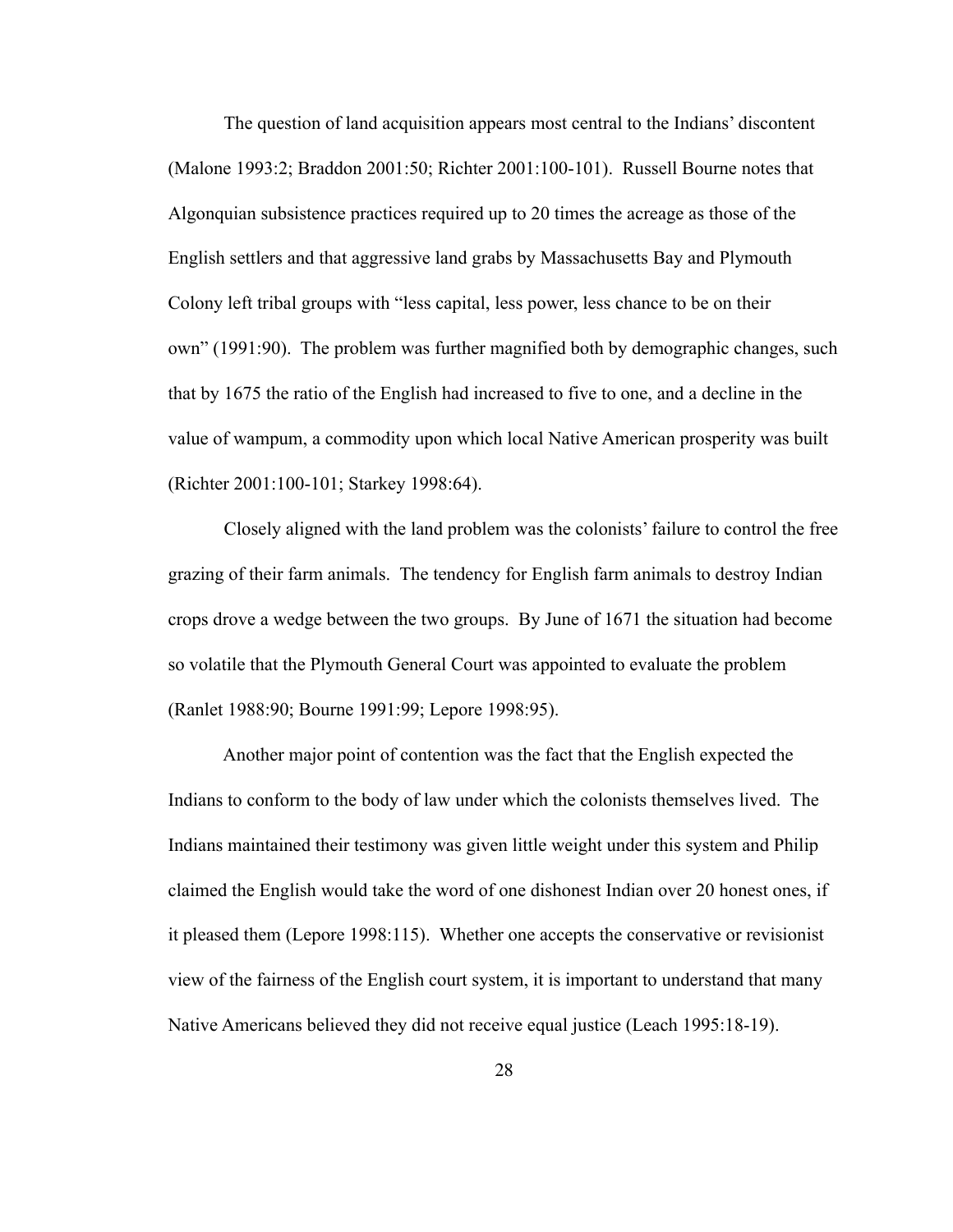The question of land acquisition appears most central to the Indians' discontent (Malone 1993:2; Braddon 2001:50; Richter 2001:100-101). Russell Bourne notes that Algonquian subsistence practices required up to 20 times the acreage as those of the English settlers and that aggressive land grabs by Massachusetts Bay and Plymouth Colony left tribal groups with "less capital, less power, less chance to be on their own" (1991:90). The problem was further magnified both by demographic changes, such that by 1675 the ratio of the English had increased to five to one, and a decline in the value of wampum, a commodity upon which local Native American prosperity was built (Richter 2001:100-101; Starkey 1998:64).

Closely aligned with the land problem was the colonists' failure to control the free grazing of their farm animals. The tendency for English farm animals to destroy Indian crops drove a wedge between the two groups. By June of 1671 the situation had become so volatile that the Plymouth General Court was appointed to evaluate the problem (Ranlet 1988:90; Bourne 1991:99; Lepore 1998:95).

Another major point of contention was the fact that the English expected the Indians to conform to the body of law under which the colonists themselves lived. The Indians maintained their testimony was given little weight under this system and Philip claimed the English would take the word of one dishonest Indian over 20 honest ones, if it pleased them (Lepore 1998:115). Whether one accepts the conservative or revisionist view of the fairness of the English court system, it is important to understand that many Native Americans believed they did not receive equal justice (Leach 1995:18-19).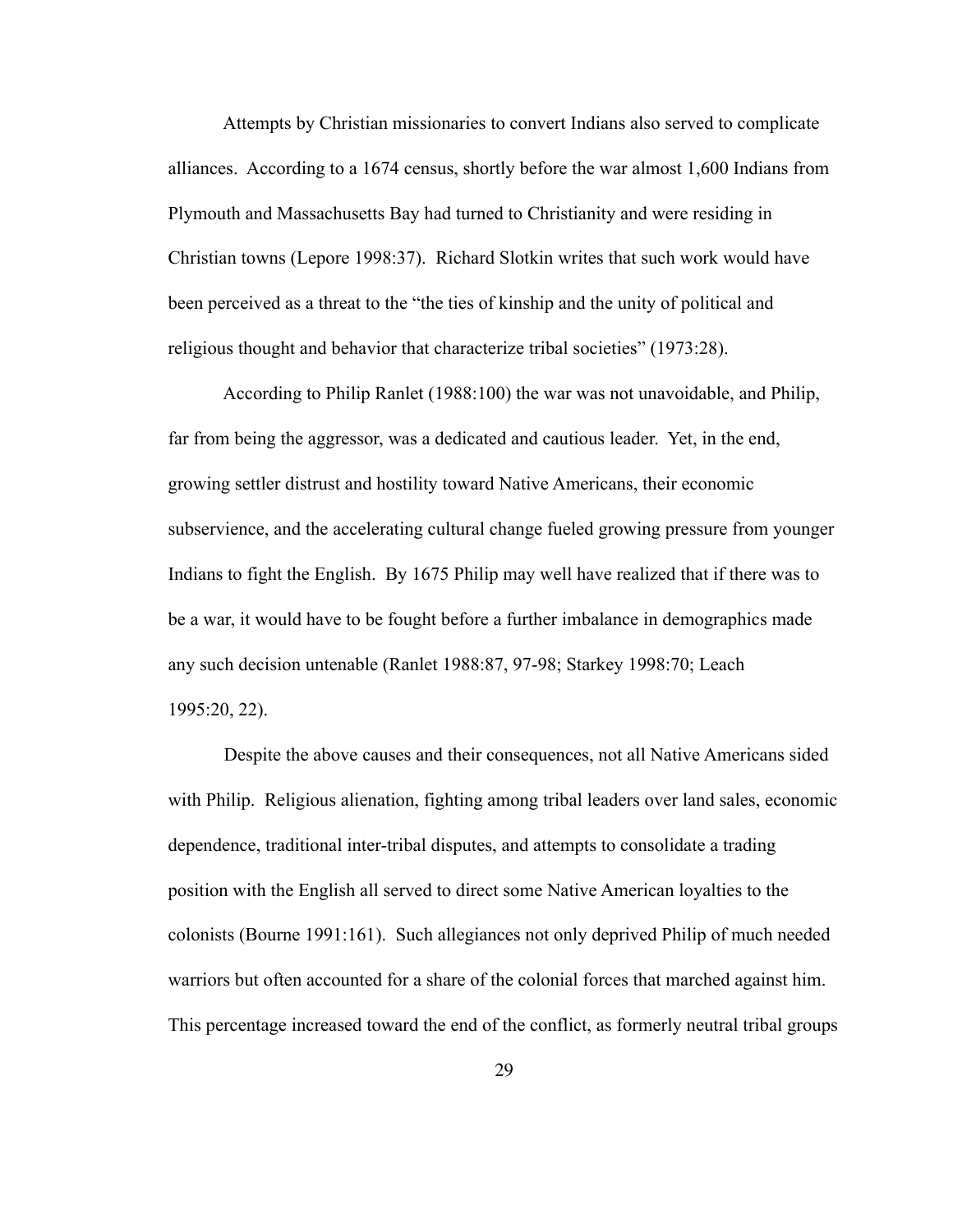Attempts by Christian missionaries to convert Indians also served to complicate alliances. According to a 1674 census, shortly before the war almost 1,600 Indians from Plymouth and Massachusetts Bay had turned to Christianity and were residing in Christian towns (Lepore 1998:37). Richard Slotkin writes that such work would have been perceived as a threat to the "the ties of kinship and the unity of political and religious thought and behavior that characterize tribal societies" (1973:28).

According to Philip Ranlet (1988:100) the war was not unavoidable, and Philip, far from being the aggressor, was a dedicated and cautious leader. Yet, in the end, growing settler distrust and hostility toward Native Americans, their economic subservience, and the accelerating cultural change fueled growing pressure from younger Indians to fight the English. By 1675 Philip may well have realized that if there was to be a war, it would have to be fought before a further imbalance in demographics made any such decision untenable (Ranlet 1988:87, 97-98; Starkey 1998:70; Leach 1995:20, 22).

Despite the above causes and their consequences, not all Native Americans sided with Philip. Religious alienation, fighting among tribal leaders over land sales, economic dependence, traditional inter-tribal disputes, and attempts to consolidate a trading position with the English all served to direct some Native American loyalties to the colonists (Bourne 1991:161). Such allegiances not only deprived Philip of much needed warriors but often accounted for a share of the colonial forces that marched against him. This percentage increased toward the end of the conflict, as formerly neutral tribal groups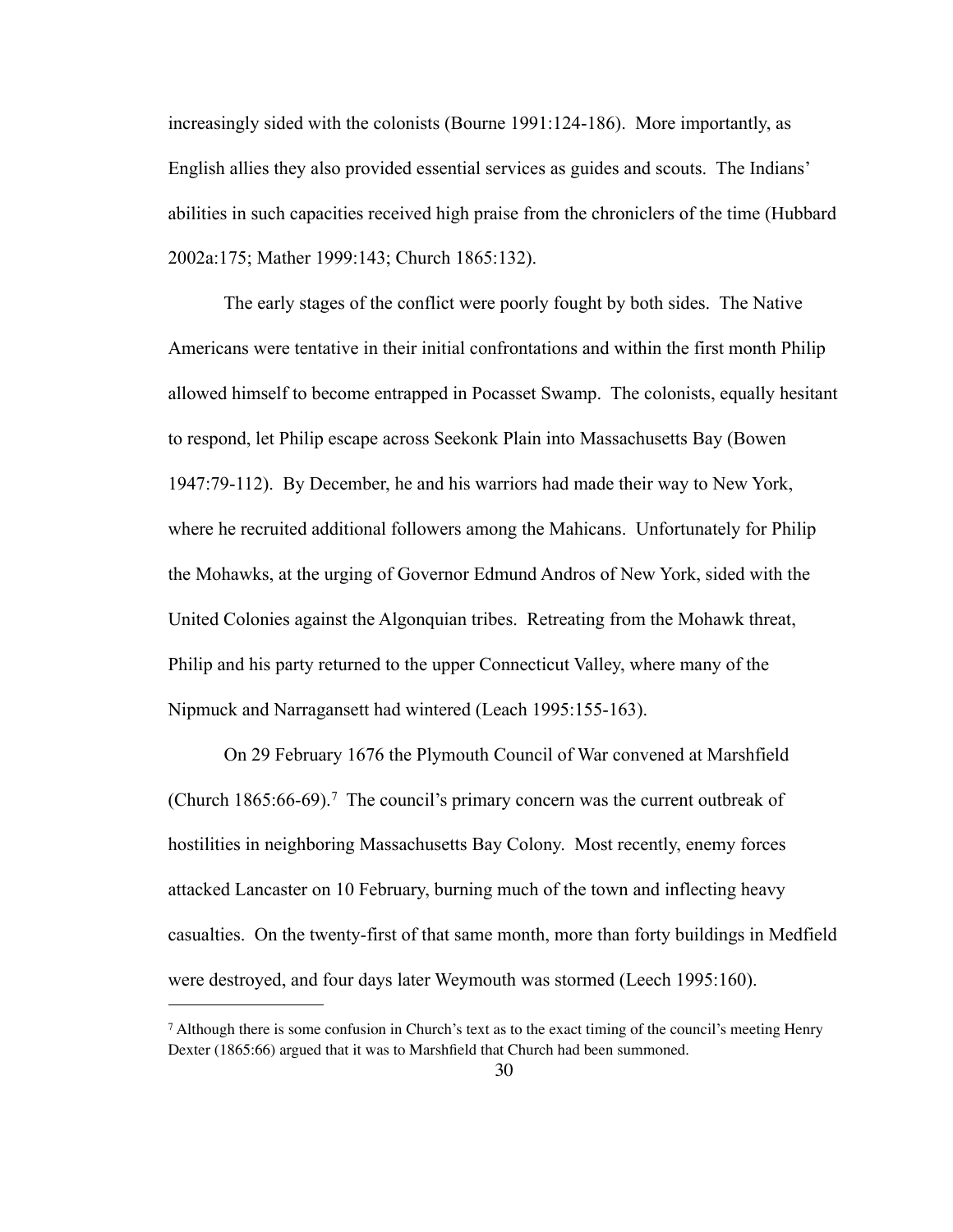increasingly sided with the colonists (Bourne 1991:124-186). More importantly, as English allies they also provided essential services as guides and scouts. The Indians' abilities in such capacities received high praise from the chroniclers of the time (Hubbard 2002a:175; Mather 1999:143; Church 1865:132).

The early stages of the conflict were poorly fought by both sides. The Native Americans were tentative in their initial confrontations and within the first month Philip allowed himself to become entrapped in Pocasset Swamp. The colonists, equally hesitant to respond, let Philip escape across Seekonk Plain into Massachusetts Bay (Bowen 1947:79-112). By December, he and his warriors had made their way to New York, where he recruited additional followers among the Mahicans. Unfortunately for Philip the Mohawks, at the urging of Governor Edmund Andros of New York, sided with the United Colonies against the Algonquian tribes. Retreating from the Mohawk threat, Philip and his party returned to the upper Connecticut Valley, where many of the Nipmuck and Narragansett had wintered (Leach 1995:155-163).

On 29 February 1676 the Plymouth Council of War convened at Marshfield (Church 1865:66-69).[7] The council's primary concern was the current outbreak of hostilities in neighboring Massachusetts Bay Colony. Most recently, enemy forces attacked Lancaster on 10 February, burning much of the town and inflecting heavy casualties. On the twenty-first of that same month, more than forty buildings in Medfield were destroyed, and four days later Weymouth was stormed (Leech 1995:160).

[7] Although there is some confusion in Church's text as to the exact timing of the council's meeting Henry Dexter (1865:66) argued that it was to Marshfield that Church had been summoned.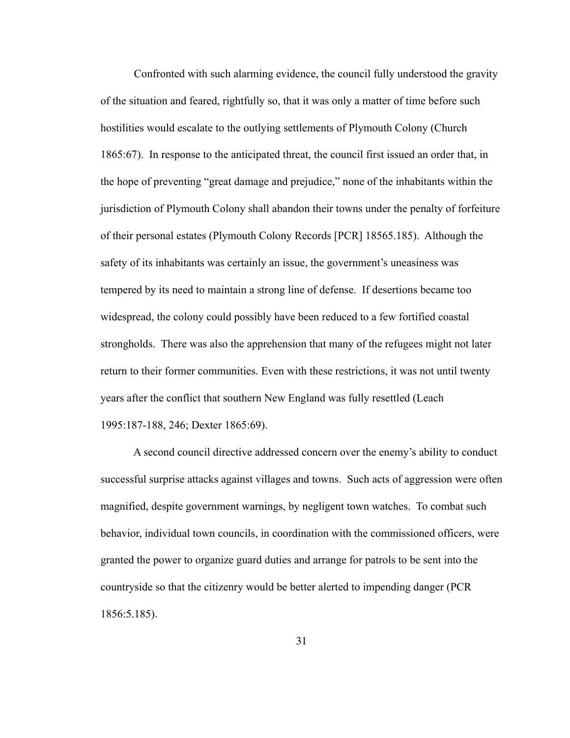Confronted with such alarming evidence, the council fully understood the gravity of the situation and feared, rightfully so, that it was only a matter of time before such hostilities would escalate to the outlying settlements of Plymouth Colony (Church 1865:67). In response to the anticipated threat, the council first issued an order that, in the hope of preventing "great damage and prejudice," none of the inhabitants within the jurisdiction of Plymouth Colony shall abandon their towns under the penalty of forfeiture of their personal estates (Plymouth Colony Records [PCR] 18565.185). Although the safety of its inhabitants was certainly an issue, the government's uneasiness was tempered by its need to maintain a strong line of defense. If desertions became too widespread, the colony could possibly have been reduced to a few fortified coastal strongholds. There was also the apprehension that many of the refugees might not later return to their former communities. Even with these restrictions, it was not until twenty years after the conflict that southern New England was fully resettled (Leach 1995:187-188, 246; Dexter 1865:69).

A second council directive addressed concern over the enemy's ability to conduct successful surprise attacks against villages and towns. Such acts of aggression were often magnified, despite government warnings, by negligent town watches. To combat such behavior, individual town councils, in coordination with the commissioned officers, were granted the power to organize guard duties and arrange for patrols to be sent into the countryside so that the citizenry would be better alerted to impending danger (PCR 1856:5.185).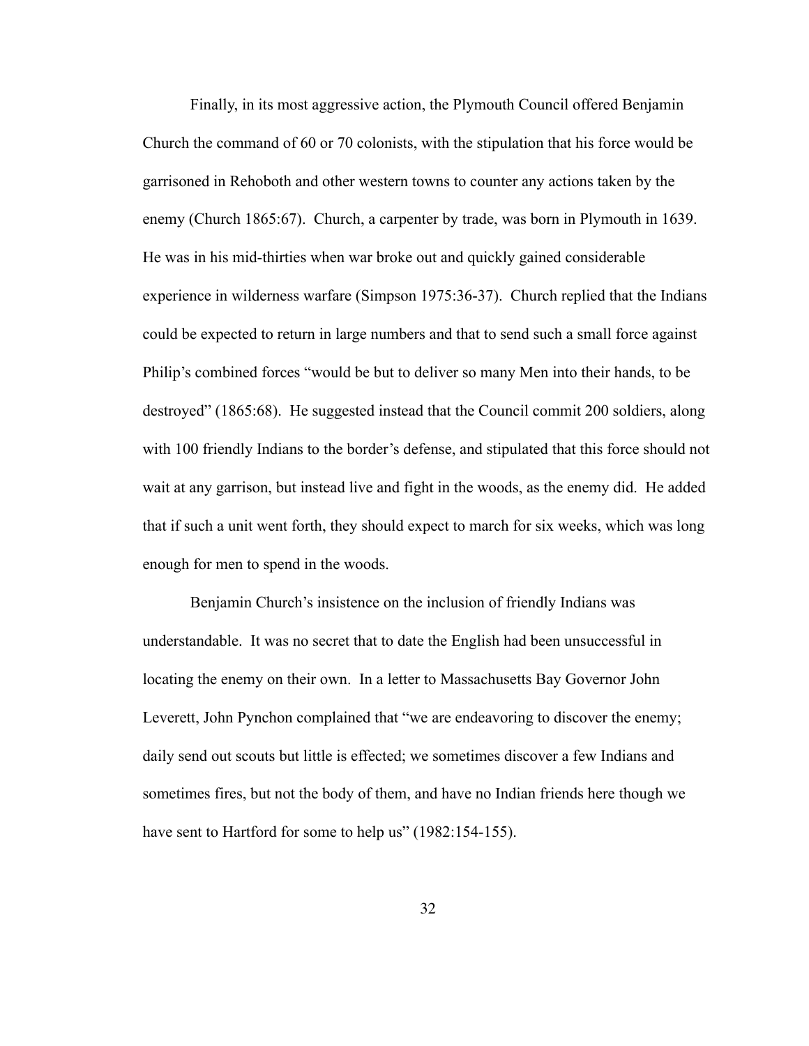Finally, in its most aggressive action, the Plymouth Council offered Benjamin Church the command of 60 or 70 colonists, with the stipulation that his force would be garrisoned in Rehoboth and other western towns to counter any actions taken by the enemy (Church 1865:67). Church, a carpenter by trade, was born in Plymouth in 1639. He was in his mid-thirties when war broke out and quickly gained considerable experience in wilderness warfare (Simpson 1975:36-37). Church replied that the Indians could be expected to return in large numbers and that to send such a small force against Philip's combined forces "would be but to deliver so many Men into their hands, to be destroyed" (1865:68). He suggested instead that the Council commit 200 soldiers, along with 100 friendly Indians to the border's defense, and stipulated that this force should not wait at any garrison, but instead live and fight in the woods, as the enemy did. He added that if such a unit went forth, they should expect to march for six weeks, which was long enough for men to spend in the woods.

Benjamin Church's insistence on the inclusion of friendly Indians was understandable. It was no secret that to date the English had been unsuccessful in locating the enemy on their own. In a letter to Massachusetts Bay Governor John Leverett, John Pynchon complained that "we are endeavoring to discover the enemy; daily send out scouts but little is effected; we sometimes discover a few Indians and sometimes fires, but not the body of them, and have no Indian friends here though we have sent to Hartford for some to help us" (1982:154-155).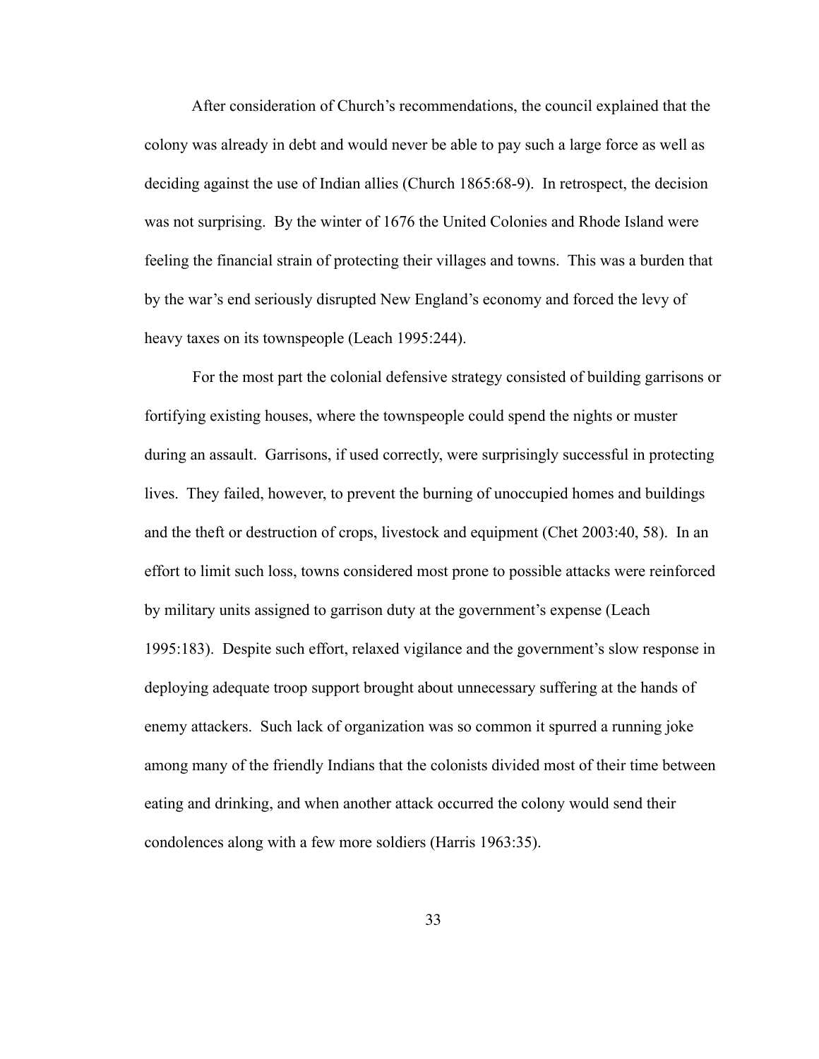After consideration of Church's recommendations, the council explained that the colony was already in debt and would never be able to pay such a large force as well as deciding against the use of Indian allies (Church 1865:68-9). In retrospect, the decision was not surprising. By the winter of 1676 the United Colonies and Rhode Island were feeling the financial strain of protecting their villages and towns. This was a burden that by the war's end seriously disrupted New England's economy and forced the levy of heavy taxes on its townspeople (Leach 1995:244).

For the most part the colonial defensive strategy consisted of building garrisons or fortifying existing houses, where the townspeople could spend the nights or muster during an assault. Garrisons, if used correctly, were surprisingly successful in protecting lives. They failed, however, to prevent the burning of unoccupied homes and buildings and the theft or destruction of crops, livestock and equipment (Chet 2003:40, 58). In an effort to limit such loss, towns considered most prone to possible attacks were reinforced by military units assigned to garrison duty at the government's expense (Leach 1995:183). Despite such effort, relaxed vigilance and the government's slow response in deploying adequate troop support brought about unnecessary suffering at the hands of enemy attackers. Such lack of organization was so common it spurred a running joke among many of the friendly Indians that the colonists divided most of their time between eating and drinking, and when another attack occurred the colony would send their condolences along with a few more soldiers (Harris 1963:35).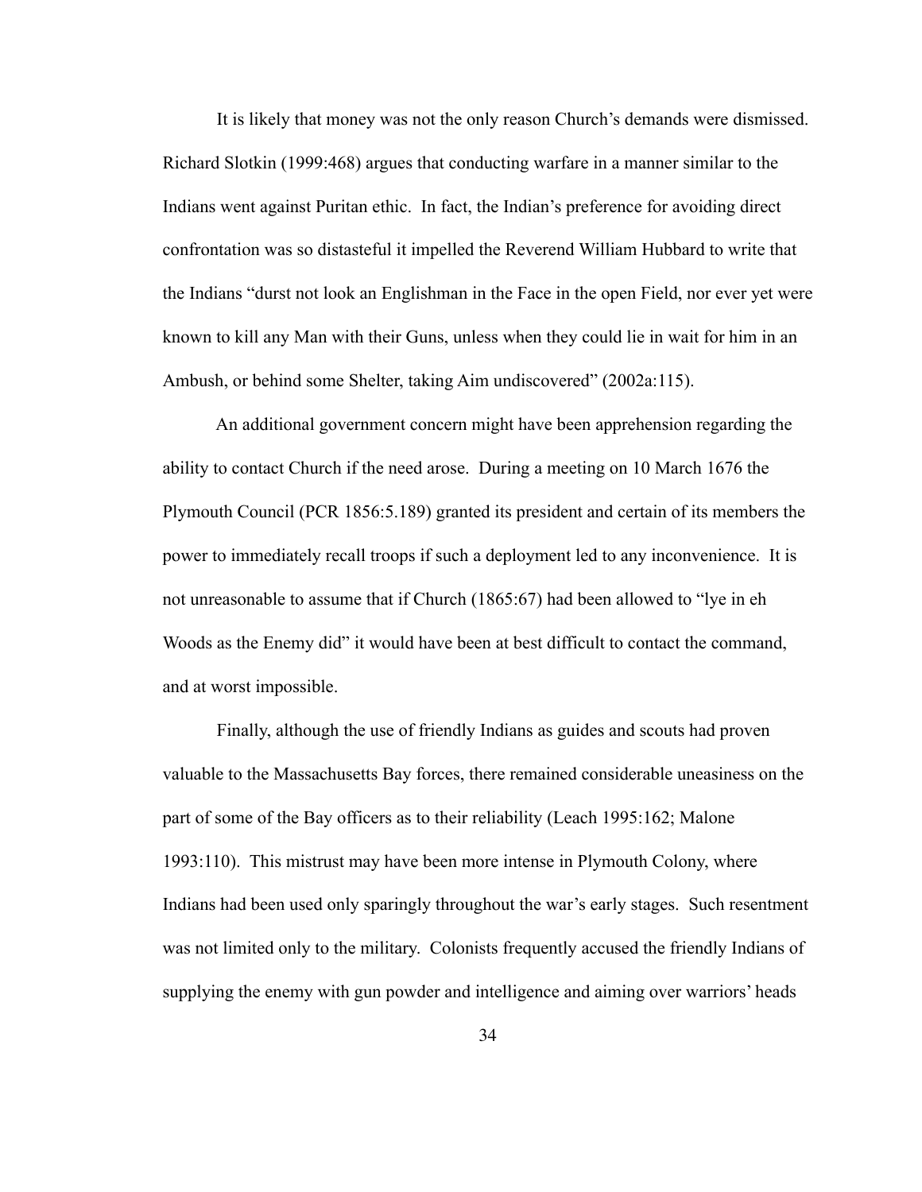It is likely that money was not the only reason Church's demands were dismissed. Richard Slotkin (1999:468) argues that conducting warfare in a manner similar to the Indians went against Puritan ethic. In fact, the Indian's preference for avoiding direct confrontation was so distasteful it impelled the Reverend William Hubbard to write that the Indians "durst not look an Englishman in the Face in the open Field, nor ever yet were known to kill any Man with their Guns, unless when they could lie in wait for him in an Ambush, or behind some Shelter, taking Aim undiscovered" (2002a:115).

An additional government concern might have been apprehension regarding the ability to contact Church if the need arose. During a meeting on 10 March 1676 the Plymouth Council (PCR 1856:5.189) granted its president and certain of its members the power to immediately recall troops if such a deployment led to any inconvenience. It is not unreasonable to assume that if Church (1865:67) had been allowed to "lye in eh Woods as the Enemy did" it would have been at best difficult to contact the command, and at worst impossible.

Finally, although the use of friendly Indians as guides and scouts had proven valuable to the Massachusetts Bay forces, there remained considerable uneasiness on the part of some of the Bay officers as to their reliability (Leach 1995:162; Malone 1993:110). This mistrust may have been more intense in Plymouth Colony, where Indians had been used only sparingly throughout the war's early stages. Such resentment was not limited only to the military. Colonists frequently accused the friendly Indians of supplying the enemy with gun powder and intelligence and aiming over warriors' heads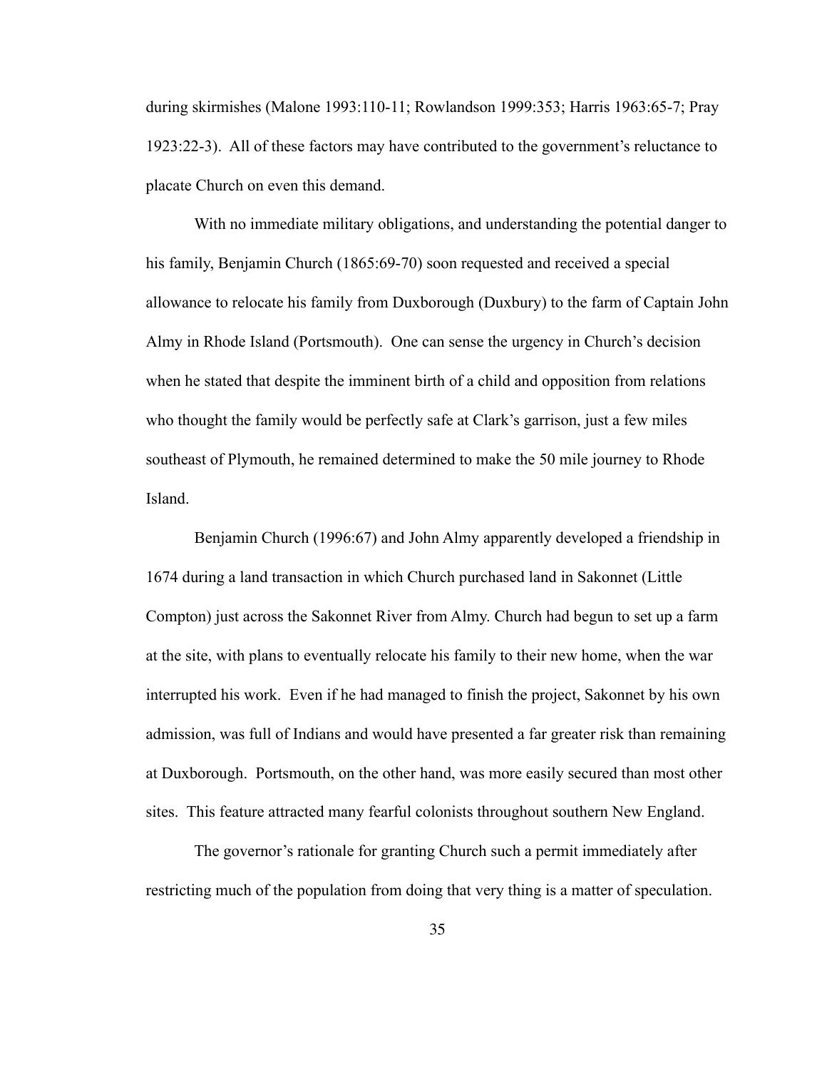during skirmishes (Malone 1993:110-11; Rowlandson 1999:353; Harris 1963:65-7; Pray 1923:22-3). All of these factors may have contributed to the government's reluctance to placate Church on even this demand.

With no immediate military obligations, and understanding the potential danger to his family, Benjamin Church (1865:69-70) soon requested and received a special allowance to relocate his family from Duxborough (Duxbury) to the farm of Captain John Almy in Rhode Island (Portsmouth). One can sense the urgency in Church's decision when he stated that despite the imminent birth of a child and opposition from relations who thought the family would be perfectly safe at Clark's garrison, just a few miles southeast of Plymouth, he remained determined to make the 50 mile journey to Rhode Island.

Benjamin Church (1996:67) and John Almy apparently developed a friendship in 1674 during a land transaction in which Church purchased land in Sakonnet (Little Compton) just across the Sakonnet River from Almy. Church had begun to set up a farm at the site, with plans to eventually relocate his family to their new home, when the war interrupted his work. Even if he had managed to finish the project, Sakonnet by his own admission, was full of Indians and would have presented a far greater risk than remaining at Duxborough. Portsmouth, on the other hand, was more easily secured than most other sites. This feature attracted many fearful colonists throughout southern New England.

The governor's rationale for granting Church such a permit immediately after restricting much of the population from doing that very thing is a matter of speculation.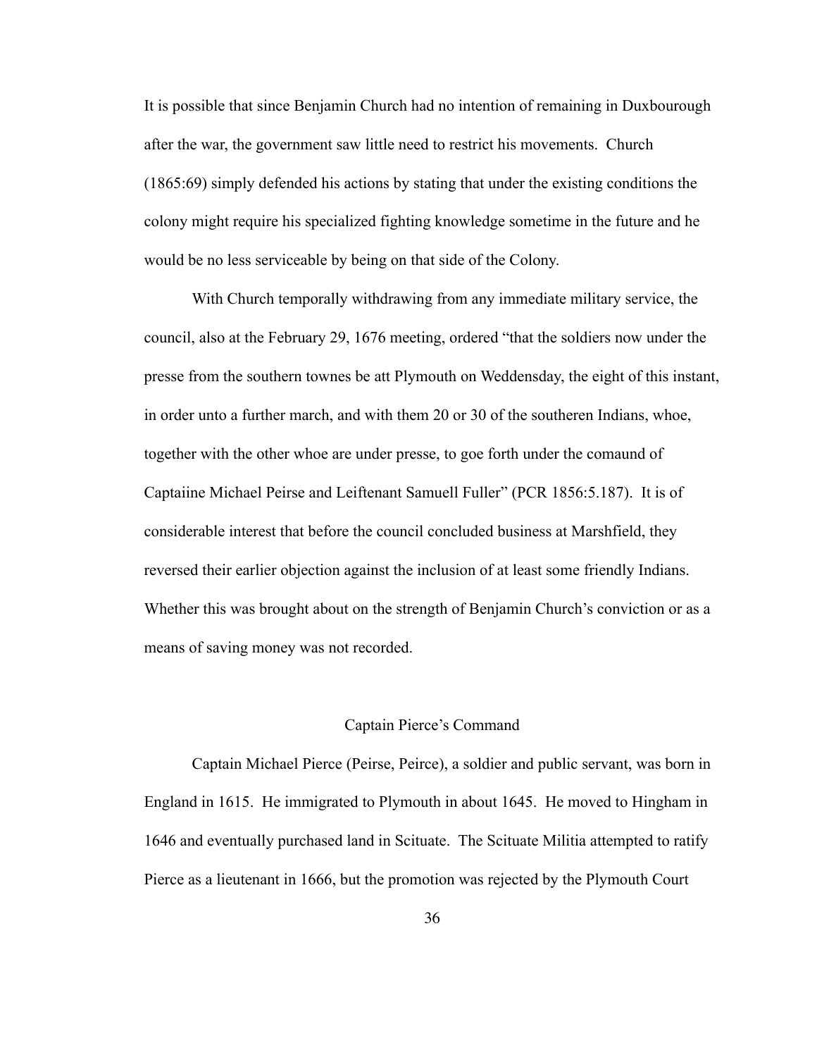It is possible that since Benjamin Church had no intention of remaining in Duxbourough after the war, the government saw little need to restrict his movements. Church (1865:69) simply defended his actions by stating that under the existing conditions the colony might require his specialized fighting knowledge sometime in the future and he would be no less serviceable by being on that side of the Colony.

With Church temporally withdrawing from any immediate military service, the council, also at the February 29, 1676 meeting, ordered "that the soldiers now under the presse from the southern townes be att Plymouth on Weddensday, the eight of this instant, in order unto a further march, and with them 20 or 30 of the southeren Indians, whoe, together with the other whoe are under presse, to goe forth under the comaund of Captaiine Michael Peirse and Leiftenant Samuell Fuller" (PCR 1856:5.187). It is of considerable interest that before the council concluded business at Marshfield, they reversed their earlier objection against the inclusion of at least some friendly Indians. Whether this was brought about on the strength of Benjamin Church's conviction or as a means of saving money was not recorded.

## Captain Pierce's Command

Captain Michael Pierce (Peirse, Peirce), a soldier and public servant, was born in England in 1615. He immigrated to Plymouth in about 1645. He moved to Hingham in 1646 and eventually purchased land in Scituate. The Scituate Militia attempted to ratify Pierce as a lieutenant in 1666, but the promotion was rejected by the Plymouth Court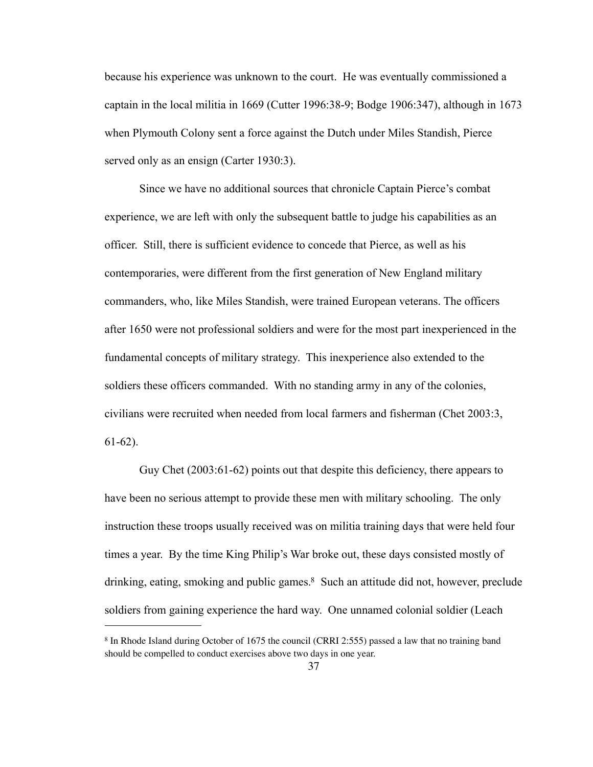because his experience was unknown to the court. He was eventually commissioned a captain in the local militia in 1669 (Cutter 1996:38-9; Bodge 1906:347), although in 1673 when Plymouth Colony sent a force against the Dutch under Miles Standish, Pierce served only as an ensign (Carter 1930:3).

Since we have no additional sources that chronicle Captain Pierce's combat experience, we are left with only the subsequent battle to judge his capabilities as an officer. Still, there is sufficient evidence to concede that Pierce, as well as his contemporaries, were different from the first generation of New England military commanders, who, like Miles Standish, were trained European veterans. The officers after 1650 were not professional soldiers and were for the most part inexperienced in the fundamental concepts of military strategy. This inexperience also extended to the soldiers these officers commanded. With no standing army in any of the colonies, civilians were recruited when needed from local farmers and fisherman (Chet 2003:3, 61-62).

Guy Chet (2003:61-62) points out that despite this deficiency, there appears to have been no serious attempt to provide these men with military schooling. The only instruction these troops usually received was on militia training days that were held four times a year. By the time King Philip's War broke out, these days consisted mostly of drinking, eating, smoking and public games.[8] Such an attitude did not, however, preclude soldiers from gaining experience the hard way. One unnamed colonial soldier (Leach

[8] In Rhode Island during October of 1675 the council (CRRI 2:555) passed a law that no training band should be compelled to conduct exercises above two days in one year.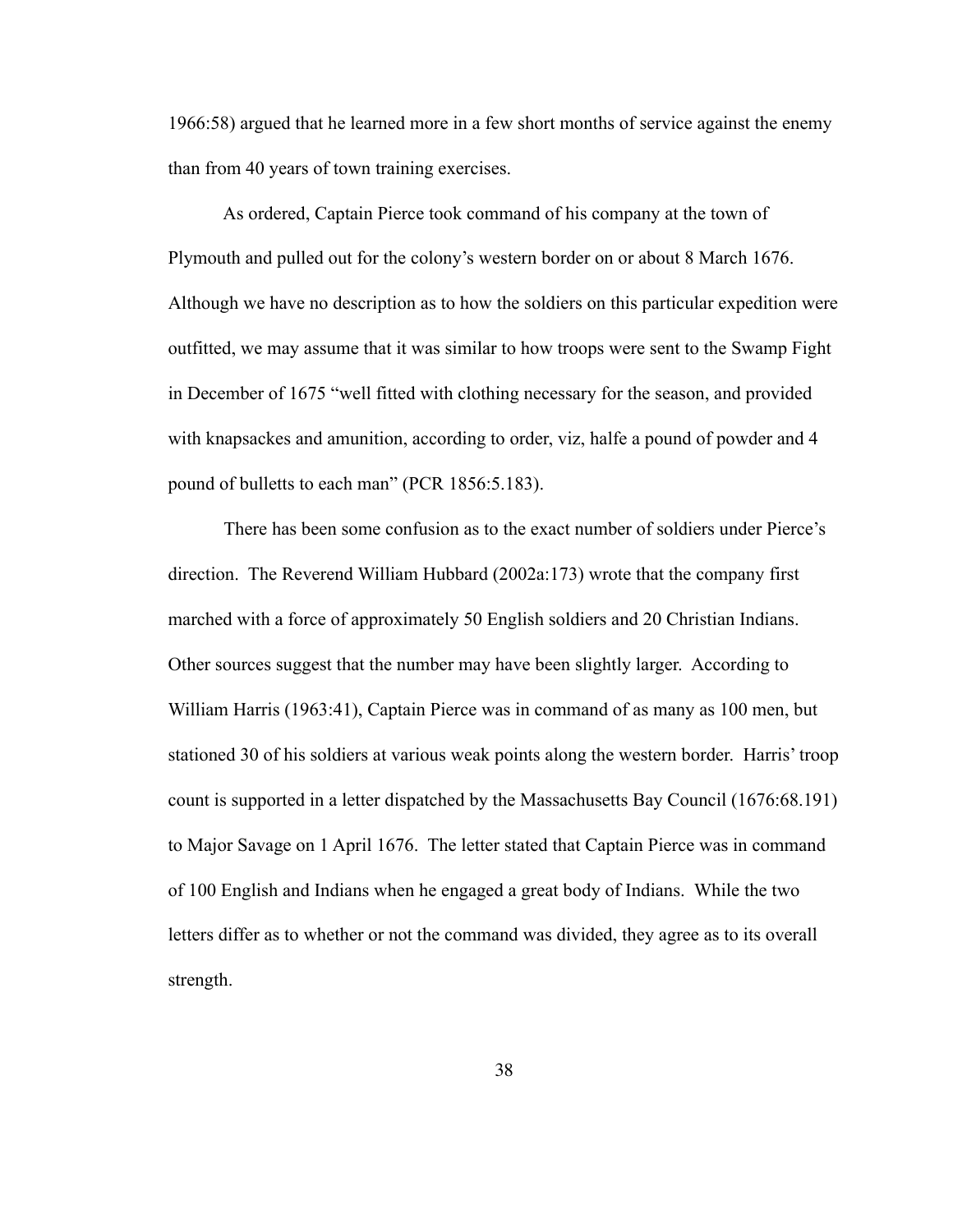1966:58) argued that he learned more in a few short months of service against the enemy than from 40 years of town training exercises.

As ordered, Captain Pierce took command of his company at the town of Plymouth and pulled out for the colony's western border on or about 8 March 1676. Although we have no description as to how the soldiers on this particular expedition were outfitted, we may assume that it was similar to how troops were sent to the Swamp Fight in December of 1675 "well fitted with clothing necessary for the season, and provided with knapsackes and amunition, according to order, viz, halfe a pound of powder and 4 pound of bulletts to each man" (PCR 1856:5.183).

There has been some confusion as to the exact number of soldiers under Pierce's direction. The Reverend William Hubbard (2002a:173) wrote that the company first marched with a force of approximately 50 English soldiers and 20 Christian Indians. Other sources suggest that the number may have been slightly larger. According to William Harris (1963:41), Captain Pierce was in command of as many as 100 men, but stationed 30 of his soldiers at various weak points along the western border. Harris' troop count is supported in a letter dispatched by the Massachusetts Bay Council (1676:68.191) to Major Savage on 1 April 1676. The letter stated that Captain Pierce was in command of 100 English and Indians when he engaged a great body of Indians. While the two letters differ as to whether or not the command was divided, they agree as to its overall strength.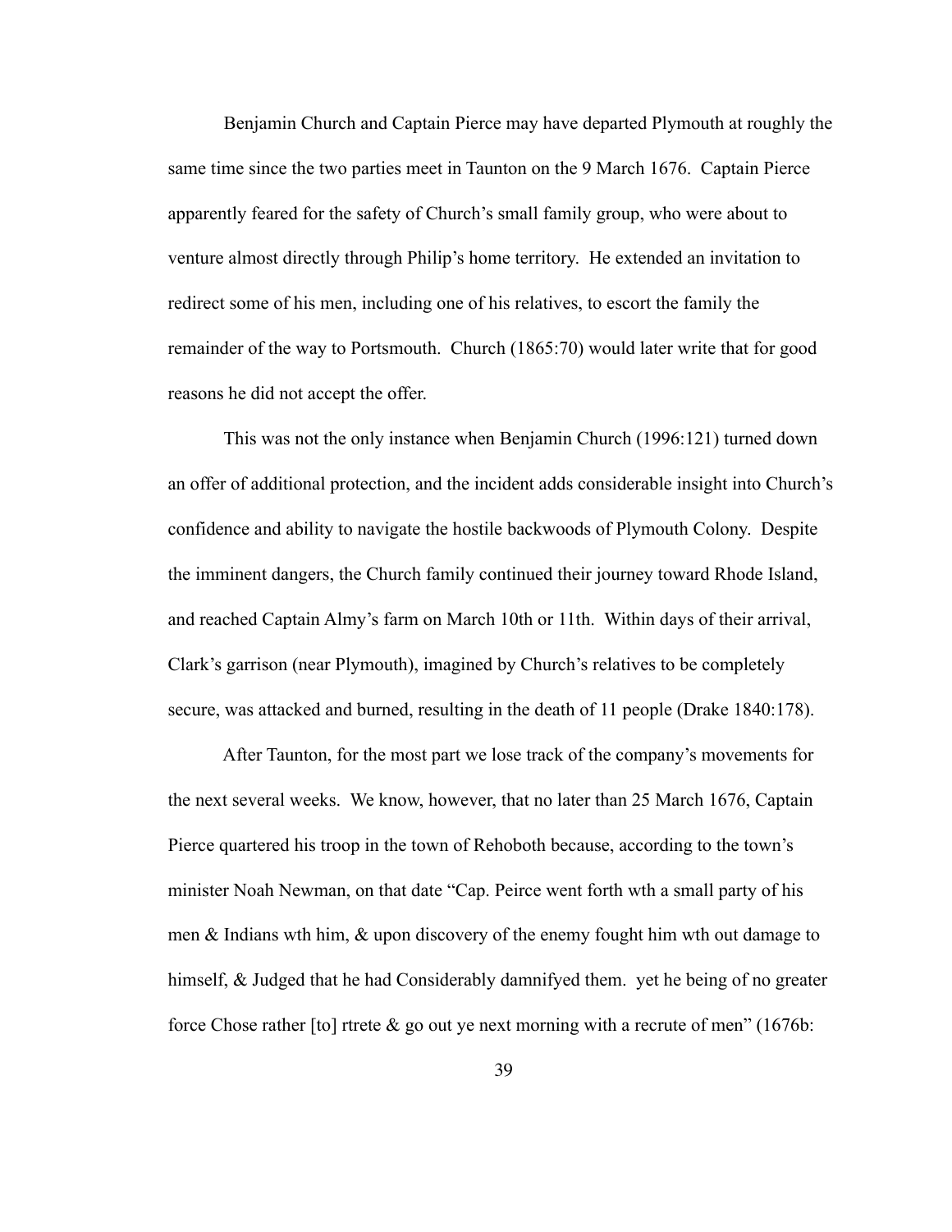Benjamin Church and Captain Pierce may have departed Plymouth at roughly the same time since the two parties meet in Taunton on the 9 March 1676. Captain Pierce apparently feared for the safety of Church's small family group, who were about to venture almost directly through Philip's home territory. He extended an invitation to redirect some of his men, including one of his relatives, to escort the family the remainder of the way to Portsmouth. Church (1865:70) would later write that for good reasons he did not accept the offer.

This was not the only instance when Benjamin Church (1996:121) turned down an offer of additional protection, and the incident adds considerable insight into Church's confidence and ability to navigate the hostile backwoods of Plymouth Colony. Despite the imminent dangers, the Church family continued their journey toward Rhode Island, and reached Captain Almy's farm on March 10th or 11th. Within days of their arrival, Clark's garrison (near Plymouth), imagined by Church's relatives to be completely secure, was attacked and burned, resulting in the death of 11 people (Drake 1840:178).

After Taunton, for the most part we lose track of the company's movements for the next several weeks. We know, however, that no later than 25 March 1676, Captain Pierce quartered his troop in the town of Rehoboth because, according to the town's minister Noah Newman, on that date "Cap. Peirce went forth wth a small party of his men & Indians wth him, & upon discovery of the enemy fought him wth out damage to himself, & Judged that he had Considerably damnifyed them. yet he being of no greater force Chose rather [to] rtrete & go out ye next morning with a recrute of men" (1676b: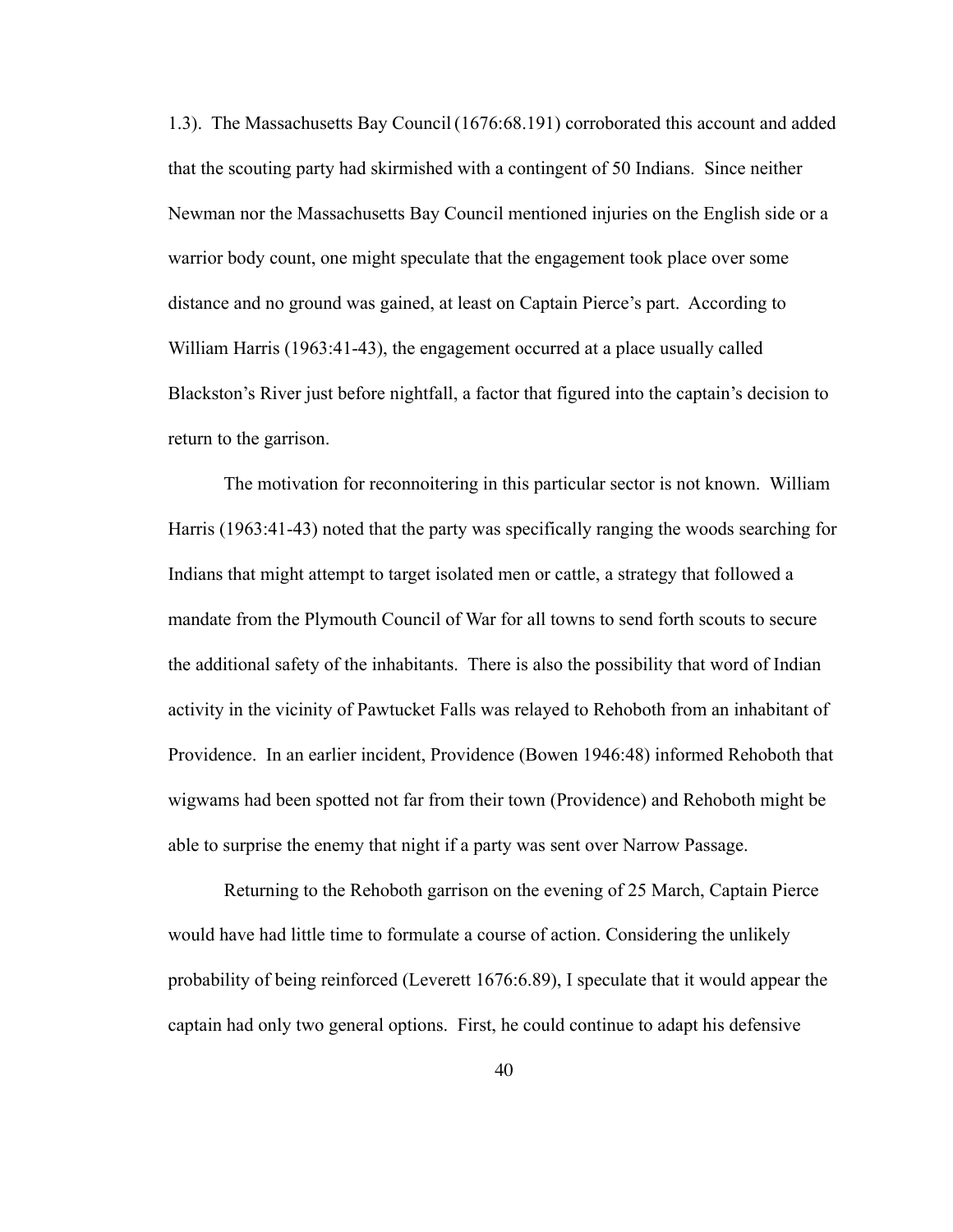1.3). The Massachusetts Bay Council (1676:68.191) corroborated this account and added that the scouting party had skirmished with a contingent of 50 Indians. Since neither Newman nor the Massachusetts Bay Council mentioned injuries on the English side or a warrior body count, one might speculate that the engagement took place over some distance and no ground was gained, at least on Captain Pierce's part. According to William Harris (1963:41-43), the engagement occurred at a place usually called Blackston's River just before nightfall, a factor that figured into the captain's decision to return to the garrison.

The motivation for reconnoitering in this particular sector is not known. William Harris (1963:41-43) noted that the party was specifically ranging the woods searching for Indians that might attempt to target isolated men or cattle, a strategy that followed a mandate from the Plymouth Council of War for all towns to send forth scouts to secure the additional safety of the inhabitants. There is also the possibility that word of Indian activity in the vicinity of Pawtucket Falls was relayed to Rehoboth from an inhabitant of Providence. In an earlier incident, Providence (Bowen 1946:48) informed Rehoboth that wigwams had been spotted not far from their town (Providence) and Rehoboth might be able to surprise the enemy that night if a party was sent over Narrow Passage.

Returning to the Rehoboth garrison on the evening of 25 March, Captain Pierce would have had little time to formulate a course of action. Considering the unlikely probability of being reinforced (Leverett 1676:6.89), I speculate that it would appear the captain had only two general options. First, he could continue to adapt his defensive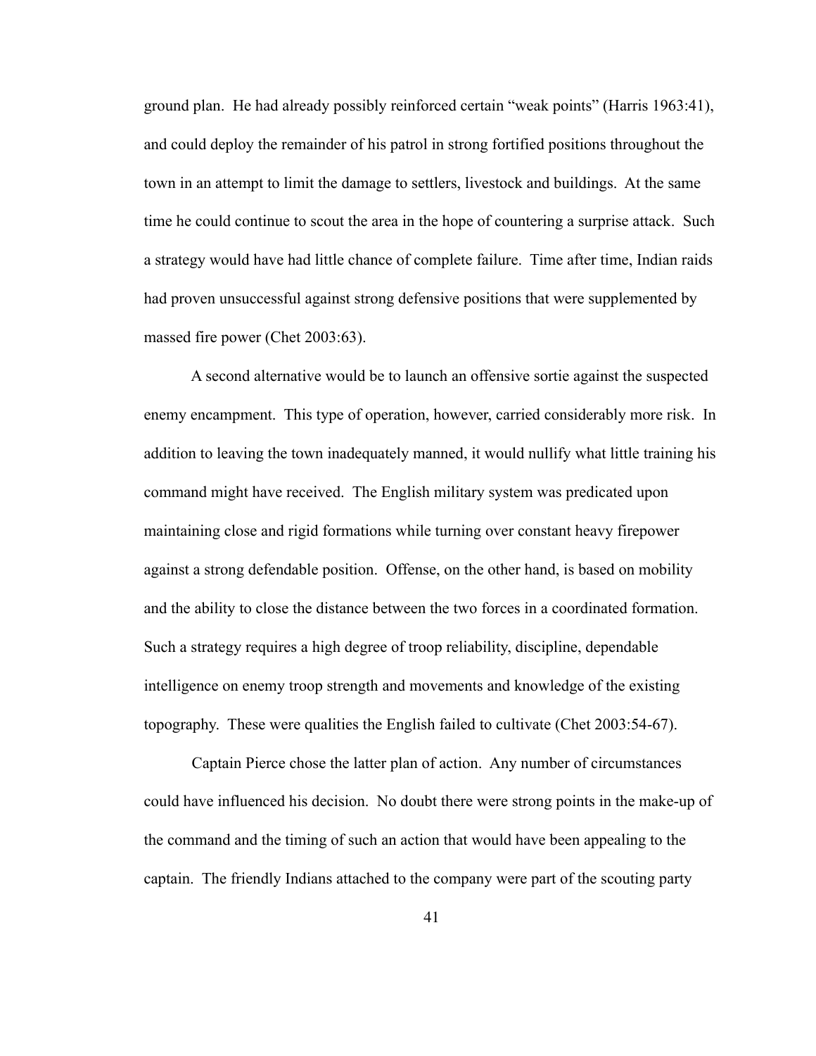ground plan. He had already possibly reinforced certain "weak points" (Harris 1963:41), and could deploy the remainder of his patrol in strong fortified positions throughout the town in an attempt to limit the damage to settlers, livestock and buildings. At the same time he could continue to scout the area in the hope of countering a surprise attack. Such a strategy would have had little chance of complete failure. Time after time, Indian raids had proven unsuccessful against strong defensive positions that were supplemented by massed fire power (Chet 2003:63).

A second alternative would be to launch an offensive sortie against the suspected enemy encampment. This type of operation, however, carried considerably more risk. In addition to leaving the town inadequately manned, it would nullify what little training his command might have received. The English military system was predicated upon maintaining close and rigid formations while turning over constant heavy firepower against a strong defendable position. Offense, on the other hand, is based on mobility and the ability to close the distance between the two forces in a coordinated formation. Such a strategy requires a high degree of troop reliability, discipline, dependable intelligence on enemy troop strength and movements and knowledge of the existing topography. These were qualities the English failed to cultivate (Chet 2003:54-67).

Captain Pierce chose the latter plan of action. Any number of circumstances could have influenced his decision. No doubt there were strong points in the make-up of the command and the timing of such an action that would have been appealing to the captain. The friendly Indians attached to the company were part of the scouting party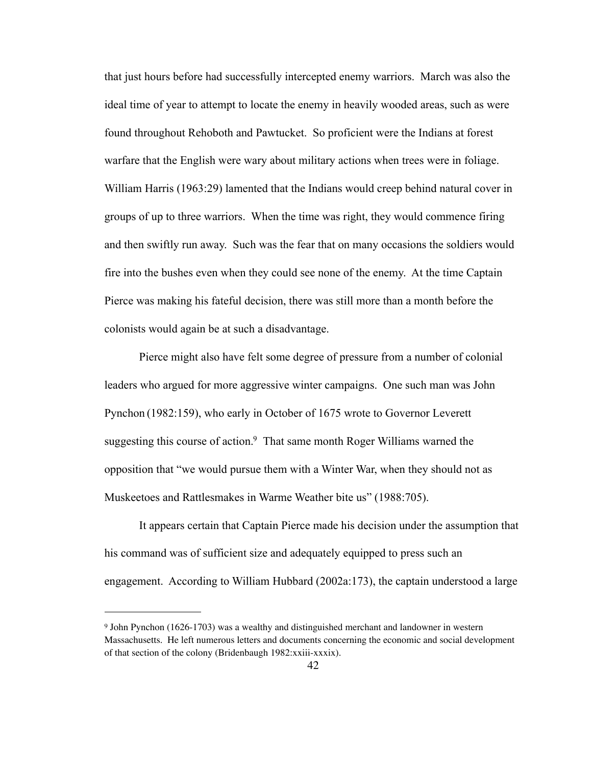that just hours before had successfully intercepted enemy warriors. March was also the ideal time of year to attempt to locate the enemy in heavily wooded areas, such as were found throughout Rehoboth and Pawtucket. So proficient were the Indians at forest warfare that the English were wary about military actions when trees were in foliage. William Harris (1963:29) lamented that the Indians would creep behind natural cover in groups of up to three warriors. When the time was right, they would commence firing and then swiftly run away. Such was the fear that on many occasions the soldiers would fire into the bushes even when they could see none of the enemy. At the time Captain Pierce was making his fateful decision, there was still more than a month before the colonists would again be at such a disadvantage.

Pierce might also have felt some degree of pressure from a number of colonial leaders who argued for more aggressive winter campaigns. One such man was John Pynchon (1982:159), who early in October of 1675 wrote to Governor Leverett suggesting this course of action.[9] That same month Roger Williams warned the opposition that "we would pursue them with a Winter War, when they should not as Muskeetoes and Rattlesmakes in Warme Weather bite us" (1988:705).

It appears certain that Captain Pierce made his decision under the assumption that his command was of sufficient size and adequately equipped to press such an engagement. According to William Hubbard (2002a:173), the captain understood a large

---

[9] John Pynchon (1626-1703) was a wealthy and distinguished merchant and landowner in western Massachusetts. He left numerous letters and documents concerning the economic and social development of that section of the colony (Bridenbaugh 1982:xxiii-xxxix).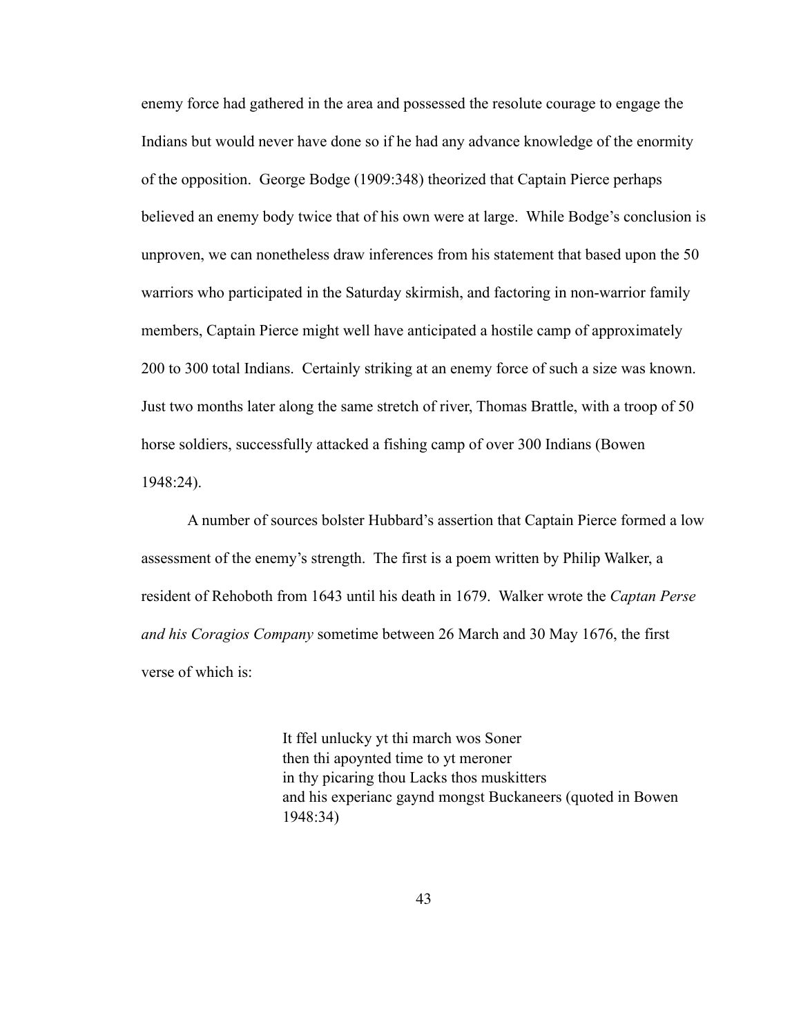enemy force had gathered in the area and possessed the resolute courage to engage the Indians but would never have done so if he had any advance knowledge of the enormity of the opposition. George Bodge (1909:348) theorized that Captain Pierce perhaps believed an enemy body twice that of his own were at large. While Bodge's conclusion is unproven, we can nonetheless draw inferences from his statement that based upon the 50 warriors who participated in the Saturday skirmish, and factoring in non-warrior family members, Captain Pierce might well have anticipated a hostile camp of approximately 200 to 300 total Indians. Certainly striking at an enemy force of such a size was known. Just two months later along the same stretch of river, Thomas Brattle, with a troop of 50 horse soldiers, successfully attacked a fishing camp of over 300 Indians (Bowen 1948:24).

A number of sources bolster Hubbard's assertion that Captain Pierce formed a low assessment of the enemy's strength. The first is a poem written by Philip Walker, a resident of Rehoboth from 1643 until his death in 1679. Walker wrote the *Captan Perse and his Coragios Company* sometime between 26 March and 30 May 1676, the first verse of which is:

> It ffel unlucky yt thi march wos Soner
> then thi apoynted time to yt meroner
> in thy picaring thou Lacks thos muskitters
> and his experianc gaynd mongst Buckaneers (quoted in Bowen 1948:34)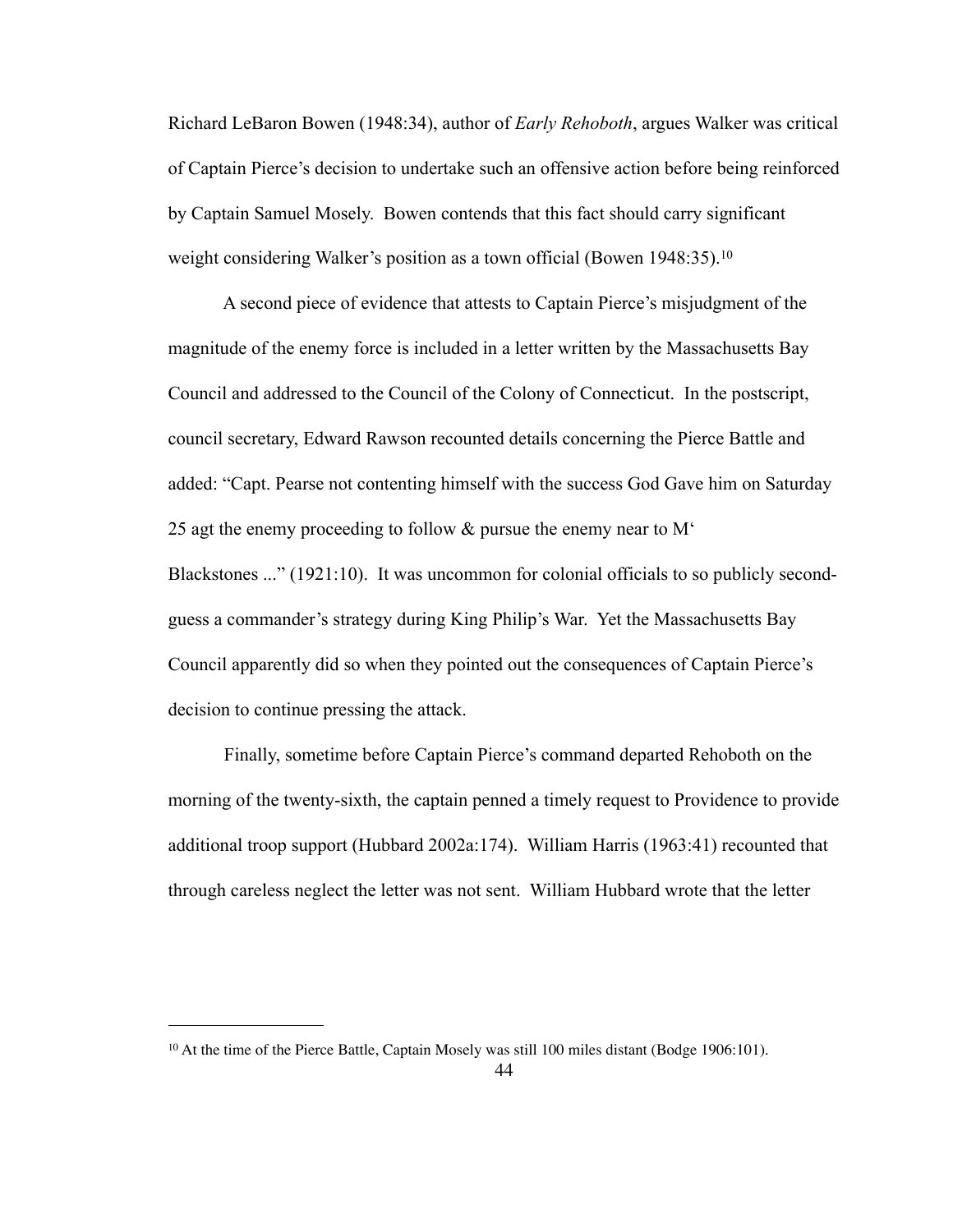Richard LeBaron Bowen (1948:34), author of *Early Rehoboth*, argues Walker was critical of Captain Pierce's decision to undertake such an offensive action before being reinforced by Captain Samuel Mosely. Bowen contends that this fact should carry significant weight considering Walker's position as a town official (Bowen 1948:35).[10]

A second piece of evidence that attests to Captain Pierce's misjudgment of the magnitude of the enemy force is included in a letter written by the Massachusetts Bay Council and addressed to the Council of the Colony of Connecticut. In the postscript, council secretary, Edward Rawson recounted details concerning the Pierce Battle and added: "Capt. Pearse not contenting himself with the success God Gave him on Saturday 25 agt the enemy proceeding to follow & pursue the enemy near to M' Blackstones ..." (1921:10). It was uncommon for colonial officials to so publicly second-guess a commander's strategy during King Philip's War. Yet the Massachusetts Bay Council apparently did so when they pointed out the consequences of Captain Pierce's decision to continue pressing the attack.

Finally, sometime before Captain Pierce's command departed Rehoboth on the morning of the twenty-sixth, the captain penned a timely request to Providence to provide additional troop support (Hubbard 2002a:174). William Harris (1963:41) recounted that through careless neglect the letter was not sent. William Hubbard wrote that the letter

---

[10] At the time of the Pierce Battle, Captain Mosely was still 100 miles distant (Bodge 1906:101).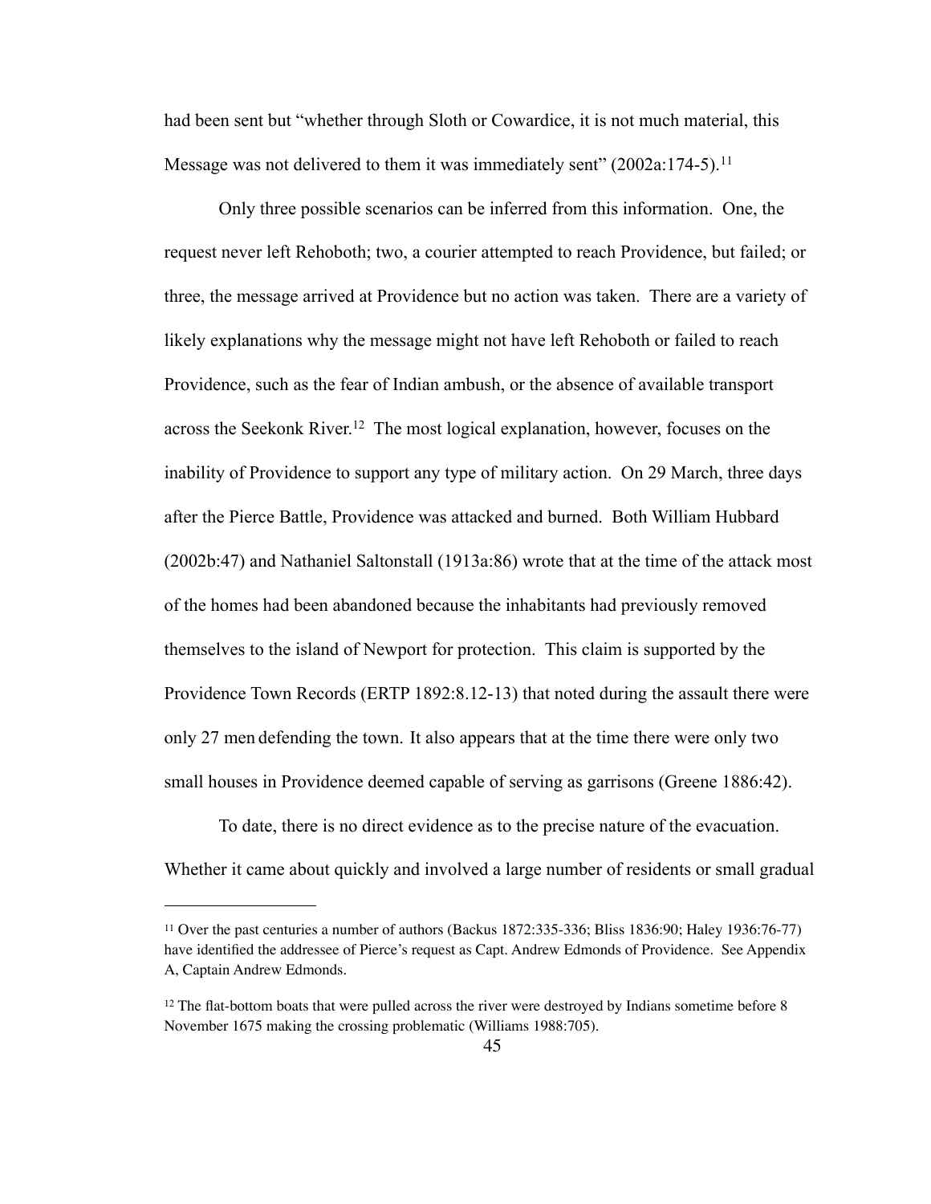had been sent but "whether through Sloth or Cowardice, it is not much material, this Message was not delivered to them it was immediately sent" (2002a:174-5).[11]

Only three possible scenarios can be inferred from this information. One, the request never left Rehoboth; two, a courier attempted to reach Providence, but failed; or three, the message arrived at Providence but no action was taken. There are a variety of likely explanations why the message might not have left Rehoboth or failed to reach Providence, such as the fear of Indian ambush, or the absence of available transport across the Seekonk River.[12] The most logical explanation, however, focuses on the inability of Providence to support any type of military action. On 29 March, three days after the Pierce Battle, Providence was attacked and burned. Both William Hubbard (2002b:47) and Nathaniel Saltonstall (1913a:86) wrote that at the time of the attack most of the homes had been abandoned because the inhabitants had previously removed themselves to the island of Newport for protection. This claim is supported by the Providence Town Records (ERTP 1892:8.12-13) that noted during the assault there were only 27 men defending the town. It also appears that at the time there were only two small houses in Providence deemed capable of serving as garrisons (Greene 1886:42).

To date, there is no direct evidence as to the precise nature of the evacuation. Whether it came about quickly and involved a large number of residents or small gradual

---

[11] Over the past centuries a number of authors (Backus 1872:335-336; Bliss 1836:90; Haley 1936:76-77) have identified the addressee of Pierce's request as Capt. Andrew Edmonds of Providence. See Appendix A, Captain Andrew Edmonds.

[12] The flat-bottom boats that were pulled across the river were destroyed by Indians sometime before 8 November 1675 making the crossing problematic (Williams 1988:705).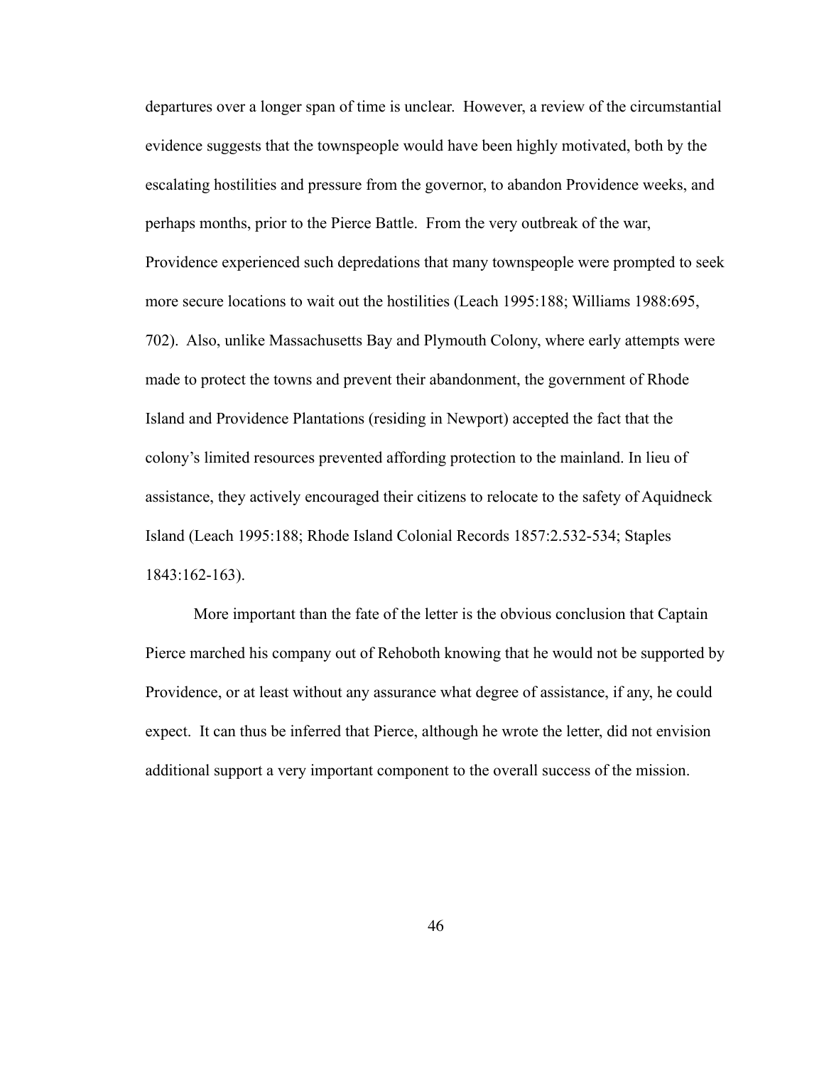departures over a longer span of time is unclear. However, a review of the circumstantial evidence suggests that the townspeople would have been highly motivated, both by the escalating hostilities and pressure from the governor, to abandon Providence weeks, and perhaps months, prior to the Pierce Battle. From the very outbreak of the war, Providence experienced such depredations that many townspeople were prompted to seek more secure locations to wait out the hostilities (Leach 1995:188; Williams 1988:695, 702). Also, unlike Massachusetts Bay and Plymouth Colony, where early attempts were made to protect the towns and prevent their abandonment, the government of Rhode Island and Providence Plantations (residing in Newport) accepted the fact that the colony's limited resources prevented affording protection to the mainland. In lieu of assistance, they actively encouraged their citizens to relocate to the safety of Aquidneck Island (Leach 1995:188; Rhode Island Colonial Records 1857:2.532-534; Staples 1843:162-163).

More important than the fate of the letter is the obvious conclusion that Captain Pierce marched his company out of Rehoboth knowing that he would not be supported by Providence, or at least without any assurance what degree of assistance, if any, he could expect. It can thus be inferred that Pierce, although he wrote the letter, did not envision additional support a very important component to the overall success of the mission.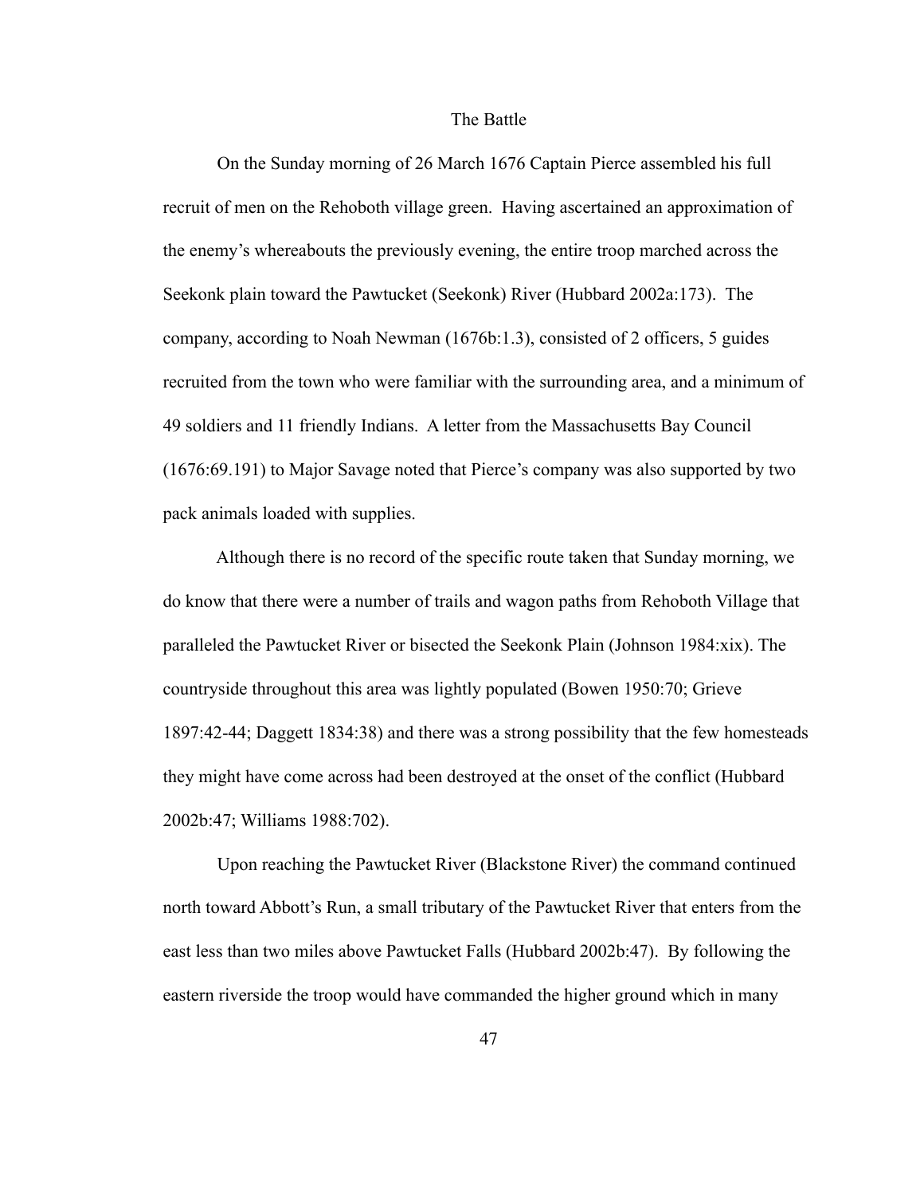## The Battle

On the Sunday morning of 26 March 1676 Captain Pierce assembled his full recruit of men on the Rehoboth village green. Having ascertained an approximation of the enemy's whereabouts the previously evening, the entire troop marched across the Seekonk plain toward the Pawtucket (Seekonk) River (Hubbard 2002a:173). The company, according to Noah Newman (1676b:1.3), consisted of 2 officers, 5 guides recruited from the town who were familiar with the surrounding area, and a minimum of 49 soldiers and 11 friendly Indians. A letter from the Massachusetts Bay Council (1676:69.191) to Major Savage noted that Pierce's company was also supported by two pack animals loaded with supplies.

Although there is no record of the specific route taken that Sunday morning, we do know that there were a number of trails and wagon paths from Rehoboth Village that paralleled the Pawtucket River or bisected the Seekonk Plain (Johnson 1984:xix). The countryside throughout this area was lightly populated (Bowen 1950:70; Grieve 1897:42-44; Daggett 1834:38) and there was a strong possibility that the few homesteads they might have come across had been destroyed at the onset of the conflict (Hubbard 2002b:47; Williams 1988:702).

Upon reaching the Pawtucket River (Blackstone River) the command continued north toward Abbott's Run, a small tributary of the Pawtucket River that enters from the east less than two miles above Pawtucket Falls (Hubbard 2002b:47). By following the eastern riverside the troop would have commanded the higher ground which in many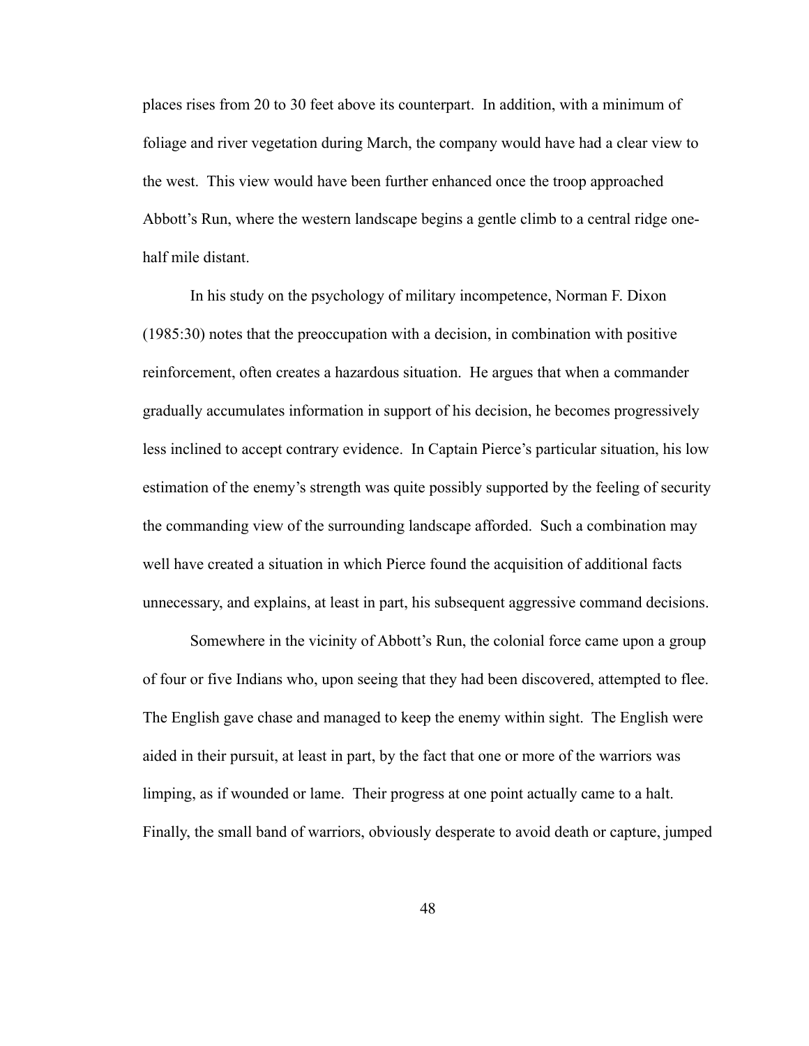places rises from 20 to 30 feet above its counterpart. In addition, with a minimum of foliage and river vegetation during March, the company would have had a clear view to the west. This view would have been further enhanced once the troop approached Abbott's Run, where the western landscape begins a gentle climb to a central ridge one-half mile distant.

In his study on the psychology of military incompetence, Norman F. Dixon (1985:30) notes that the preoccupation with a decision, in combination with positive reinforcement, often creates a hazardous situation. He argues that when a commander gradually accumulates information in support of his decision, he becomes progressively less inclined to accept contrary evidence. In Captain Pierce's particular situation, his low estimation of the enemy's strength was quite possibly supported by the feeling of security the commanding view of the surrounding landscape afforded. Such a combination may well have created a situation in which Pierce found the acquisition of additional facts unnecessary, and explains, at least in part, his subsequent aggressive command decisions.

Somewhere in the vicinity of Abbott's Run, the colonial force came upon a group of four or five Indians who, upon seeing that they had been discovered, attempted to flee. The English gave chase and managed to keep the enemy within sight. The English were aided in their pursuit, at least in part, by the fact that one or more of the warriors was limping, as if wounded or lame. Their progress at one point actually came to a halt. Finally, the small band of warriors, obviously desperate to avoid death or capture, jumped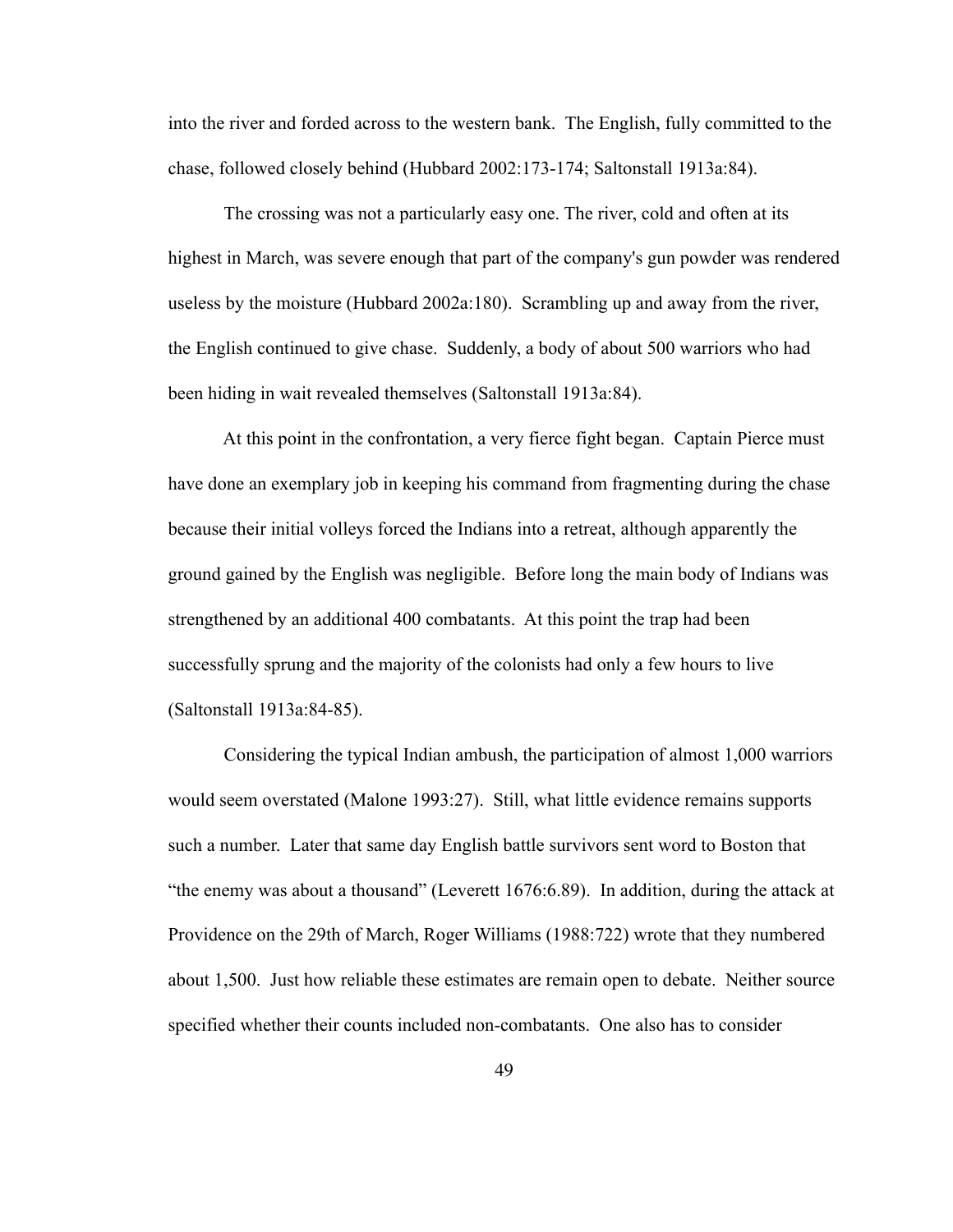into the river and forded across to the western bank. The English, fully committed to the chase, followed closely behind (Hubbard 2002:173-174; Saltonstall 1913a:84).

The crossing was not a particularly easy one. The river, cold and often at its highest in March, was severe enough that part of the company's gun powder was rendered useless by the moisture (Hubbard 2002a:180). Scrambling up and away from the river, the English continued to give chase. Suddenly, a body of about 500 warriors who had been hiding in wait revealed themselves (Saltonstall 1913a:84).

At this point in the confrontation, a very fierce fight began. Captain Pierce must have done an exemplary job in keeping his command from fragmenting during the chase because their initial volleys forced the Indians into a retreat, although apparently the ground gained by the English was negligible. Before long the main body of Indians was strengthened by an additional 400 combatants. At this point the trap had been successfully sprung and the majority of the colonists had only a few hours to live (Saltonstall 1913a:84-85).

Considering the typical Indian ambush, the participation of almost 1,000 warriors would seem overstated (Malone 1993:27). Still, what little evidence remains supports such a number. Later that same day English battle survivors sent word to Boston that "the enemy was about a thousand" (Leverett 1676:6.89). In addition, during the attack at Providence on the 29th of March, Roger Williams (1988:722) wrote that they numbered about 1,500. Just how reliable these estimates are remain open to debate. Neither source specified whether their counts included non-combatants. One also has to consider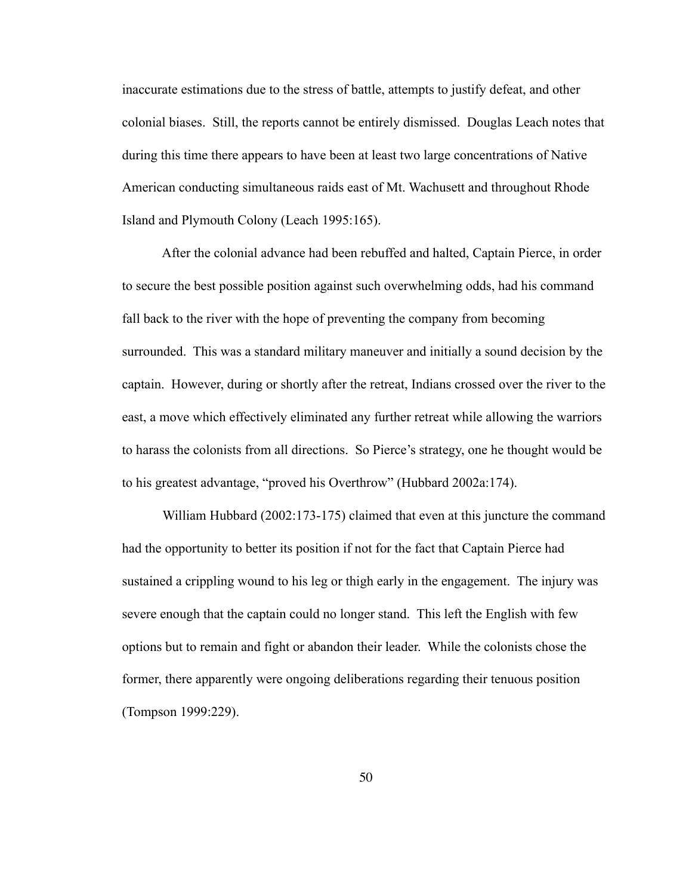inaccurate estimations due to the stress of battle, attempts to justify defeat, and other colonial biases. Still, the reports cannot be entirely dismissed. Douglas Leach notes that during this time there appears to have been at least two large concentrations of Native American conducting simultaneous raids east of Mt. Wachusett and throughout Rhode Island and Plymouth Colony (Leach 1995:165).

After the colonial advance had been rebuffed and halted, Captain Pierce, in order to secure the best possible position against such overwhelming odds, had his command fall back to the river with the hope of preventing the company from becoming surrounded. This was a standard military maneuver and initially a sound decision by the captain. However, during or shortly after the retreat, Indians crossed over the river to the east, a move which effectively eliminated any further retreat while allowing the warriors to harass the colonists from all directions. So Pierce's strategy, one he thought would be to his greatest advantage, "proved his Overthrow" (Hubbard 2002a:174).

William Hubbard (2002:173-175) claimed that even at this juncture the command had the opportunity to better its position if not for the fact that Captain Pierce had sustained a crippling wound to his leg or thigh early in the engagement. The injury was severe enough that the captain could no longer stand. This left the English with few options but to remain and fight or abandon their leader. While the colonists chose the former, there apparently were ongoing deliberations regarding their tenuous position (Tompson 1999:229).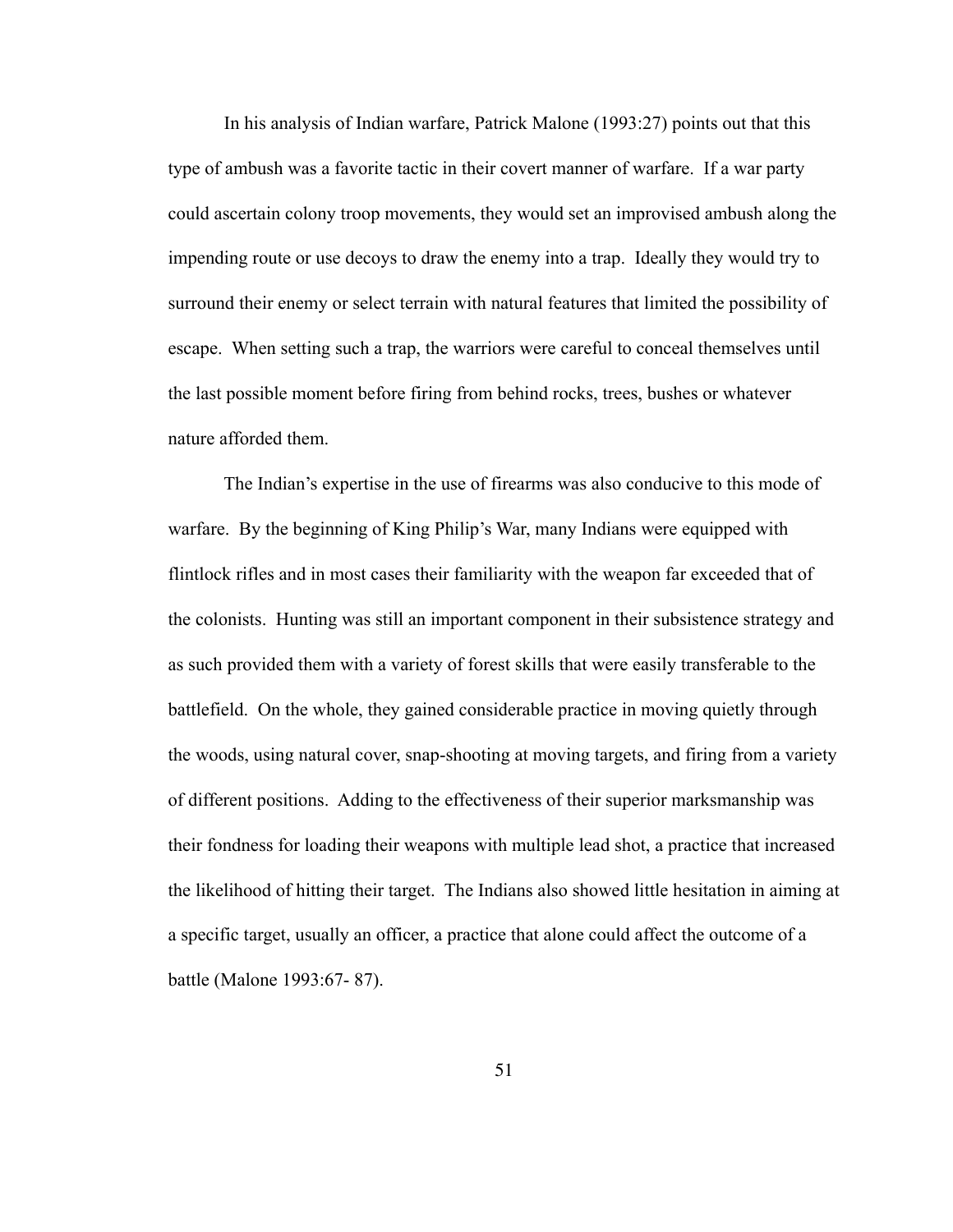In his analysis of Indian warfare, Patrick Malone (1993:27) points out that this type of ambush was a favorite tactic in their covert manner of warfare. If a war party could ascertain colony troop movements, they would set an improvised ambush along the impending route or use decoys to draw the enemy into a trap. Ideally they would try to surround their enemy or select terrain with natural features that limited the possibility of escape. When setting such a trap, the warriors were careful to conceal themselves until the last possible moment before firing from behind rocks, trees, bushes or whatever nature afforded them.

The Indian's expertise in the use of firearms was also conducive to this mode of warfare. By the beginning of King Philip's War, many Indians were equipped with flintlock rifles and in most cases their familiarity with the weapon far exceeded that of the colonists. Hunting was still an important component in their subsistence strategy and as such provided them with a variety of forest skills that were easily transferable to the battlefield. On the whole, they gained considerable practice in moving quietly through the woods, using natural cover, snap-shooting at moving targets, and firing from a variety of different positions. Adding to the effectiveness of their superior marksmanship was their fondness for loading their weapons with multiple lead shot, a practice that increased the likelihood of hitting their target. The Indians also showed little hesitation in aiming at a specific target, usually an officer, a practice that alone could affect the outcome of a battle (Malone 1993:67- 87).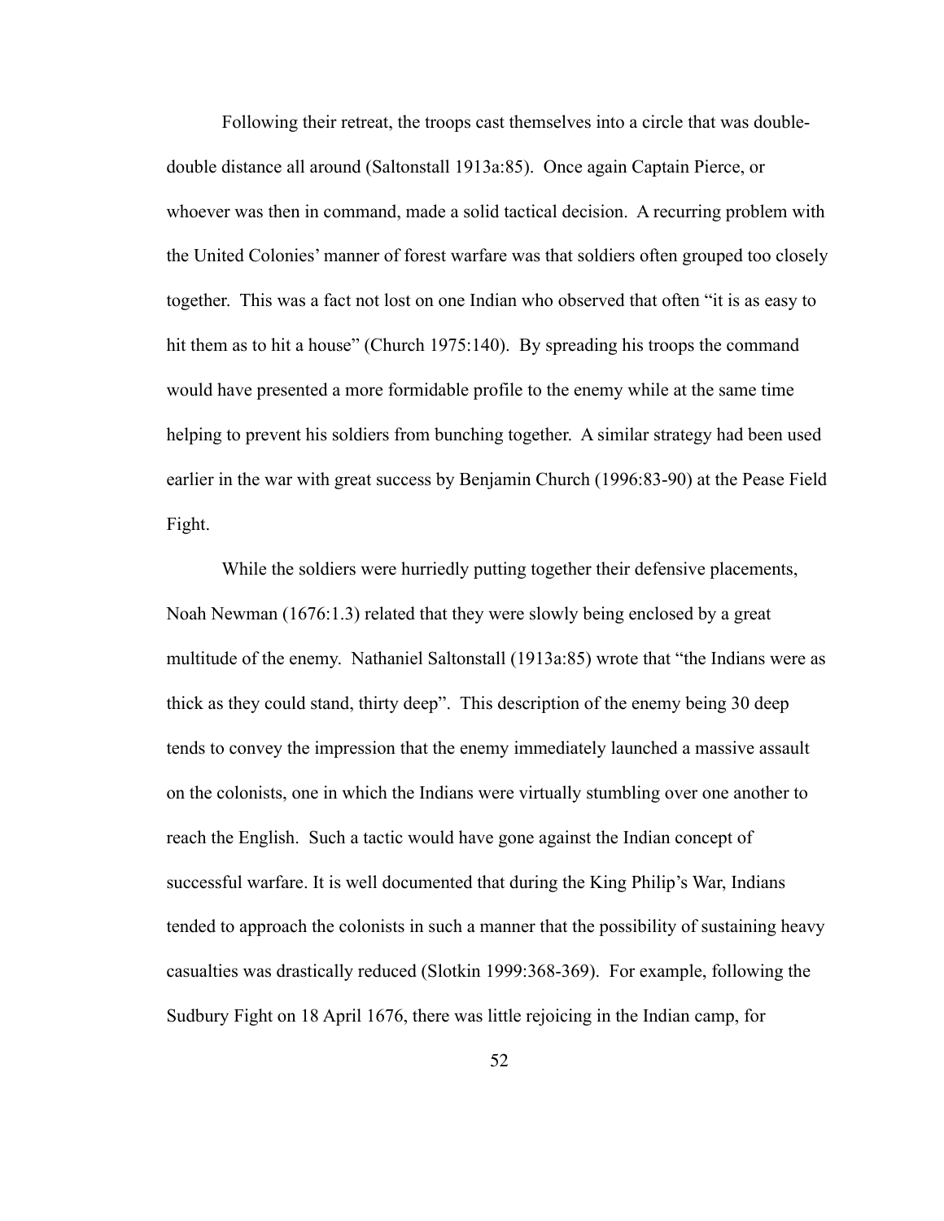Following their retreat, the troops cast themselves into a circle that was double-double distance all around (Saltonstall 1913a:85). Once again Captain Pierce, or whoever was then in command, made a solid tactical decision. A recurring problem with the United Colonies' manner of forest warfare was that soldiers often grouped too closely together. This was a fact not lost on one Indian who observed that often "it is as easy to hit them as to hit a house" (Church 1975:140). By spreading his troops the command would have presented a more formidable profile to the enemy while at the same time helping to prevent his soldiers from bunching together. A similar strategy had been used earlier in the war with great success by Benjamin Church (1996:83-90) at the Pease Field Fight.

While the soldiers were hurriedly putting together their defensive placements, Noah Newman (1676:1.3) related that they were slowly being enclosed by a great multitude of the enemy. Nathaniel Saltonstall (1913a:85) wrote that "the Indians were as thick as they could stand, thirty deep". This description of the enemy being 30 deep tends to convey the impression that the enemy immediately launched a massive assault on the colonists, one in which the Indians were virtually stumbling over one another to reach the English. Such a tactic would have gone against the Indian concept of successful warfare. It is well documented that during the King Philip's War, Indians tended to approach the colonists in such a manner that the possibility of sustaining heavy casualties was drastically reduced (Slotkin 1999:368-369). For example, following the Sudbury Fight on 18 April 1676, there was little rejoicing in the Indian camp, for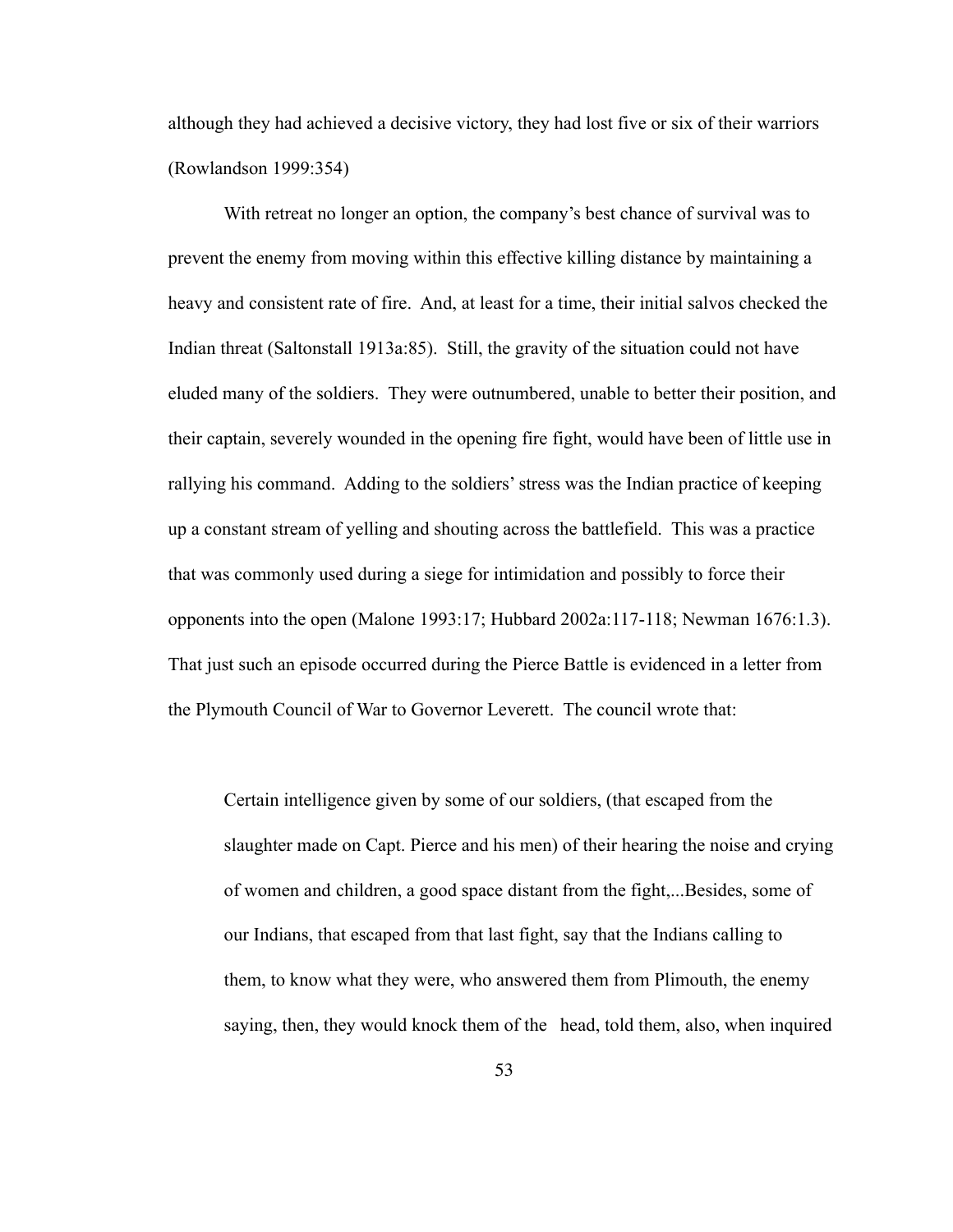although they had achieved a decisive victory, they had lost five or six of their warriors (Rowlandson 1999:354)

With retreat no longer an option, the company's best chance of survival was to prevent the enemy from moving within this effective killing distance by maintaining a heavy and consistent rate of fire. And, at least for a time, their initial salvos checked the Indian threat (Saltonstall 1913a:85). Still, the gravity of the situation could not have eluded many of the soldiers. They were outnumbered, unable to better their position, and their captain, severely wounded in the opening fire fight, would have been of little use in rallying his command. Adding to the soldiers' stress was the Indian practice of keeping up a constant stream of yelling and shouting across the battlefield. This was a practice that was commonly used during a siege for intimidation and possibly to force their opponents into the open (Malone 1993:17; Hubbard 2002a:117-118; Newman 1676:1.3). That just such an episode occurred during the Pierce Battle is evidenced in a letter from the Plymouth Council of War to Governor Leverett. The council wrote that:

> Certain intelligence given by some of our soldiers, (that escaped from the slaughter made on Capt. Pierce and his men) of their hearing the noise and crying of women and children, a good space distant from the fight,...Besides, some of our Indians, that escaped from that last fight, say that the Indians calling to them, to know what they were, who answered them from Plimouth, the enemy saying, then, they would knock them of the head, told them, also, when inquired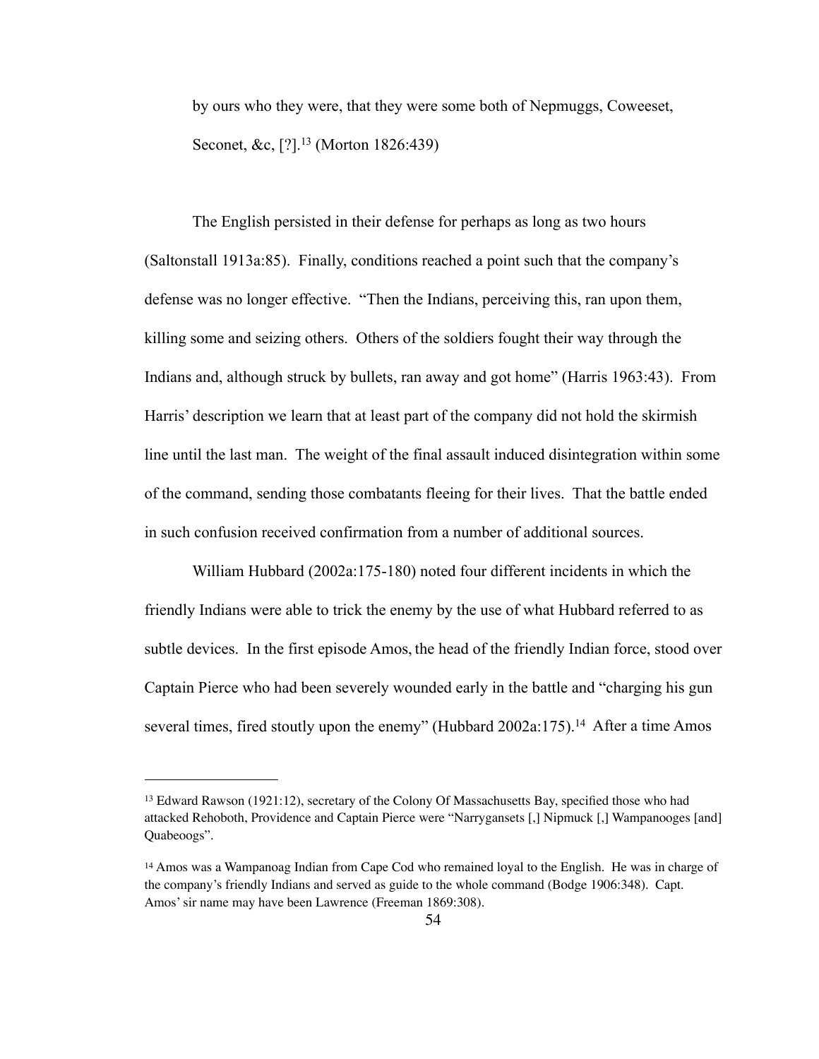by ours who they were, that they were some both of Nepmuggs, Coweeset, Seconet, &c, [?].[13] (Morton 1826:439)

The English persisted in their defense for perhaps as long as two hours (Saltonstall 1913a:85). Finally, conditions reached a point such that the company's defense was no longer effective. "Then the Indians, perceiving this, ran upon them, killing some and seizing others. Others of the soldiers fought their way through the Indians and, although struck by bullets, ran away and got home" (Harris 1963:43). From Harris' description we learn that at least part of the company did not hold the skirmish line until the last man. The weight of the final assault induced disintegration within some of the command, sending those combatants fleeing for their lives. That the battle ended in such confusion received confirmation from a number of additional sources.

William Hubbard (2002a:175-180) noted four different incidents in which the friendly Indians were able to trick the enemy by the use of what Hubbard referred to as subtle devices. In the first episode Amos, the head of the friendly Indian force, stood over Captain Pierce who had been severely wounded early in the battle and "charging his gun several times, fired stoutly upon the enemy" (Hubbard 2002a:175).[14] After a time Amos

---

[13] Edward Rawson (1921:12), secretary of the Colony Of Massachusetts Bay, specified those who had attacked Rehoboth, Providence and Captain Pierce were "Narrygansets [,] Nipmuck [,] Wampanooges [and] Quabeoogs".

[14] Amos was a Wampanoag Indian from Cape Cod who remained loyal to the English. He was in charge of the company's friendly Indians and served as guide to the whole command (Bodge 1906:348). Capt. Amos' sir name may have been Lawrence (Freeman 1869:308).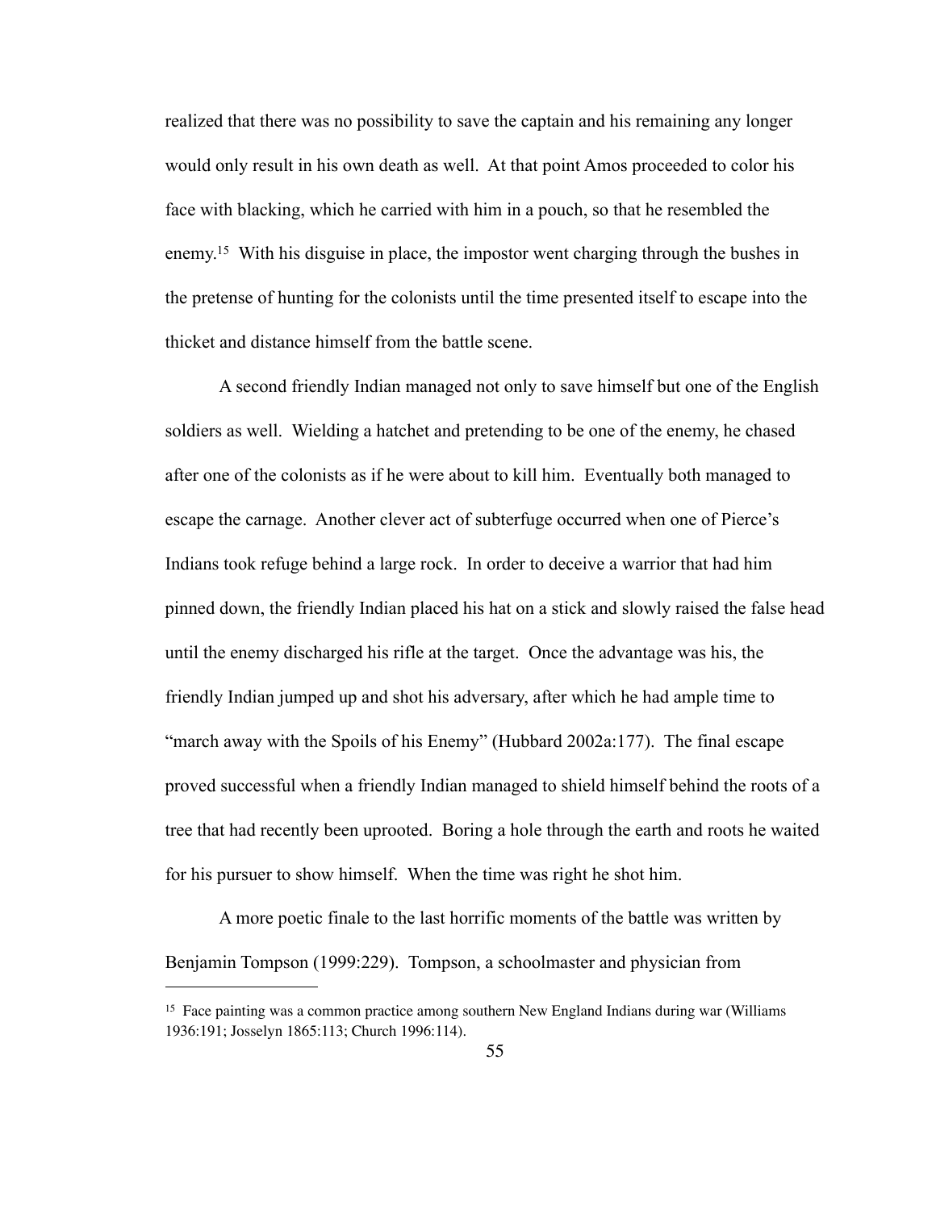realized that there was no possibility to save the captain and his remaining any longer would only result in his own death as well. At that point Amos proceeded to color his face with blacking, which he carried with him in a pouch, so that he resembled the enemy.[15] With his disguise in place, the impostor went charging through the bushes in the pretense of hunting for the colonists until the time presented itself to escape into the thicket and distance himself from the battle scene.

A second friendly Indian managed not only to save himself but one of the English soldiers as well. Wielding a hatchet and pretending to be one of the enemy, he chased after one of the colonists as if he were about to kill him. Eventually both managed to escape the carnage. Another clever act of subterfuge occurred when one of Pierce's Indians took refuge behind a large rock. In order to deceive a warrior that had him pinned down, the friendly Indian placed his hat on a stick and slowly raised the false head until the enemy discharged his rifle at the target. Once the advantage was his, the friendly Indian jumped up and shot his adversary, after which he had ample time to "march away with the Spoils of his Enemy" (Hubbard 2002a:177). The final escape proved successful when a friendly Indian managed to shield himself behind the roots of a tree that had recently been uprooted. Boring a hole through the earth and roots he waited for his pursuer to show himself. When the time was right he shot him.

A more poetic finale to the last horrific moments of the battle was written by Benjamin Tompson (1999:229). Tompson, a schoolmaster and physician from

---

[15] Face painting was a common practice among southern New England Indians during war (Williams 1936:191; Josselyn 1865:113; Church 1996:114).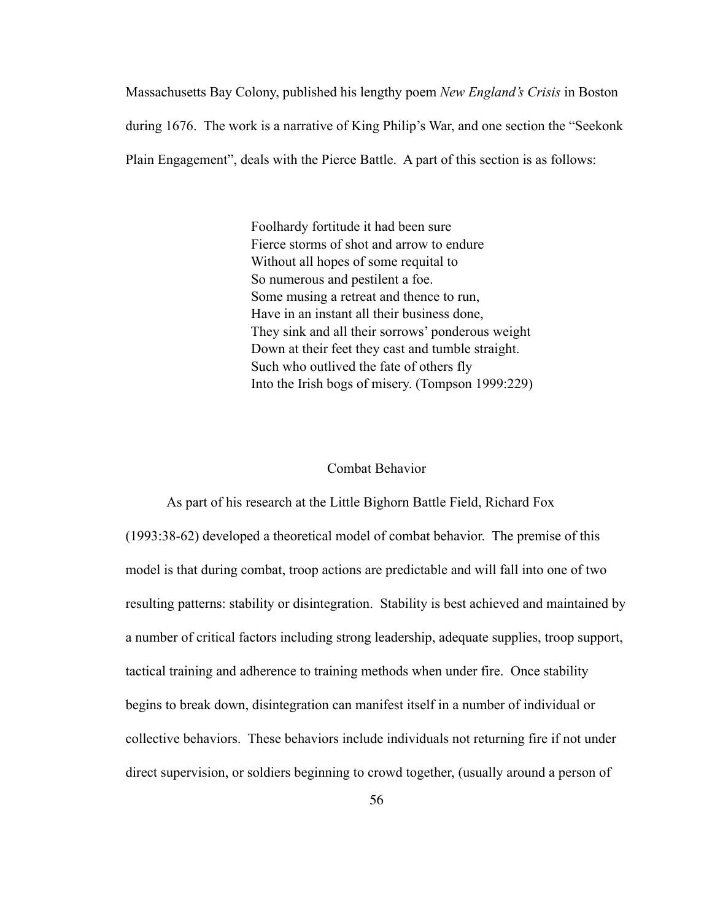Massachusetts Bay Colony, published his lengthy poem *New England's Crisis* in Boston during 1676. The work is a narrative of King Philip's War, and one section the "Seekonk Plain Engagement", deals with the Pierce Battle. A part of this section is as follows:

> Foolhardy fortitude it had been sure
> Fierce storms of shot and arrow to endure
> Without all hopes of some requital to
> So numerous and pestilent a foe.
> Some musing a retreat and thence to run,
> Have in an instant all their business done,
> They sink and all their sorrows' ponderous weight
> Down at their feet they cast and tumble straight.
> Such who outlived the fate of others fly
> Into the Irish bogs of misery. (Tompson 1999:229)

## Combat Behavior

As part of his research at the Little Bighorn Battle Field, Richard Fox (1993:38-62) developed a theoretical model of combat behavior. The premise of this model is that during combat, troop actions are predictable and will fall into one of two resulting patterns: stability or disintegration. Stability is best achieved and maintained by a number of critical factors including strong leadership, adequate supplies, troop support, tactical training and adherence to training methods when under fire. Once stability begins to break down, disintegration can manifest itself in a number of individual or collective behaviors. These behaviors include individuals not returning fire if not under direct supervision, or soldiers beginning to crowd together, (usually around a person of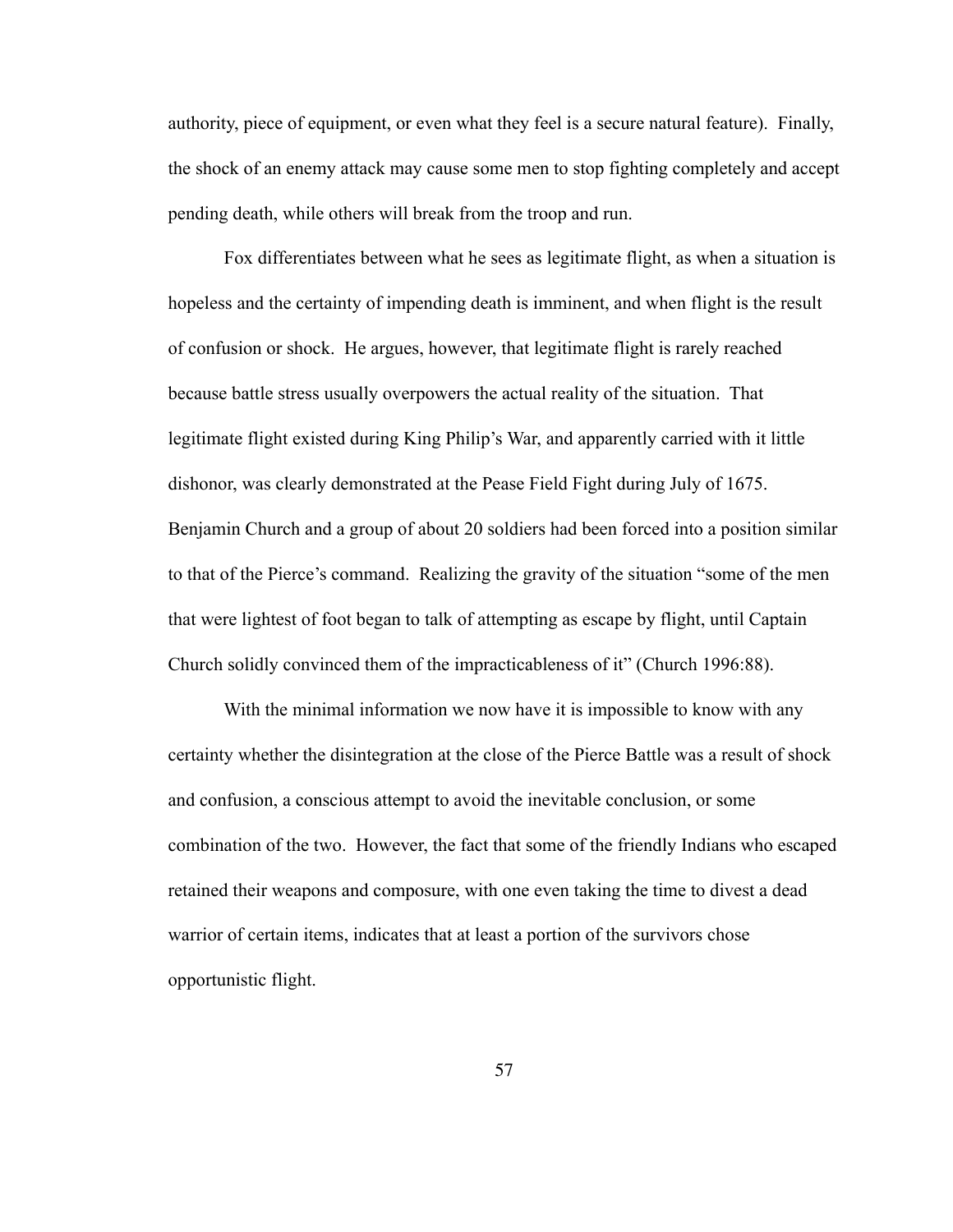authority, piece of equipment, or even what they feel is a secure natural feature). Finally, the shock of an enemy attack may cause some men to stop fighting completely and accept pending death, while others will break from the troop and run.

Fox differentiates between what he sees as legitimate flight, as when a situation is hopeless and the certainty of impending death is imminent, and when flight is the result of confusion or shock. He argues, however, that legitimate flight is rarely reached because battle stress usually overpowers the actual reality of the situation. That legitimate flight existed during King Philip's War, and apparently carried with it little dishonor, was clearly demonstrated at the Pease Field Fight during July of 1675. Benjamin Church and a group of about 20 soldiers had been forced into a position similar to that of the Pierce's command. Realizing the gravity of the situation "some of the men that were lightest of foot began to talk of attempting as escape by flight, until Captain Church solidly convinced them of the impracticableness of it" (Church 1996:88).

With the minimal information we now have it is impossible to know with any certainty whether the disintegration at the close of the Pierce Battle was a result of shock and confusion, a conscious attempt to avoid the inevitable conclusion, or some combination of the two. However, the fact that some of the friendly Indians who escaped retained their weapons and composure, with one even taking the time to divest a dead warrior of certain items, indicates that at least a portion of the survivors chose opportunistic flight.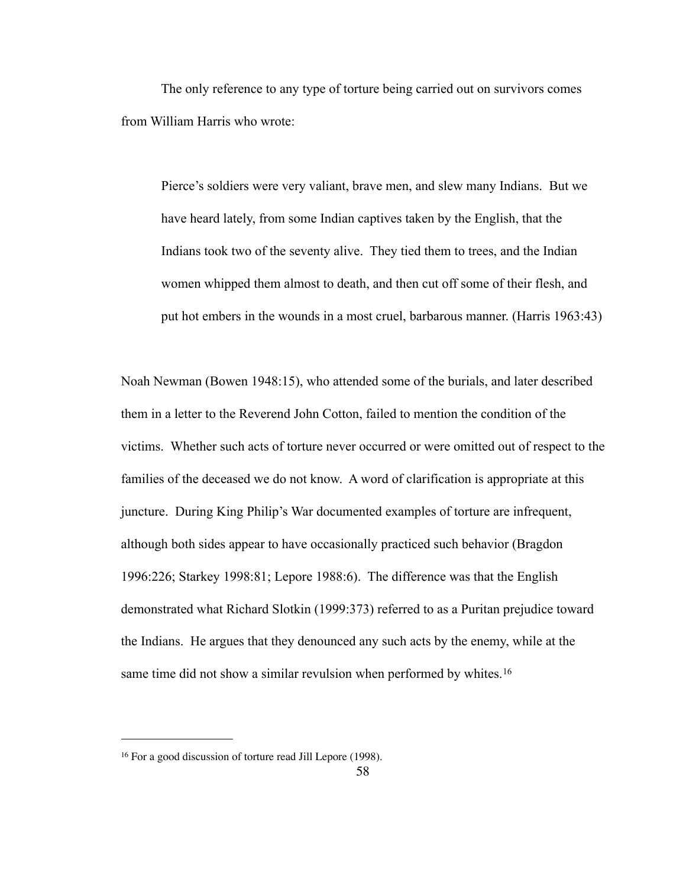The only reference to any type of torture being carried out on survivors comes from William Harris who wrote:

> Pierce's soldiers were very valiant, brave men, and slew many Indians. But we have heard lately, from some Indian captives taken by the English, that the Indians took two of the seventy alive. They tied them to trees, and the Indian women whipped them almost to death, and then cut off some of their flesh, and put hot embers in the wounds in a most cruel, barbarous manner. (Harris 1963:43)

Noah Newman (Bowen 1948:15), who attended some of the burials, and later described them in a letter to the Reverend John Cotton, failed to mention the condition of the victims. Whether such acts of torture never occurred or were omitted out of respect to the families of the deceased we do not know. A word of clarification is appropriate at this juncture. During King Philip's War documented examples of torture are infrequent, although both sides appear to have occasionally practiced such behavior (Bragdon 1996:226; Starkey 1998:81; Lepore 1988:6). The difference was that the English demonstrated what Richard Slotkin (1999:373) referred to as a Puritan prejudice toward the Indians. He argues that they denounced any such acts by the enemy, while at the same time did not show a similar revulsion when performed by whites.[16]

---

[16] For a good discussion of torture read Jill Lepore (1998).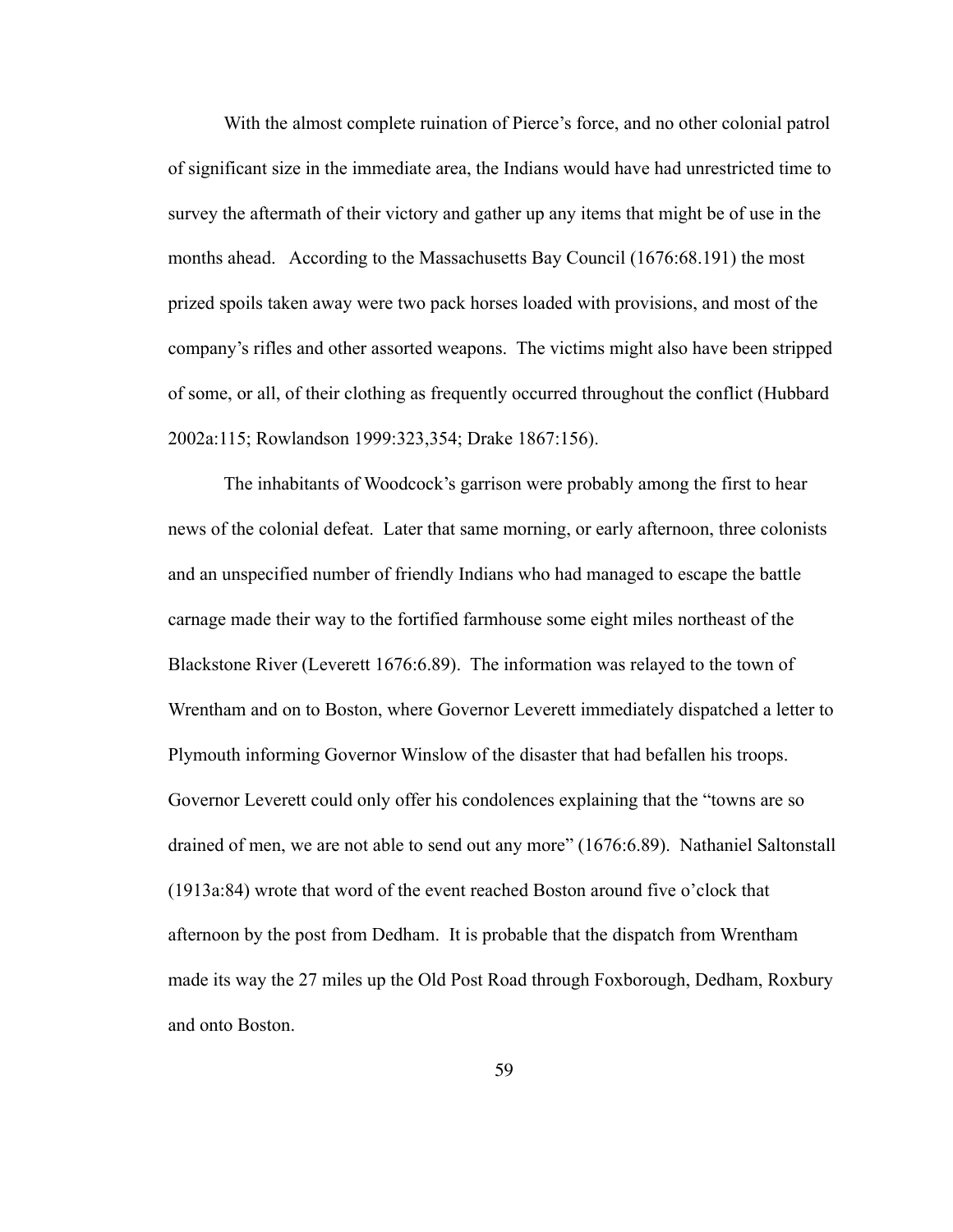With the almost complete ruination of Pierce's force, and no other colonial patrol of significant size in the immediate area, the Indians would have had unrestricted time to survey the aftermath of their victory and gather up any items that might be of use in the months ahead. According to the Massachusetts Bay Council (1676:68.191) the most prized spoils taken away were two pack horses loaded with provisions, and most of the company's rifles and other assorted weapons. The victims might also have been stripped of some, or all, of their clothing as frequently occurred throughout the conflict (Hubbard 2002a:115; Rowlandson 1999:323,354; Drake 1867:156).

The inhabitants of Woodcock's garrison were probably among the first to hear news of the colonial defeat. Later that same morning, or early afternoon, three colonists and an unspecified number of friendly Indians who had managed to escape the battle carnage made their way to the fortified farmhouse some eight miles northeast of the Blackstone River (Leverett 1676:6.89). The information was relayed to the town of Wrentham and on to Boston, where Governor Leverett immediately dispatched a letter to Plymouth informing Governor Winslow of the disaster that had befallen his troops. Governor Leverett could only offer his condolences explaining that the "towns are so drained of men, we are not able to send out any more" (1676:6.89). Nathaniel Saltonstall (1913a:84) wrote that word of the event reached Boston around five o'clock that afternoon by the post from Dedham. It is probable that the dispatch from Wrentham made its way the 27 miles up the Old Post Road through Foxborough, Dedham, Roxbury and onto Boston.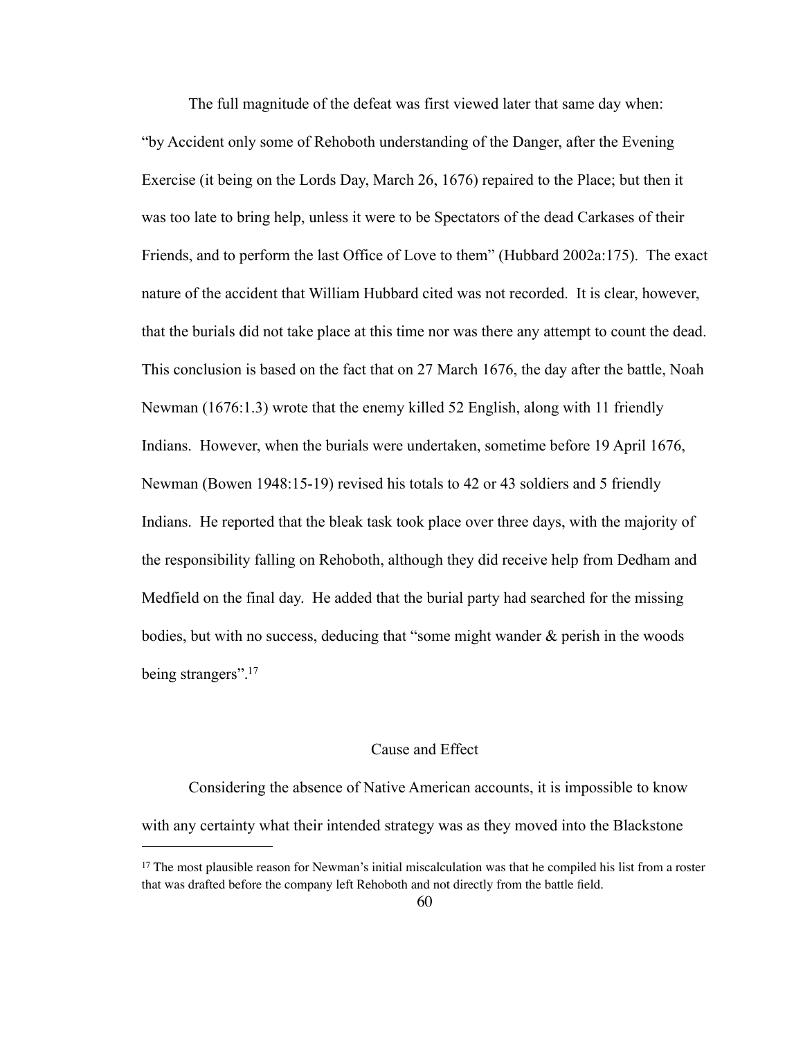The full magnitude of the defeat was first viewed later that same day when: "by Accident only some of Rehoboth understanding of the Danger, after the Evening Exercise (it being on the Lords Day, March 26, 1676) repaired to the Place; but then it was too late to bring help, unless it were to be Spectators of the dead Carkases of their Friends, and to perform the last Office of Love to them" (Hubbard 2002a:175). The exact nature of the accident that William Hubbard cited was not recorded. It is clear, however, that the burials did not take place at this time nor was there any attempt to count the dead. This conclusion is based on the fact that on 27 March 1676, the day after the battle, Noah Newman (1676:1.3) wrote that the enemy killed 52 English, along with 11 friendly Indians. However, when the burials were undertaken, sometime before 19 April 1676, Newman (Bowen 1948:15-19) revised his totals to 42 or 43 soldiers and 5 friendly Indians. He reported that the bleak task took place over three days, with the majority of the responsibility falling on Rehoboth, although they did receive help from Dedham and Medfield on the final day. He added that the burial party had searched for the missing bodies, but with no success, deducing that "some might wander & perish in the woods being strangers".[17]

## Cause and Effect

Considering the absence of Native American accounts, it is impossible to know with any certainty what their intended strategy was as they moved into the Blackstone

[17] The most plausible reason for Newman's initial miscalculation was that he compiled his list from a roster that was drafted before the company left Rehoboth and not directly from the battle field.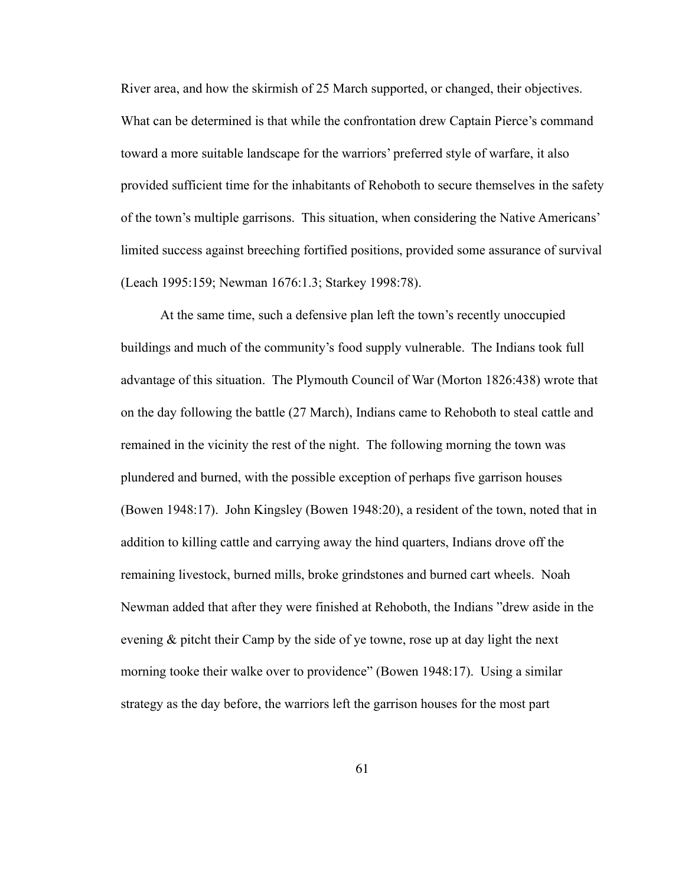River area, and how the skirmish of 25 March supported, or changed, their objectives. What can be determined is that while the confrontation drew Captain Pierce's command toward a more suitable landscape for the warriors' preferred style of warfare, it also provided sufficient time for the inhabitants of Rehoboth to secure themselves in the safety of the town's multiple garrisons. This situation, when considering the Native Americans' limited success against breeching fortified positions, provided some assurance of survival (Leach 1995:159; Newman 1676:1.3; Starkey 1998:78).

At the same time, such a defensive plan left the town's recently unoccupied buildings and much of the community's food supply vulnerable. The Indians took full advantage of this situation. The Plymouth Council of War (Morton 1826:438) wrote that on the day following the battle (27 March), Indians came to Rehoboth to steal cattle and remained in the vicinity the rest of the night. The following morning the town was plundered and burned, with the possible exception of perhaps five garrison houses (Bowen 1948:17). John Kingsley (Bowen 1948:20), a resident of the town, noted that in addition to killing cattle and carrying away the hind quarters, Indians drove off the remaining livestock, burned mills, broke grindstones and burned cart wheels. Noah Newman added that after they were finished at Rehoboth, the Indians "drew aside in the evening & pitcht their Camp by the side of ye towne, rose up at day light the next morning tooke their walke over to providence" (Bowen 1948:17). Using a similar strategy as the day before, the warriors left the garrison houses for the most part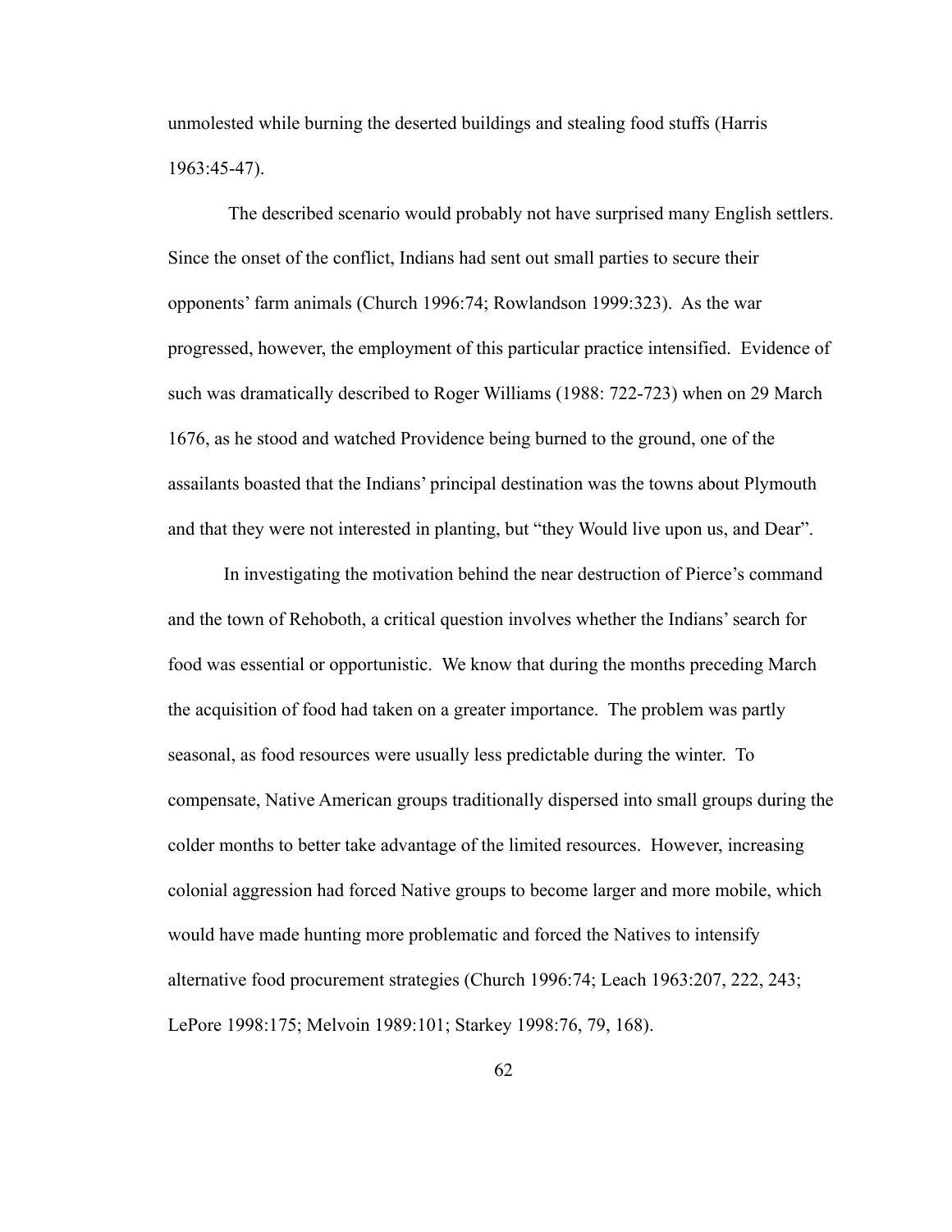unmolested while burning the deserted buildings and stealing food stuffs (Harris 1963:45-47).

The described scenario would probably not have surprised many English settlers. Since the onset of the conflict, Indians had sent out small parties to secure their opponents' farm animals (Church 1996:74; Rowlandson 1999:323). As the war progressed, however, the employment of this particular practice intensified. Evidence of such was dramatically described to Roger Williams (1988: 722-723) when on 29 March 1676, as he stood and watched Providence being burned to the ground, one of the assailants boasted that the Indians' principal destination was the towns about Plymouth and that they were not interested in planting, but "they Would live upon us, and Dear".

In investigating the motivation behind the near destruction of Pierce's command and the town of Rehoboth, a critical question involves whether the Indians' search for food was essential or opportunistic. We know that during the months preceding March the acquisition of food had taken on a greater importance. The problem was partly seasonal, as food resources were usually less predictable during the winter. To compensate, Native American groups traditionally dispersed into small groups during the colder months to better take advantage of the limited resources. However, increasing colonial aggression had forced Native groups to become larger and more mobile, which would have made hunting more problematic and forced the Natives to intensify alternative food procurement strategies (Church 1996:74; Leach 1963:207, 222, 243; LePore 1998:175; Melvoin 1989:101; Starkey 1998:76, 79, 168).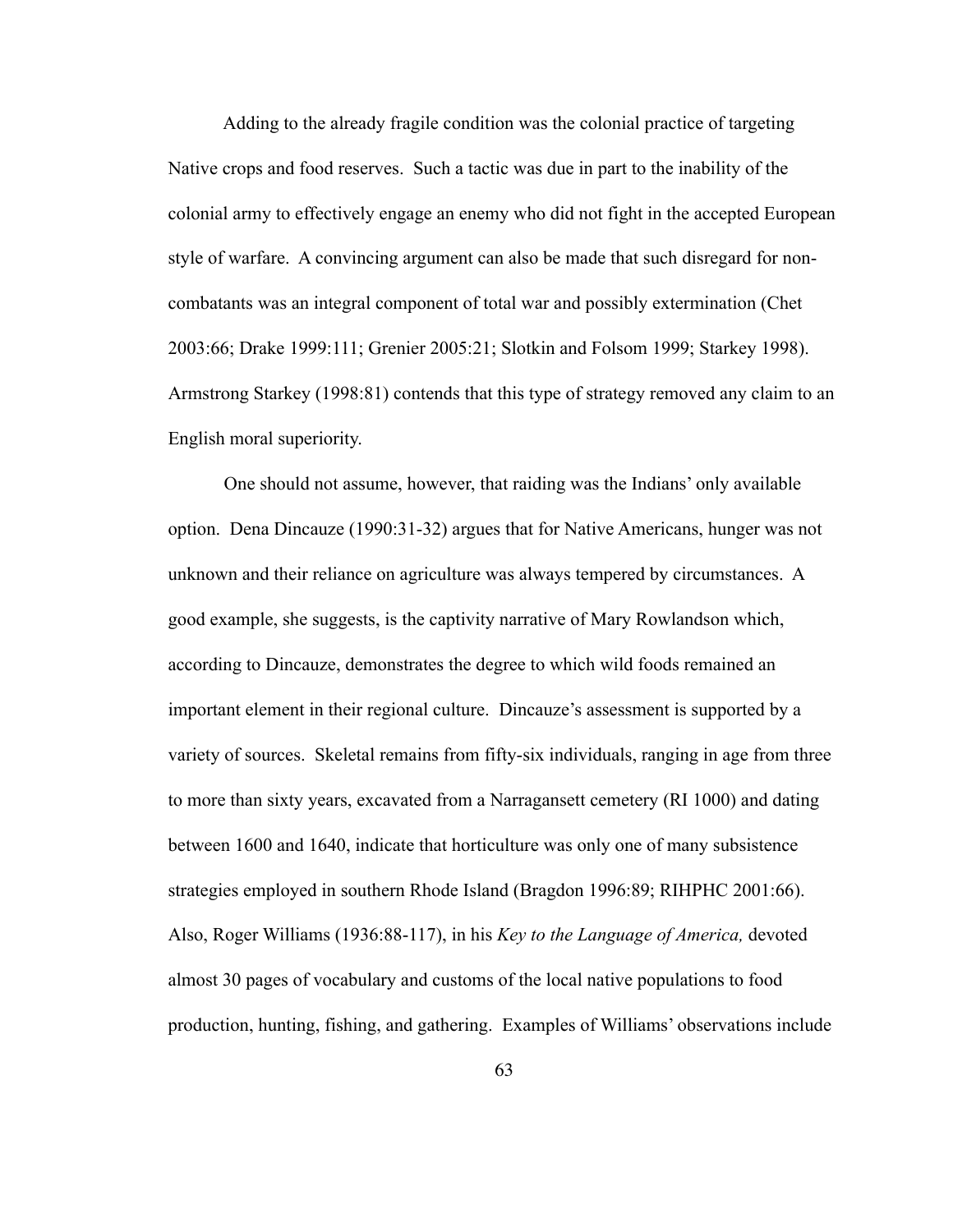Adding to the already fragile condition was the colonial practice of targeting Native crops and food reserves. Such a tactic was due in part to the inability of the colonial army to effectively engage an enemy who did not fight in the accepted European style of warfare. A convincing argument can also be made that such disregard for non-combatants was an integral component of total war and possibly extermination (Chet 2003:66; Drake 1999:111; Grenier 2005:21; Slotkin and Folsom 1999; Starkey 1998). Armstrong Starkey (1998:81) contends that this type of strategy removed any claim to an English moral superiority.

One should not assume, however, that raiding was the Indians' only available option. Dena Dincauze (1990:31-32) argues that for Native Americans, hunger was not unknown and their reliance on agriculture was always tempered by circumstances. A good example, she suggests, is the captivity narrative of Mary Rowlandson which, according to Dincauze, demonstrates the degree to which wild foods remained an important element in their regional culture. Dincauze's assessment is supported by a variety of sources. Skeletal remains from fifty-six individuals, ranging in age from three to more than sixty years, excavated from a Narragansett cemetery (RI 1000) and dating between 1600 and 1640, indicate that horticulture was only one of many subsistence strategies employed in southern Rhode Island (Bragdon 1996:89; RIHPHC 2001:66). Also, Roger Williams (1936:88-117), in his *Key to the Language of America,* devoted almost 30 pages of vocabulary and customs of the local native populations to food production, hunting, fishing, and gathering. Examples of Williams' observations include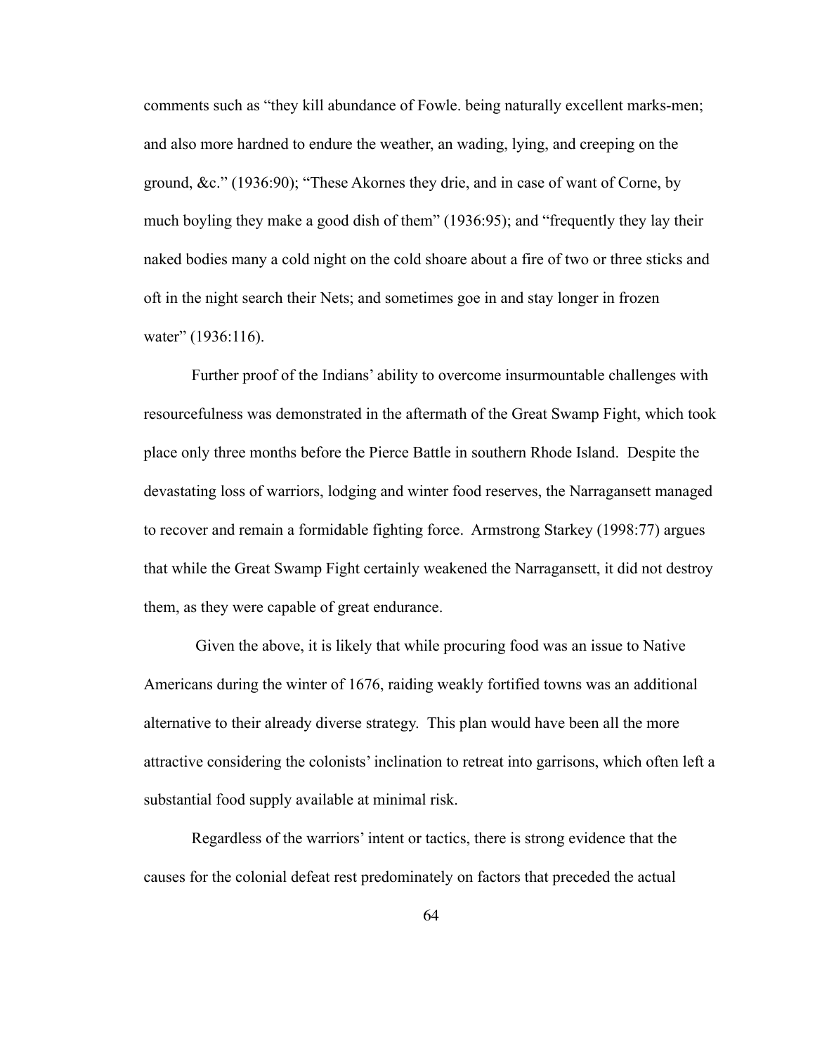comments such as “they kill abundance of Fowle. being naturally excellent marks-men; and also more hardned to endure the weather, an wading, lying, and creeping on the ground, &c.” (1936:90); “These Akornes they drie, and in case of want of Corne, by much boyling they make a good dish of them” (1936:95); and “frequently they lay their naked bodies many a cold night on the cold shoare about a fire of two or three sticks and oft in the night search their Nets; and sometimes goe in and stay longer in frozen water” (1936:116).

Further proof of the Indians’ ability to overcome insurmountable challenges with resourcefulness was demonstrated in the aftermath of the Great Swamp Fight, which took place only three months before the Pierce Battle in southern Rhode Island. Despite the devastating loss of warriors, lodging and winter food reserves, the Narragansett managed to recover and remain a formidable fighting force. Armstrong Starkey (1998:77) argues that while the Great Swamp Fight certainly weakened the Narragansett, it did not destroy them, as they were capable of great endurance.

Given the above, it is likely that while procuring food was an issue to Native Americans during the winter of 1676, raiding weakly fortified towns was an additional alternative to their already diverse strategy. This plan would have been all the more attractive considering the colonists’ inclination to retreat into garrisons, which often left a substantial food supply available at minimal risk.

Regardless of the warriors’ intent or tactics, there is strong evidence that the causes for the colonial defeat rest predominately on factors that preceded the actual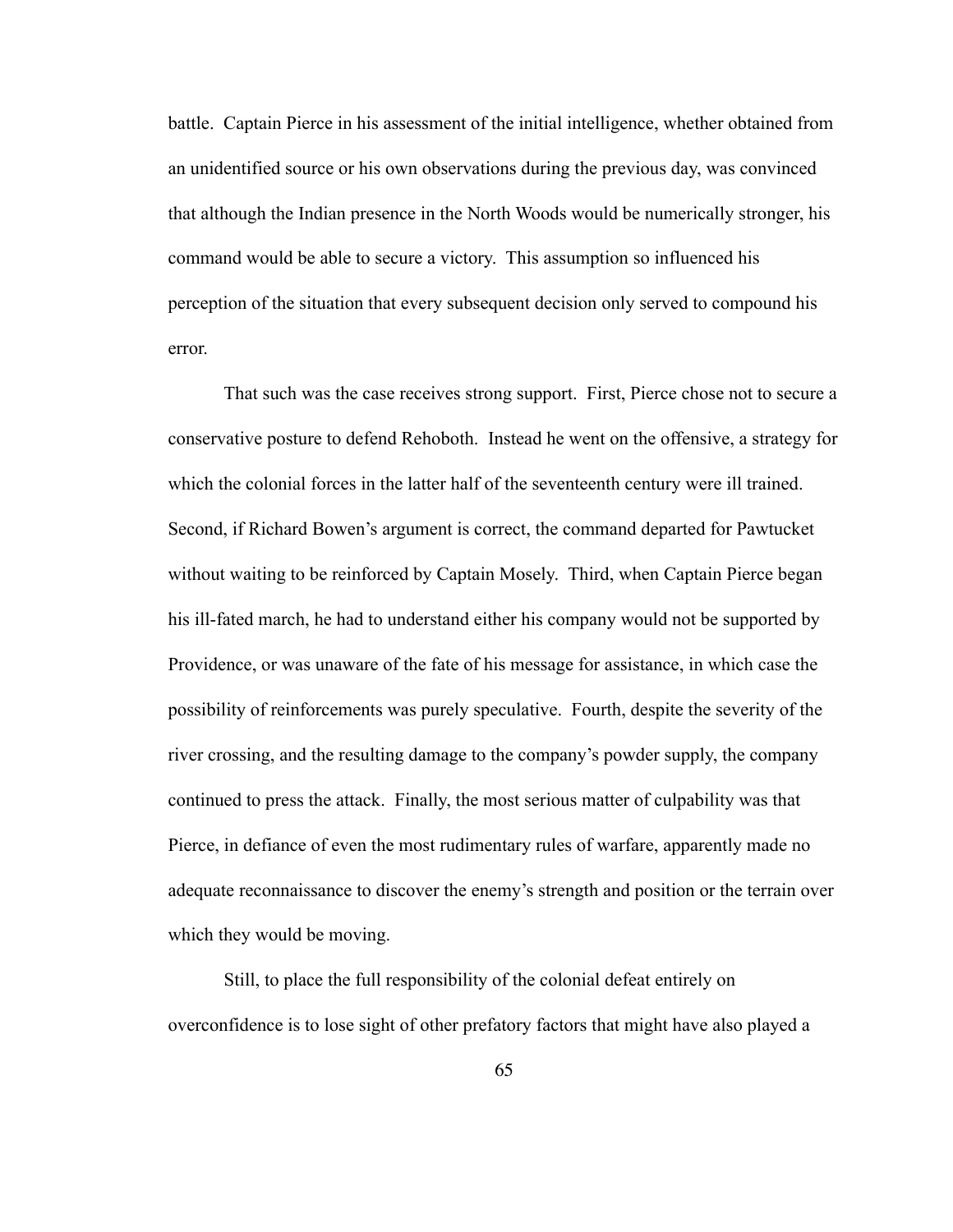battle. Captain Pierce in his assessment of the initial intelligence, whether obtained from an unidentified source or his own observations during the previous day, was convinced that although the Indian presence in the North Woods would be numerically stronger, his command would be able to secure a victory. This assumption so influenced his perception of the situation that every subsequent decision only served to compound his error.

That such was the case receives strong support. First, Pierce chose not to secure a conservative posture to defend Rehoboth. Instead he went on the offensive, a strategy for which the colonial forces in the latter half of the seventeenth century were ill trained. Second, if Richard Bowen's argument is correct, the command departed for Pawtucket without waiting to be reinforced by Captain Mosely. Third, when Captain Pierce began his ill-fated march, he had to understand either his company would not be supported by Providence, or was unaware of the fate of his message for assistance, in which case the possibility of reinforcements was purely speculative. Fourth, despite the severity of the river crossing, and the resulting damage to the company's powder supply, the company continued to press the attack. Finally, the most serious matter of culpability was that Pierce, in defiance of even the most rudimentary rules of warfare, apparently made no adequate reconnaissance to discover the enemy's strength and position or the terrain over which they would be moving.

Still, to place the full responsibility of the colonial defeat entirely on overconfidence is to lose sight of other prefatory factors that might have also played a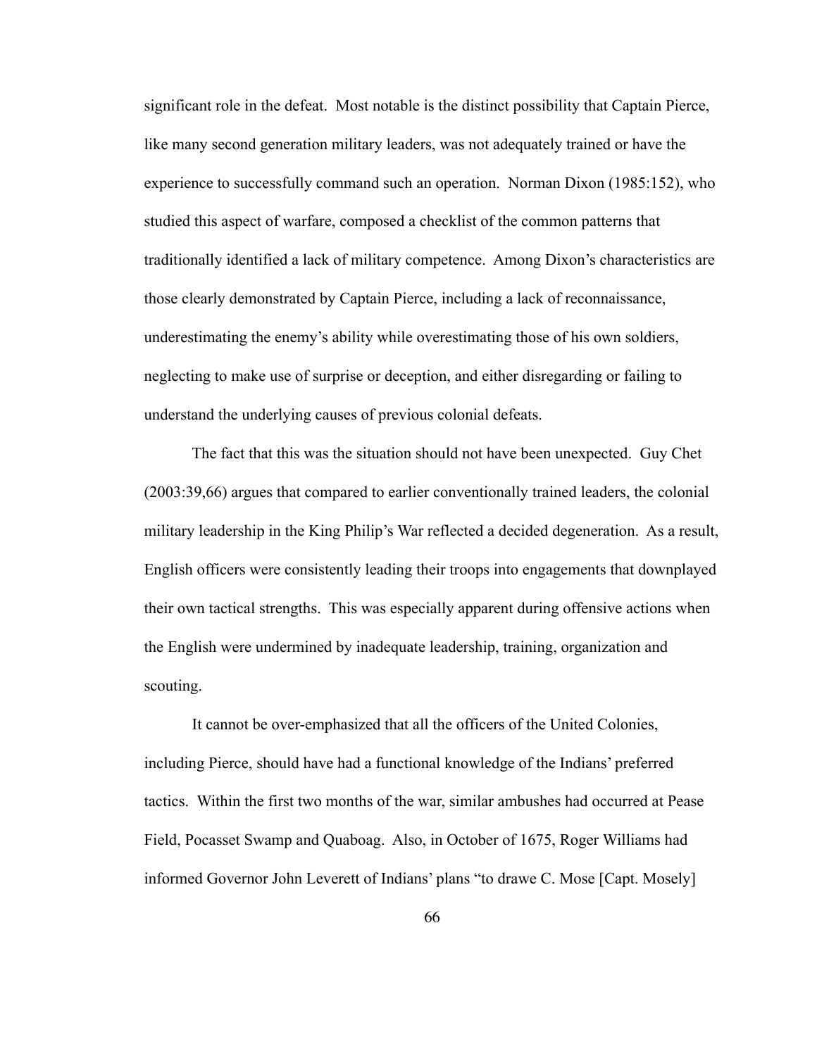significant role in the defeat. Most notable is the distinct possibility that Captain Pierce, like many second generation military leaders, was not adequately trained or have the experience to successfully command such an operation. Norman Dixon (1985:152), who studied this aspect of warfare, composed a checklist of the common patterns that traditionally identified a lack of military competence. Among Dixon's characteristics are those clearly demonstrated by Captain Pierce, including a lack of reconnaissance, underestimating the enemy's ability while overestimating those of his own soldiers, neglecting to make use of surprise or deception, and either disregarding or failing to understand the underlying causes of previous colonial defeats.

The fact that this was the situation should not have been unexpected. Guy Chet (2003:39,66) argues that compared to earlier conventionally trained leaders, the colonial military leadership in the King Philip's War reflected a decided degeneration. As a result, English officers were consistently leading their troops into engagements that downplayed their own tactical strengths. This was especially apparent during offensive actions when the English were undermined by inadequate leadership, training, organization and scouting.

It cannot be over-emphasized that all the officers of the United Colonies, including Pierce, should have had a functional knowledge of the Indians' preferred tactics. Within the first two months of the war, similar ambushes had occurred at Pease Field, Pocasset Swamp and Quaboag. Also, in October of 1675, Roger Williams had informed Governor John Leverett of Indians' plans "to drawe C. Mose [Capt. Mosely]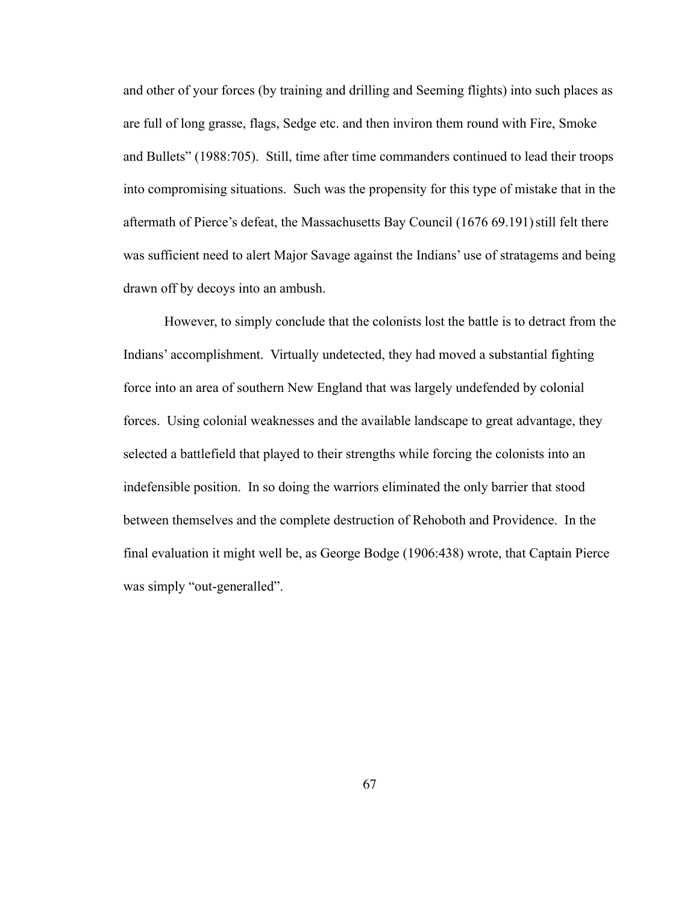and other of your forces (by training and drilling and Seeming flights) into such places as are full of long grasse, flags, Sedge etc. and then inviron them round with Fire, Smoke and Bullets" (1988:705). Still, time after time commanders continued to lead their troops into compromising situations. Such was the propensity for this type of mistake that in the aftermath of Pierce's defeat, the Massachusetts Bay Council (1676 69.191) still felt there was sufficient need to alert Major Savage against the Indians' use of stratagems and being drawn off by decoys into an ambush.

However, to simply conclude that the colonists lost the battle is to detract from the Indians' accomplishment. Virtually undetected, they had moved a substantial fighting force into an area of southern New England that was largely undefended by colonial forces. Using colonial weaknesses and the available landscape to great advantage, they selected a battlefield that played to their strengths while forcing the colonists into an indefensible position. In so doing the warriors eliminated the only barrier that stood between themselves and the complete destruction of Rehoboth and Providence. In the final evaluation it might well be, as George Bodge (1906:438) wrote, that Captain Pierce was simply "out-generalled".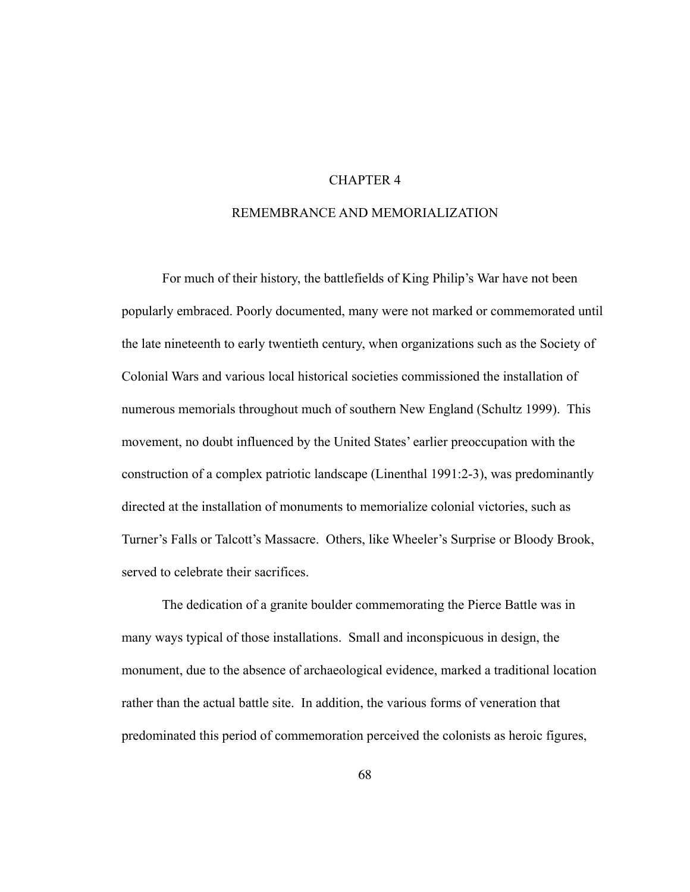# CHAPTER 4

# REMEMBRANCE AND MEMORIALIZATION

For much of their history, the battlefields of King Philip's War have not been popularly embraced. Poorly documented, many were not marked or commemorated until the late nineteenth to early twentieth century, when organizations such as the Society of Colonial Wars and various local historical societies commissioned the installation of numerous memorials throughout much of southern New England (Schultz 1999). This movement, no doubt influenced by the United States' earlier preoccupation with the construction of a complex patriotic landscape (Linenthal 1991:2-3), was predominantly directed at the installation of monuments to memorialize colonial victories, such as Turner's Falls or Talcott's Massacre. Others, like Wheeler's Surprise or Bloody Brook, served to celebrate their sacrifices.

The dedication of a granite boulder commemorating the Pierce Battle was in many ways typical of those installations. Small and inconspicuous in design, the monument, due to the absence of archaeological evidence, marked a traditional location rather than the actual battle site. In addition, the various forms of veneration that predominated this period of commemoration perceived the colonists as heroic figures,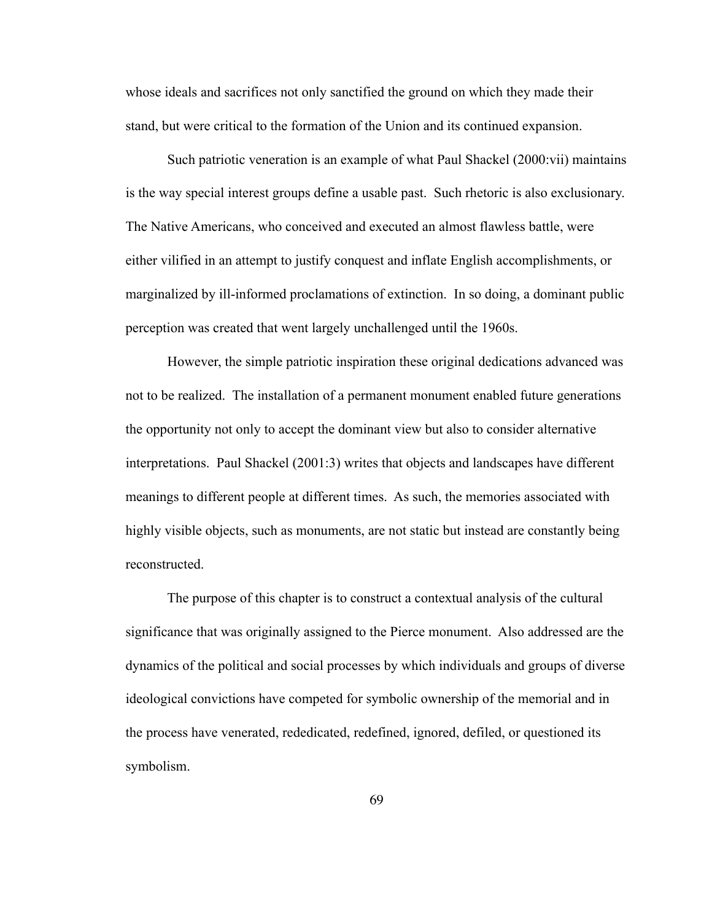whose ideals and sacrifices not only sanctified the ground on which they made their stand, but were critical to the formation of the Union and its continued expansion.

Such patriotic veneration is an example of what Paul Shackel (2000:vii) maintains is the way special interest groups define a usable past. Such rhetoric is also exclusionary. The Native Americans, who conceived and executed an almost flawless battle, were either vilified in an attempt to justify conquest and inflate English accomplishments, or marginalized by ill-informed proclamations of extinction. In so doing, a dominant public perception was created that went largely unchallenged until the 1960s.

However, the simple patriotic inspiration these original dedications advanced was not to be realized. The installation of a permanent monument enabled future generations the opportunity not only to accept the dominant view but also to consider alternative interpretations. Paul Shackel (2001:3) writes that objects and landscapes have different meanings to different people at different times. As such, the memories associated with highly visible objects, such as monuments, are not static but instead are constantly being reconstructed.

The purpose of this chapter is to construct a contextual analysis of the cultural significance that was originally assigned to the Pierce monument. Also addressed are the dynamics of the political and social processes by which individuals and groups of diverse ideological convictions have competed for symbolic ownership of the memorial and in the process have venerated, rededicated, redefined, ignored, defiled, or questioned its symbolism.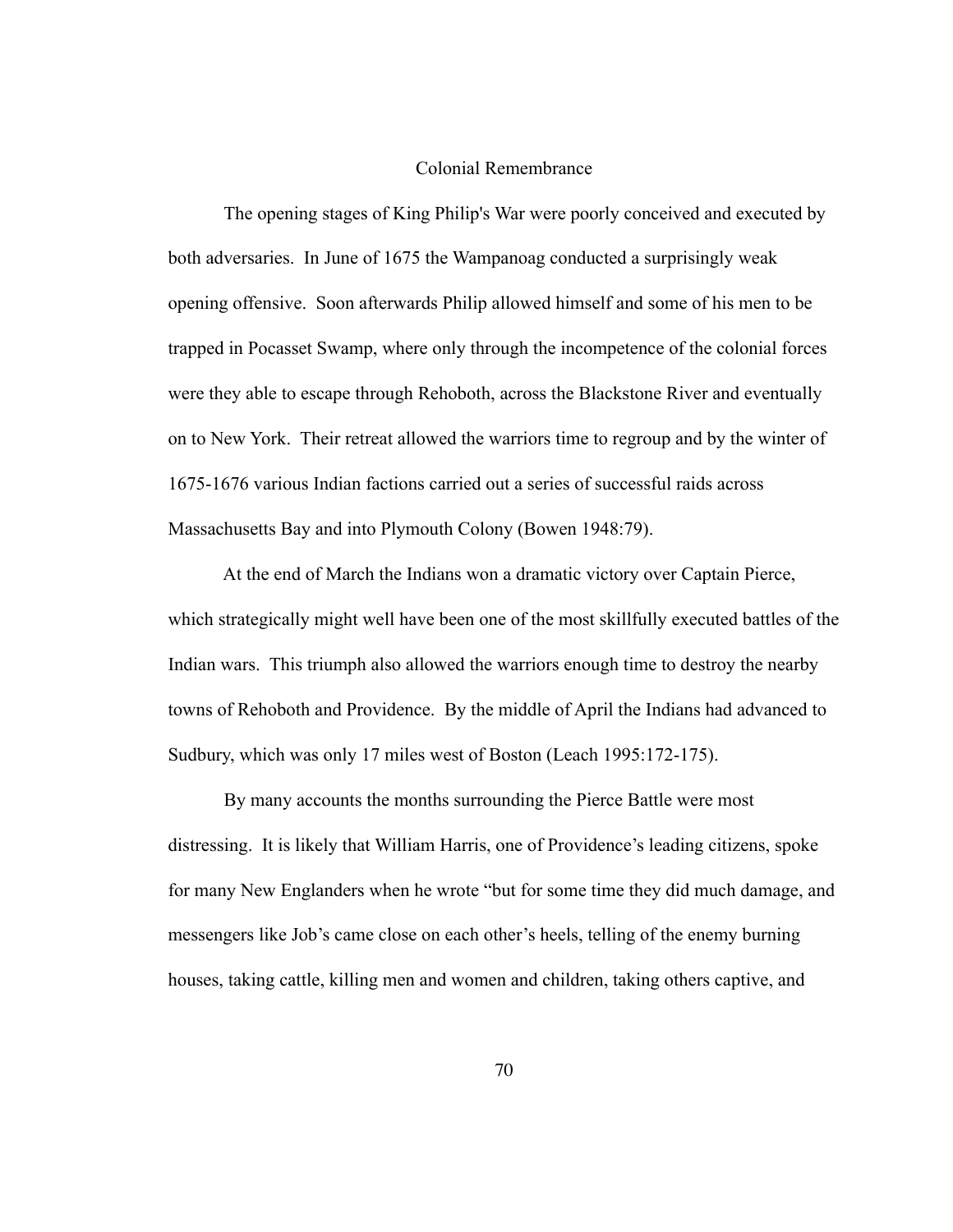## Colonial Remembrance

The opening stages of King Philip's War were poorly conceived and executed by both adversaries. In June of 1675 the Wampanoag conducted a surprisingly weak opening offensive. Soon afterwards Philip allowed himself and some of his men to be trapped in Pocasset Swamp, where only through the incompetence of the colonial forces were they able to escape through Rehoboth, across the Blackstone River and eventually on to New York. Their retreat allowed the warriors time to regroup and by the winter of 1675-1676 various Indian factions carried out a series of successful raids across Massachusetts Bay and into Plymouth Colony (Bowen 1948:79).

At the end of March the Indians won a dramatic victory over Captain Pierce, which strategically might well have been one of the most skillfully executed battles of the Indian wars. This triumph also allowed the warriors enough time to destroy the nearby towns of Rehoboth and Providence. By the middle of April the Indians had advanced to Sudbury, which was only 17 miles west of Boston (Leach 1995:172-175).

By many accounts the months surrounding the Pierce Battle were most distressing. It is likely that William Harris, one of Providence's leading citizens, spoke for many New Englanders when he wrote "but for some time they did much damage, and messengers like Job's came close on each other's heels, telling of the enemy burning houses, taking cattle, killing men and women and children, taking others captive, and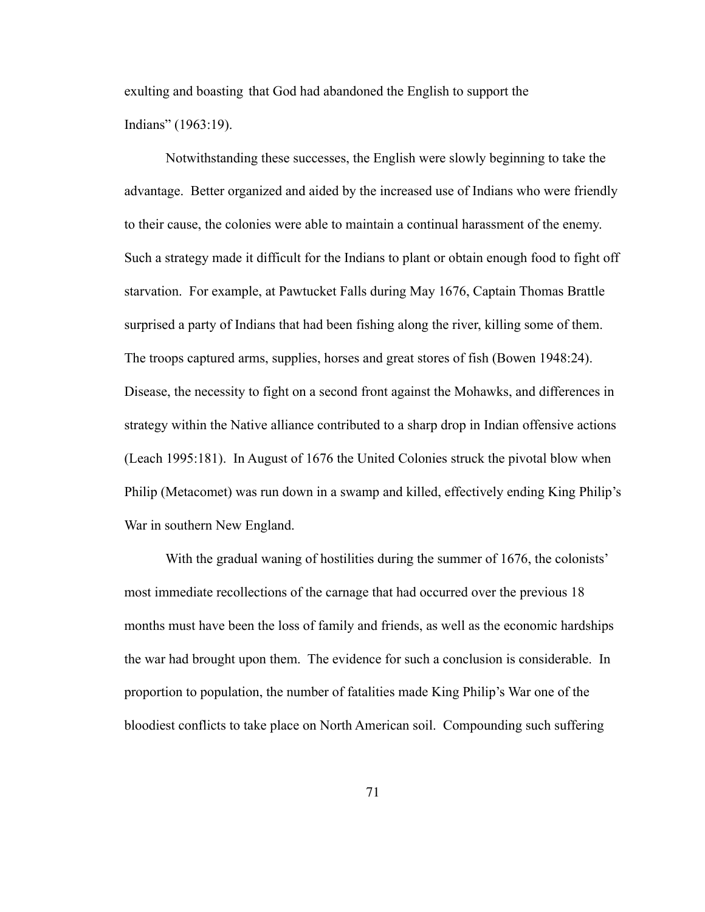exulting and boasting that God had abandoned the English to support the Indians" (1963:19).

Notwithstanding these successes, the English were slowly beginning to take the advantage. Better organized and aided by the increased use of Indians who were friendly to their cause, the colonies were able to maintain a continual harassment of the enemy. Such a strategy made it difficult for the Indians to plant or obtain enough food to fight off starvation. For example, at Pawtucket Falls during May 1676, Captain Thomas Brattle surprised a party of Indians that had been fishing along the river, killing some of them. The troops captured arms, supplies, horses and great stores of fish (Bowen 1948:24). Disease, the necessity to fight on a second front against the Mohawks, and differences in strategy within the Native alliance contributed to a sharp drop in Indian offensive actions (Leach 1995:181). In August of 1676 the United Colonies struck the pivotal blow when Philip (Metacomet) was run down in a swamp and killed, effectively ending King Philip's War in southern New England.

With the gradual waning of hostilities during the summer of 1676, the colonists' most immediate recollections of the carnage that had occurred over the previous 18 months must have been the loss of family and friends, as well as the economic hardships the war had brought upon them. The evidence for such a conclusion is considerable. In proportion to population, the number of fatalities made King Philip's War one of the bloodiest conflicts to take place on North American soil. Compounding such suffering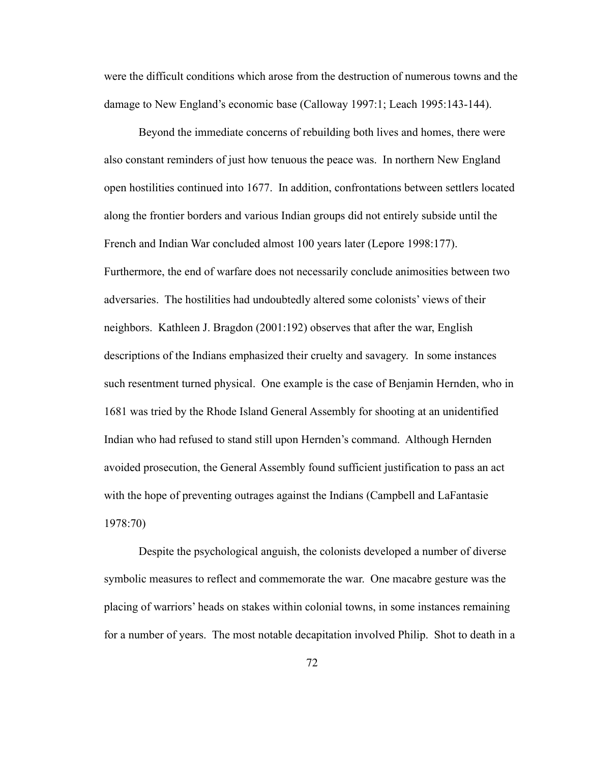were the difficult conditions which arose from the destruction of numerous towns and the damage to New England's economic base (Calloway 1997:1; Leach 1995:143-144).

Beyond the immediate concerns of rebuilding both lives and homes, there were also constant reminders of just how tenuous the peace was. In northern New England open hostilities continued into 1677. In addition, confrontations between settlers located along the frontier borders and various Indian groups did not entirely subside until the French and Indian War concluded almost 100 years later (Lepore 1998:177). Furthermore, the end of warfare does not necessarily conclude animosities between two adversaries. The hostilities had undoubtedly altered some colonists' views of their neighbors. Kathleen J. Bragdon (2001:192) observes that after the war, English descriptions of the Indians emphasized their cruelty and savagery. In some instances such resentment turned physical. One example is the case of Benjamin Hernden, who in 1681 was tried by the Rhode Island General Assembly for shooting at an unidentified Indian who had refused to stand still upon Hernden's command. Although Hernden avoided prosecution, the General Assembly found sufficient justification to pass an act with the hope of preventing outrages against the Indians (Campbell and LaFantasie 1978:70)

Despite the psychological anguish, the colonists developed a number of diverse symbolic measures to reflect and commemorate the war. One macabre gesture was the placing of warriors' heads on stakes within colonial towns, in some instances remaining for a number of years. The most notable decapitation involved Philip. Shot to death in a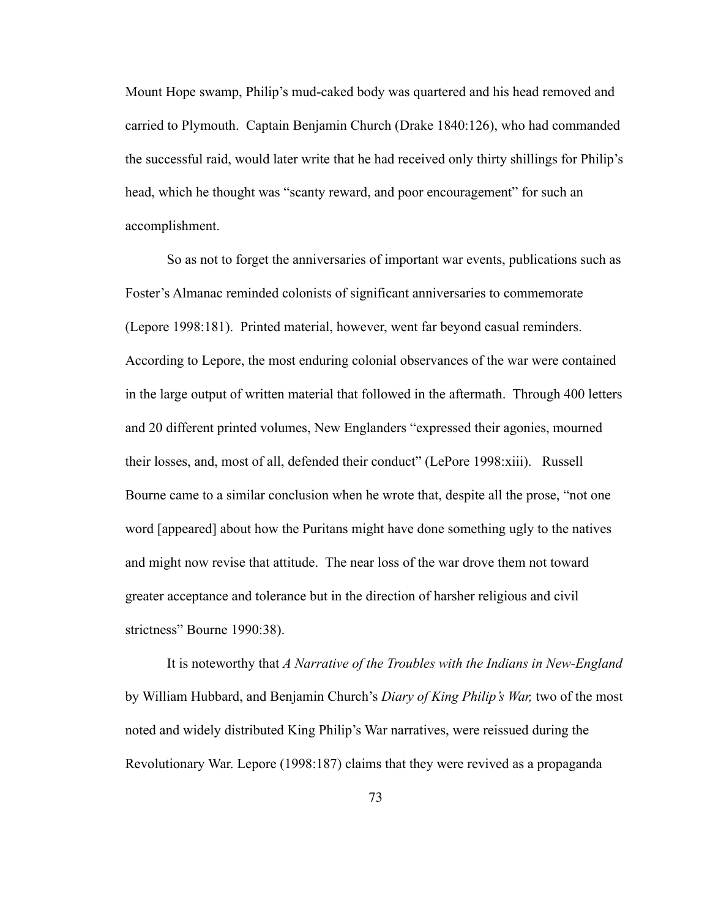Mount Hope swamp, Philip's mud-caked body was quartered and his head removed and carried to Plymouth. Captain Benjamin Church (Drake 1840:126), who had commanded the successful raid, would later write that he had received only thirty shillings for Philip's head, which he thought was "scanty reward, and poor encouragement" for such an accomplishment.

So as not to forget the anniversaries of important war events, publications such as Foster's Almanac reminded colonists of significant anniversaries to commemorate (Lepore 1998:181). Printed material, however, went far beyond casual reminders. According to Lepore, the most enduring colonial observances of the war were contained in the large output of written material that followed in the aftermath. Through 400 letters and 20 different printed volumes, New Englanders "expressed their agonies, mourned their losses, and, most of all, defended their conduct" (LePore 1998:xiii). Russell Bourne came to a similar conclusion when he wrote that, despite all the prose, "not one word [appeared] about how the Puritans might have done something ugly to the natives and might now revise that attitude. The near loss of the war drove them not toward greater acceptance and tolerance but in the direction of harsher religious and civil strictness" Bourne 1990:38).

It is noteworthy that *A Narrative of the Troubles with the Indians in New-England* by William Hubbard, and Benjamin Church's *Diary of King Philip's War,* two of the most noted and widely distributed King Philip's War narratives, were reissued during the Revolutionary War. Lepore (1998:187) claims that they were revived as a propaganda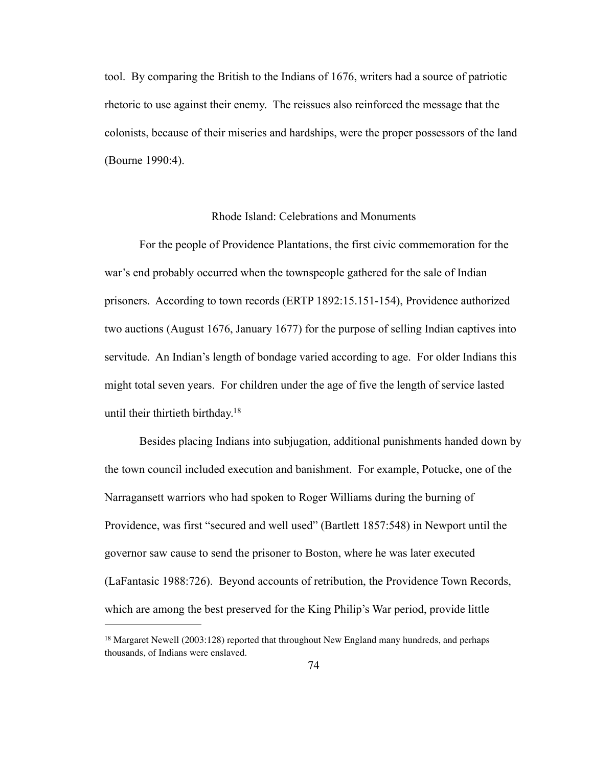tool. By comparing the British to the Indians of 1676, writers had a source of patriotic rhetoric to use against their enemy. The reissues also reinforced the message that the colonists, because of their miseries and hardships, were the proper possessors of the land (Bourne 1990:4).

## Rhode Island: Celebrations and Monuments

For the people of Providence Plantations, the first civic commemoration for the war's end probably occurred when the townspeople gathered for the sale of Indian prisoners. According to town records (ERTP 1892:15.151-154), Providence authorized two auctions (August 1676, January 1677) for the purpose of selling Indian captives into servitude. An Indian's length of bondage varied according to age. For older Indians this might total seven years. For children under the age of five the length of service lasted until their thirtieth birthday.[18]

Besides placing Indians into subjugation, additional punishments handed down by the town council included execution and banishment. For example, Potucke, one of the Narragansett warriors who had spoken to Roger Williams during the burning of Providence, was first "secured and well used" (Bartlett 1857:548) in Newport until the governor saw cause to send the prisoner to Boston, where he was later executed (LaFantasic 1988:726). Beyond accounts of retribution, the Providence Town Records, which are among the best preserved for the King Philip's War period, provide little

[18] Margaret Newell (2003:128) reported that throughout New England many hundreds, and perhaps thousands, of Indians were enslaved.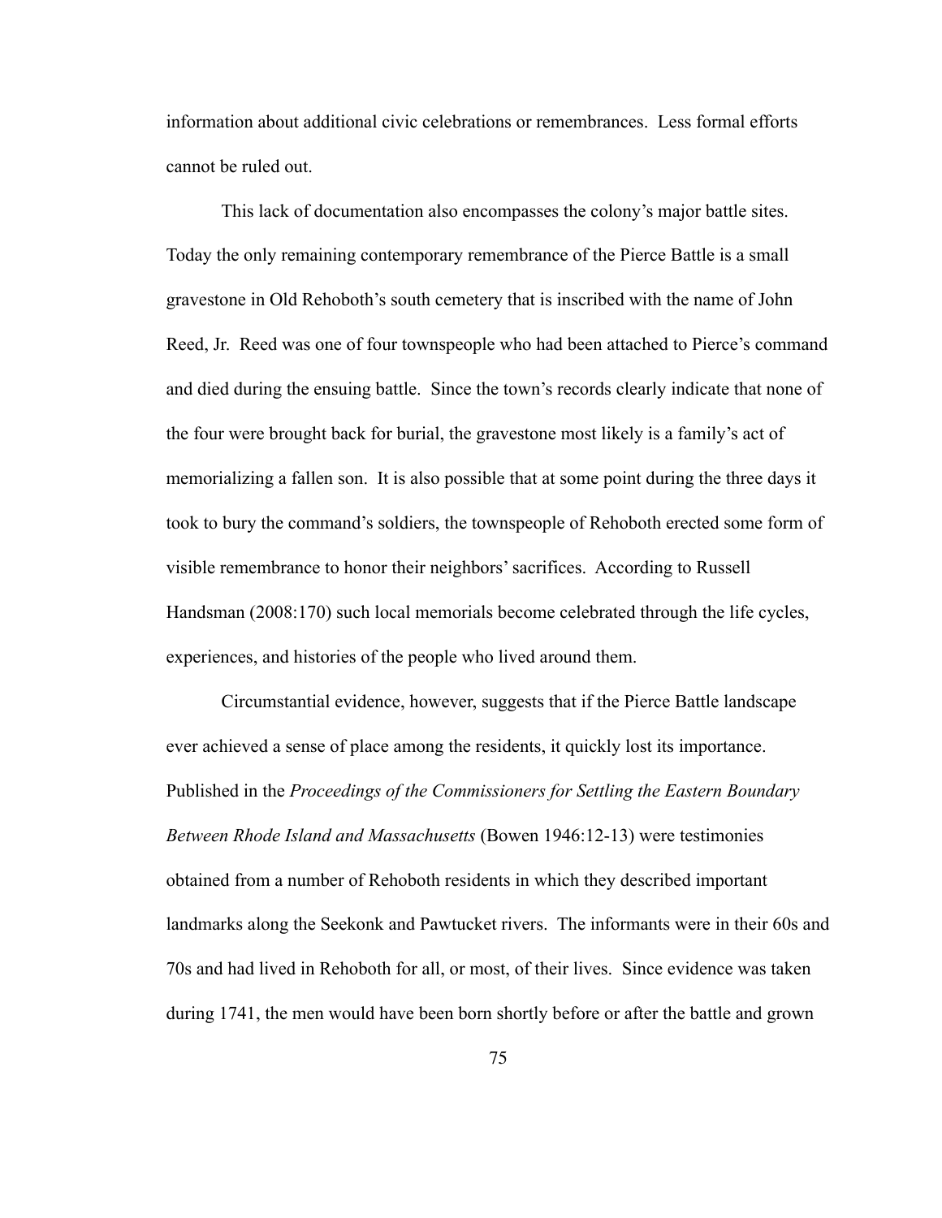information about additional civic celebrations or remembrances. Less formal efforts cannot be ruled out.

This lack of documentation also encompasses the colony's major battle sites. Today the only remaining contemporary remembrance of the Pierce Battle is a small gravestone in Old Rehoboth's south cemetery that is inscribed with the name of John Reed, Jr. Reed was one of four townspeople who had been attached to Pierce's command and died during the ensuing battle. Since the town's records clearly indicate that none of the four were brought back for burial, the gravestone most likely is a family's act of memorializing a fallen son. It is also possible that at some point during the three days it took to bury the command's soldiers, the townspeople of Rehoboth erected some form of visible remembrance to honor their neighbors' sacrifices. According to Russell Handsman (2008:170) such local memorials become celebrated through the life cycles, experiences, and histories of the people who lived around them.

Circumstantial evidence, however, suggests that if the Pierce Battle landscape ever achieved a sense of place among the residents, it quickly lost its importance. Published in the *Proceedings of the Commissioners for Settling the Eastern Boundary Between Rhode Island and Massachusetts* (Bowen 1946:12-13) were testimonies obtained from a number of Rehoboth residents in which they described important landmarks along the Seekonk and Pawtucket rivers. The informants were in their 60s and 70s and had lived in Rehoboth for all, or most, of their lives. Since evidence was taken during 1741, the men would have been born shortly before or after the battle and grown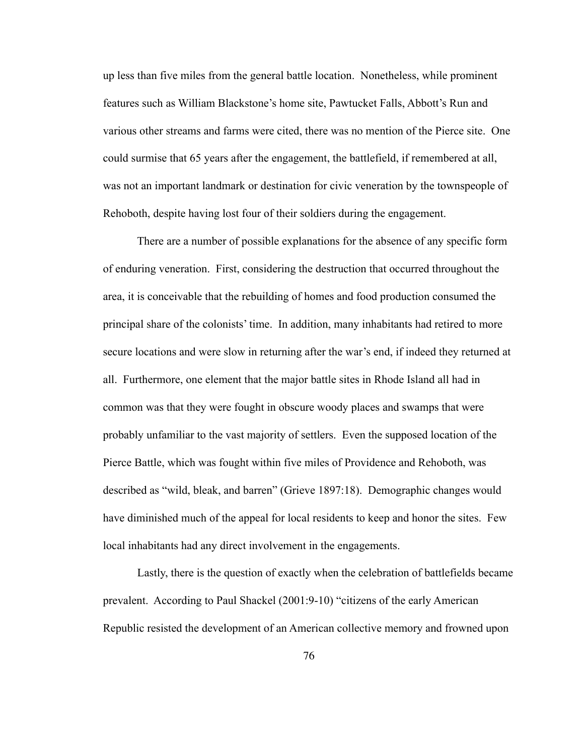up less than five miles from the general battle location. Nonetheless, while prominent features such as William Blackstone's home site, Pawtucket Falls, Abbott's Run and various other streams and farms were cited, there was no mention of the Pierce site. One could surmise that 65 years after the engagement, the battlefield, if remembered at all, was not an important landmark or destination for civic veneration by the townspeople of Rehoboth, despite having lost four of their soldiers during the engagement.

There are a number of possible explanations for the absence of any specific form of enduring veneration. First, considering the destruction that occurred throughout the area, it is conceivable that the rebuilding of homes and food production consumed the principal share of the colonists' time. In addition, many inhabitants had retired to more secure locations and were slow in returning after the war's end, if indeed they returned at all. Furthermore, one element that the major battle sites in Rhode Island all had in common was that they were fought in obscure woody places and swamps that were probably unfamiliar to the vast majority of settlers. Even the supposed location of the Pierce Battle, which was fought within five miles of Providence and Rehoboth, was described as "wild, bleak, and barren" (Grieve 1897:18). Demographic changes would have diminished much of the appeal for local residents to keep and honor the sites. Few local inhabitants had any direct involvement in the engagements.

Lastly, there is the question of exactly when the celebration of battlefields became prevalent. According to Paul Shackel (2001:9-10) "citizens of the early American Republic resisted the development of an American collective memory and frowned upon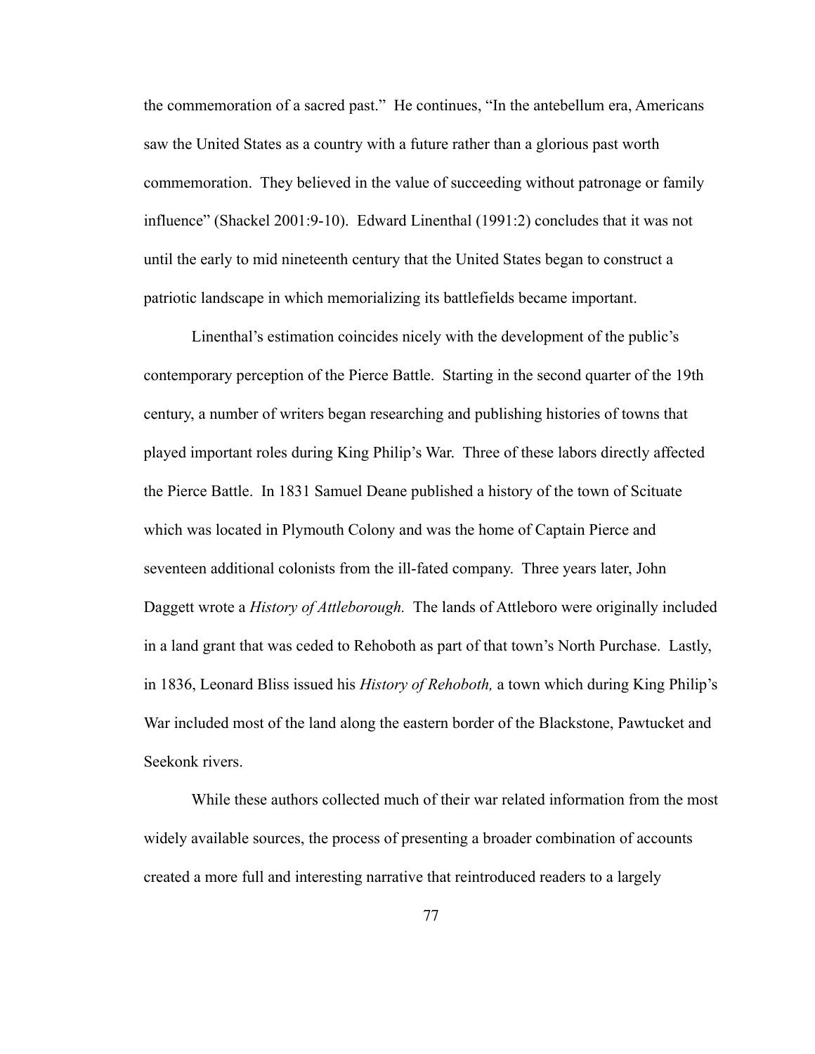the commemoration of a sacred past." He continues, "In the antebellum era, Americans saw the United States as a country with a future rather than a glorious past worth commemoration. They believed in the value of succeeding without patronage or family influence" (Shackel 2001:9-10). Edward Linenthal (1991:2) concludes that it was not until the early to mid nineteenth century that the United States began to construct a patriotic landscape in which memorializing its battlefields became important.

Linenthal's estimation coincides nicely with the development of the public's contemporary perception of the Pierce Battle. Starting in the second quarter of the 19th century, a number of writers began researching and publishing histories of towns that played important roles during King Philip's War. Three of these labors directly affected the Pierce Battle. In 1831 Samuel Deane published a history of the town of Scituate which was located in Plymouth Colony and was the home of Captain Pierce and seventeen additional colonists from the ill-fated company. Three years later, John Daggett wrote a *History of Attleborough.* The lands of Attleboro were originally included in a land grant that was ceded to Rehoboth as part of that town's North Purchase. Lastly, in 1836, Leonard Bliss issued his *History of Rehoboth,* a town which during King Philip's War included most of the land along the eastern border of the Blackstone, Pawtucket and Seekonk rivers.

While these authors collected much of their war related information from the most widely available sources, the process of presenting a broader combination of accounts created a more full and interesting narrative that reintroduced readers to a largely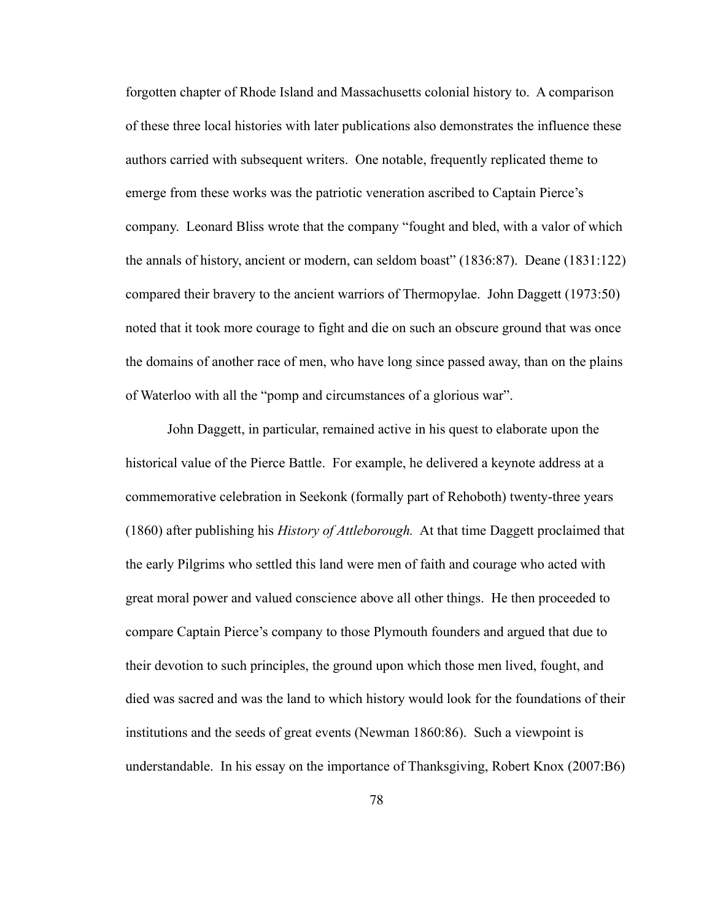forgotten chapter of Rhode Island and Massachusetts colonial history to. A comparison of these three local histories with later publications also demonstrates the influence these authors carried with subsequent writers. One notable, frequently replicated theme to emerge from these works was the patriotic veneration ascribed to Captain Pierce's company. Leonard Bliss wrote that the company "fought and bled, with a valor of which the annals of history, ancient or modern, can seldom boast" (1836:87). Deane (1831:122) compared their bravery to the ancient warriors of Thermopylae. John Daggett (1973:50) noted that it took more courage to fight and die on such an obscure ground that was once the domains of another race of men, who have long since passed away, than on the plains of Waterloo with all the "pomp and circumstances of a glorious war".

John Daggett, in particular, remained active in his quest to elaborate upon the historical value of the Pierce Battle. For example, he delivered a keynote address at a commemorative celebration in Seekonk (formally part of Rehoboth) twenty-three years (1860) after publishing his *History of Attleborough.* At that time Daggett proclaimed that the early Pilgrims who settled this land were men of faith and courage who acted with great moral power and valued conscience above all other things. He then proceeded to compare Captain Pierce's company to those Plymouth founders and argued that due to their devotion to such principles, the ground upon which those men lived, fought, and died was sacred and was the land to which history would look for the foundations of their institutions and the seeds of great events (Newman 1860:86). Such a viewpoint is understandable. In his essay on the importance of Thanksgiving, Robert Knox (2007:B6)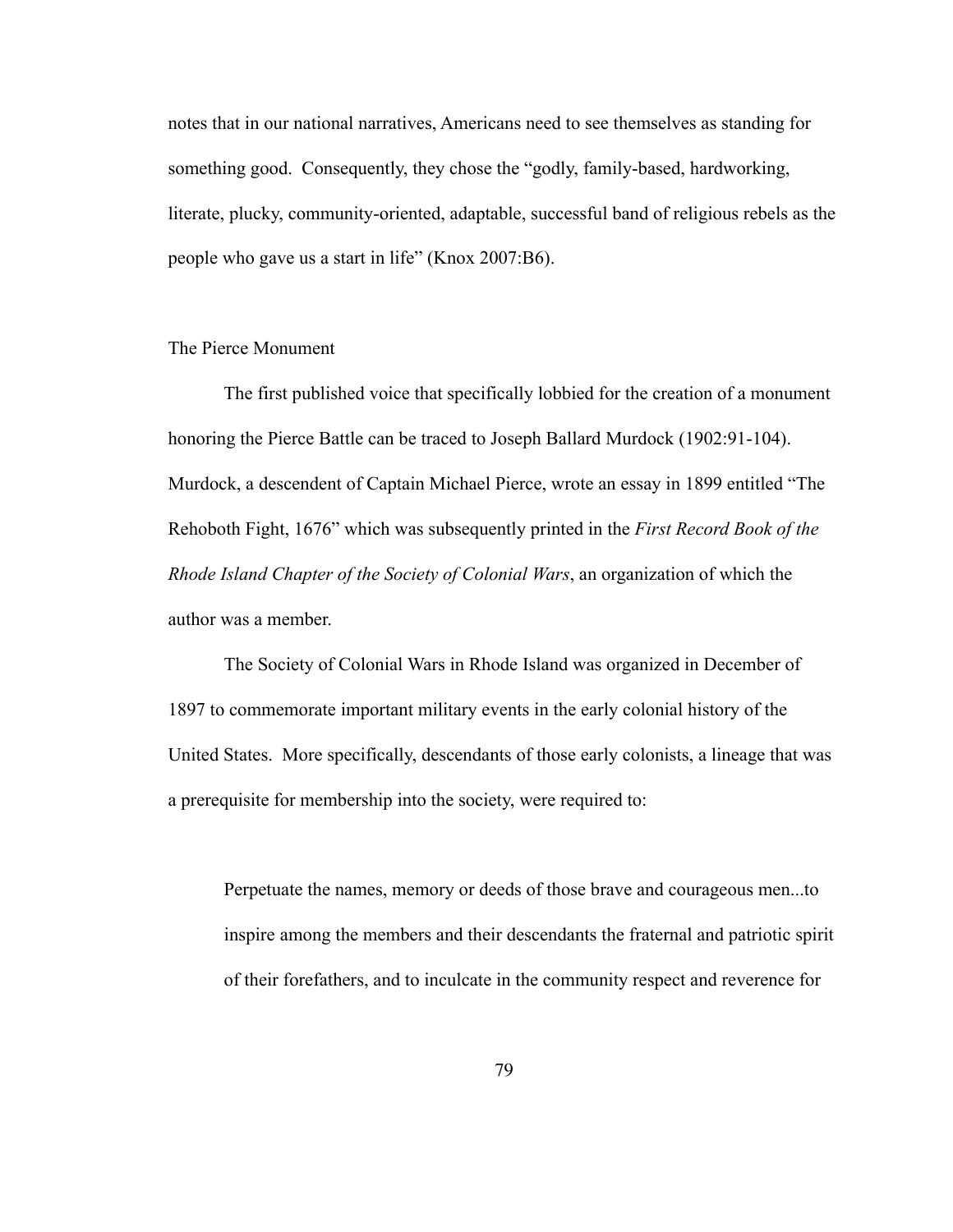notes that in our national narratives, Americans need to see themselves as standing for something good. Consequently, they chose the "godly, family-based, hardworking, literate, plucky, community-oriented, adaptable, successful band of religious rebels as the people who gave us a start in life" (Knox 2007:B6).

## The Pierce Monument

The first published voice that specifically lobbied for the creation of a monument honoring the Pierce Battle can be traced to Joseph Ballard Murdock (1902:91-104). Murdock, a descendent of Captain Michael Pierce, wrote an essay in 1899 entitled "The Rehoboth Fight, 1676" which was subsequently printed in the *First Record Book of the Rhode Island Chapter of the Society of Colonial Wars*, an organization of which the author was a member.

The Society of Colonial Wars in Rhode Island was organized in December of 1897 to commemorate important military events in the early colonial history of the United States. More specifically, descendants of those early colonists, a lineage that was a prerequisite for membership into the society, were required to:

> Perpetuate the names, memory or deeds of those brave and courageous men...to inspire among the members and their descendants the fraternal and patriotic spirit of their forefathers, and to inculcate in the community respect and reverence for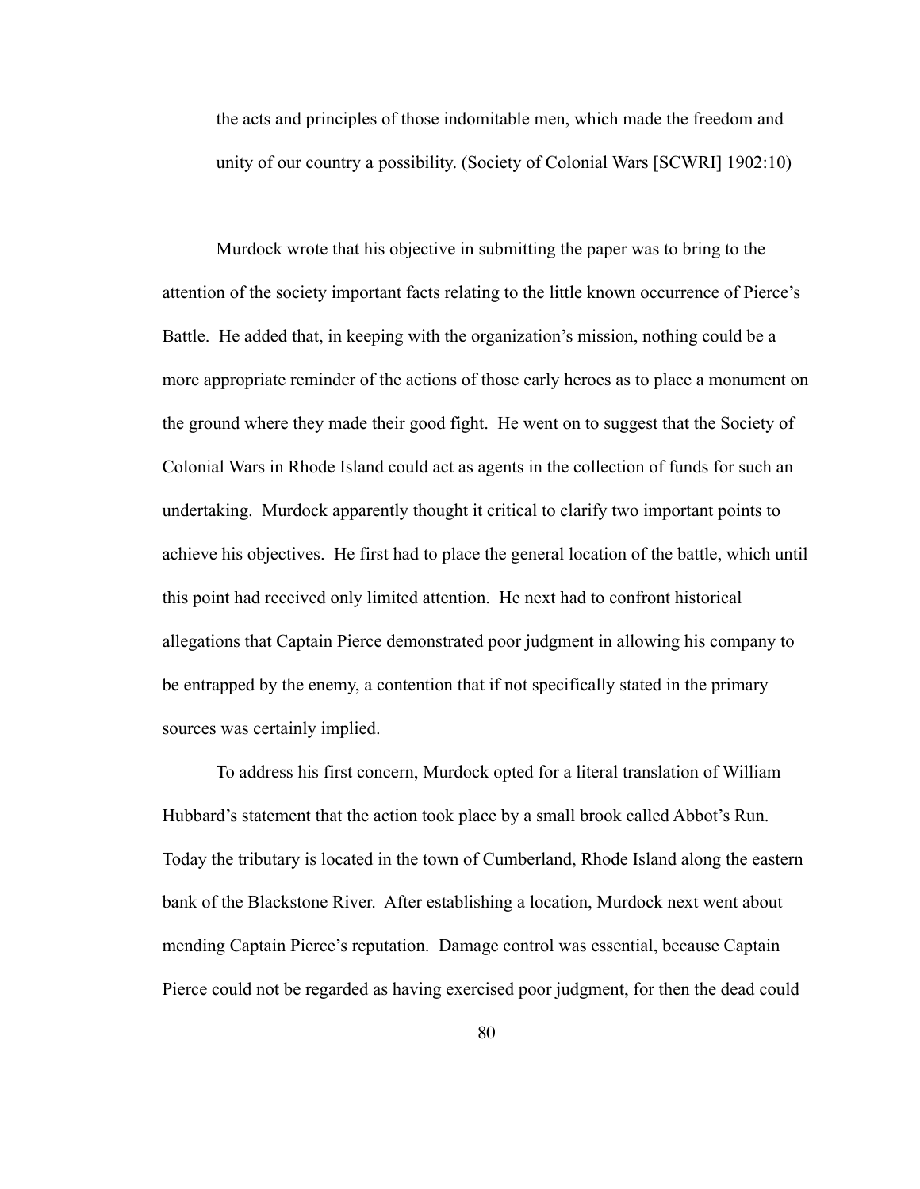> the acts and principles of those indomitable men, which made the freedom and unity of our country a possibility. (Society of Colonial Wars [SCWRI] 1902:10)

Murdock wrote that his objective in submitting the paper was to bring to the attention of the society important facts relating to the little known occurrence of Pierce's Battle. He added that, in keeping with the organization's mission, nothing could be a more appropriate reminder of the actions of those early heroes as to place a monument on the ground where they made their good fight. He went on to suggest that the Society of Colonial Wars in Rhode Island could act as agents in the collection of funds for such an undertaking. Murdock apparently thought it critical to clarify two important points to achieve his objectives. He first had to place the general location of the battle, which until this point had received only limited attention. He next had to confront historical allegations that Captain Pierce demonstrated poor judgment in allowing his company to be entrapped by the enemy, a contention that if not specifically stated in the primary sources was certainly implied.

To address his first concern, Murdock opted for a literal translation of William Hubbard's statement that the action took place by a small brook called Abbot's Run. Today the tributary is located in the town of Cumberland, Rhode Island along the eastern bank of the Blackstone River. After establishing a location, Murdock next went about mending Captain Pierce's reputation. Damage control was essential, because Captain Pierce could not be regarded as having exercised poor judgment, for then the dead could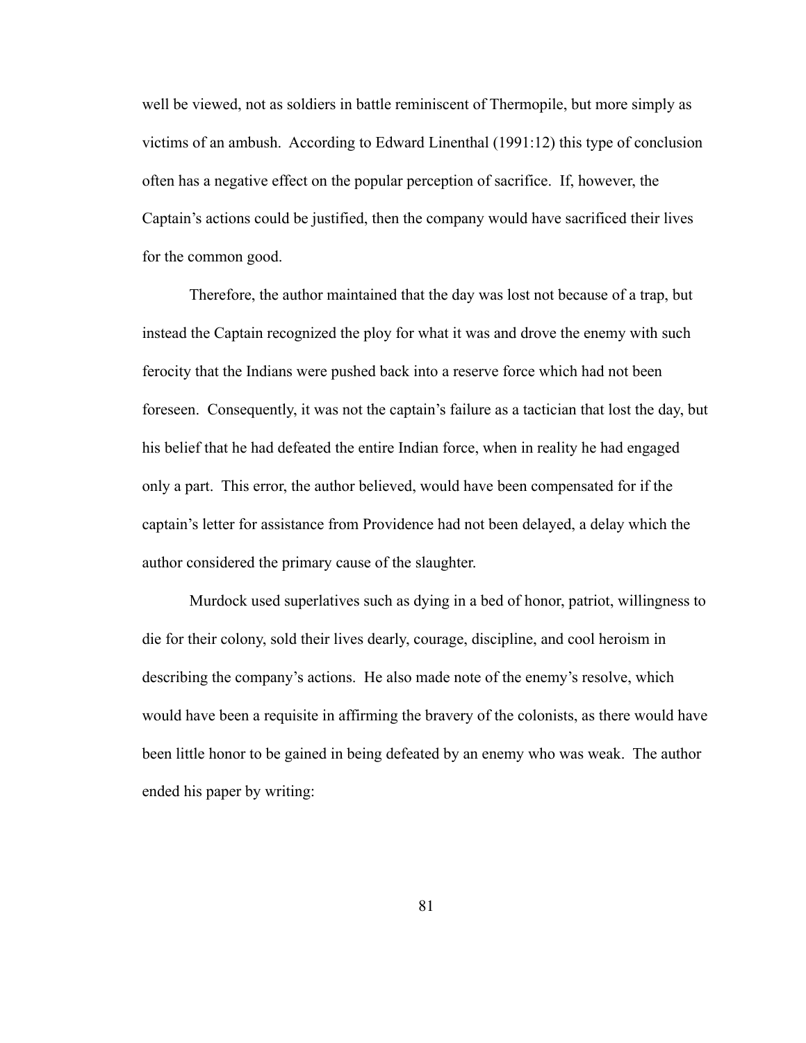well be viewed, not as soldiers in battle reminiscent of Thermopile, but more simply as victims of an ambush. According to Edward Linenthal (1991:12) this type of conclusion often has a negative effect on the popular perception of sacrifice. If, however, the Captain's actions could be justified, then the company would have sacrificed their lives for the common good.

Therefore, the author maintained that the day was lost not because of a trap, but instead the Captain recognized the ploy for what it was and drove the enemy with such ferocity that the Indians were pushed back into a reserve force which had not been foreseen. Consequently, it was not the captain's failure as a tactician that lost the day, but his belief that he had defeated the entire Indian force, when in reality he had engaged only a part. This error, the author believed, would have been compensated for if the captain's letter for assistance from Providence had not been delayed, a delay which the author considered the primary cause of the slaughter.

Murdock used superlatives such as dying in a bed of honor, patriot, willingness to die for their colony, sold their lives dearly, courage, discipline, and cool heroism in describing the company's actions. He also made note of the enemy's resolve, which would have been a requisite in affirming the bravery of the colonists, as there would have been little honor to be gained in being defeated by an enemy who was weak. The author ended his paper by writing: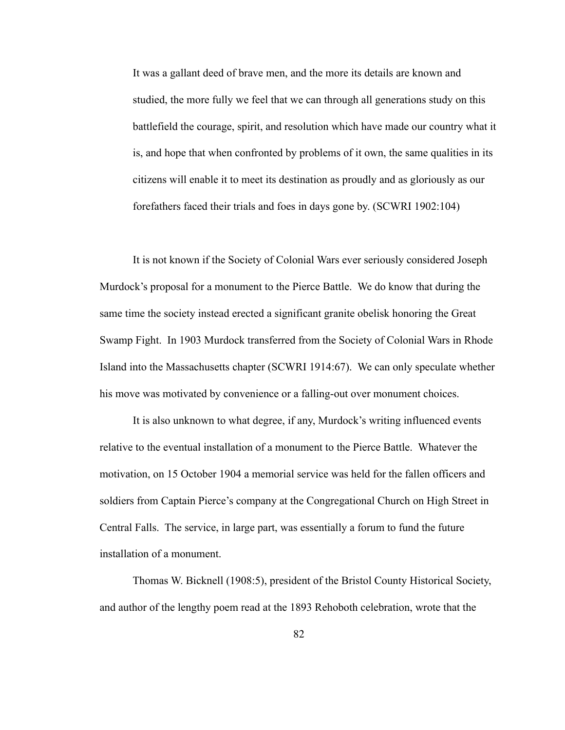> It was a gallant deed of brave men, and the more its details are known and studied, the more fully we feel that we can through all generations study on this battlefield the courage, spirit, and resolution which have made our country what it is, and hope that when confronted by problems of it own, the same qualities in its citizens will enable it to meet its destination as proudly and as gloriously as our forefathers faced their trials and foes in days gone by. (SCWRI 1902:104)

It is not known if the Society of Colonial Wars ever seriously considered Joseph Murdock's proposal for a monument to the Pierce Battle. We do know that during the same time the society instead erected a significant granite obelisk honoring the Great Swamp Fight. In 1903 Murdock transferred from the Society of Colonial Wars in Rhode Island into the Massachusetts chapter (SCWRI 1914:67). We can only speculate whether his move was motivated by convenience or a falling-out over monument choices.

It is also unknown to what degree, if any, Murdock's writing influenced events relative to the eventual installation of a monument to the Pierce Battle. Whatever the motivation, on 15 October 1904 a memorial service was held for the fallen officers and soldiers from Captain Pierce's company at the Congregational Church on High Street in Central Falls. The service, in large part, was essentially a forum to fund the future installation of a monument.

Thomas W. Bicknell (1908:5), president of the Bristol County Historical Society, and author of the lengthy poem read at the 1893 Rehoboth celebration, wrote that the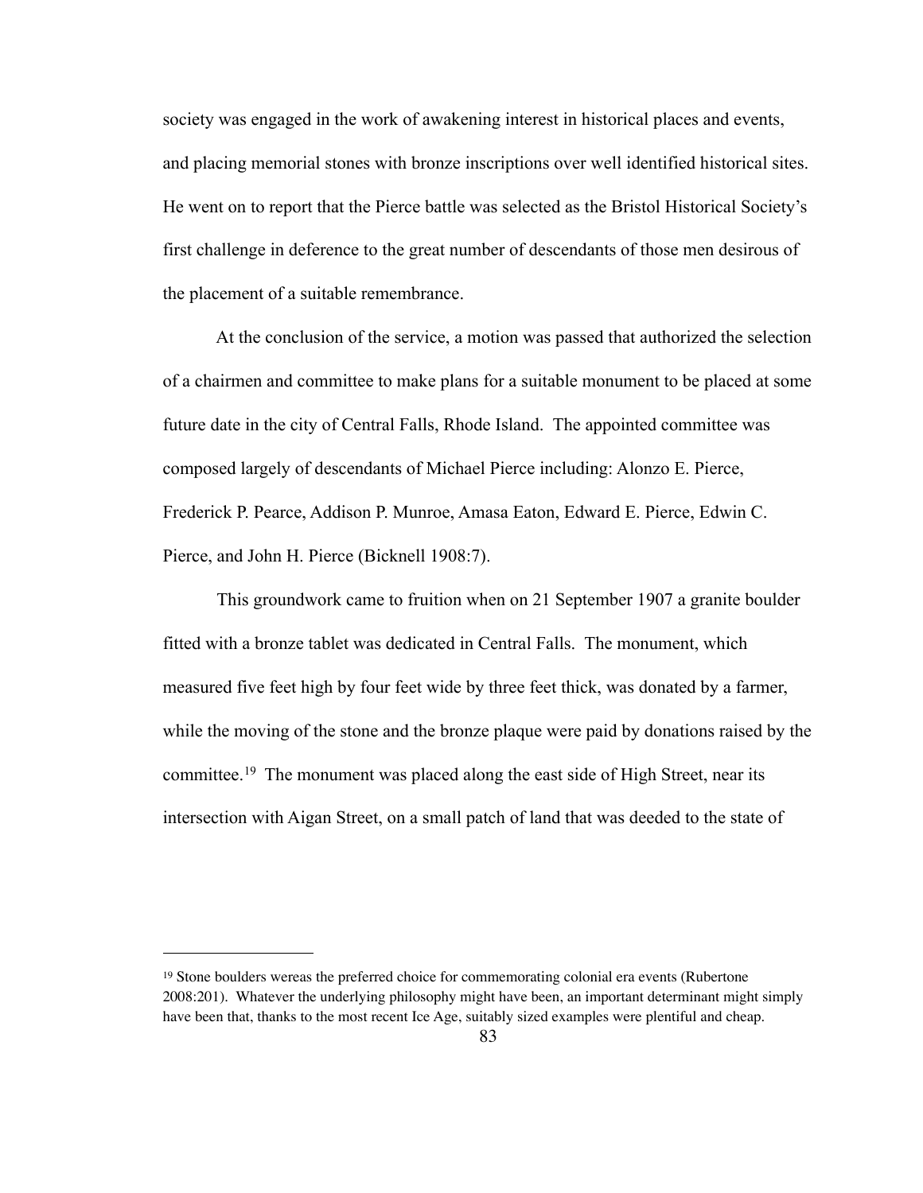society was engaged in the work of awakening interest in historical places and events, and placing memorial stones with bronze inscriptions over well identified historical sites. He went on to report that the Pierce battle was selected as the Bristol Historical Society's first challenge in deference to the great number of descendants of those men desirous of the placement of a suitable remembrance.

At the conclusion of the service, a motion was passed that authorized the selection of a chairmen and committee to make plans for a suitable monument to be placed at some future date in the city of Central Falls, Rhode Island. The appointed committee was composed largely of descendants of Michael Pierce including: Alonzo E. Pierce, Frederick P. Pearce, Addison P. Munroe, Amasa Eaton, Edward E. Pierce, Edwin C. Pierce, and John H. Pierce (Bicknell 1908:7).

This groundwork came to fruition when on 21 September 1907 a granite boulder fitted with a bronze tablet was dedicated in Central Falls. The monument, which measured five feet high by four feet wide by three feet thick, was donated by a farmer, while the moving of the stone and the bronze plaque were paid by donations raised by the committee.[19] The monument was placed along the east side of High Street, near its intersection with Aigan Street, on a small patch of land that was deeded to the state of

---

[19] Stone boulders wereas the preferred choice for commemorating colonial era events (Rubertone 2008:201). Whatever the underlying philosophy might have been, an important determinant might simply have been that, thanks to the most recent Ice Age, suitably sized examples were plentiful and cheap.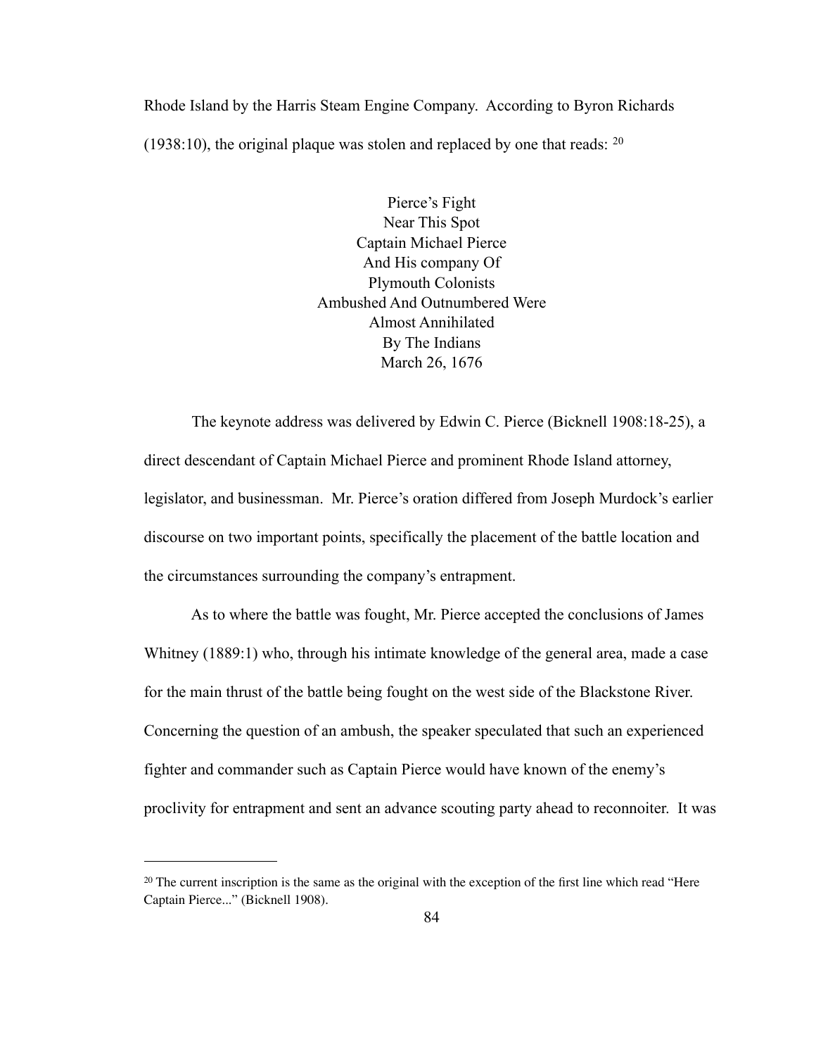Rhode Island by the Harris Steam Engine Company. According to Byron Richards (1938:10), the original plaque was stolen and replaced by one that reads: [20]

<center>
Pierce's Fight<br>
Near This Spot<br>
Captain Michael Pierce<br>
And His company Of<br>
Plymouth Colonists<br>
Ambushed And Outnumbered Were<br>
Almost Annihilated<br>
By The Indians<br>
March 26, 1676
</center>

The keynote address was delivered by Edwin C. Pierce (Bicknell 1908:18-25), a direct descendant of Captain Michael Pierce and prominent Rhode Island attorney, legislator, and businessman. Mr. Pierce's oration differed from Joseph Murdock's earlier discourse on two important points, specifically the placement of the battle location and the circumstances surrounding the company's entrapment.

As to where the battle was fought, Mr. Pierce accepted the conclusions of James Whitney (1889:1) who, through his intimate knowledge of the general area, made a case for the main thrust of the battle being fought on the west side of the Blackstone River. Concerning the question of an ambush, the speaker speculated that such an experienced fighter and commander such as Captain Pierce would have known of the enemy's proclivity for entrapment and sent an advance scouting party ahead to reconnoiter. It was

---

[20] The current inscription is the same as the original with the exception of the first line which read "Here Captain Pierce..." (Bicknell 1908).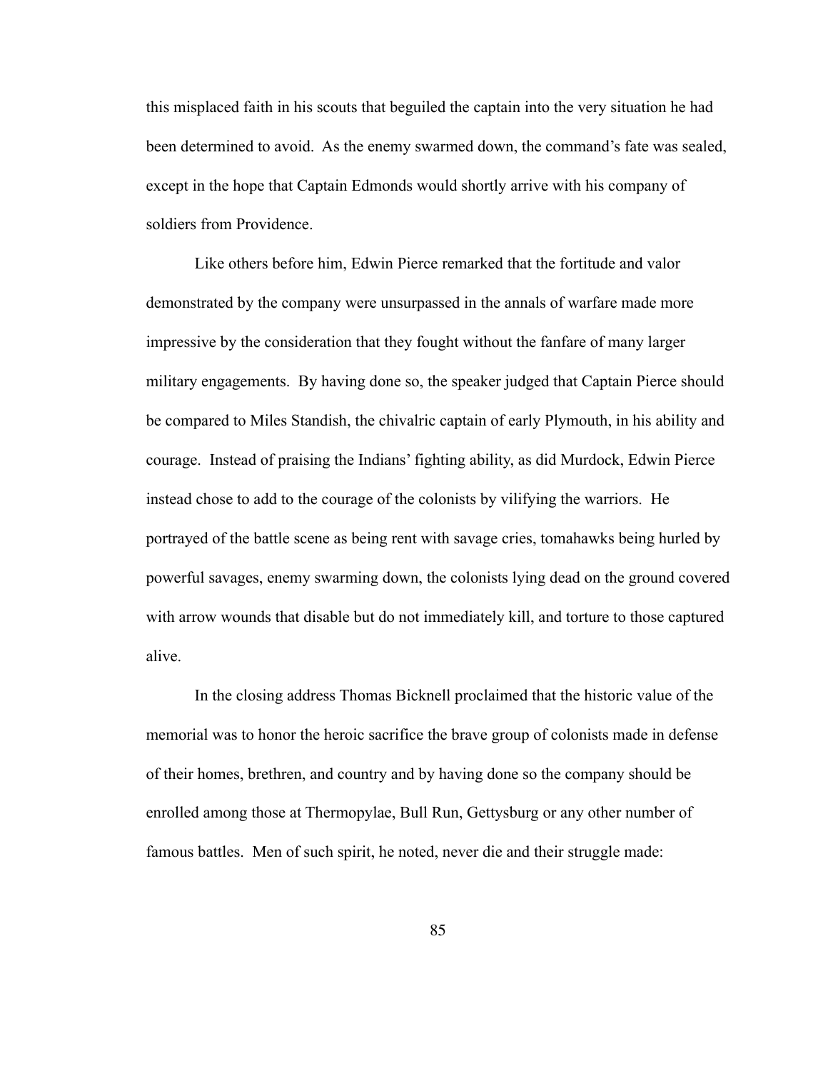this misplaced faith in his scouts that beguiled the captain into the very situation he had been determined to avoid. As the enemy swarmed down, the command's fate was sealed, except in the hope that Captain Edmonds would shortly arrive with his company of soldiers from Providence.

Like others before him, Edwin Pierce remarked that the fortitude and valor demonstrated by the company were unsurpassed in the annals of warfare made more impressive by the consideration that they fought without the fanfare of many larger military engagements. By having done so, the speaker judged that Captain Pierce should be compared to Miles Standish, the chivalric captain of early Plymouth, in his ability and courage. Instead of praising the Indians' fighting ability, as did Murdock, Edwin Pierce instead chose to add to the courage of the colonists by vilifying the warriors. He portrayed of the battle scene as being rent with savage cries, tomahawks being hurled by powerful savages, enemy swarming down, the colonists lying dead on the ground covered with arrow wounds that disable but do not immediately kill, and torture to those captured alive.

In the closing address Thomas Bicknell proclaimed that the historic value of the memorial was to honor the heroic sacrifice the brave group of colonists made in defense of their homes, brethren, and country and by having done so the company should be enrolled among those at Thermopylae, Bull Run, Gettysburg or any other number of famous battles. Men of such spirit, he noted, never die and their struggle made: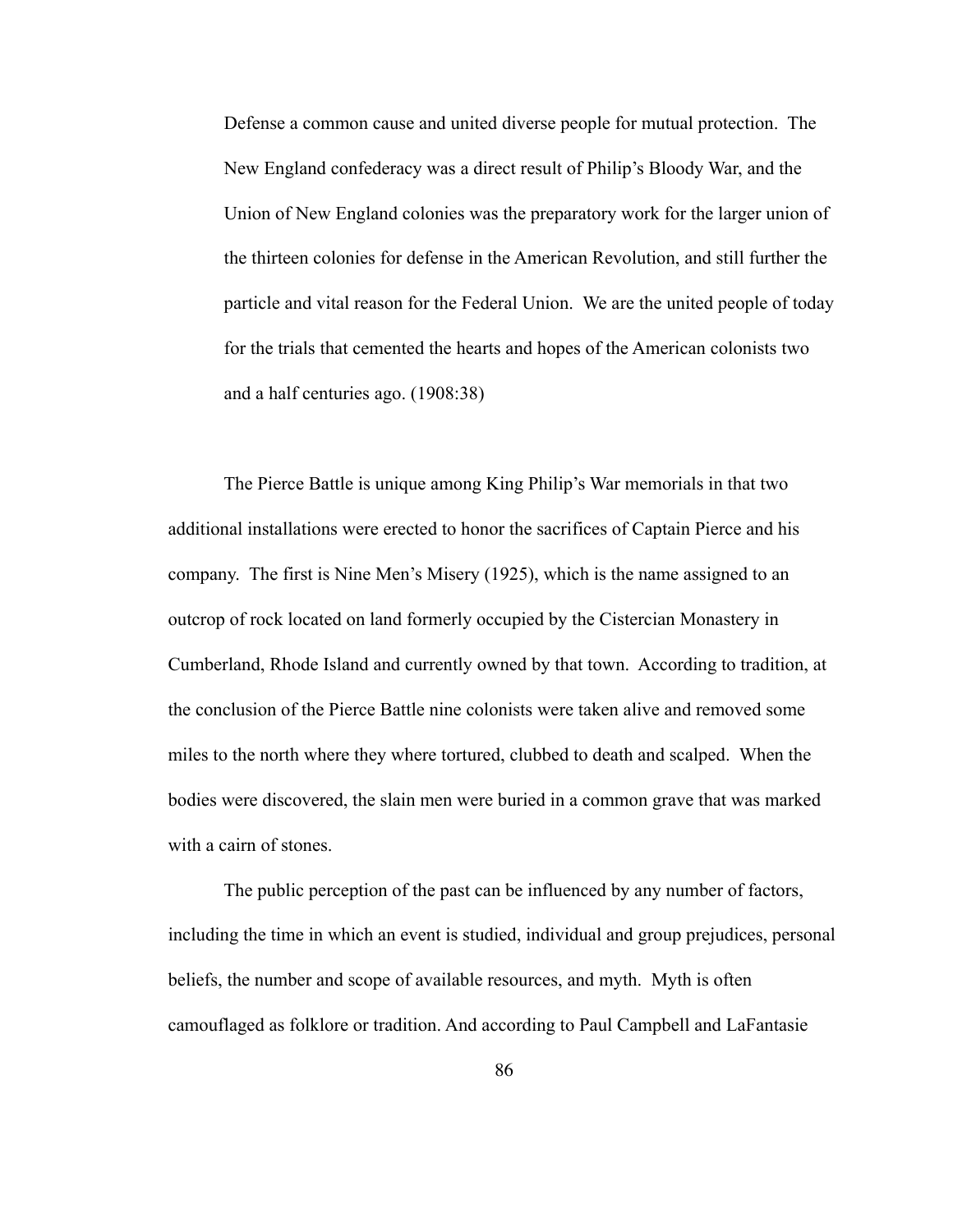> Defense a common cause and united diverse people for mutual protection. The New England confederacy was a direct result of Philip's Bloody War, and the Union of New England colonies was the preparatory work for the larger union of the thirteen colonies for defense in the American Revolution, and still further the particle and vital reason for the Federal Union. We are the united people of today for the trials that cemented the hearts and hopes of the American colonists two and a half centuries ago. (1908:38)

The Pierce Battle is unique among King Philip's War memorials in that two additional installations were erected to honor the sacrifices of Captain Pierce and his company. The first is Nine Men's Misery (1925), which is the name assigned to an outcrop of rock located on land formerly occupied by the Cistercian Monastery in Cumberland, Rhode Island and currently owned by that town. According to tradition, at the conclusion of the Pierce Battle nine colonists were taken alive and removed some miles to the north where they where tortured, clubbed to death and scalped. When the bodies were discovered, the slain men were buried in a common grave that was marked with a cairn of stones.

The public perception of the past can be influenced by any number of factors, including the time in which an event is studied, individual and group prejudices, personal beliefs, the number and scope of available resources, and myth. Myth is often camouflaged as folklore or tradition. And according to Paul Campbell and LaFantasie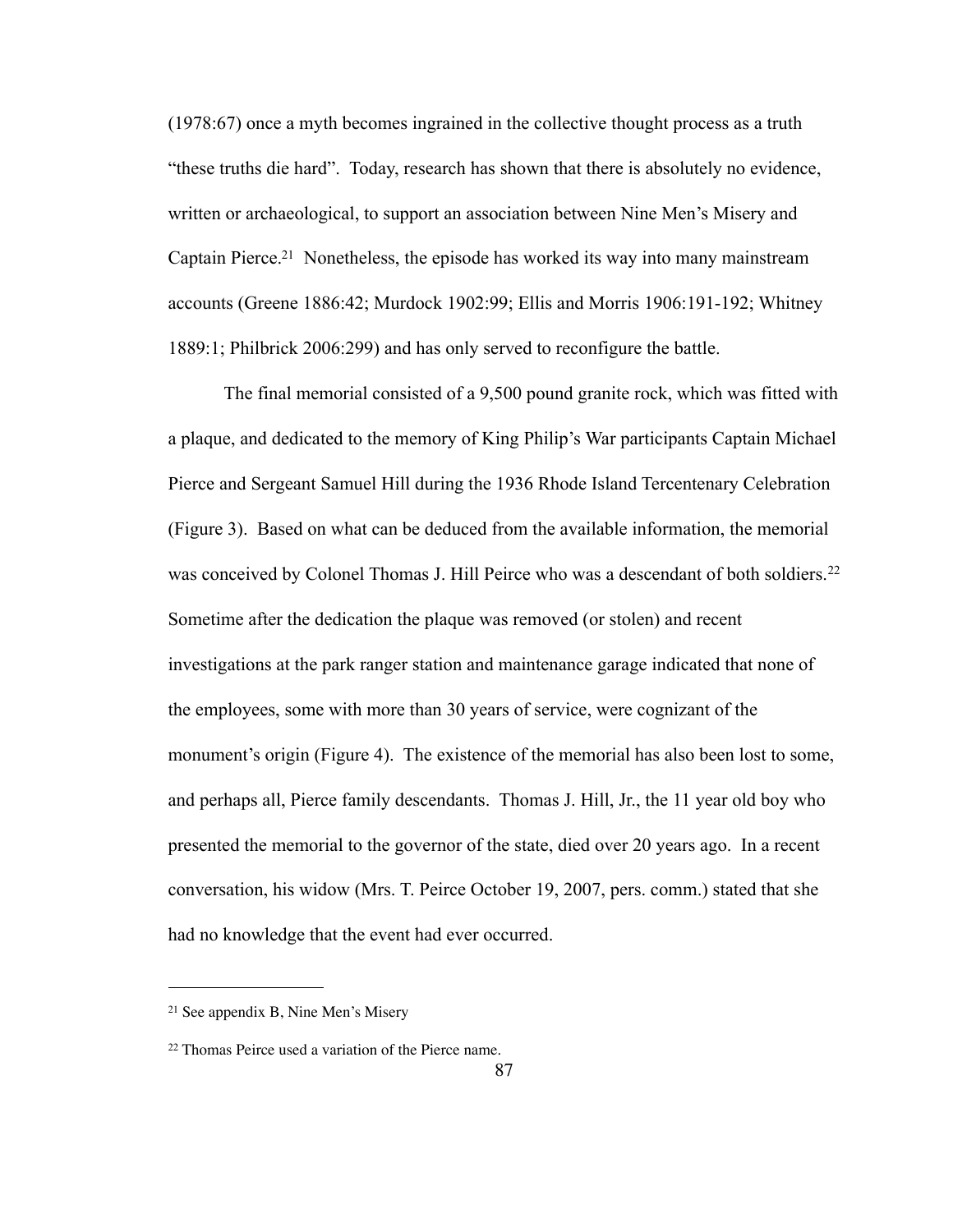(1978:67) once a myth becomes ingrained in the collective thought process as a truth "these truths die hard". Today, research has shown that there is absolutely no evidence, written or archaeological, to support an association between Nine Men's Misery and Captain Pierce.[21] Nonetheless, the episode has worked its way into many mainstream accounts (Greene 1886:42; Murdock 1902:99; Ellis and Morris 1906:191-192; Whitney 1889:1; Philbrick 2006:299) and has only served to reconfigure the battle.

The final memorial consisted of a 9,500 pound granite rock, which was fitted with a plaque, and dedicated to the memory of King Philip's War participants Captain Michael Pierce and Sergeant Samuel Hill during the 1936 Rhode Island Tercentenary Celebration (Figure 3). Based on what can be deduced from the available information, the memorial was conceived by Colonel Thomas J. Hill Peirce who was a descendant of both soldiers.[22] Sometime after the dedication the plaque was removed (or stolen) and recent investigations at the park ranger station and maintenance garage indicated that none of the employees, some with more than 30 years of service, were cognizant of the monument's origin (Figure 4). The existence of the memorial has also been lost to some, and perhaps all, Pierce family descendants. Thomas J. Hill, Jr., the 11 year old boy who presented the memorial to the governor of the state, died over 20 years ago. In a recent conversation, his widow (Mrs. T. Peirce October 19, 2007, pers. comm.) stated that she had no knowledge that the event had ever occurred.

---

[21] See appendix B, Nine Men's Misery

[22] Thomas Peirce used a variation of the Pierce name.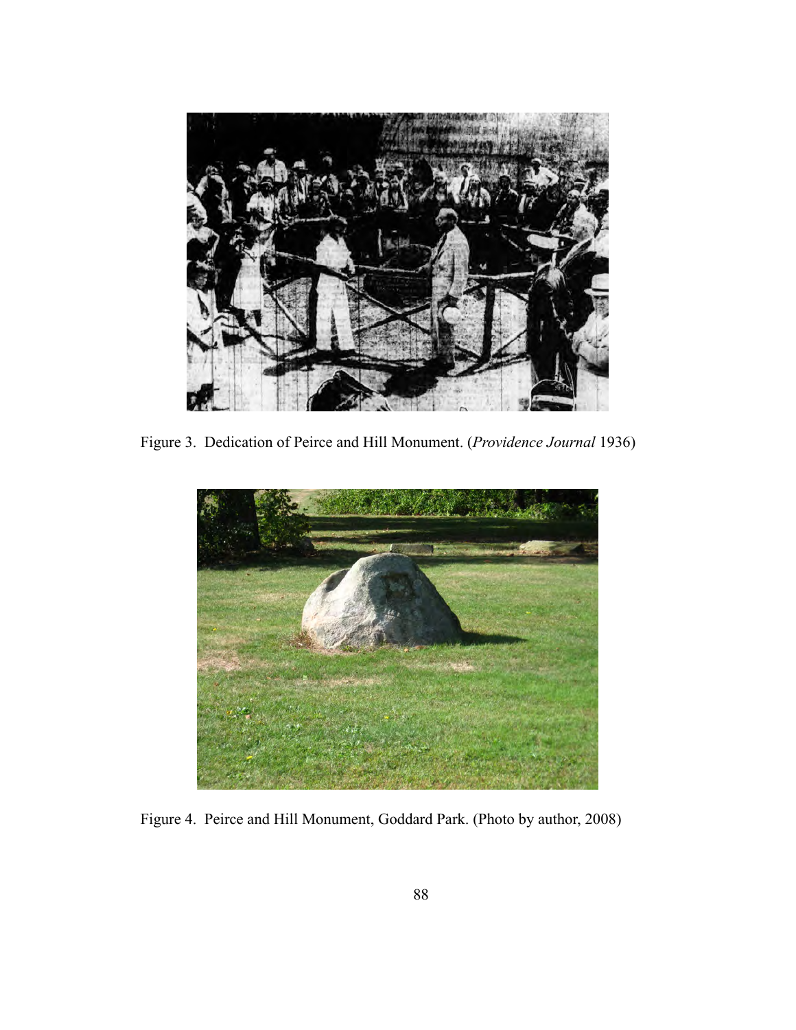Figure 3. Dedication of Peirce and Hill Monument. (*Providence Journal* 1936)

Figure 4. Peirce and Hill Monument, Goddard Park. (Photo by author, 2008)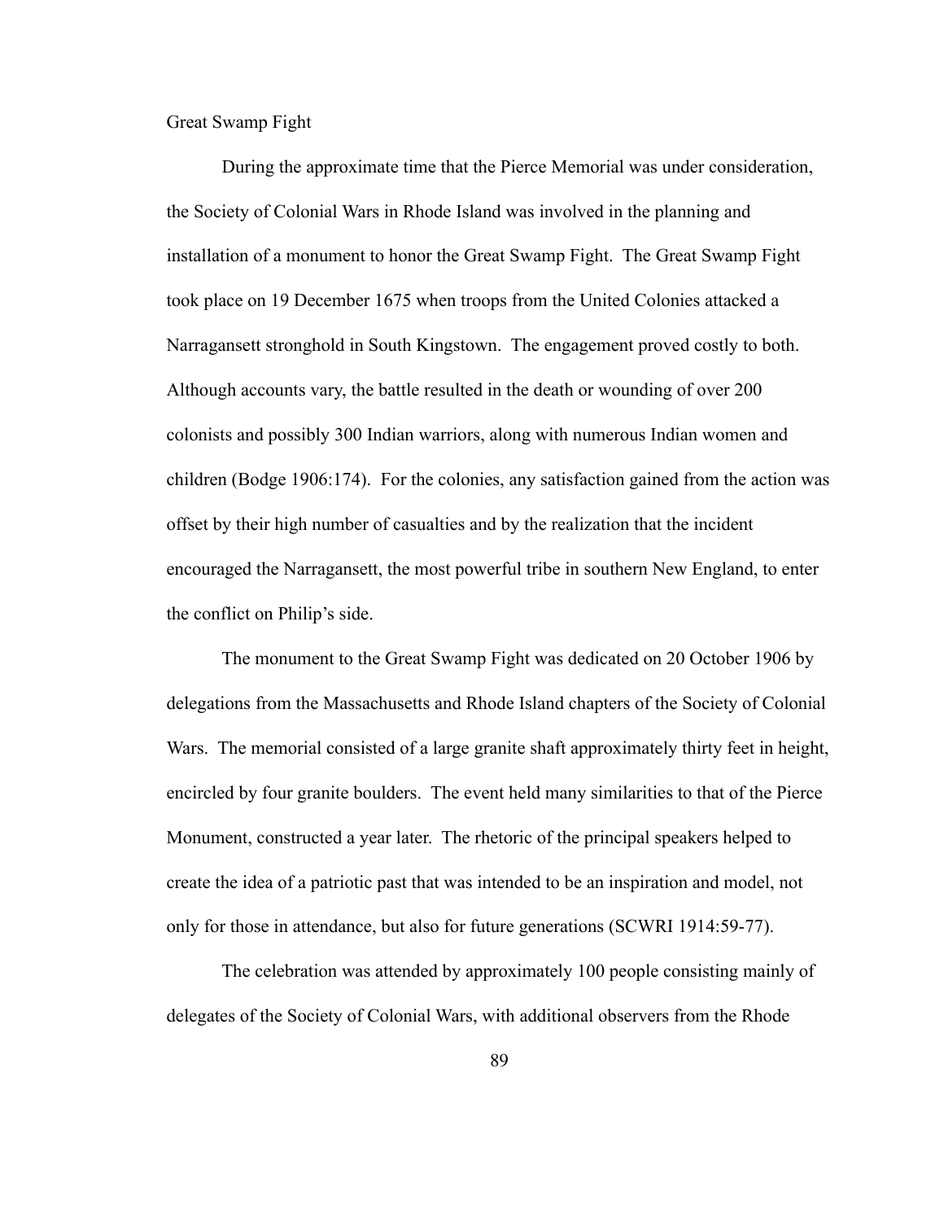## Great Swamp Fight

During the approximate time that the Pierce Memorial was under consideration, the Society of Colonial Wars in Rhode Island was involved in the planning and installation of a monument to honor the Great Swamp Fight. The Great Swamp Fight took place on 19 December 1675 when troops from the United Colonies attacked a Narragansett stronghold in South Kingstown. The engagement proved costly to both. Although accounts vary, the battle resulted in the death or wounding of over 200 colonists and possibly 300 Indian warriors, along with numerous Indian women and children (Bodge 1906:174). For the colonies, any satisfaction gained from the action was offset by their high number of casualties and by the realization that the incident encouraged the Narragansett, the most powerful tribe in southern New England, to enter the conflict on Philip's side.

The monument to the Great Swamp Fight was dedicated on 20 October 1906 by delegations from the Massachusetts and Rhode Island chapters of the Society of Colonial Wars. The memorial consisted of a large granite shaft approximately thirty feet in height, encircled by four granite boulders. The event held many similarities to that of the Pierce Monument, constructed a year later. The rhetoric of the principal speakers helped to create the idea of a patriotic past that was intended to be an inspiration and model, not only for those in attendance, but also for future generations (SCWRI 1914:59-77).

The celebration was attended by approximately 100 people consisting mainly of delegates of the Society of Colonial Wars, with additional observers from the Rhode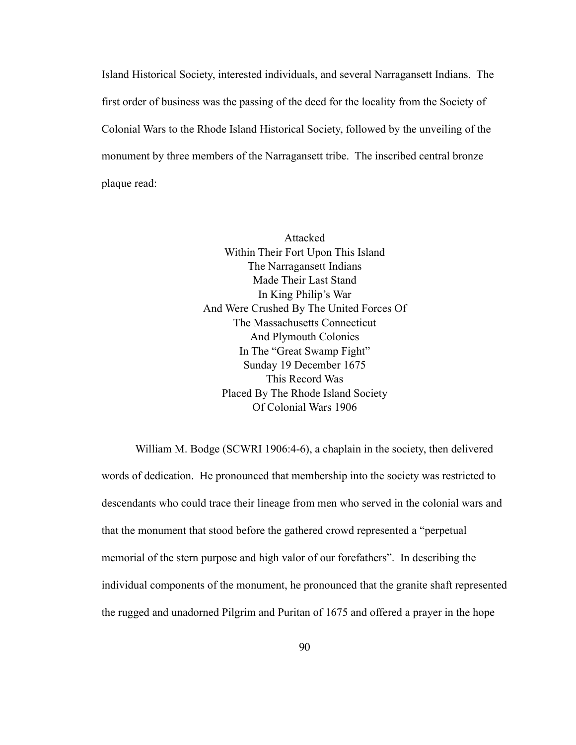Island Historical Society, interested individuals, and several Narragansett Indians. The first order of business was the passing of the deed for the locality from the Society of Colonial Wars to the Rhode Island Historical Society, followed by the unveiling of the monument by three members of the Narragansett tribe. The inscribed central bronze plaque read:

> Attacked
> Within Their Fort Upon This Island
> The Narragansett Indians
> Made Their Last Stand
> In King Philip's War
> And Were Crushed By The United Forces Of
> The Massachusetts Connecticut
> And Plymouth Colonies
> In The "Great Swamp Fight"
> Sunday 19 December 1675
> This Record Was
> Placed By The Rhode Island Society
> Of Colonial Wars 1906

William M. Bodge (SCWRI 1906:4-6), a chaplain in the society, then delivered words of dedication. He pronounced that membership into the society was restricted to descendants who could trace their lineage from men who served in the colonial wars and that the monument that stood before the gathered crowd represented a "perpetual memorial of the stern purpose and high valor of our forefathers". In describing the individual components of the monument, he pronounced that the granite shaft represented the rugged and unadorned Pilgrim and Puritan of 1675 and offered a prayer in the hope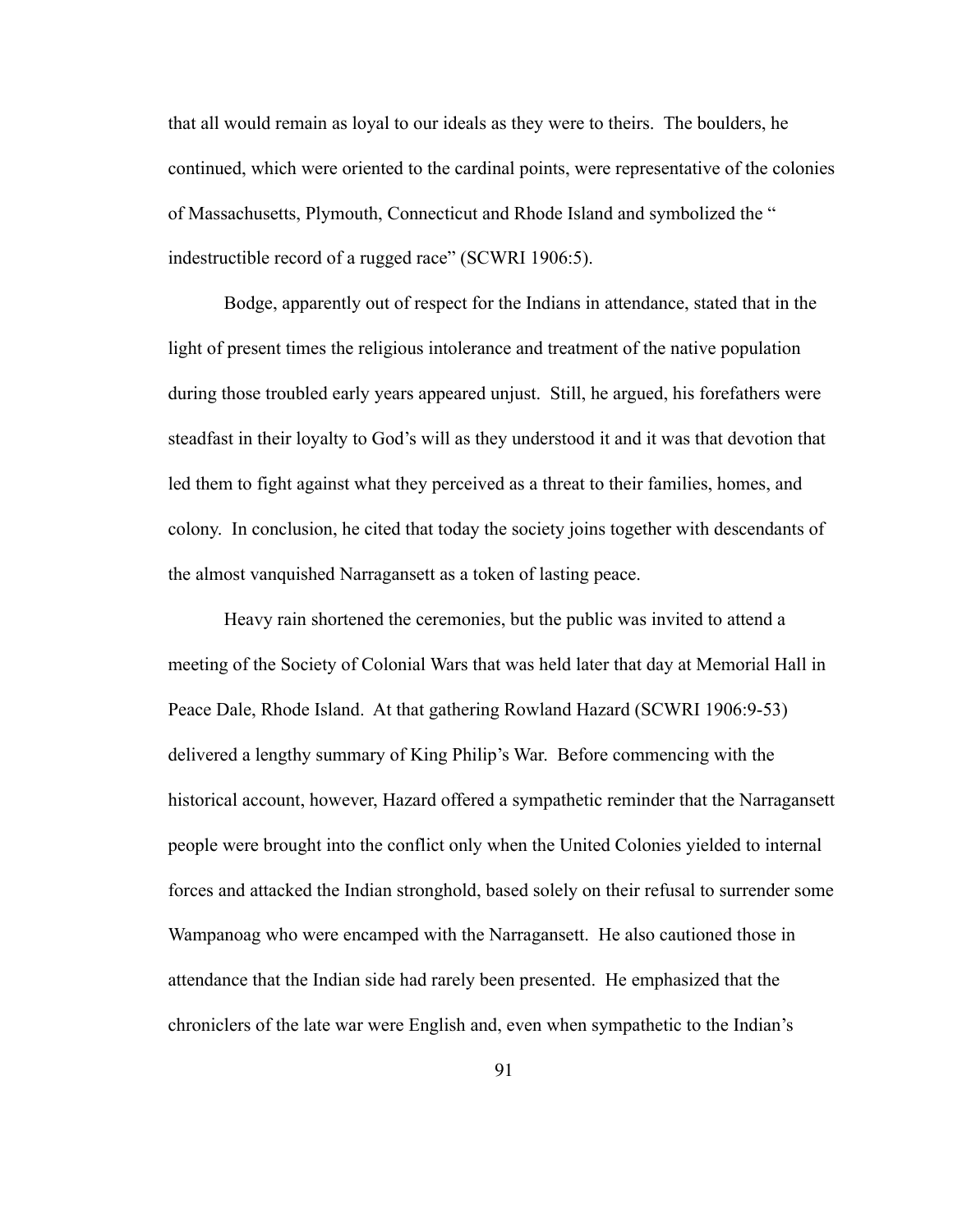that all would remain as loyal to our ideals as they were to theirs. The boulders, he continued, which were oriented to the cardinal points, were representative of the colonies of Massachusetts, Plymouth, Connecticut and Rhode Island and symbolized the " indestructible record of a rugged race" (SCWRI 1906:5).

Bodge, apparently out of respect for the Indians in attendance, stated that in the light of present times the religious intolerance and treatment of the native population during those troubled early years appeared unjust. Still, he argued, his forefathers were steadfast in their loyalty to God's will as they understood it and it was that devotion that led them to fight against what they perceived as a threat to their families, homes, and colony. In conclusion, he cited that today the society joins together with descendants of the almost vanquished Narragansett as a token of lasting peace.

Heavy rain shortened the ceremonies, but the public was invited to attend a meeting of the Society of Colonial Wars that was held later that day at Memorial Hall in Peace Dale, Rhode Island. At that gathering Rowland Hazard (SCWRI 1906:9-53) delivered a lengthy summary of King Philip's War. Before commencing with the historical account, however, Hazard offered a sympathetic reminder that the Narragansett people were brought into the conflict only when the United Colonies yielded to internal forces and attacked the Indian stronghold, based solely on their refusal to surrender some Wampanoag who were encamped with the Narragansett. He also cautioned those in attendance that the Indian side had rarely been presented. He emphasized that the chroniclers of the late war were English and, even when sympathetic to the Indian's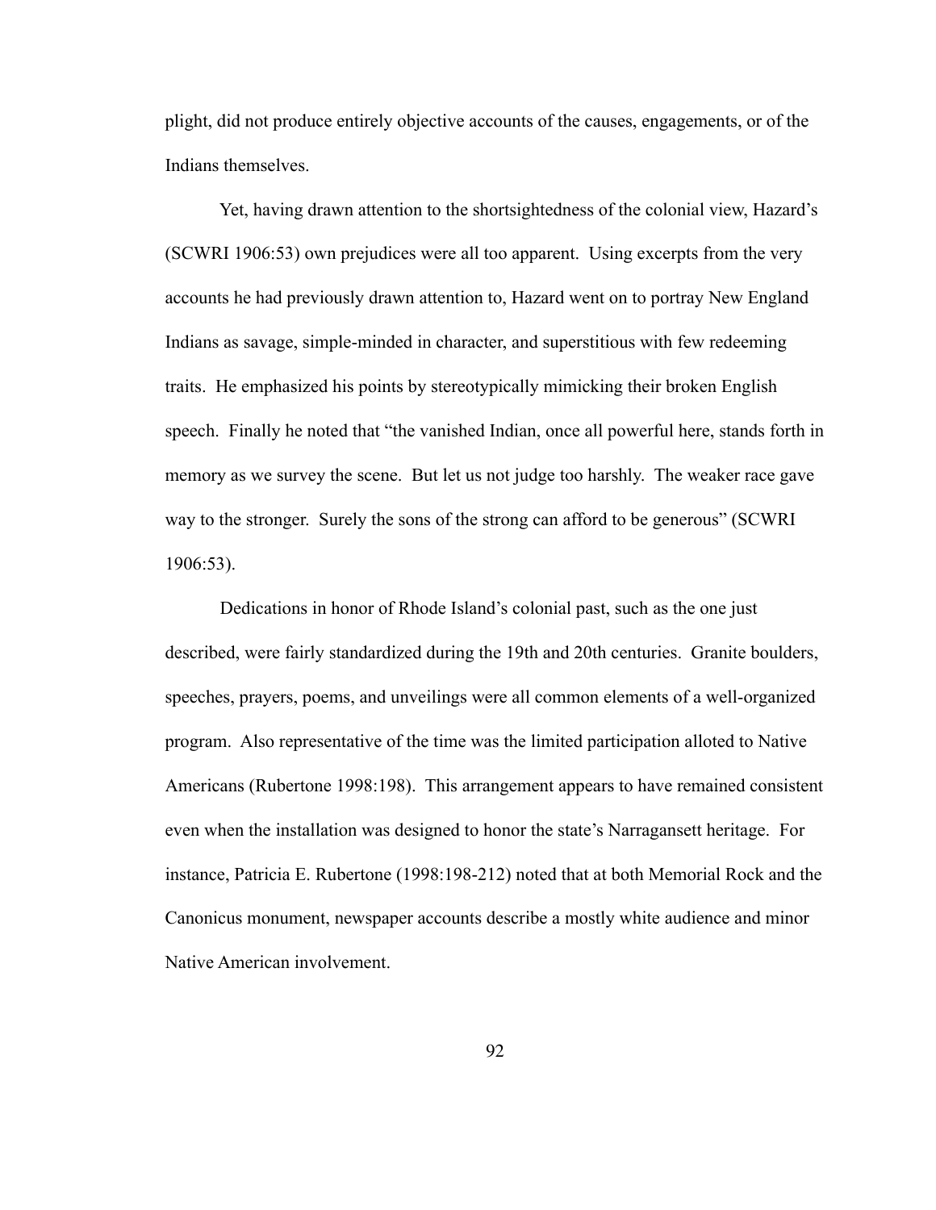plight, did not produce entirely objective accounts of the causes, engagements, or of the Indians themselves.

Yet, having drawn attention to the shortsightedness of the colonial view, Hazard's (SCWRI 1906:53) own prejudices were all too apparent. Using excerpts from the very accounts he had previously drawn attention to, Hazard went on to portray New England Indians as savage, simple-minded in character, and superstitious with few redeeming traits. He emphasized his points by stereotypically mimicking their broken English speech. Finally he noted that "the vanished Indian, once all powerful here, stands forth in memory as we survey the scene. But let us not judge too harshly. The weaker race gave way to the stronger. Surely the sons of the strong can afford to be generous" (SCWRI 1906:53).

Dedications in honor of Rhode Island's colonial past, such as the one just described, were fairly standardized during the 19th and 20th centuries. Granite boulders, speeches, prayers, poems, and unveilings were all common elements of a well-organized program. Also representative of the time was the limited participation alloted to Native Americans (Rubertone 1998:198). This arrangement appears to have remained consistent even when the installation was designed to honor the state's Narragansett heritage. For instance, Patricia E. Rubertone (1998:198-212) noted that at both Memorial Rock and the Canonicus monument, newspaper accounts describe a mostly white audience and minor Native American involvement.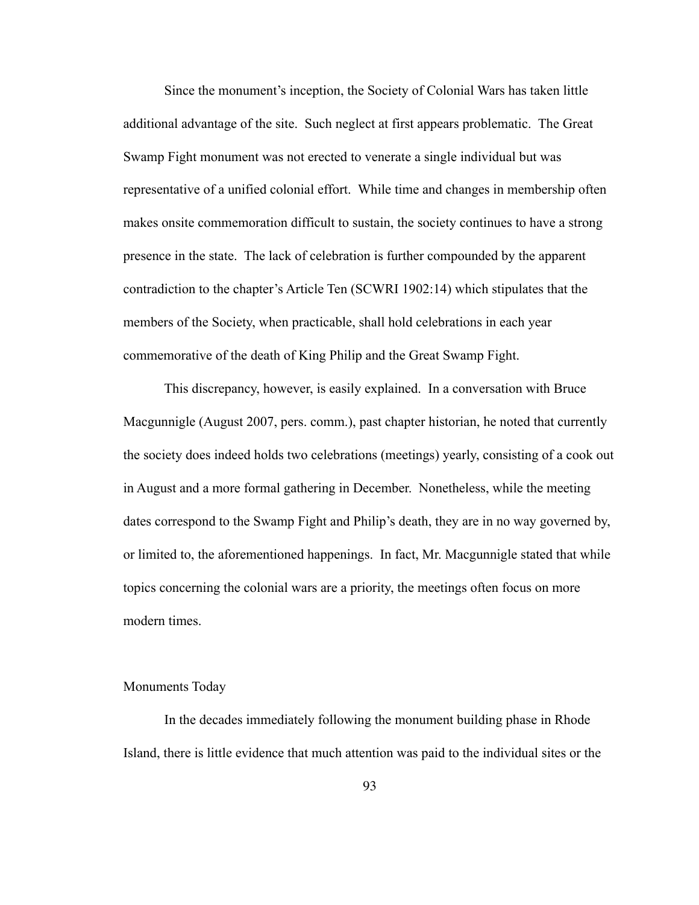Since the monument's inception, the Society of Colonial Wars has taken little additional advantage of the site. Such neglect at first appears problematic. The Great Swamp Fight monument was not erected to venerate a single individual but was representative of a unified colonial effort. While time and changes in membership often makes onsite commemoration difficult to sustain, the society continues to have a strong presence in the state. The lack of celebration is further compounded by the apparent contradiction to the chapter's Article Ten (SCWRI 1902:14) which stipulates that the members of the Society, when practicable, shall hold celebrations in each year commemorative of the death of King Philip and the Great Swamp Fight.

This discrepancy, however, is easily explained. In a conversation with Bruce Macgunnigle (August 2007, pers. comm.), past chapter historian, he noted that currently the society does indeed holds two celebrations (meetings) yearly, consisting of a cook out in August and a more formal gathering in December. Nonetheless, while the meeting dates correspond to the Swamp Fight and Philip's death, they are in no way governed by, or limited to, the aforementioned happenings. In fact, Mr. Macgunnigle stated that while topics concerning the colonial wars are a priority, the meetings often focus on more modern times.

## Monuments Today

In the decades immediately following the monument building phase in Rhode Island, there is little evidence that much attention was paid to the individual sites or the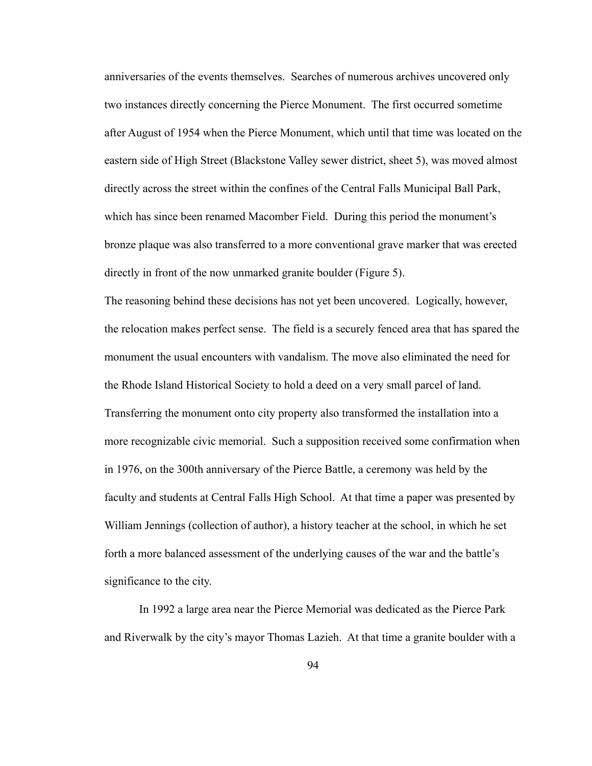anniversaries of the events themselves. Searches of numerous archives uncovered only two instances directly concerning the Pierce Monument. The first occurred sometime after August of 1954 when the Pierce Monument, which until that time was located on the eastern side of High Street (Blackstone Valley sewer district, sheet 5), was moved almost directly across the street within the confines of the Central Falls Municipal Ball Park, which has since been renamed Macomber Field. During this period the monument's bronze plaque was also transferred to a more conventional grave marker that was erected directly in front of the now unmarked granite boulder (Figure 5).

The reasoning behind these decisions has not yet been uncovered. Logically, however, the relocation makes perfect sense. The field is a securely fenced area that has spared the monument the usual encounters with vandalism. The move also eliminated the need for the Rhode Island Historical Society to hold a deed on a very small parcel of land. Transferring the monument onto city property also transformed the installation into a more recognizable civic memorial. Such a supposition received some confirmation when in 1976, on the 300th anniversary of the Pierce Battle, a ceremony was held by the faculty and students at Central Falls High School. At that time a paper was presented by William Jennings (collection of author), a history teacher at the school, in which he set forth a more balanced assessment of the underlying causes of the war and the battle's significance to the city.

In 1992 a large area near the Pierce Memorial was dedicated as the Pierce Park and Riverwalk by the city's mayor Thomas Lazieh. At that time a granite boulder with a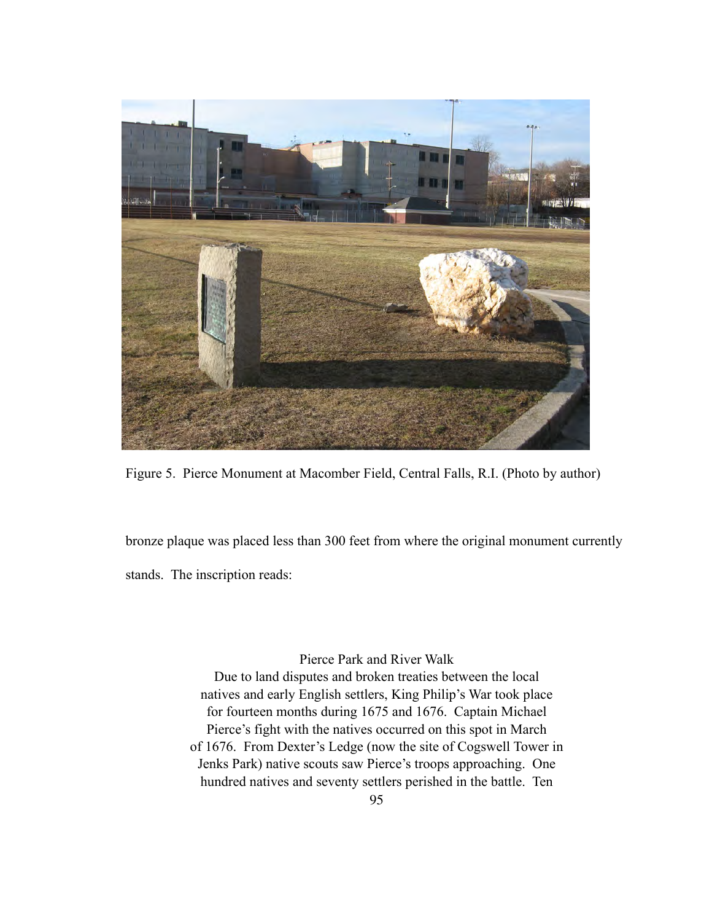Figure 5. Pierce Monument at Macomber Field, Central Falls, R.I. (Photo by author)

bronze plaque was placed less than 300 feet from where the original monument currently stands. The inscription reads:

> Pierce Park and River Walk
> Due to land disputes and broken treaties between the local natives and early English settlers, King Philip's War took place for fourteen months during 1675 and 1676. Captain Michael Pierce's fight with the natives occurred on this spot in March of 1676. From Dexter's Ledge (now the site of Cogswell Tower in Jenks Park) native scouts saw Pierce's troops approaching. One hundred natives and seventy settlers perished in the battle. Ten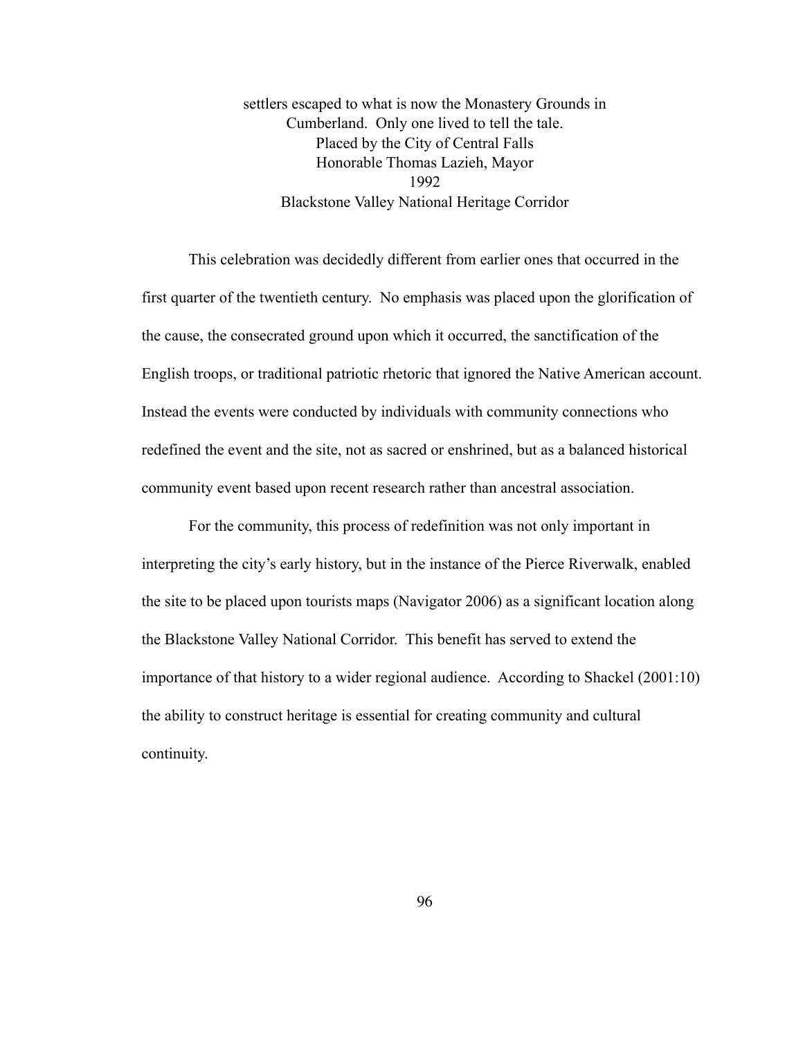settlers escaped to what is now the Monastery Grounds in
Cumberland. Only one lived to tell the tale.
Placed by the City of Central Falls
Honorable Thomas Lazieh, Mayor
1992
Blackstone Valley National Heritage Corridor

This celebration was decidedly different from earlier ones that occurred in the first quarter of the twentieth century. No emphasis was placed upon the glorification of the cause, the consecrated ground upon which it occurred, the sanctification of the English troops, or traditional patriotic rhetoric that ignored the Native American account. Instead the events were conducted by individuals with community connections who redefined the event and the site, not as sacred or enshrined, but as a balanced historical community event based upon recent research rather than ancestral association.

For the community, this process of redefinition was not only important in interpreting the city's early history, but in the instance of the Pierce Riverwalk, enabled the site to be placed upon tourists maps (Navigator 2006) as a significant location along the Blackstone Valley National Corridor. This benefit has served to extend the importance of that history to a wider regional audience. According to Shackel (2001:10) the ability to construct heritage is essential for creating community and cultural continuity.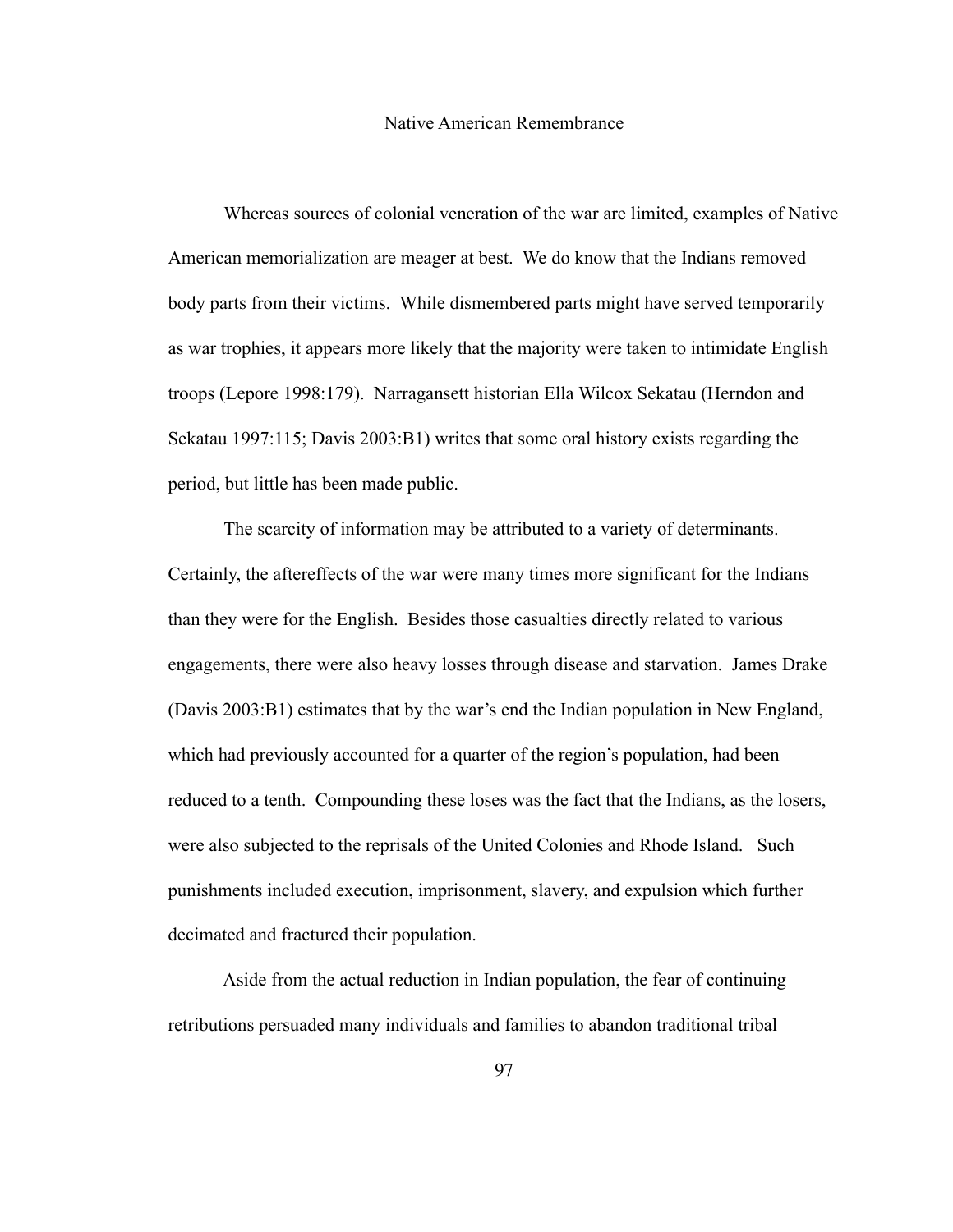## Native American Remembrance

Whereas sources of colonial veneration of the war are limited, examples of Native American memorialization are meager at best. We do know that the Indians removed body parts from their victims. While dismembered parts might have served temporarily as war trophies, it appears more likely that the majority were taken to intimidate English troops (Lepore 1998:179). Narragansett historian Ella Wilcox Sekatau (Herndon and Sekatau 1997:115; Davis 2003:B1) writes that some oral history exists regarding the period, but little has been made public.

The scarcity of information may be attributed to a variety of determinants. Certainly, the aftereffects of the war were many times more significant for the Indians than they were for the English. Besides those casualties directly related to various engagements, there were also heavy losses through disease and starvation. James Drake (Davis 2003:B1) estimates that by the war's end the Indian population in New England, which had previously accounted for a quarter of the region's population, had been reduced to a tenth. Compounding these loses was the fact that the Indians, as the losers, were also subjected to the reprisals of the United Colonies and Rhode Island. Such punishments included execution, imprisonment, slavery, and expulsion which further decimated and fractured their population.

Aside from the actual reduction in Indian population, the fear of continuing retributions persuaded many individuals and families to abandon traditional tribal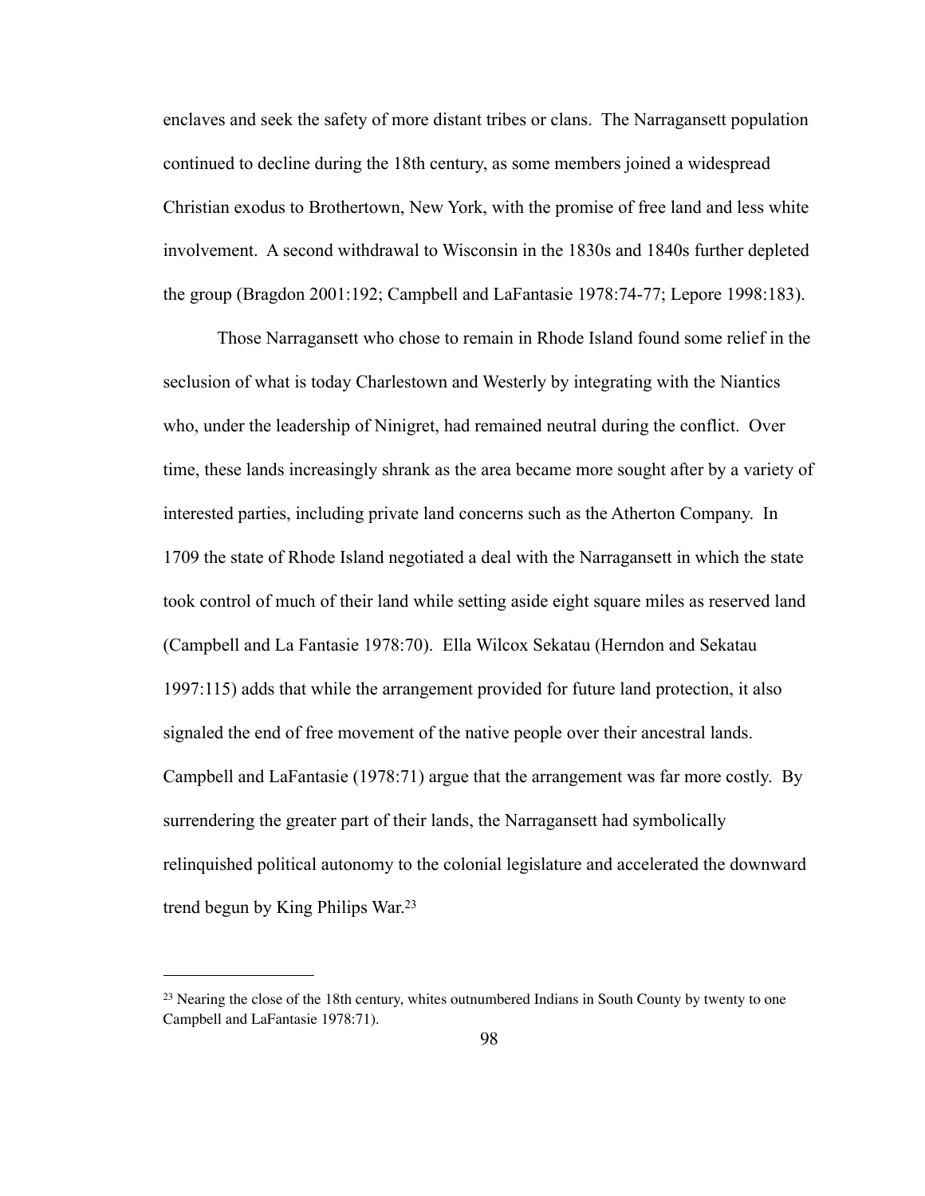enclaves and seek the safety of more distant tribes or clans. The Narragansett population continued to decline during the 18th century, as some members joined a widespread Christian exodus to Brothertown, New York, with the promise of free land and less white involvement. A second withdrawal to Wisconsin in the 1830s and 1840s further depleted the group (Bragdon 2001:192; Campbell and LaFantasie 1978:74-77; Lepore 1998:183).

Those Narragansett who chose to remain in Rhode Island found some relief in the seclusion of what is today Charlestown and Westerly by integrating with the Niantics who, under the leadership of Ninigret, had remained neutral during the conflict. Over time, these lands increasingly shrank as the area became more sought after by a variety of interested parties, including private land concerns such as the Atherton Company. In 1709 the state of Rhode Island negotiated a deal with the Narragansett in which the state took control of much of their land while setting aside eight square miles as reserved land (Campbell and La Fantasie 1978:70). Ella Wilcox Sekatau (Herndon and Sekatau 1997:115) adds that while the arrangement provided for future land protection, it also signaled the end of free movement of the native people over their ancestral lands. Campbell and LaFantasie (1978:71) argue that the arrangement was far more costly. By surrendering the greater part of their lands, the Narragansett had symbolically relinquished political autonomy to the colonial legislature and accelerated the downward trend begun by King Philips War.[23]

---

[23] Nearing the close of the 18th century, whites outnumbered Indians in South County by twenty to one Campbell and LaFantasie 1978:71).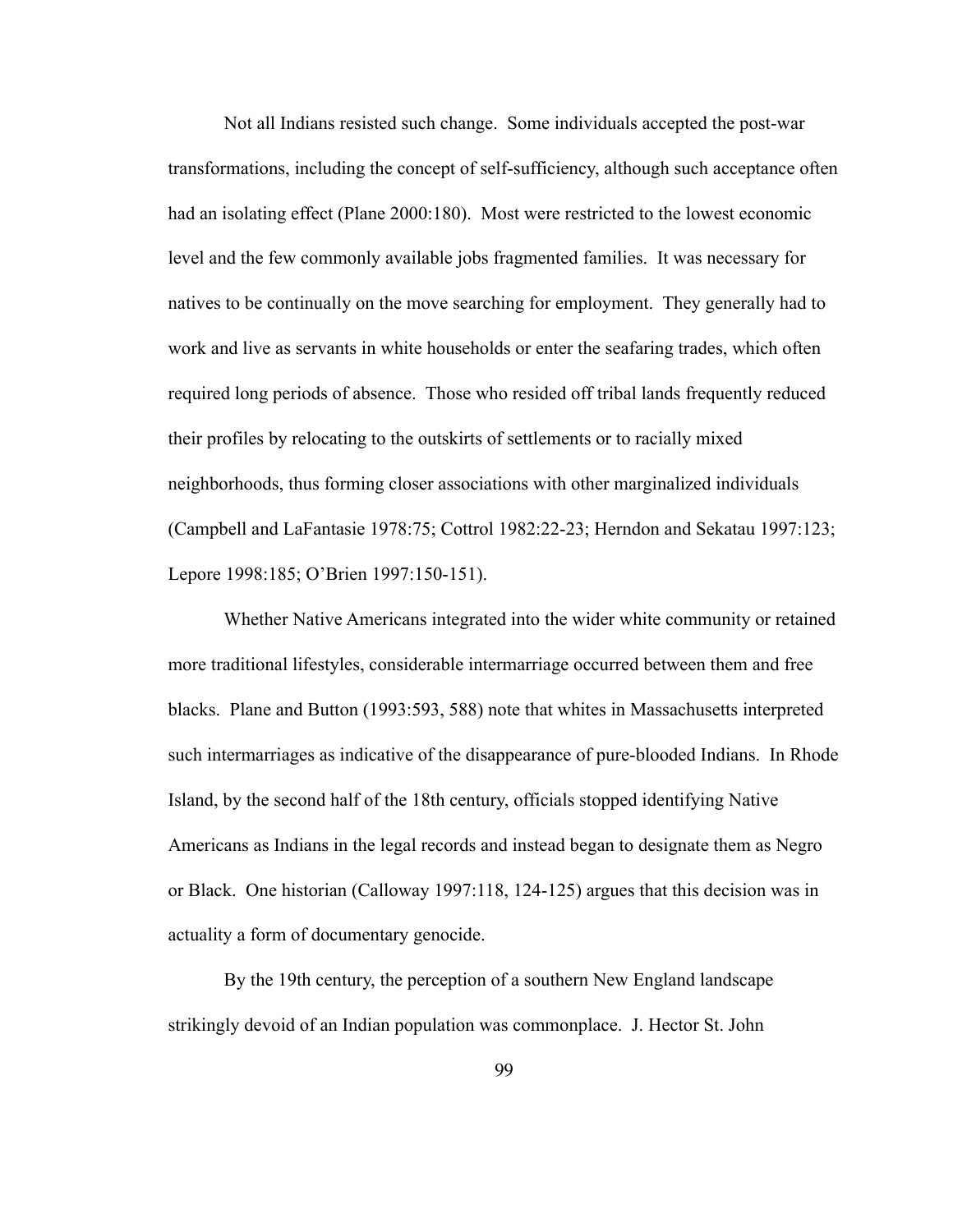Not all Indians resisted such change. Some individuals accepted the post-war transformations, including the concept of self-sufficiency, although such acceptance often had an isolating effect (Plane 2000:180). Most were restricted to the lowest economic level and the few commonly available jobs fragmented families. It was necessary for natives to be continually on the move searching for employment. They generally had to work and live as servants in white households or enter the seafaring trades, which often required long periods of absence. Those who resided off tribal lands frequently reduced their profiles by relocating to the outskirts of settlements or to racially mixed neighborhoods, thus forming closer associations with other marginalized individuals (Campbell and LaFantasie 1978:75; Cottrol 1982:22-23; Herndon and Sekatau 1997:123; Lepore 1998:185; O'Brien 1997:150-151).

Whether Native Americans integrated into the wider white community or retained more traditional lifestyles, considerable intermarriage occurred between them and free blacks. Plane and Button (1993:593, 588) note that whites in Massachusetts interpreted such intermarriages as indicative of the disappearance of pure-blooded Indians. In Rhode Island, by the second half of the 18th century, officials stopped identifying Native Americans as Indians in the legal records and instead began to designate them as Negro or Black. One historian (Calloway 1997:118, 124-125) argues that this decision was in actuality a form of documentary genocide.

By the 19th century, the perception of a southern New England landscape strikingly devoid of an Indian population was commonplace. J. Hector St. John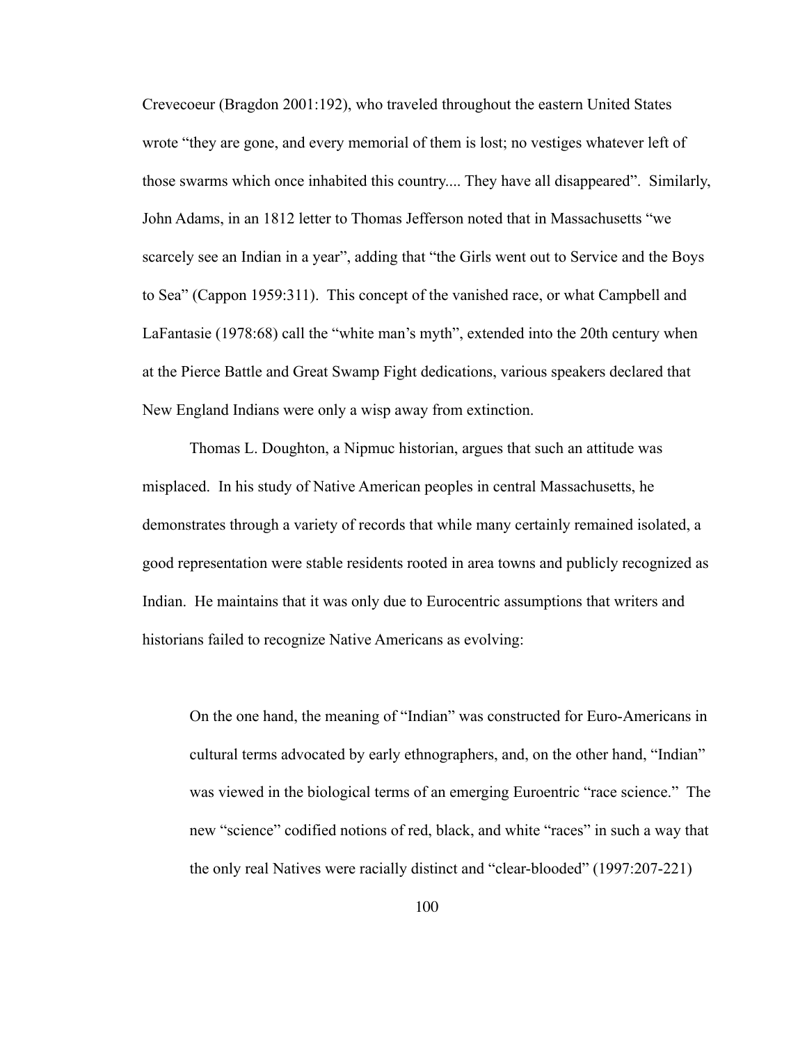Crevecoeur (Bragdon 2001:192), who traveled throughout the eastern United States wrote "they are gone, and every memorial of them is lost; no vestiges whatever left of those swarms which once inhabited this country.... They have all disappeared". Similarly, John Adams, in an 1812 letter to Thomas Jefferson noted that in Massachusetts "we scarcely see an Indian in a year", adding that "the Girls went out to Service and the Boys to Sea" (Cappon 1959:311). This concept of the vanished race, or what Campbell and LaFantasie (1978:68) call the "white man's myth", extended into the 20th century when at the Pierce Battle and Great Swamp Fight dedications, various speakers declared that New England Indians were only a wisp away from extinction.

Thomas L. Doughton, a Nipmuc historian, argues that such an attitude was misplaced. In his study of Native American peoples in central Massachusetts, he demonstrates through a variety of records that while many certainly remained isolated, a good representation were stable residents rooted in area towns and publicly recognized as Indian. He maintains that it was only due to Eurocentric assumptions that writers and historians failed to recognize Native Americans as evolving:

> On the one hand, the meaning of "Indian" was constructed for Euro-Americans in cultural terms advocated by early ethnographers, and, on the other hand, "Indian" was viewed in the biological terms of an emerging Euroentric "race science." The new "science" codified notions of red, black, and white "races" in such a way that the only real Natives were racially distinct and "clear-blooded" (1997:207-221)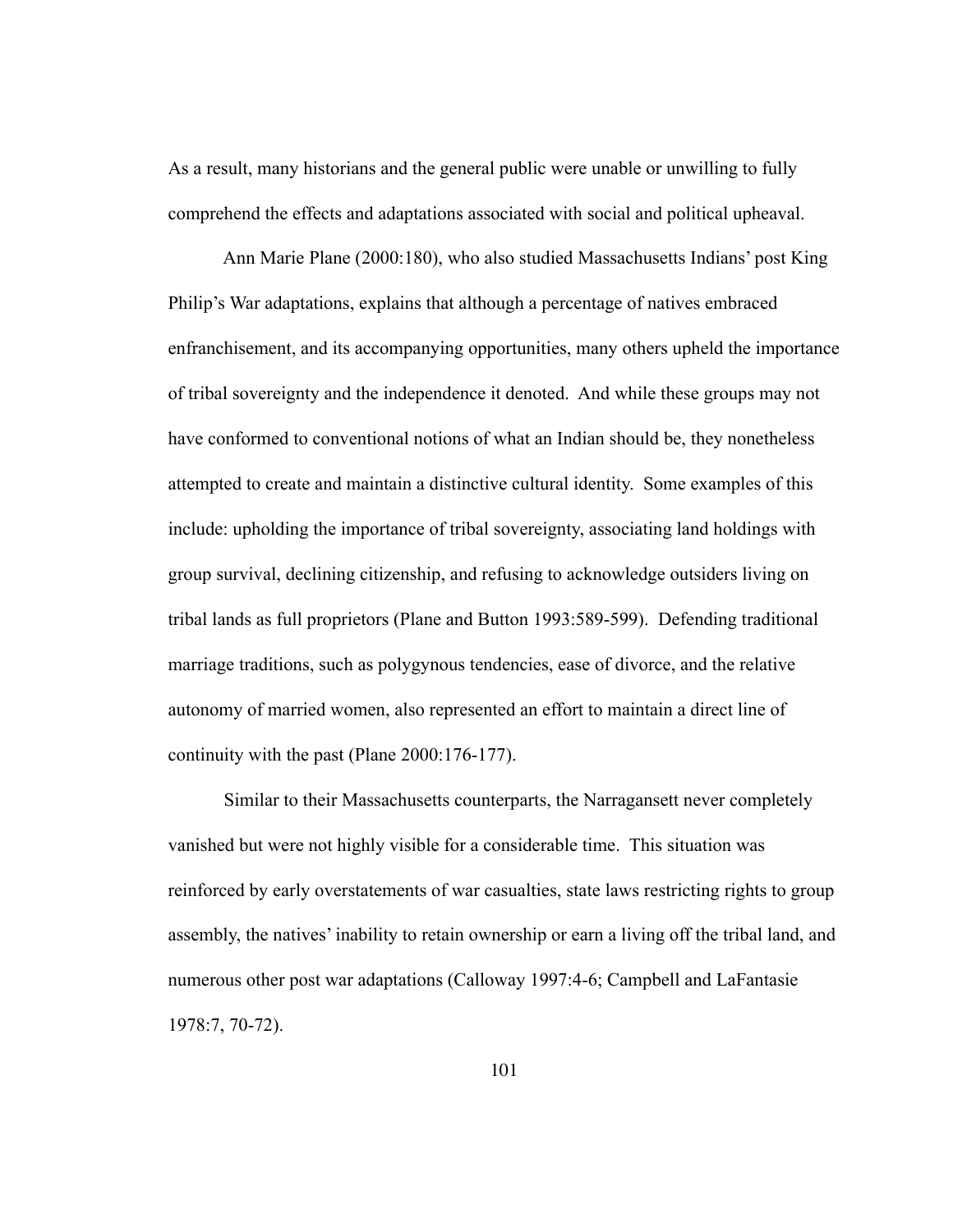As a result, many historians and the general public were unable or unwilling to fully comprehend the effects and adaptations associated with social and political upheaval.

Ann Marie Plane (2000:180), who also studied Massachusetts Indians' post King Philip's War adaptations, explains that although a percentage of natives embraced enfranchisement, and its accompanying opportunities, many others upheld the importance of tribal sovereignty and the independence it denoted. And while these groups may not have conformed to conventional notions of what an Indian should be, they nonetheless attempted to create and maintain a distinctive cultural identity. Some examples of this include: upholding the importance of tribal sovereignty, associating land holdings with group survival, declining citizenship, and refusing to acknowledge outsiders living on tribal lands as full proprietors (Plane and Button 1993:589-599). Defending traditional marriage traditions, such as polygynous tendencies, ease of divorce, and the relative autonomy of married women, also represented an effort to maintain a direct line of continuity with the past (Plane 2000:176-177).

Similar to their Massachusetts counterparts, the Narragansett never completely vanished but were not highly visible for a considerable time. This situation was reinforced by early overstatements of war casualties, state laws restricting rights to group assembly, the natives' inability to retain ownership or earn a living off the tribal land, and numerous other post war adaptations (Calloway 1997:4-6; Campbell and LaFantasie 1978:7, 70-72).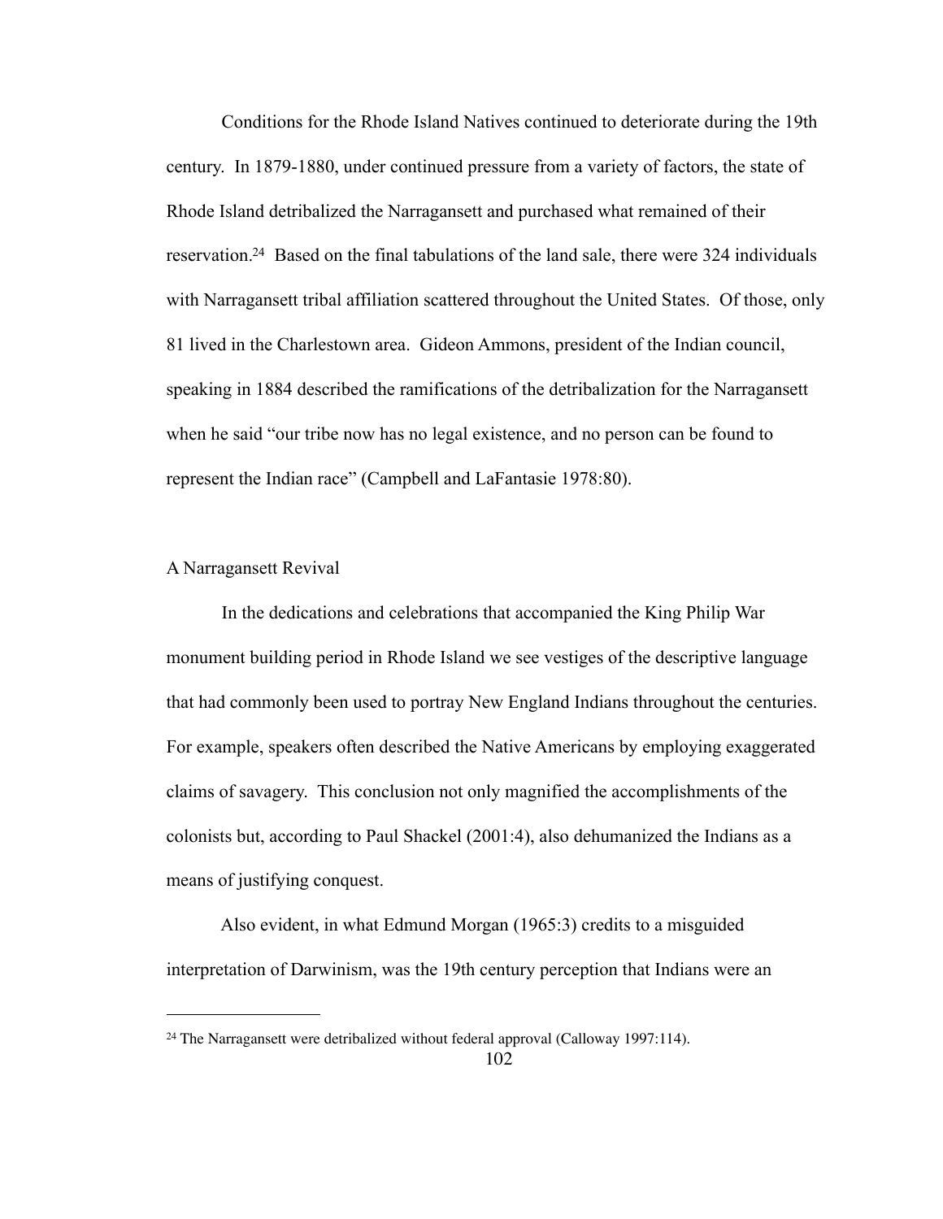Conditions for the Rhode Island Natives continued to deteriorate during the 19th century. In 1879-1880, under continued pressure from a variety of factors, the state of Rhode Island detribalized the Narragansett and purchased what remained of their reservation.[24] Based on the final tabulations of the land sale, there were 324 individuals with Narragansett tribal affiliation scattered throughout the United States. Of those, only 81 lived in the Charlestown area. Gideon Ammons, president of the Indian council, speaking in 1884 described the ramifications of the detribalization for the Narragansett when he said "our tribe now has no legal existence, and no person can be found to represent the Indian race" (Campbell and LaFantasie 1978:80).

## A Narragansett Revival

In the dedications and celebrations that accompanied the King Philip War monument building period in Rhode Island we see vestiges of the descriptive language that had commonly been used to portray New England Indians throughout the centuries. For example, speakers often described the Native Americans by employing exaggerated claims of savagery. This conclusion not only magnified the accomplishments of the colonists but, according to Paul Shackel (2001:4), also dehumanized the Indians as a means of justifying conquest.

Also evident, in what Edmund Morgan (1965:3) credits to a misguided interpretation of Darwinism, was the 19th century perception that Indians were an

[24] The Narragansett were detribalized without federal approval (Calloway 1997:114).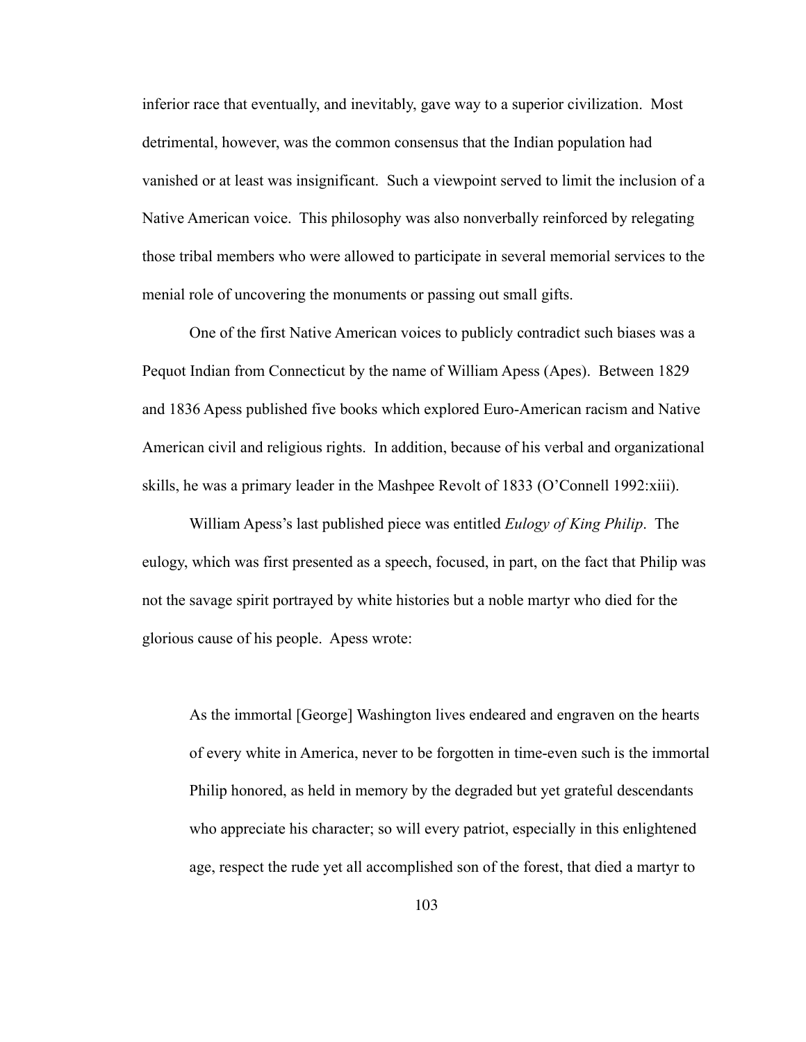inferior race that eventually, and inevitably, gave way to a superior civilization. Most detrimental, however, was the common consensus that the Indian population had vanished or at least was insignificant. Such a viewpoint served to limit the inclusion of a Native American voice. This philosophy was also nonverbally reinforced by relegating those tribal members who were allowed to participate in several memorial services to the menial role of uncovering the monuments or passing out small gifts.

One of the first Native American voices to publicly contradict such biases was a Pequot Indian from Connecticut by the name of William Apess (Apes). Between 1829 and 1836 Apess published five books which explored Euro-American racism and Native American civil and religious rights. In addition, because of his verbal and organizational skills, he was a primary leader in the Mashpee Revolt of 1833 (O'Connell 1992:xiii).

William Apess's last published piece was entitled *Eulogy of King Philip*. The eulogy, which was first presented as a speech, focused, in part, on the fact that Philip was not the savage spirit portrayed by white histories but a noble martyr who died for the glorious cause of his people. Apess wrote:

> As the immortal [George] Washington lives endeared and engraven on the hearts of every white in America, never to be forgotten in time-even such is the immortal Philip honored, as held in memory by the degraded but yet grateful descendants who appreciate his character; so will every patriot, especially in this enlightened age, respect the rude yet all accomplished son of the forest, that died a martyr to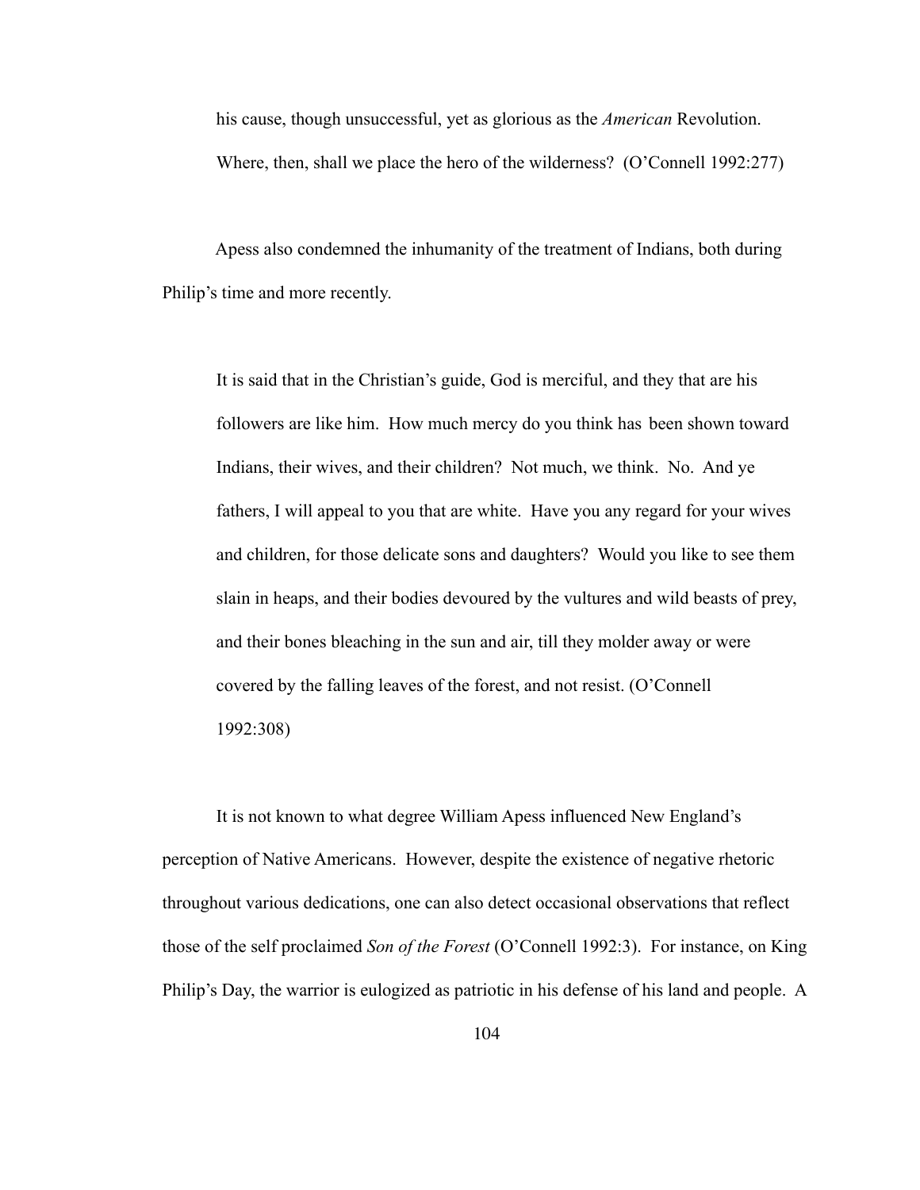> his cause, though unsuccessful, yet as glorious as the *American* Revolution. Where, then, shall we place the hero of the wilderness? (O'Connell 1992:277)

Apess also condemned the inhumanity of the treatment of Indians, both during Philip's time and more recently.

> It is said that in the Christian's guide, God is merciful, and they that are his followers are like him. How much mercy do you think has been shown toward Indians, their wives, and their children? Not much, we think. No. And ye fathers, I will appeal to you that are white. Have you any regard for your wives and children, for those delicate sons and daughters? Would you like to see them slain in heaps, and their bodies devoured by the vultures and wild beasts of prey, and their bones bleaching in the sun and air, till they molder away or were covered by the falling leaves of the forest, and not resist. (O'Connell 1992:308)

It is not known to what degree William Apess influenced New England's perception of Native Americans. However, despite the existence of negative rhetoric throughout various dedications, one can also detect occasional observations that reflect those of the self proclaimed *Son of the Forest* (O'Connell 1992:3). For instance, on King Philip's Day, the warrior is eulogized as patriotic in his defense of his land and people. A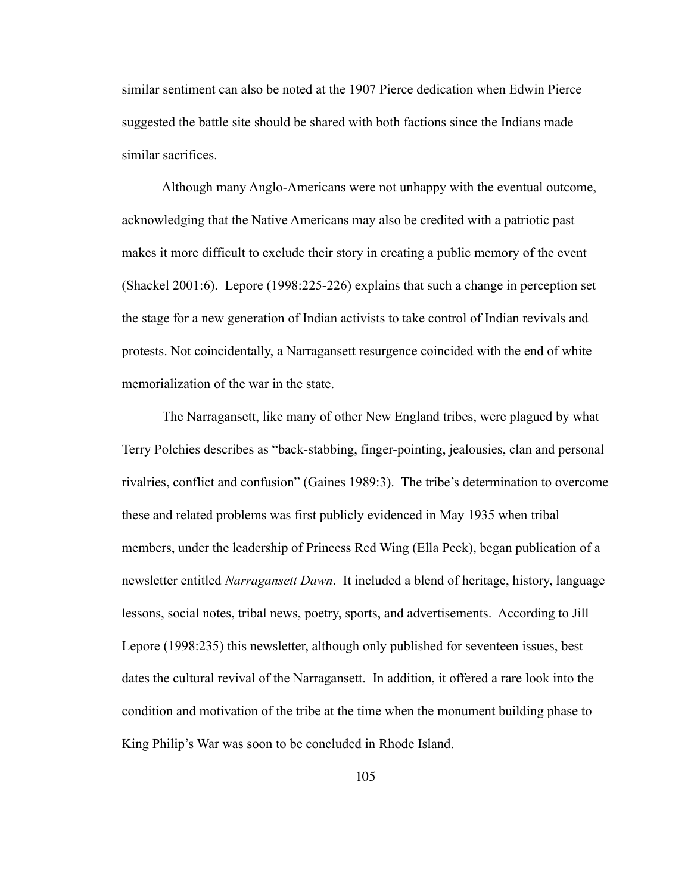similar sentiment can also be noted at the 1907 Pierce dedication when Edwin Pierce suggested the battle site should be shared with both factions since the Indians made similar sacrifices.

Although many Anglo-Americans were not unhappy with the eventual outcome, acknowledging that the Native Americans may also be credited with a patriotic past makes it more difficult to exclude their story in creating a public memory of the event (Shackel 2001:6). Lepore (1998:225-226) explains that such a change in perception set the stage for a new generation of Indian activists to take control of Indian revivals and protests. Not coincidentally, a Narragansett resurgence coincided with the end of white memorialization of the war in the state.

The Narragansett, like many of other New England tribes, were plagued by what Terry Polchies describes as "back-stabbing, finger-pointing, jealousies, clan and personal rivalries, conflict and confusion" (Gaines 1989:3). The tribe's determination to overcome these and related problems was first publicly evidenced in May 1935 when tribal members, under the leadership of Princess Red Wing (Ella Peek), began publication of a newsletter entitled *Narragansett Dawn*. It included a blend of heritage, history, language lessons, social notes, tribal news, poetry, sports, and advertisements. According to Jill Lepore (1998:235) this newsletter, although only published for seventeen issues, best dates the cultural revival of the Narragansett. In addition, it offered a rare look into the condition and motivation of the tribe at the time when the monument building phase to King Philip's War was soon to be concluded in Rhode Island.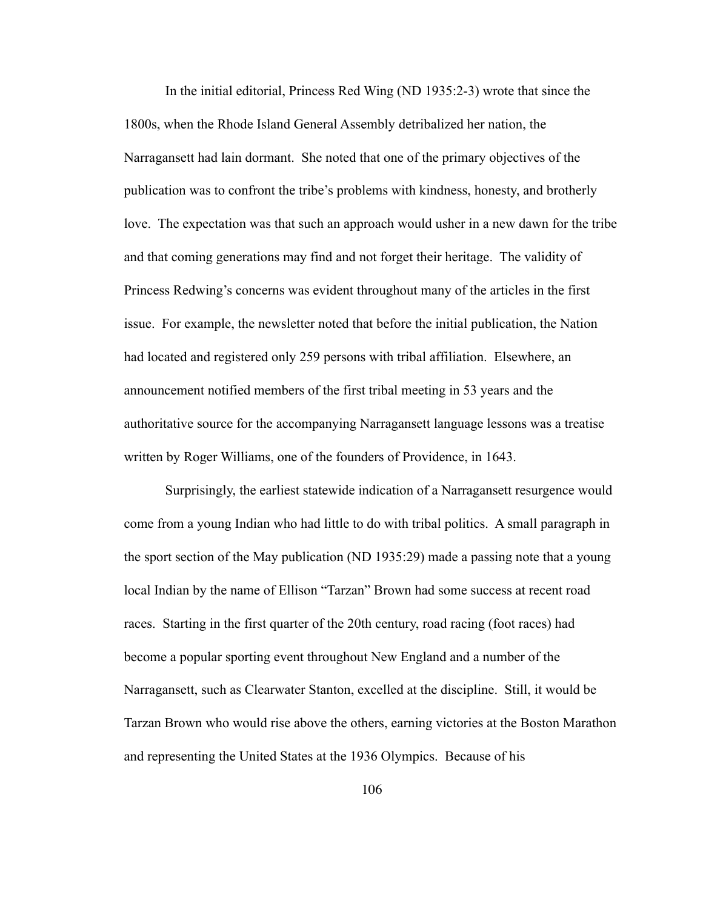In the initial editorial, Princess Red Wing (ND 1935:2-3) wrote that since the 1800s, when the Rhode Island General Assembly detribalized her nation, the Narragansett had lain dormant. She noted that one of the primary objectives of the publication was to confront the tribe's problems with kindness, honesty, and brotherly love. The expectation was that such an approach would usher in a new dawn for the tribe and that coming generations may find and not forget their heritage. The validity of Princess Redwing's concerns was evident throughout many of the articles in the first issue. For example, the newsletter noted that before the initial publication, the Nation had located and registered only 259 persons with tribal affiliation. Elsewhere, an announcement notified members of the first tribal meeting in 53 years and the authoritative source for the accompanying Narragansett language lessons was a treatise written by Roger Williams, one of the founders of Providence, in 1643.

Surprisingly, the earliest statewide indication of a Narragansett resurgence would come from a young Indian who had little to do with tribal politics. A small paragraph in the sport section of the May publication (ND 1935:29) made a passing note that a young local Indian by the name of Ellison "Tarzan" Brown had some success at recent road races. Starting in the first quarter of the 20th century, road racing (foot races) had become a popular sporting event throughout New England and a number of the Narragansett, such as Clearwater Stanton, excelled at the discipline. Still, it would be Tarzan Brown who would rise above the others, earning victories at the Boston Marathon and representing the United States at the 1936 Olympics. Because of his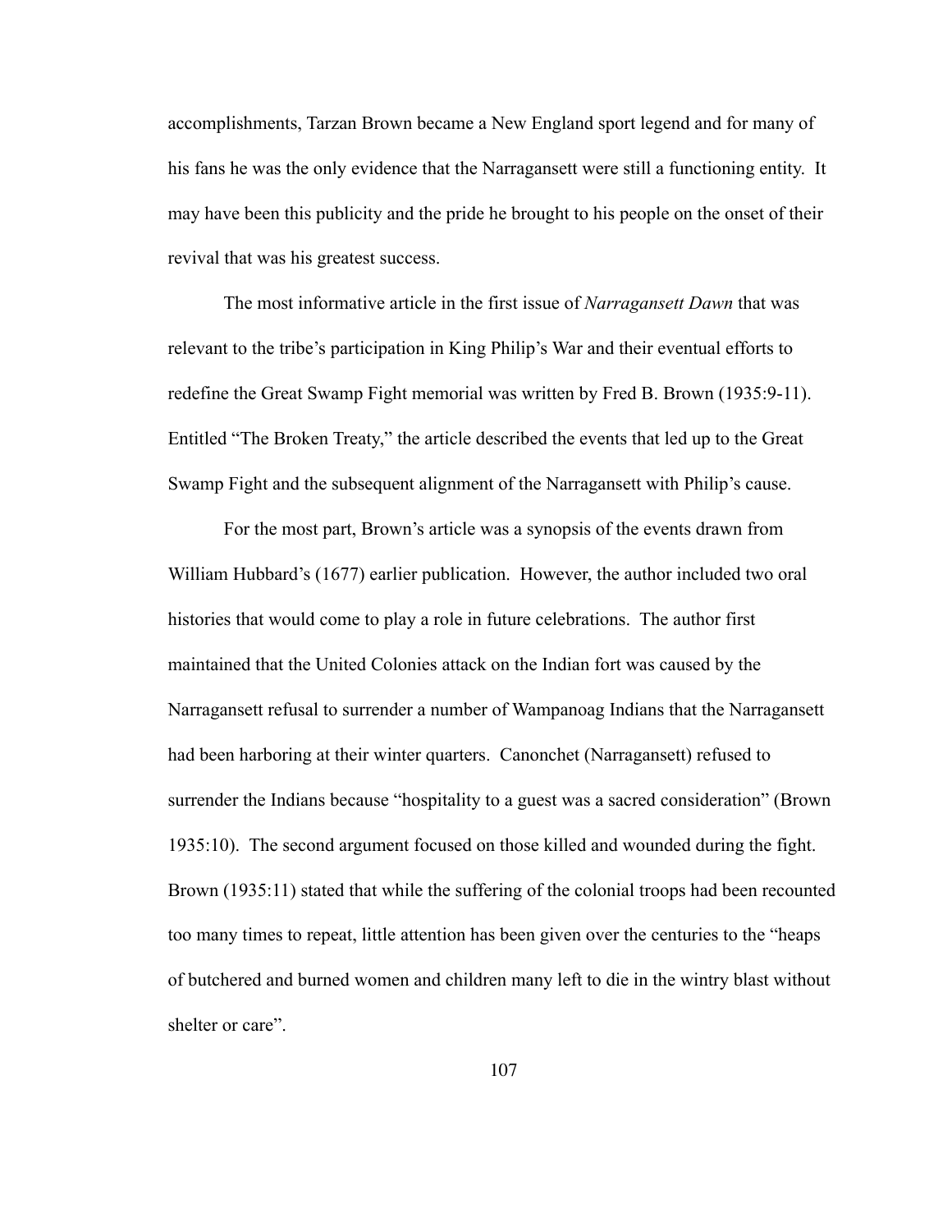accomplishments, Tarzan Brown became a New England sport legend and for many of his fans he was the only evidence that the Narragansett were still a functioning entity. It may have been this publicity and the pride he brought to his people on the onset of their revival that was his greatest success.

The most informative article in the first issue of *Narragansett Dawn* that was relevant to the tribe's participation in King Philip's War and their eventual efforts to redefine the Great Swamp Fight memorial was written by Fred B. Brown (1935:9-11). Entitled "The Broken Treaty," the article described the events that led up to the Great Swamp Fight and the subsequent alignment of the Narragansett with Philip's cause.

For the most part, Brown's article was a synopsis of the events drawn from William Hubbard's (1677) earlier publication. However, the author included two oral histories that would come to play a role in future celebrations. The author first maintained that the United Colonies attack on the Indian fort was caused by the Narragansett refusal to surrender a number of Wampanoag Indians that the Narragansett had been harboring at their winter quarters. Canonchet (Narragansett) refused to surrender the Indians because "hospitality to a guest was a sacred consideration" (Brown 1935:10). The second argument focused on those killed and wounded during the fight. Brown (1935:11) stated that while the suffering of the colonial troops had been recounted too many times to repeat, little attention has been given over the centuries to the "heaps of butchered and burned women and children many left to die in the wintry blast without shelter or care".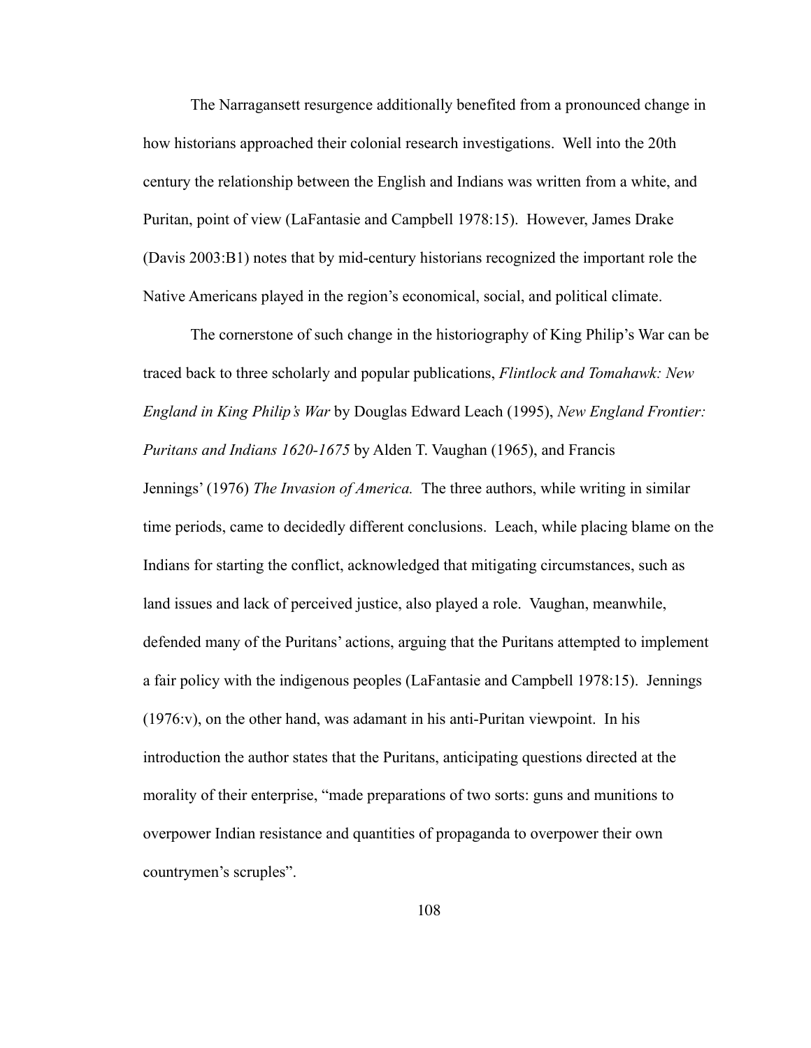The Narragansett resurgence additionally benefited from a pronounced change in how historians approached their colonial research investigations. Well into the 20th century the relationship between the English and Indians was written from a white, and Puritan, point of view (LaFantasie and Campbell 1978:15). However, James Drake (Davis 2003:B1) notes that by mid-century historians recognized the important role the Native Americans played in the region's economical, social, and political climate.

The cornerstone of such change in the historiography of King Philip's War can be traced back to three scholarly and popular publications, *Flintlock and Tomahawk: New England in King Philip's War* by Douglas Edward Leach (1995), *New England Frontier: Puritans and Indians 1620-1675* by Alden T. Vaughan (1965), and Francis Jennings' (1976) *The Invasion of America.* The three authors, while writing in similar time periods, came to decidedly different conclusions. Leach, while placing blame on the Indians for starting the conflict, acknowledged that mitigating circumstances, such as land issues and lack of perceived justice, also played a role. Vaughan, meanwhile, defended many of the Puritans' actions, arguing that the Puritans attempted to implement a fair policy with the indigenous peoples (LaFantasie and Campbell 1978:15). Jennings (1976:v), on the other hand, was adamant in his anti-Puritan viewpoint. In his introduction the author states that the Puritans, anticipating questions directed at the morality of their enterprise, "made preparations of two sorts: guns and munitions to overpower Indian resistance and quantities of propaganda to overpower their own countrymen's scruples".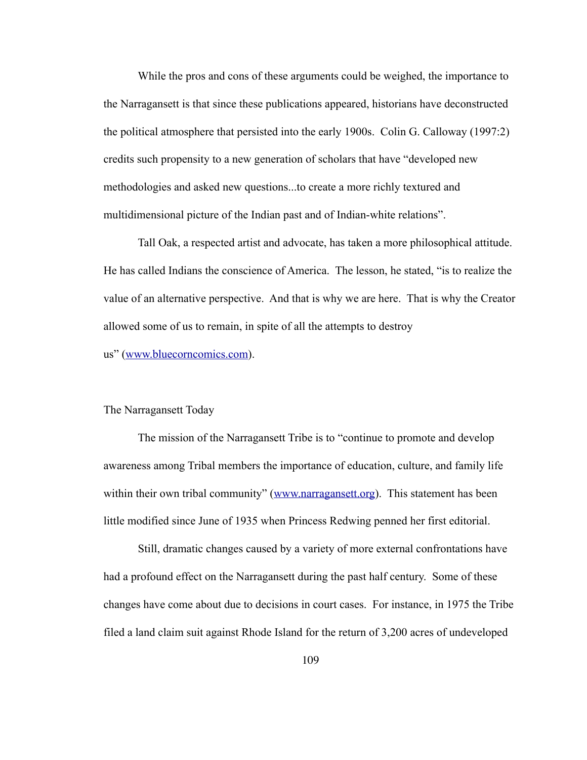While the pros and cons of these arguments could be weighed, the importance to the Narragansett is that since these publications appeared, historians have deconstructed the political atmosphere that persisted into the early 1900s. Colin G. Calloway (1997:2) credits such propensity to a new generation of scholars that have "developed new methodologies and asked new questions...to create a more richly textured and multidimensional picture of the Indian past and of Indian-white relations".

Tall Oak, a respected artist and advocate, has taken a more philosophical attitude. He has called Indians the conscience of America. The lesson, he stated, "is to realize the value of an alternative perspective. And that is why we are here. That is why the Creator allowed some of us to remain, in spite of all the attempts to destroy us" (www.bluecorncomics.com).

## The Narragansett Today

The mission of the Narragansett Tribe is to "continue to promote and develop awareness among Tribal members the importance of education, culture, and family life within their own tribal community" (www.narragansett.org). This statement has been little modified since June of 1935 when Princess Redwing penned her first editorial.

Still, dramatic changes caused by a variety of more external confrontations have had a profound effect on the Narragansett during the past half century. Some of these changes have come about due to decisions in court cases. For instance, in 1975 the Tribe filed a land claim suit against Rhode Island for the return of 3,200 acres of undeveloped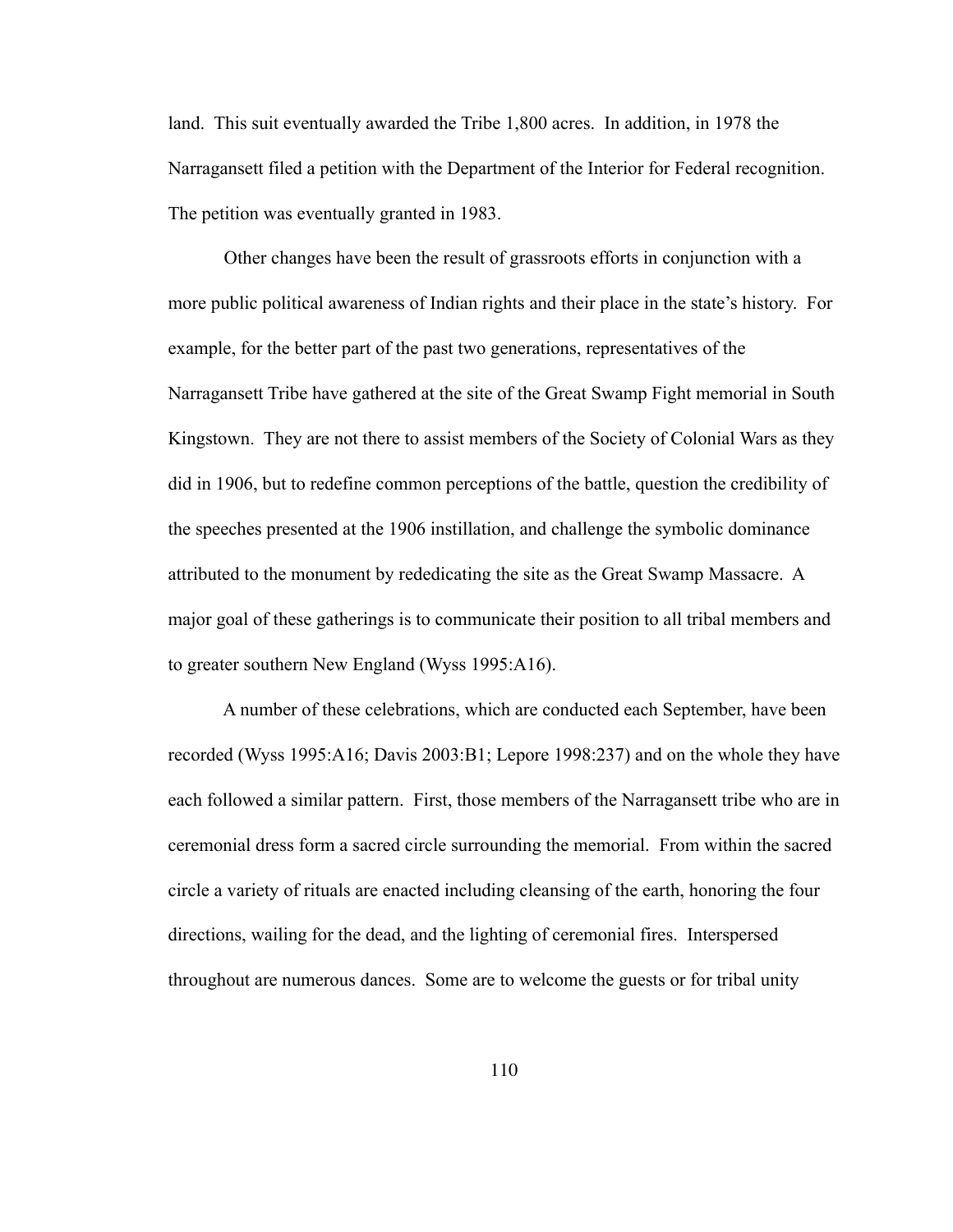land. This suit eventually awarded the Tribe 1,800 acres. In addition, in 1978 the Narragansett filed a petition with the Department of the Interior for Federal recognition. The petition was eventually granted in 1983.

Other changes have been the result of grassroots efforts in conjunction with a more public political awareness of Indian rights and their place in the state's history. For example, for the better part of the past two generations, representatives of the Narragansett Tribe have gathered at the site of the Great Swamp Fight memorial in South Kingstown. They are not there to assist members of the Society of Colonial Wars as they did in 1906, but to redefine common perceptions of the battle, question the credibility of the speeches presented at the 1906 instillation, and challenge the symbolic dominance attributed to the monument by rededicating the site as the Great Swamp Massacre. A major goal of these gatherings is to communicate their position to all tribal members and to greater southern New England (Wyss 1995:A16).

A number of these celebrations, which are conducted each September, have been recorded (Wyss 1995:A16; Davis 2003:B1; Lepore 1998:237) and on the whole they have each followed a similar pattern. First, those members of the Narragansett tribe who are in ceremonial dress form a sacred circle surrounding the memorial. From within the sacred circle a variety of rituals are enacted including cleansing of the earth, honoring the four directions, wailing for the dead, and the lighting of ceremonial fires. Interspersed throughout are numerous dances. Some are to welcome the guests or for tribal unity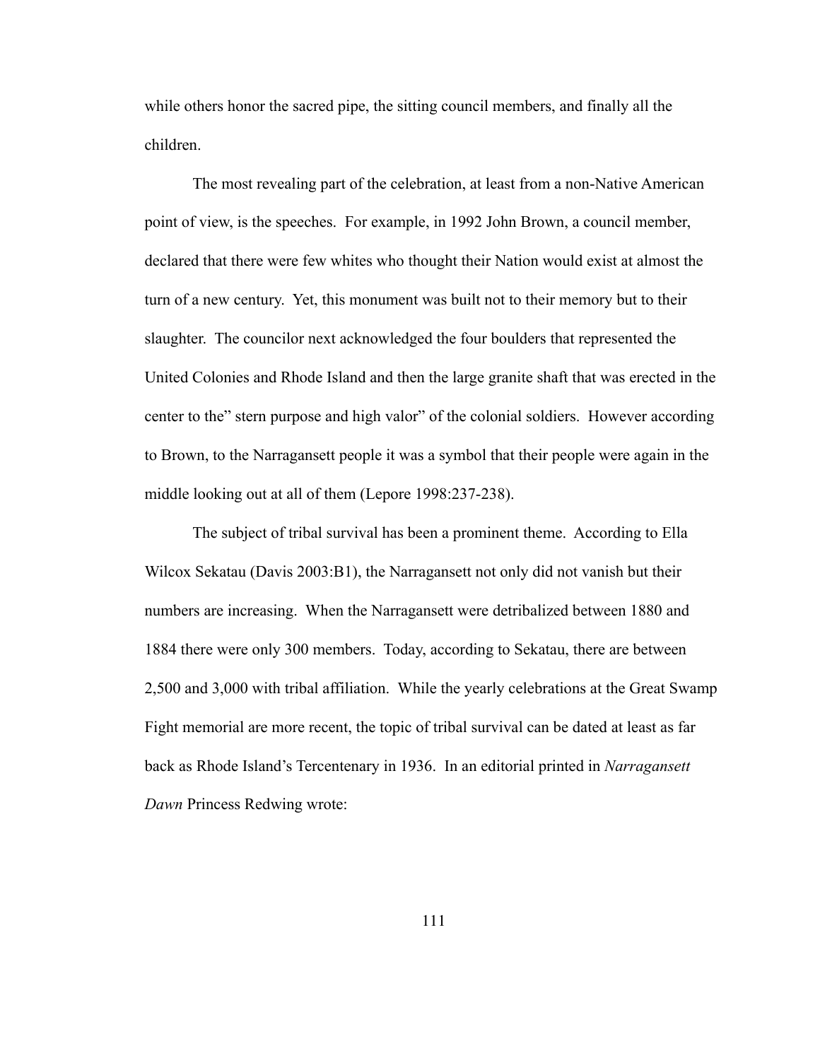while others honor the sacred pipe, the sitting council members, and finally all the children.

The most revealing part of the celebration, at least from a non-Native American point of view, is the speeches. For example, in 1992 John Brown, a council member, declared that there were few whites who thought their Nation would exist at almost the turn of a new century. Yet, this monument was built not to their memory but to their slaughter. The councilor next acknowledged the four boulders that represented the United Colonies and Rhode Island and then the large granite shaft that was erected in the center to the" stern purpose and high valor" of the colonial soldiers. However according to Brown, to the Narragansett people it was a symbol that their people were again in the middle looking out at all of them (Lepore 1998:237-238).

The subject of tribal survival has been a prominent theme. According to Ella Wilcox Sekatau (Davis 2003:B1), the Narragansett not only did not vanish but their numbers are increasing. When the Narragansett were detribalized between 1880 and 1884 there were only 300 members. Today, according to Sekatau, there are between 2,500 and 3,000 with tribal affiliation. While the yearly celebrations at the Great Swamp Fight memorial are more recent, the topic of tribal survival can be dated at least as far back as Rhode Island's Tercentenary in 1936. In an editorial printed in *Narragansett Dawn* Princess Redwing wrote: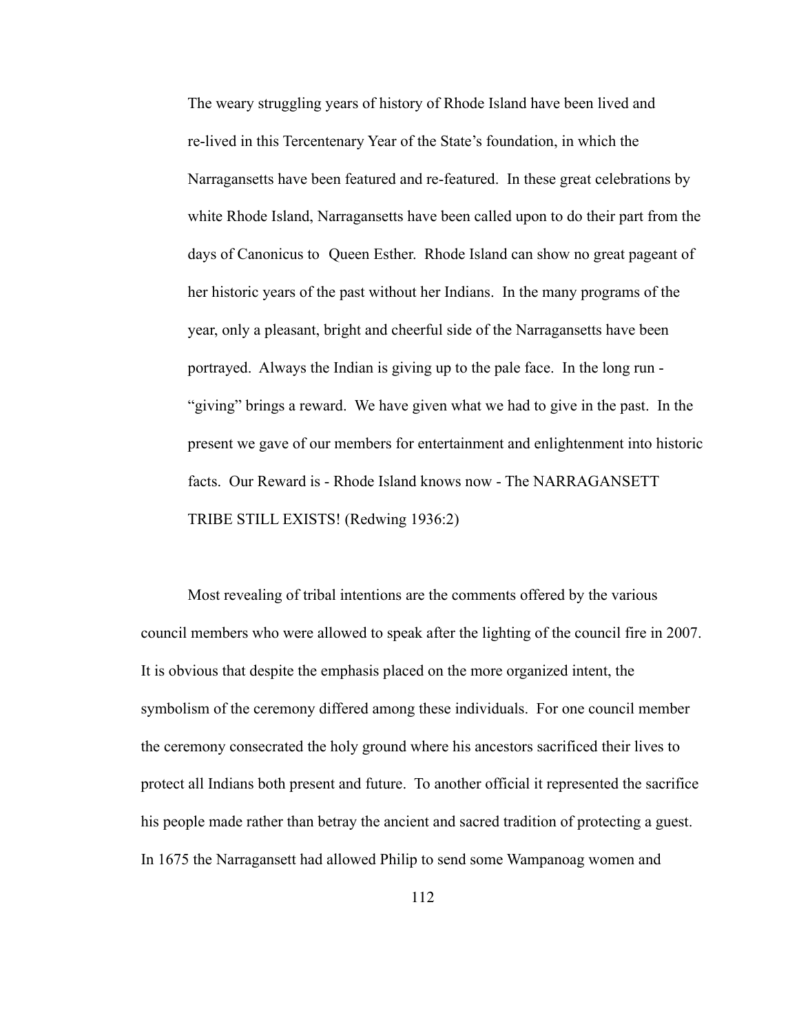> The weary struggling years of history of Rhode Island have been lived and re-lived in this Tercentenary Year of the State's foundation, in which the Narragansetts have been featured and re-featured. In these great celebrations by white Rhode Island, Narragansetts have been called upon to do their part from the days of Canonicus to Queen Esther. Rhode Island can show no great pageant of her historic years of the past without her Indians. In the many programs of the year, only a pleasant, bright and cheerful side of the Narragansetts have been portrayed. Always the Indian is giving up to the pale face. In the long run - "giving" brings a reward. We have given what we had to give in the past. In the present we gave of our members for entertainment and enlightenment into historic facts. Our Reward is - Rhode Island knows now - The NARRAGANSETT TRIBE STILL EXISTS! (Redwing 1936:2)

Most revealing of tribal intentions are the comments offered by the various council members who were allowed to speak after the lighting of the council fire in 2007. It is obvious that despite the emphasis placed on the more organized intent, the symbolism of the ceremony differed among these individuals. For one council member the ceremony consecrated the holy ground where his ancestors sacrificed their lives to protect all Indians both present and future. To another official it represented the sacrifice his people made rather than betray the ancient and sacred tradition of protecting a guest. In 1675 the Narragansett had allowed Philip to send some Wampanoag women and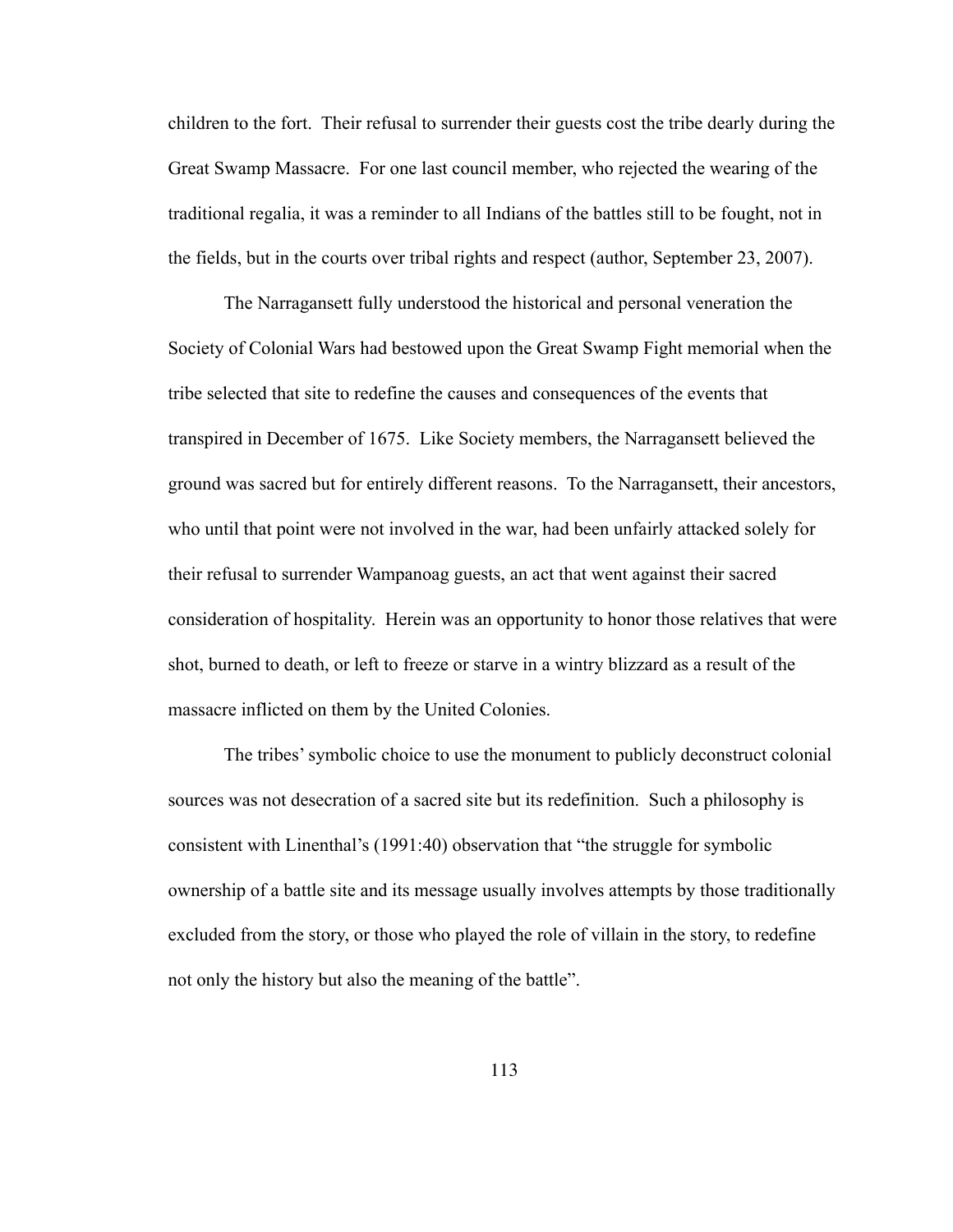children to the fort. Their refusal to surrender their guests cost the tribe dearly during the Great Swamp Massacre. For one last council member, who rejected the wearing of the traditional regalia, it was a reminder to all Indians of the battles still to be fought, not in the fields, but in the courts over tribal rights and respect (author, September 23, 2007).

The Narragansett fully understood the historical and personal veneration the Society of Colonial Wars had bestowed upon the Great Swamp Fight memorial when the tribe selected that site to redefine the causes and consequences of the events that transpired in December of 1675. Like Society members, the Narragansett believed the ground was sacred but for entirely different reasons. To the Narragansett, their ancestors, who until that point were not involved in the war, had been unfairly attacked solely for their refusal to surrender Wampanoag guests, an act that went against their sacred consideration of hospitality. Herein was an opportunity to honor those relatives that were shot, burned to death, or left to freeze or starve in a wintry blizzard as a result of the massacre inflicted on them by the United Colonies.

The tribes' symbolic choice to use the monument to publicly deconstruct colonial sources was not desecration of a sacred site but its redefinition. Such a philosophy is consistent with Linenthal's (1991:40) observation that "the struggle for symbolic ownership of a battle site and its message usually involves attempts by those traditionally excluded from the story, or those who played the role of villain in the story, to redefine not only the history but also the meaning of the battle".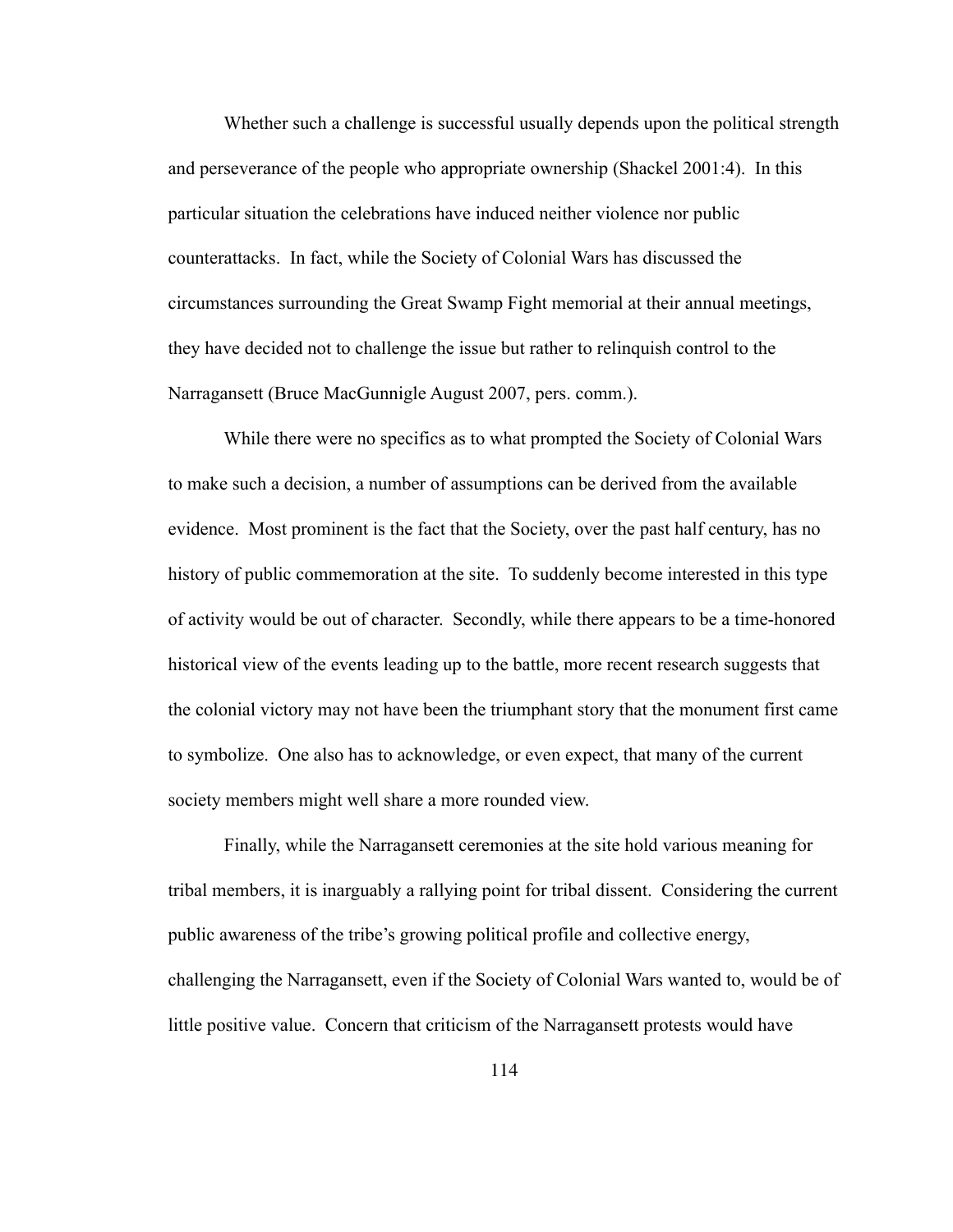Whether such a challenge is successful usually depends upon the political strength and perseverance of the people who appropriate ownership (Shackel 2001:4). In this particular situation the celebrations have induced neither violence nor public counterattacks. In fact, while the Society of Colonial Wars has discussed the circumstances surrounding the Great Swamp Fight memorial at their annual meetings, they have decided not to challenge the issue but rather to relinquish control to the Narragansett (Bruce MacGunnigle August 2007, pers. comm.).

While there were no specifics as to what prompted the Society of Colonial Wars to make such a decision, a number of assumptions can be derived from the available evidence. Most prominent is the fact that the Society, over the past half century, has no history of public commemoration at the site. To suddenly become interested in this type of activity would be out of character. Secondly, while there appears to be a time-honored historical view of the events leading up to the battle, more recent research suggests that the colonial victory may not have been the triumphant story that the monument first came to symbolize. One also has to acknowledge, or even expect, that many of the current society members might well share a more rounded view.

Finally, while the Narragansett ceremonies at the site hold various meaning for tribal members, it is inarguably a rallying point for tribal dissent. Considering the current public awareness of the tribe's growing political profile and collective energy, challenging the Narragansett, even if the Society of Colonial Wars wanted to, would be of little positive value. Concern that criticism of the Narragansett protests would have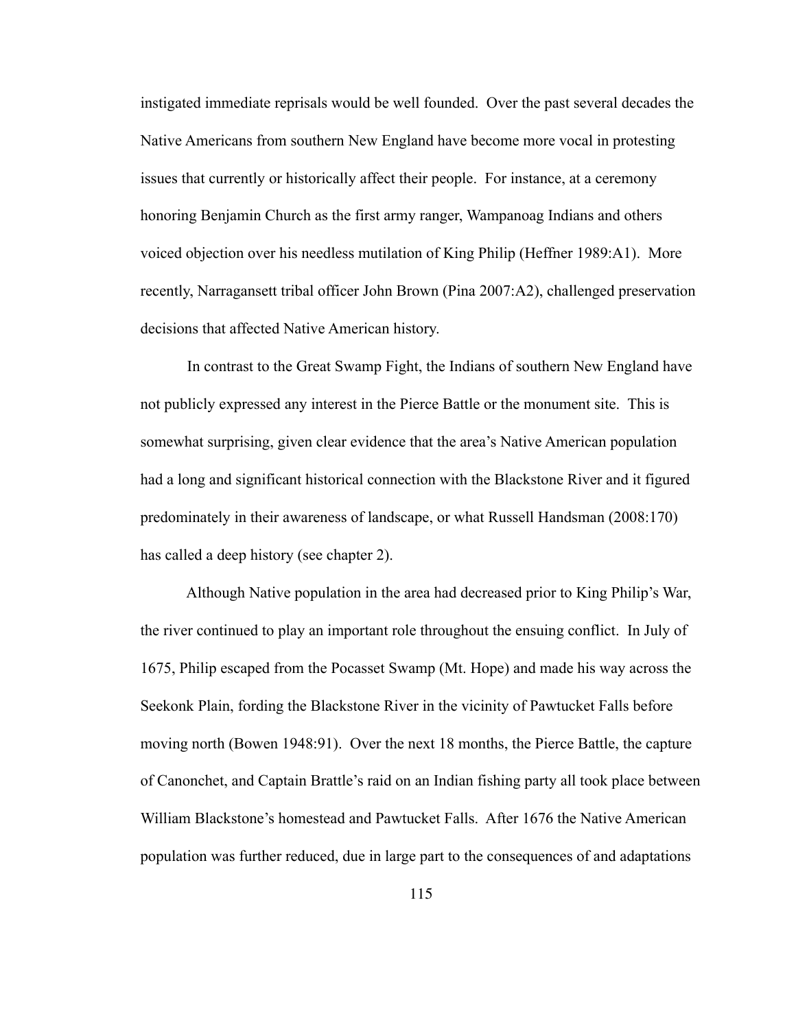instigated immediate reprisals would be well founded. Over the past several decades the Native Americans from southern New England have become more vocal in protesting issues that currently or historically affect their people. For instance, at a ceremony honoring Benjamin Church as the first army ranger, Wampanoag Indians and others voiced objection over his needless mutilation of King Philip (Heffner 1989:A1). More recently, Narragansett tribal officer John Brown (Pina 2007:A2), challenged preservation decisions that affected Native American history.

In contrast to the Great Swamp Fight, the Indians of southern New England have not publicly expressed any interest in the Pierce Battle or the monument site. This is somewhat surprising, given clear evidence that the area's Native American population had a long and significant historical connection with the Blackstone River and it figured predominately in their awareness of landscape, or what Russell Handsman (2008:170) has called a deep history (see chapter 2).

Although Native population in the area had decreased prior to King Philip's War, the river continued to play an important role throughout the ensuing conflict. In July of 1675, Philip escaped from the Pocasset Swamp (Mt. Hope) and made his way across the Seekonk Plain, fording the Blackstone River in the vicinity of Pawtucket Falls before moving north (Bowen 1948:91). Over the next 18 months, the Pierce Battle, the capture of Canonchet, and Captain Brattle's raid on an Indian fishing party all took place between William Blackstone's homestead and Pawtucket Falls. After 1676 the Native American population was further reduced, due in large part to the consequences of and adaptations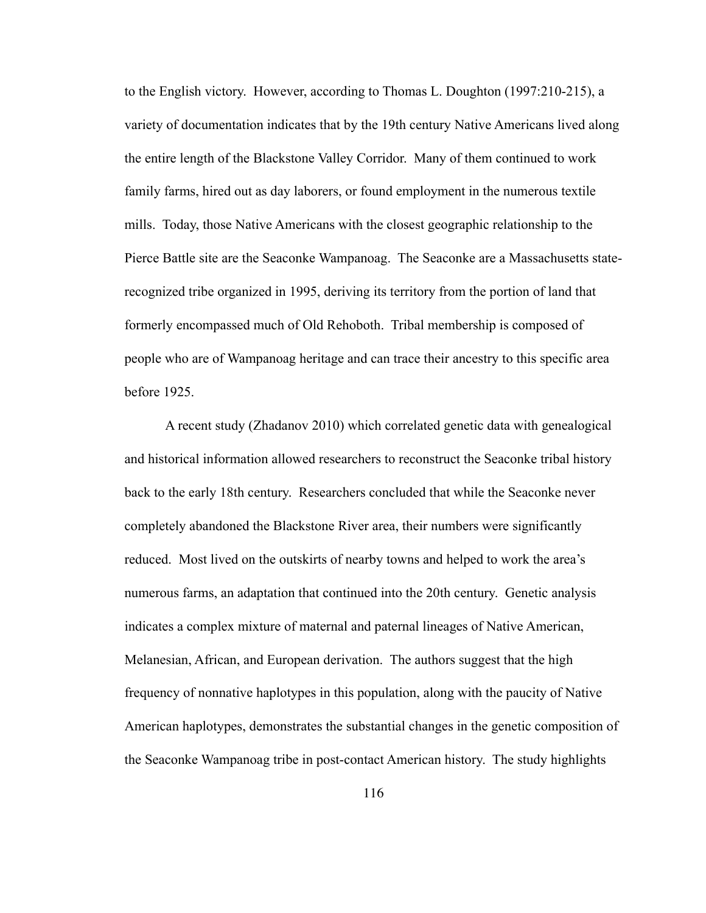to the English victory. However, according to Thomas L. Doughton (1997:210-215), a variety of documentation indicates that by the 19th century Native Americans lived along the entire length of the Blackstone Valley Corridor. Many of them continued to work family farms, hired out as day laborers, or found employment in the numerous textile mills. Today, those Native Americans with the closest geographic relationship to the Pierce Battle site are the Seaconke Wampanoag. The Seaconke are a Massachusetts state-recognized tribe organized in 1995, deriving its territory from the portion of land that formerly encompassed much of Old Rehoboth. Tribal membership is composed of people who are of Wampanoag heritage and can trace their ancestry to this specific area before 1925.

A recent study (Zhadanov 2010) which correlated genetic data with genealogical and historical information allowed researchers to reconstruct the Seaconke tribal history back to the early 18th century. Researchers concluded that while the Seaconke never completely abandoned the Blackstone River area, their numbers were significantly reduced. Most lived on the outskirts of nearby towns and helped to work the area's numerous farms, an adaptation that continued into the 20th century. Genetic analysis indicates a complex mixture of maternal and paternal lineages of Native American, Melanesian, African, and European derivation. The authors suggest that the high frequency of nonnative haplotypes in this population, along with the paucity of Native American haplotypes, demonstrates the substantial changes in the genetic composition of the Seaconke Wampanoag tribe in post-contact American history. The study highlights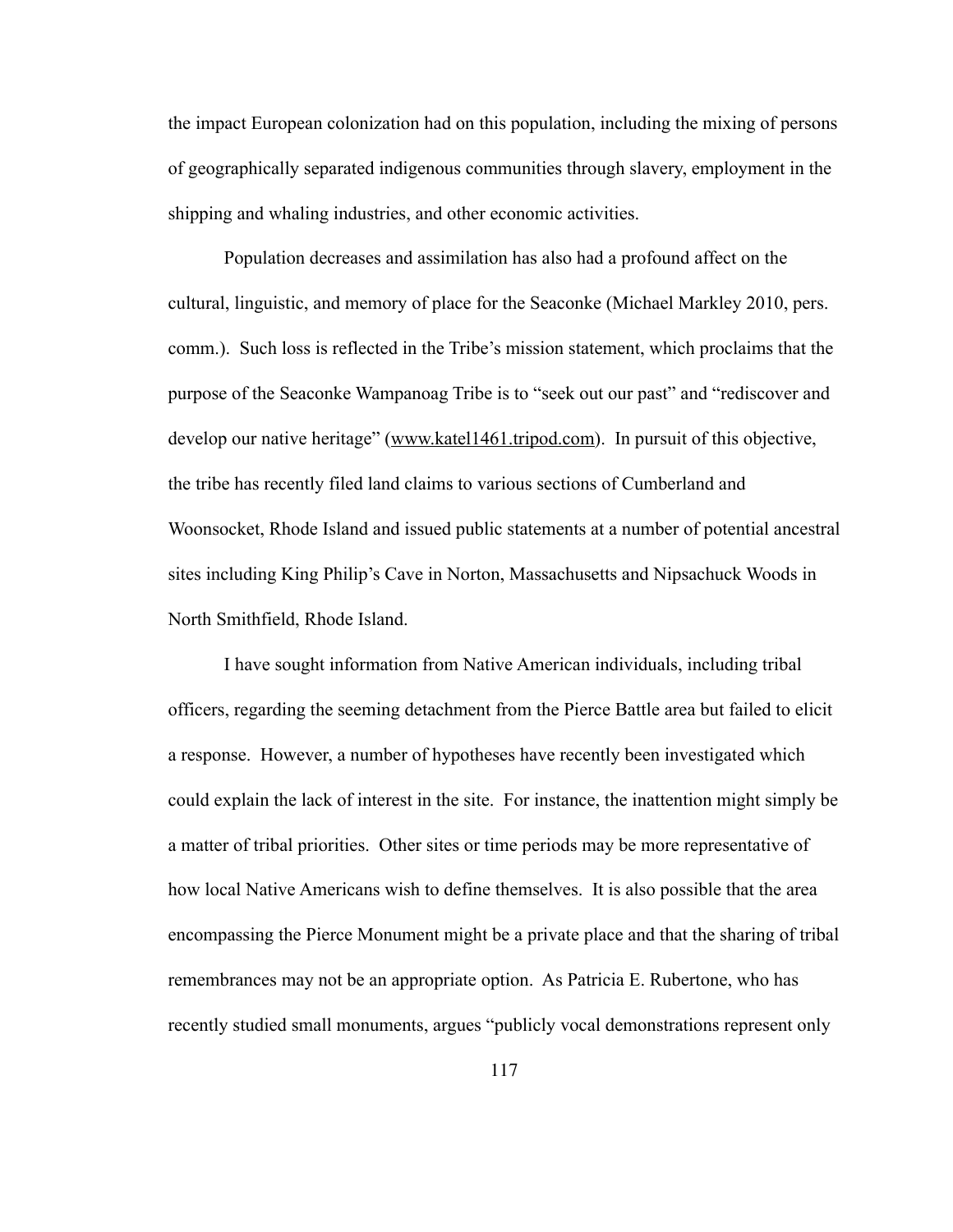the impact European colonization had on this population, including the mixing of persons of geographically separated indigenous communities through slavery, employment in the shipping and whaling industries, and other economic activities.

Population decreases and assimilation has also had a profound affect on the cultural, linguistic, and memory of place for the Seaconke (Michael Markley 2010, pers. comm.). Such loss is reflected in the Tribe's mission statement, which proclaims that the purpose of the Seaconke Wampanoag Tribe is to "seek out our past" and "rediscover and develop our native heritage" (www.katel1461.tripod.com). In pursuit of this objective, the tribe has recently filed land claims to various sections of Cumberland and Woonsocket, Rhode Island and issued public statements at a number of potential ancestral sites including King Philip's Cave in Norton, Massachusetts and Nipsachuck Woods in North Smithfield, Rhode Island.

I have sought information from Native American individuals, including tribal officers, regarding the seeming detachment from the Pierce Battle area but failed to elicit a response. However, a number of hypotheses have recently been investigated which could explain the lack of interest in the site. For instance, the inattention might simply be a matter of tribal priorities. Other sites or time periods may be more representative of how local Native Americans wish to define themselves. It is also possible that the area encompassing the Pierce Monument might be a private place and that the sharing of tribal remembrances may not be an appropriate option. As Patricia E. Rubertone, who has recently studied small monuments, argues "publicly vocal demonstrations represent only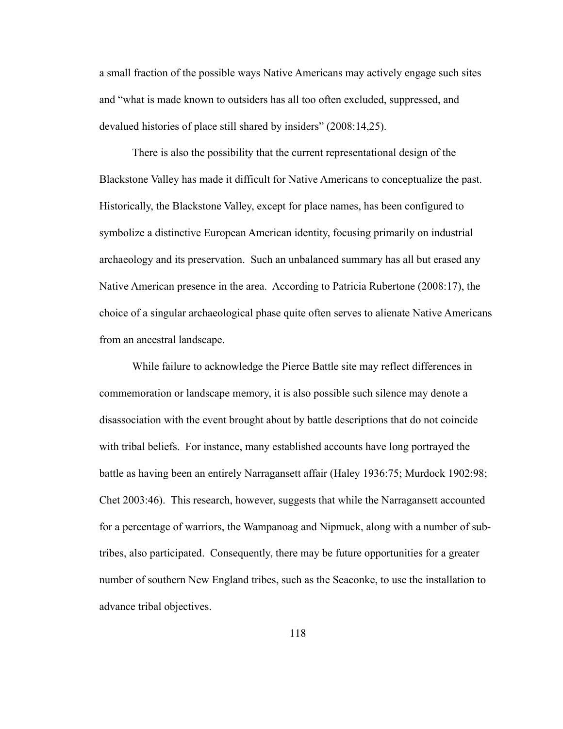a small fraction of the possible ways Native Americans may actively engage such sites and "what is made known to outsiders has all too often excluded, suppressed, and devalued histories of place still shared by insiders" (2008:14,25).

There is also the possibility that the current representational design of the Blackstone Valley has made it difficult for Native Americans to conceptualize the past. Historically, the Blackstone Valley, except for place names, has been configured to symbolize a distinctive European American identity, focusing primarily on industrial archaeology and its preservation. Such an unbalanced summary has all but erased any Native American presence in the area. According to Patricia Rubertone (2008:17), the choice of a singular archaeological phase quite often serves to alienate Native Americans from an ancestral landscape.

While failure to acknowledge the Pierce Battle site may reflect differences in commemoration or landscape memory, it is also possible such silence may denote a disassociation with the event brought about by battle descriptions that do not coincide with tribal beliefs. For instance, many established accounts have long portrayed the battle as having been an entirely Narragansett affair (Haley 1936:75; Murdock 1902:98; Chet 2003:46). This research, however, suggests that while the Narragansett accounted for a percentage of warriors, the Wampanoag and Nipmuck, along with a number of sub-tribes, also participated. Consequently, there may be future opportunities for a greater number of southern New England tribes, such as the Seaconke, to use the installation to advance tribal objectives.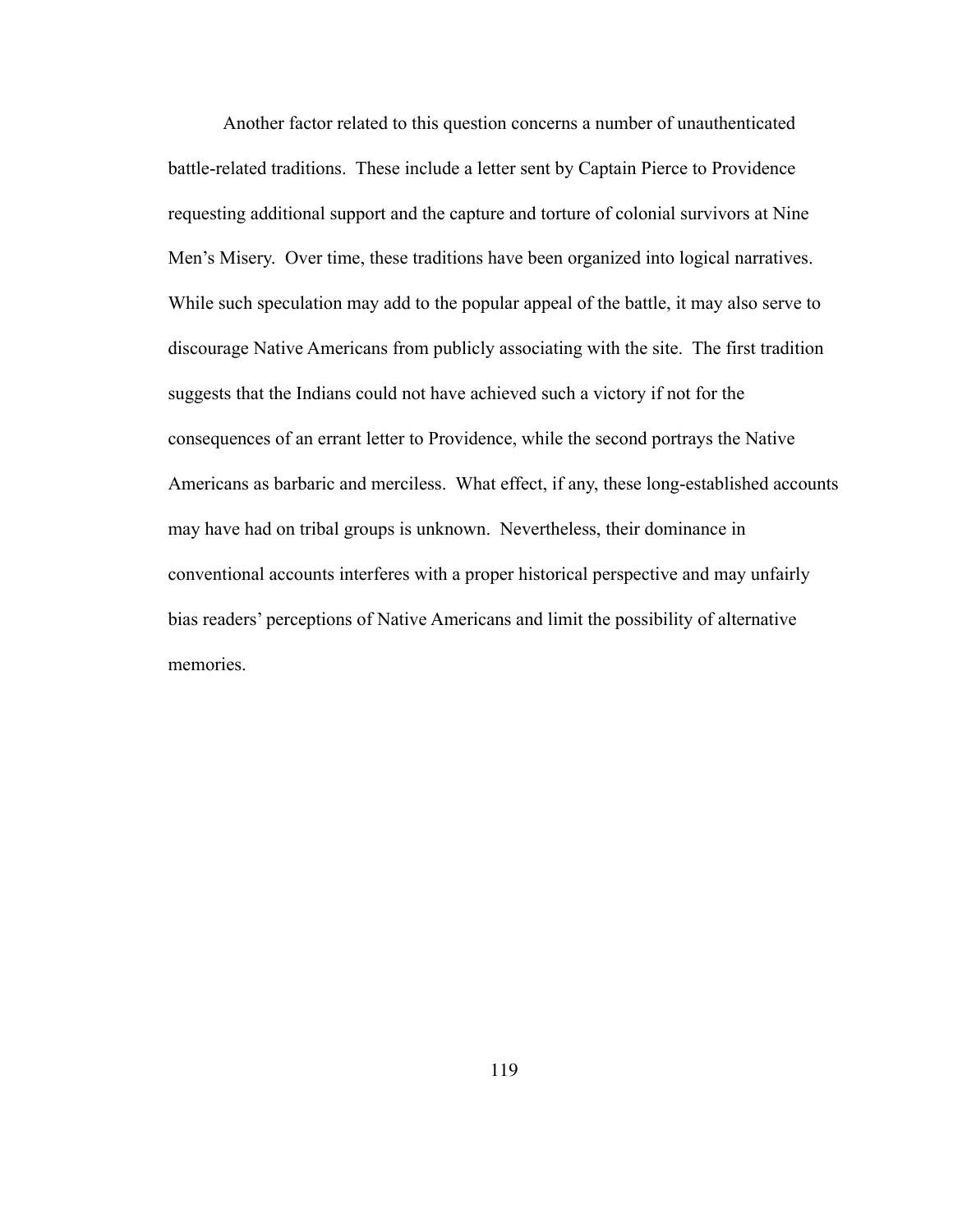Another factor related to this question concerns a number of unauthenticated battle-related traditions. These include a letter sent by Captain Pierce to Providence requesting additional support and the capture and torture of colonial survivors at Nine Men's Misery. Over time, these traditions have been organized into logical narratives. While such speculation may add to the popular appeal of the battle, it may also serve to discourage Native Americans from publicly associating with the site. The first tradition suggests that the Indians could not have achieved such a victory if not for the consequences of an errant letter to Providence, while the second portrays the Native Americans as barbaric and merciless. What effect, if any, these long-established accounts may have had on tribal groups is unknown. Nevertheless, their dominance in conventional accounts interferes with a proper historical perspective and may unfairly bias readers' perceptions of Native Americans and limit the possibility of alternative memories.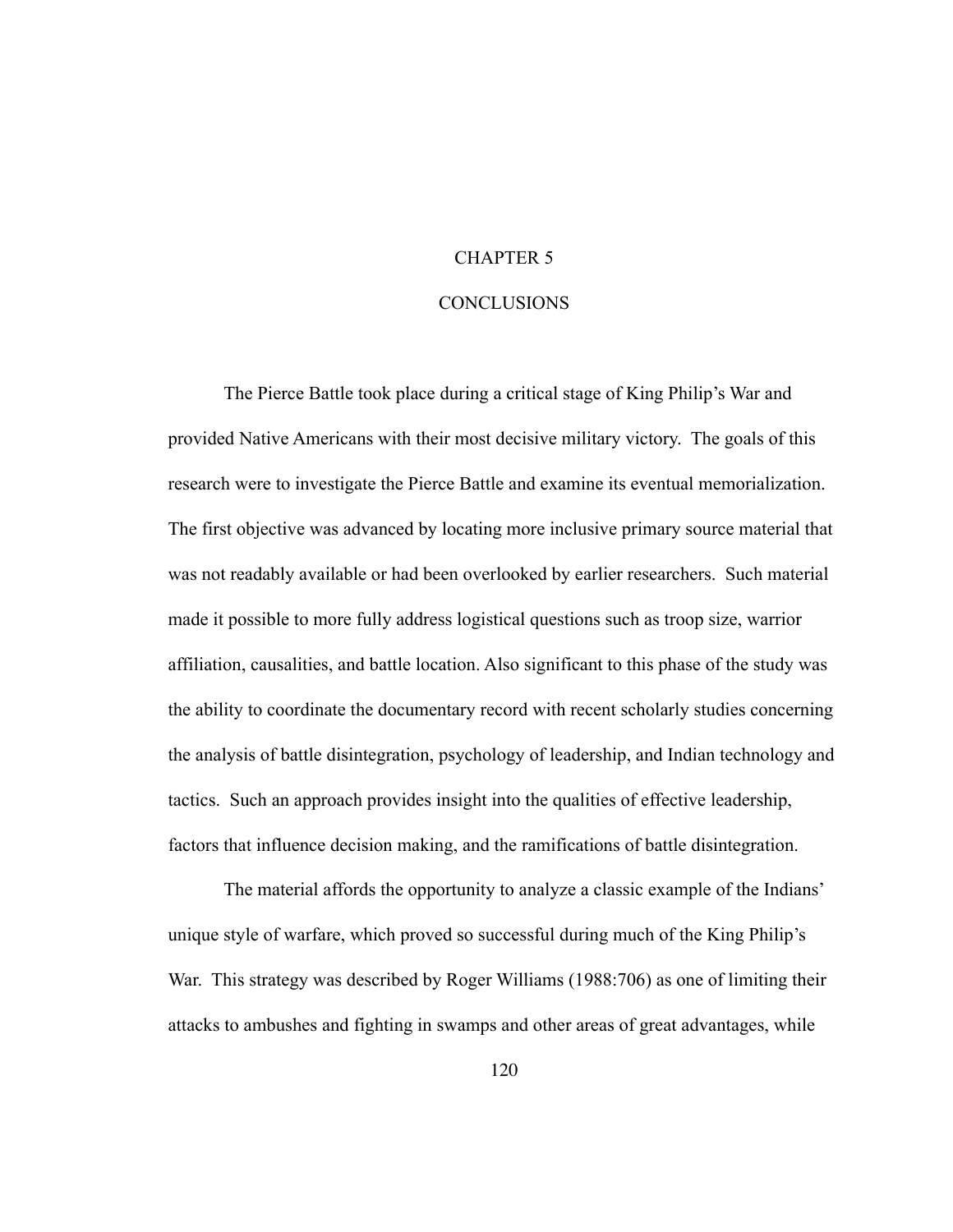# CHAPTER 5

# CONCLUSIONS

The Pierce Battle took place during a critical stage of King Philip's War and provided Native Americans with their most decisive military victory. The goals of this research were to investigate the Pierce Battle and examine its eventual memorialization. The first objective was advanced by locating more inclusive primary source material that was not readably available or had been overlooked by earlier researchers. Such material made it possible to more fully address logistical questions such as troop size, warrior affiliation, causalities, and battle location. Also significant to this phase of the study was the ability to coordinate the documentary record with recent scholarly studies concerning the analysis of battle disintegration, psychology of leadership, and Indian technology and tactics. Such an approach provides insight into the qualities of effective leadership, factors that influence decision making, and the ramifications of battle disintegration.

The material affords the opportunity to analyze a classic example of the Indians' unique style of warfare, which proved so successful during much of the King Philip's War. This strategy was described by Roger Williams (1988:706) as one of limiting their attacks to ambushes and fighting in swamps and other areas of great advantages, while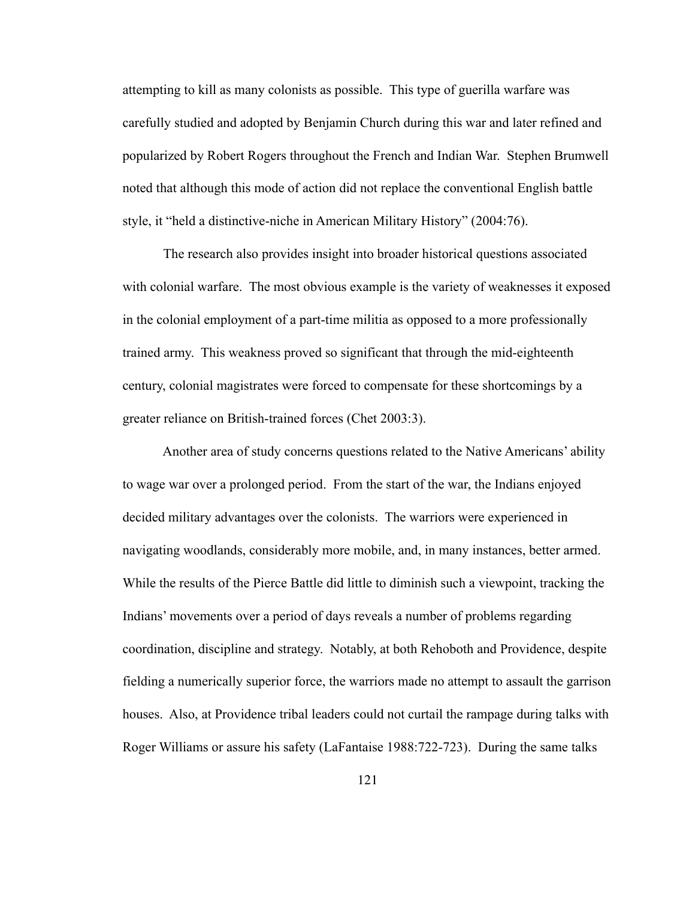attempting to kill as many colonists as possible. This type of guerilla warfare was carefully studied and adopted by Benjamin Church during this war and later refined and popularized by Robert Rogers throughout the French and Indian War. Stephen Brumwell noted that although this mode of action did not replace the conventional English battle style, it "held a distinctive-niche in American Military History" (2004:76).

The research also provides insight into broader historical questions associated with colonial warfare. The most obvious example is the variety of weaknesses it exposed in the colonial employment of a part-time militia as opposed to a more professionally trained army. This weakness proved so significant that through the mid-eighteenth century, colonial magistrates were forced to compensate for these shortcomings by a greater reliance on British-trained forces (Chet 2003:3).

Another area of study concerns questions related to the Native Americans' ability to wage war over a prolonged period. From the start of the war, the Indians enjoyed decided military advantages over the colonists. The warriors were experienced in navigating woodlands, considerably more mobile, and, in many instances, better armed. While the results of the Pierce Battle did little to diminish such a viewpoint, tracking the Indians' movements over a period of days reveals a number of problems regarding coordination, discipline and strategy. Notably, at both Rehoboth and Providence, despite fielding a numerically superior force, the warriors made no attempt to assault the garrison houses. Also, at Providence tribal leaders could not curtail the rampage during talks with Roger Williams or assure his safety (LaFantaise 1988:722-723). During the same talks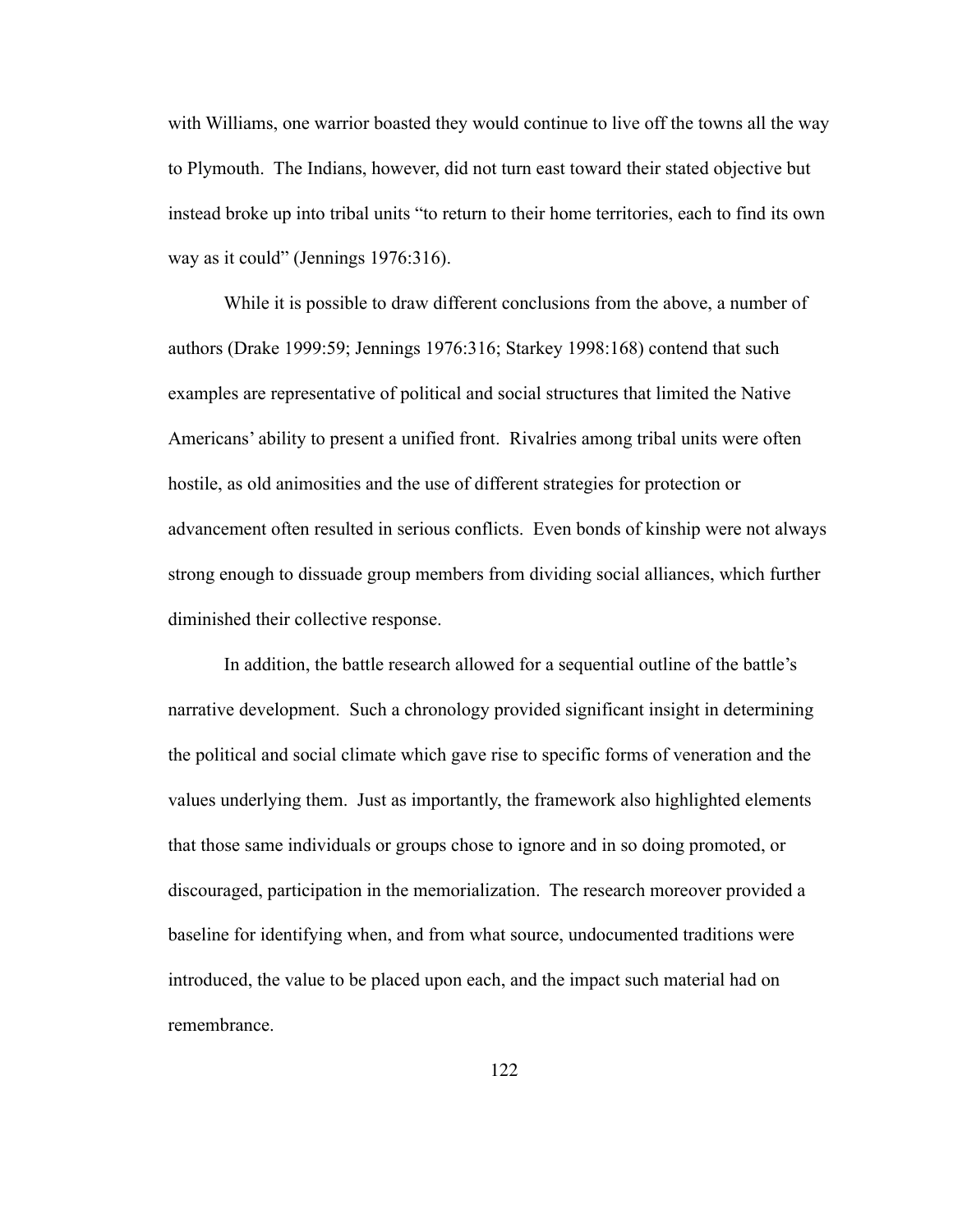with Williams, one warrior boasted they would continue to live off the towns all the way to Plymouth. The Indians, however, did not turn east toward their stated objective but instead broke up into tribal units "to return to their home territories, each to find its own way as it could" (Jennings 1976:316).

While it is possible to draw different conclusions from the above, a number of authors (Drake 1999:59; Jennings 1976:316; Starkey 1998:168) contend that such examples are representative of political and social structures that limited the Native Americans' ability to present a unified front. Rivalries among tribal units were often hostile, as old animosities and the use of different strategies for protection or advancement often resulted in serious conflicts. Even bonds of kinship were not always strong enough to dissuade group members from dividing social alliances, which further diminished their collective response.

In addition, the battle research allowed for a sequential outline of the battle's narrative development. Such a chronology provided significant insight in determining the political and social climate which gave rise to specific forms of veneration and the values underlying them. Just as importantly, the framework also highlighted elements that those same individuals or groups chose to ignore and in so doing promoted, or discouraged, participation in the memorialization. The research moreover provided a baseline for identifying when, and from what source, undocumented traditions were introduced, the value to be placed upon each, and the impact such material had on remembrance.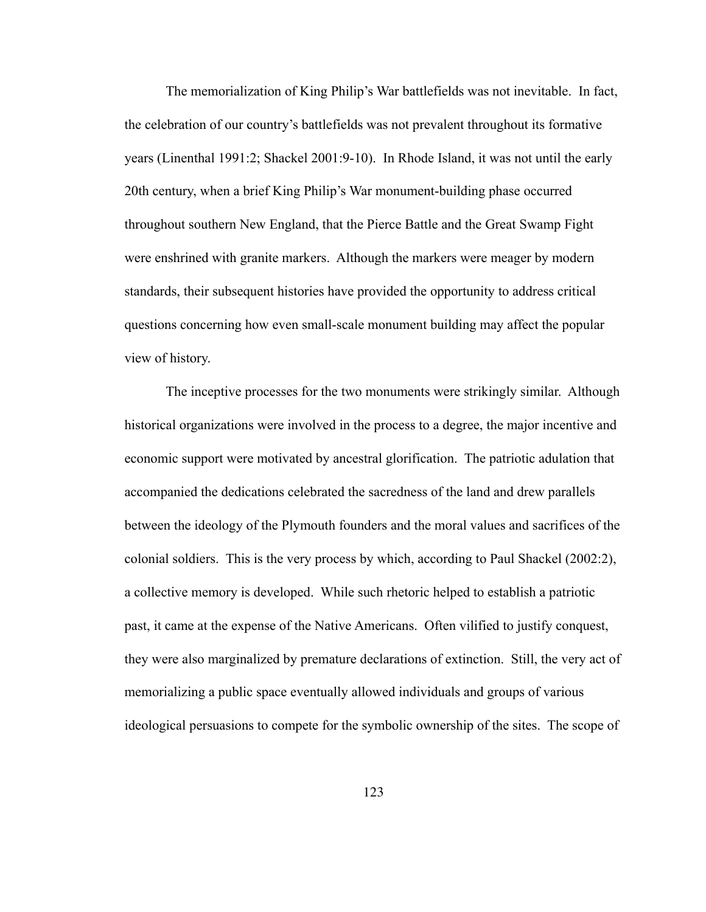The memorialization of King Philip's War battlefields was not inevitable. In fact, the celebration of our country's battlefields was not prevalent throughout its formative years (Linenthal 1991:2; Shackel 2001:9-10). In Rhode Island, it was not until the early 20th century, when a brief King Philip's War monument-building phase occurred throughout southern New England, that the Pierce Battle and the Great Swamp Fight were enshrined with granite markers. Although the markers were meager by modern standards, their subsequent histories have provided the opportunity to address critical questions concerning how even small-scale monument building may affect the popular view of history.

The inceptive processes for the two monuments were strikingly similar. Although historical organizations were involved in the process to a degree, the major incentive and economic support were motivated by ancestral glorification. The patriotic adulation that accompanied the dedications celebrated the sacredness of the land and drew parallels between the ideology of the Plymouth founders and the moral values and sacrifices of the colonial soldiers. This is the very process by which, according to Paul Shackel (2002:2), a collective memory is developed. While such rhetoric helped to establish a patriotic past, it came at the expense of the Native Americans. Often vilified to justify conquest, they were also marginalized by premature declarations of extinction. Still, the very act of memorializing a public space eventually allowed individuals and groups of various ideological persuasions to compete for the symbolic ownership of the sites. The scope of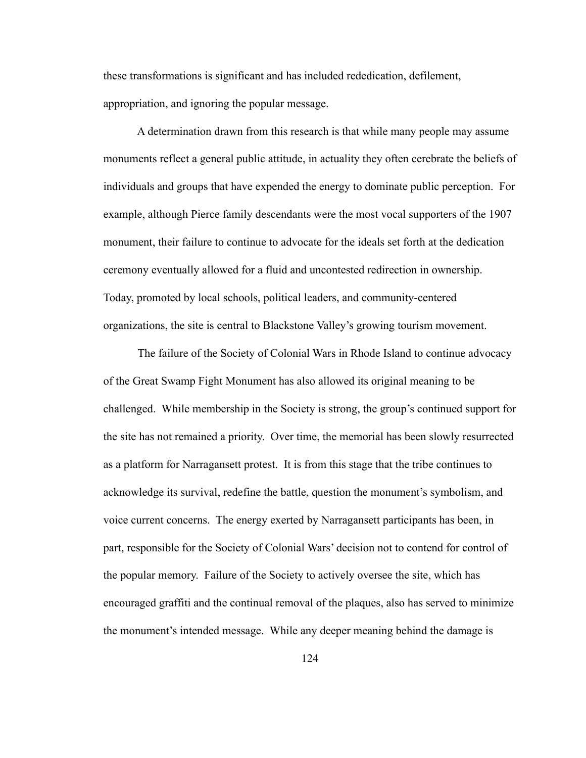these transformations is significant and has included rededication, defilement, appropriation, and ignoring the popular message.

A determination drawn from this research is that while many people may assume monuments reflect a general public attitude, in actuality they often cerebrate the beliefs of individuals and groups that have expended the energy to dominate public perception. For example, although Pierce family descendants were the most vocal supporters of the 1907 monument, their failure to continue to advocate for the ideals set forth at the dedication ceremony eventually allowed for a fluid and uncontested redirection in ownership. Today, promoted by local schools, political leaders, and community-centered organizations, the site is central to Blackstone Valley's growing tourism movement.

The failure of the Society of Colonial Wars in Rhode Island to continue advocacy of the Great Swamp Fight Monument has also allowed its original meaning to be challenged. While membership in the Society is strong, the group's continued support for the site has not remained a priority. Over time, the memorial has been slowly resurrected as a platform for Narragansett protest. It is from this stage that the tribe continues to acknowledge its survival, redefine the battle, question the monument's symbolism, and voice current concerns. The energy exerted by Narragansett participants has been, in part, responsible for the Society of Colonial Wars' decision not to contend for control of the popular memory. Failure of the Society to actively oversee the site, which has encouraged graffiti and the continual removal of the plaques, also has served to minimize the monument's intended message. While any deeper meaning behind the damage is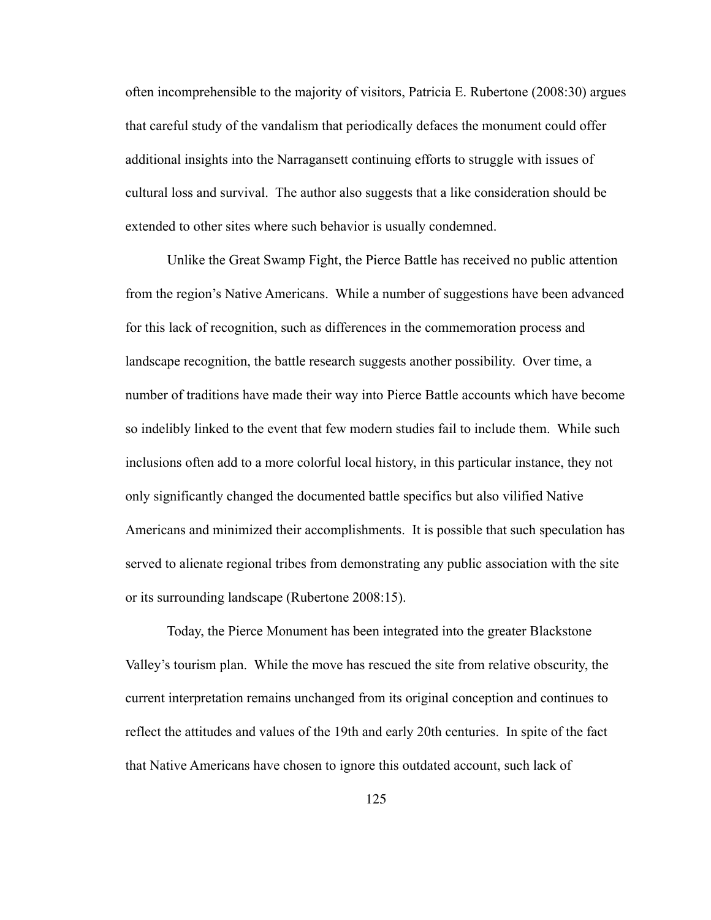often incomprehensible to the majority of visitors, Patricia E. Rubertone (2008:30) argues that careful study of the vandalism that periodically defaces the monument could offer additional insights into the Narragansett continuing efforts to struggle with issues of cultural loss and survival. The author also suggests that a like consideration should be extended to other sites where such behavior is usually condemned.

Unlike the Great Swamp Fight, the Pierce Battle has received no public attention from the region's Native Americans. While a number of suggestions have been advanced for this lack of recognition, such as differences in the commemoration process and landscape recognition, the battle research suggests another possibility. Over time, a number of traditions have made their way into Pierce Battle accounts which have become so indelibly linked to the event that few modern studies fail to include them. While such inclusions often add to a more colorful local history, in this particular instance, they not only significantly changed the documented battle specifics but also vilified Native Americans and minimized their accomplishments. It is possible that such speculation has served to alienate regional tribes from demonstrating any public association with the site or its surrounding landscape (Rubertone 2008:15).

Today, the Pierce Monument has been integrated into the greater Blackstone Valley's tourism plan. While the move has rescued the site from relative obscurity, the current interpretation remains unchanged from its original conception and continues to reflect the attitudes and values of the 19th and early 20th centuries. In spite of the fact that Native Americans have chosen to ignore this outdated account, such lack of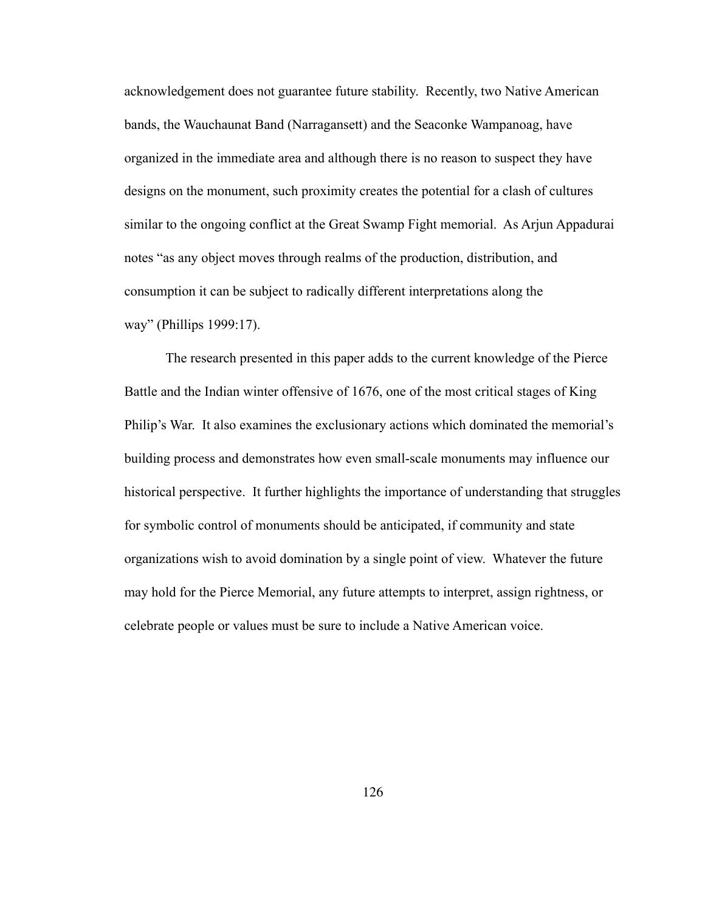acknowledgement does not guarantee future stability. Recently, two Native American bands, the Wauchaunat Band (Narragansett) and the Seaconke Wampanoag, have organized in the immediate area and although there is no reason to suspect they have designs on the monument, such proximity creates the potential for a clash of cultures similar to the ongoing conflict at the Great Swamp Fight memorial. As Arjun Appadurai notes "as any object moves through realms of the production, distribution, and consumption it can be subject to radically different interpretations along the way" (Phillips 1999:17).

The research presented in this paper adds to the current knowledge of the Pierce Battle and the Indian winter offensive of 1676, one of the most critical stages of King Philip's War. It also examines the exclusionary actions which dominated the memorial's building process and demonstrates how even small-scale monuments may influence our historical perspective. It further highlights the importance of understanding that struggles for symbolic control of monuments should be anticipated, if community and state organizations wish to avoid domination by a single point of view. Whatever the future may hold for the Pierce Memorial, any future attempts to interpret, assign rightness, or celebrate people or values must be sure to include a Native American voice.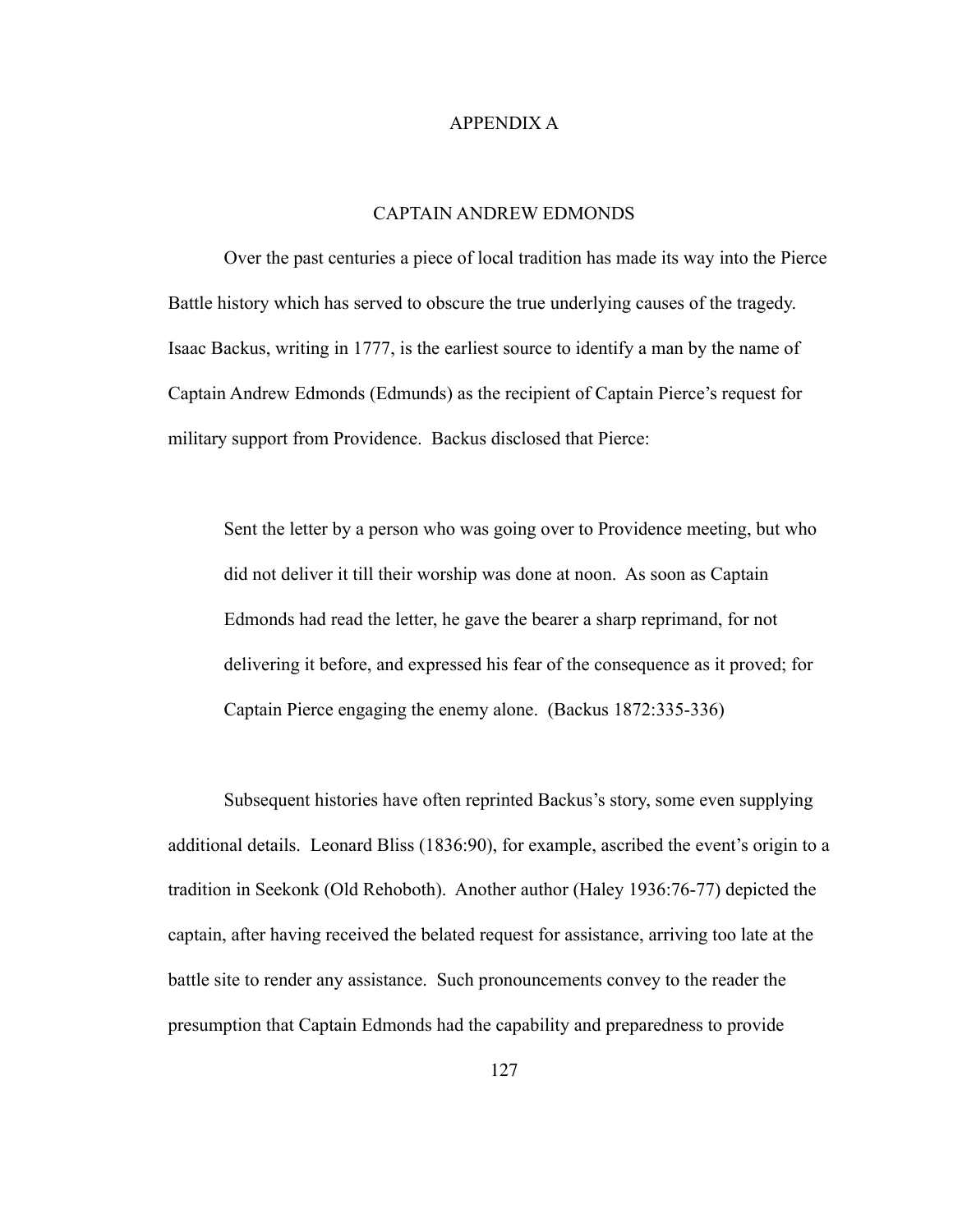# APPENDIX A

## CAPTAIN ANDREW EDMONDS

Over the past centuries a piece of local tradition has made its way into the Pierce Battle history which has served to obscure the true underlying causes of the tragedy. Isaac Backus, writing in 1777, is the earliest source to identify a man by the name of Captain Andrew Edmonds (Edmunds) as the recipient of Captain Pierce's request for military support from Providence. Backus disclosed that Pierce:

> Sent the letter by a person who was going over to Providence meeting, but who did not deliver it till their worship was done at noon. As soon as Captain Edmonds had read the letter, he gave the bearer a sharp reprimand, for not delivering it before, and expressed his fear of the consequence as it proved; for Captain Pierce engaging the enemy alone. (Backus 1872:335-336)

Subsequent histories have often reprinted Backus's story, some even supplying additional details. Leonard Bliss (1836:90), for example, ascribed the event's origin to a tradition in Seekonk (Old Rehoboth). Another author (Haley 1936:76-77) depicted the captain, after having received the belated request for assistance, arriving too late at the battle site to render any assistance. Such pronouncements convey to the reader the presumption that Captain Edmonds had the capability and preparedness to provide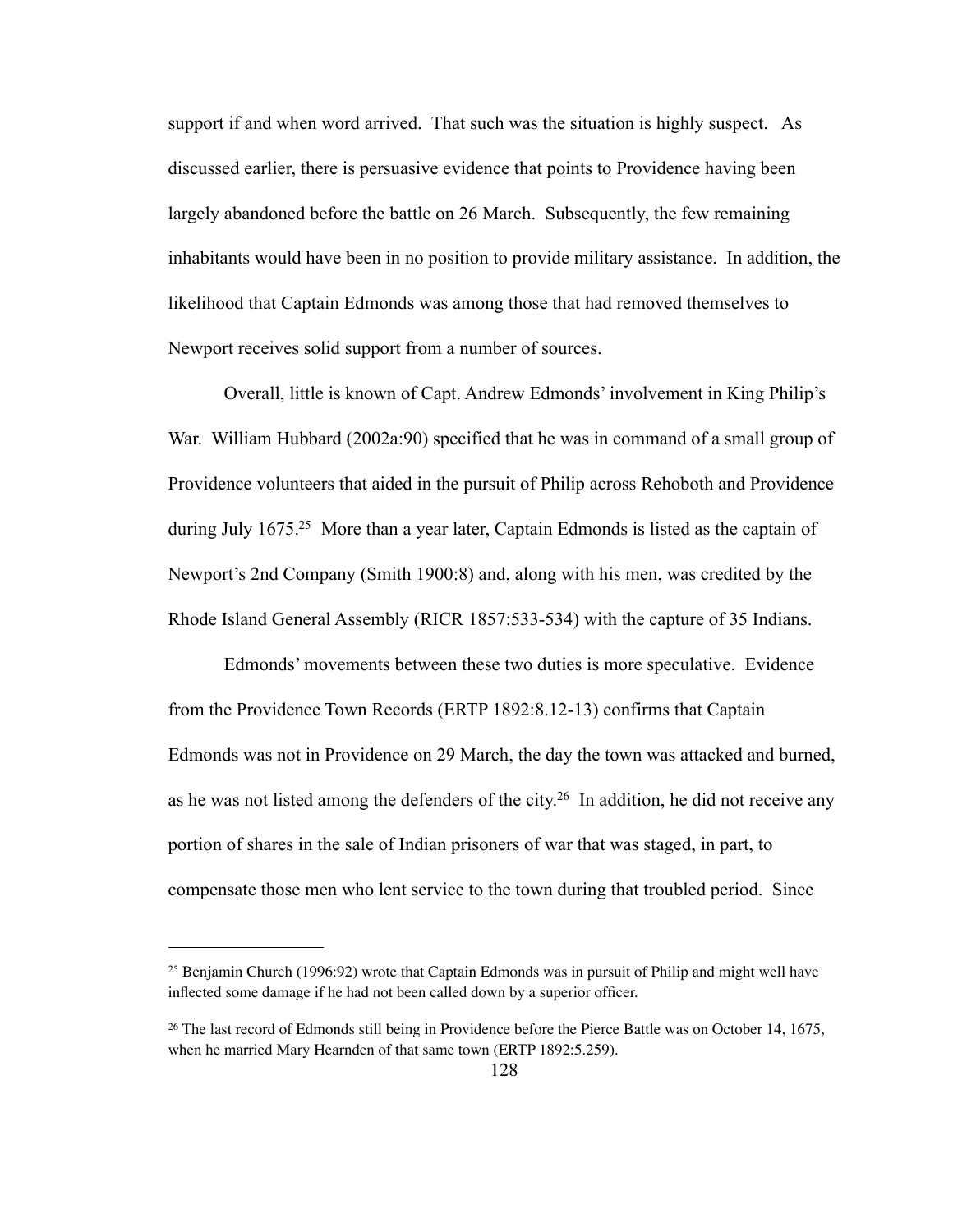support if and when word arrived. That such was the situation is highly suspect. As discussed earlier, there is persuasive evidence that points to Providence having been largely abandoned before the battle on 26 March. Subsequently, the few remaining inhabitants would have been in no position to provide military assistance. In addition, the likelihood that Captain Edmonds was among those that had removed themselves to Newport receives solid support from a number of sources.

Overall, little is known of Capt. Andrew Edmonds' involvement in King Philip's War. William Hubbard (2002a:90) specified that he was in command of a small group of Providence volunteers that aided in the pursuit of Philip across Rehoboth and Providence during July 1675.[25] More than a year later, Captain Edmonds is listed as the captain of Newport's 2nd Company (Smith 1900:8) and, along with his men, was credited by the Rhode Island General Assembly (RICR 1857:533-534) with the capture of 35 Indians.

Edmonds' movements between these two duties is more speculative. Evidence from the Providence Town Records (ERTP 1892:8.12-13) confirms that Captain Edmonds was not in Providence on 29 March, the day the town was attacked and burned, as he was not listed among the defenders of the city.[26] In addition, he did not receive any portion of shares in the sale of Indian prisoners of war that was staged, in part, to compensate those men who lent service to the town during that troubled period. Since

---

[25] Benjamin Church (1996:92) wrote that Captain Edmonds was in pursuit of Philip and might well have inflected some damage if he had not been called down by a superior officer.

[26] The last record of Edmonds still being in Providence before the Pierce Battle was on October 14, 1675, when he married Mary Hearnden of that same town (ERTP 1892:5.259).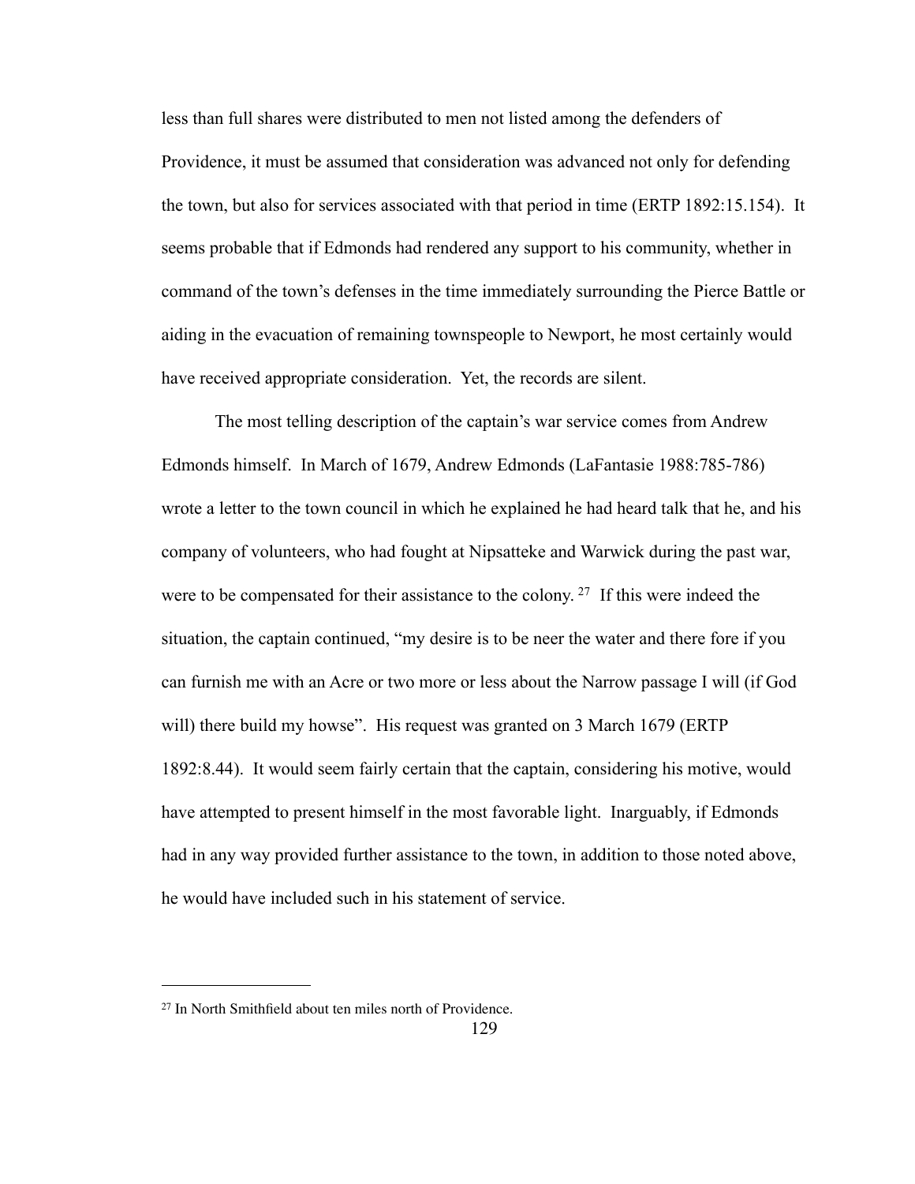less than full shares were distributed to men not listed among the defenders of Providence, it must be assumed that consideration was advanced not only for defending the town, but also for services associated with that period in time (ERTP 1892:15.154). It seems probable that if Edmonds had rendered any support to his community, whether in command of the town's defenses in the time immediately surrounding the Pierce Battle or aiding in the evacuation of remaining townspeople to Newport, he most certainly would have received appropriate consideration. Yet, the records are silent.

The most telling description of the captain's war service comes from Andrew Edmonds himself. In March of 1679, Andrew Edmonds (LaFantasie 1988:785-786) wrote a letter to the town council in which he explained he had heard talk that he, and his company of volunteers, who had fought at Nipsatteke and Warwick during the past war, were to be compensated for their assistance to the colony.[27] If this were indeed the situation, the captain continued, "my desire is to be neer the water and there fore if you can furnish me with an Acre or two more or less about the Narrow passage I will (if God will) there build my howse". His request was granted on 3 March 1679 (ERTP 1892:8.44). It would seem fairly certain that the captain, considering his motive, would have attempted to present himself in the most favorable light. Inarguably, if Edmonds had in any way provided further assistance to the town, in addition to those noted above, he would have included such in his statement of service.

---

[27] In North Smithfield about ten miles north of Providence.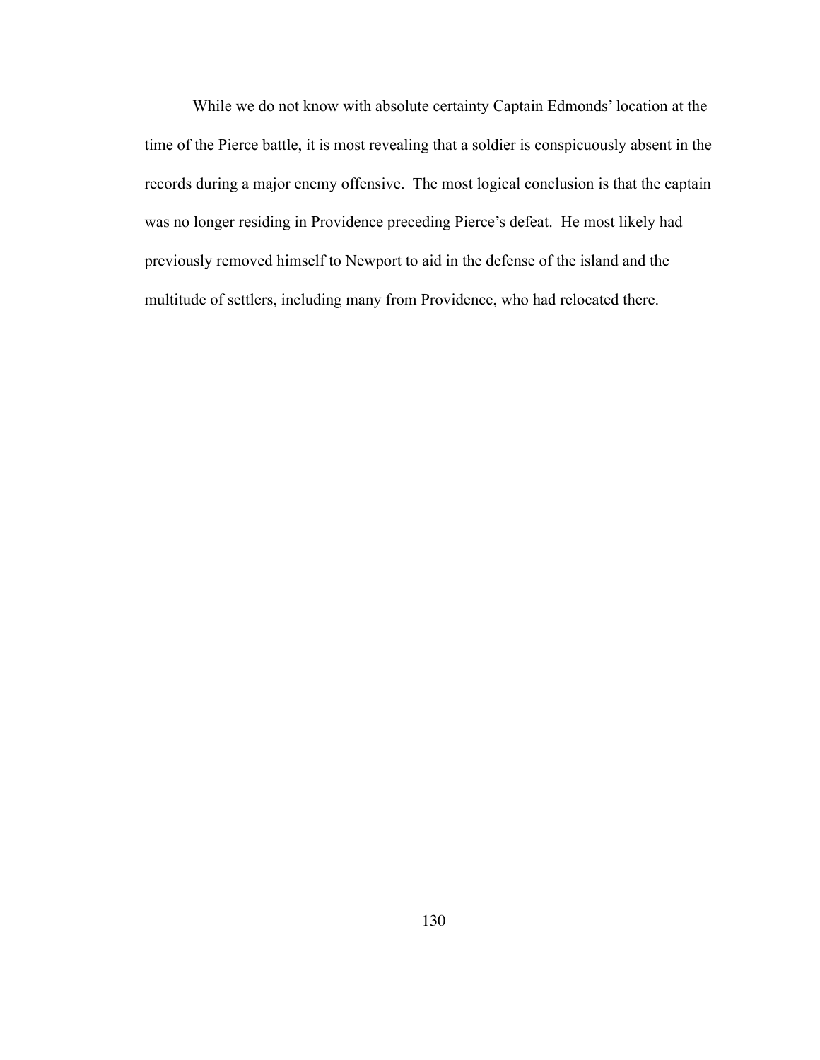While we do not know with absolute certainty Captain Edmonds' location at the time of the Pierce battle, it is most revealing that a soldier is conspicuously absent in the records during a major enemy offensive. The most logical conclusion is that the captain was no longer residing in Providence preceding Pierce's defeat. He most likely had previously removed himself to Newport to aid in the defense of the island and the multitude of settlers, including many from Providence, who had relocated there.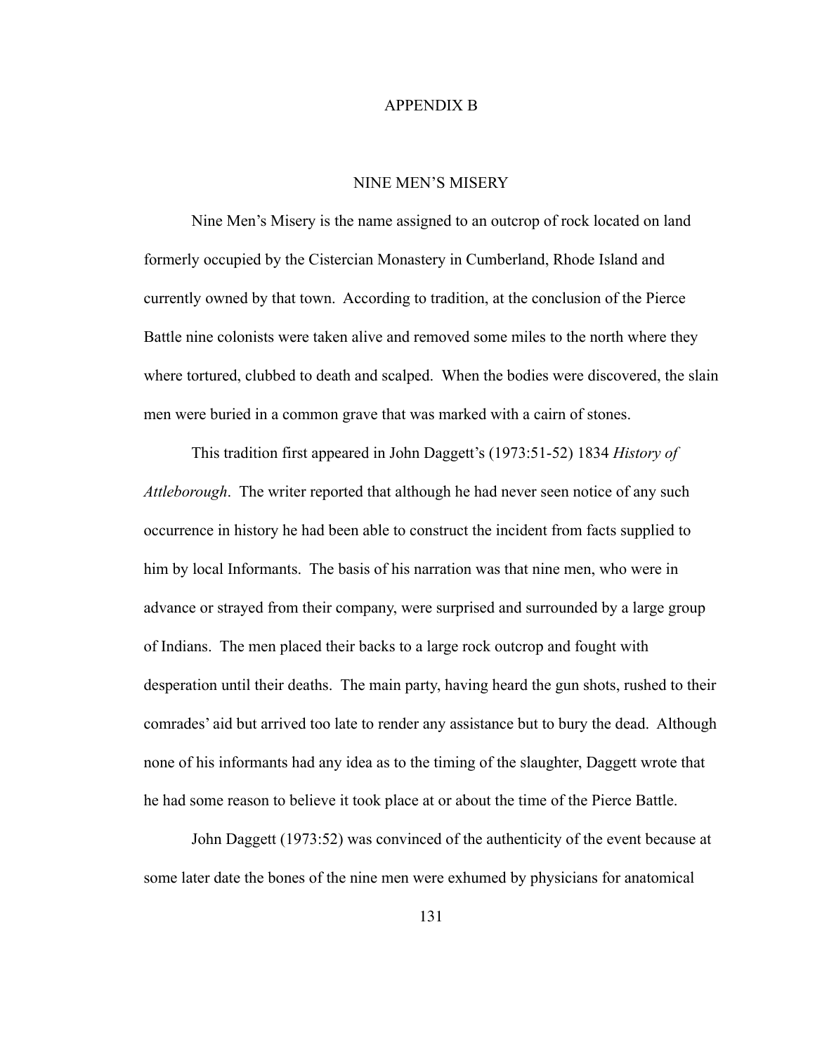# APPENDIX B

## NINE MEN'S MISERY

Nine Men's Misery is the name assigned to an outcrop of rock located on land formerly occupied by the Cistercian Monastery in Cumberland, Rhode Island and currently owned by that town. According to tradition, at the conclusion of the Pierce Battle nine colonists were taken alive and removed some miles to the north where they where tortured, clubbed to death and scalped. When the bodies were discovered, the slain men were buried in a common grave that was marked with a cairn of stones.

This tradition first appeared in John Daggett's (1973:51-52) 1834 *History of Attleborough*. The writer reported that although he had never seen notice of any such occurrence in history he had been able to construct the incident from facts supplied to him by local Informants. The basis of his narration was that nine men, who were in advance or strayed from their company, were surprised and surrounded by a large group of Indians. The men placed their backs to a large rock outcrop and fought with desperation until their deaths. The main party, having heard the gun shots, rushed to their comrades' aid but arrived too late to render any assistance but to bury the dead. Although none of his informants had any idea as to the timing of the slaughter, Daggett wrote that he had some reason to believe it took place at or about the time of the Pierce Battle.

John Daggett (1973:52) was convinced of the authenticity of the event because at some later date the bones of the nine men were exhumed by physicians for anatomical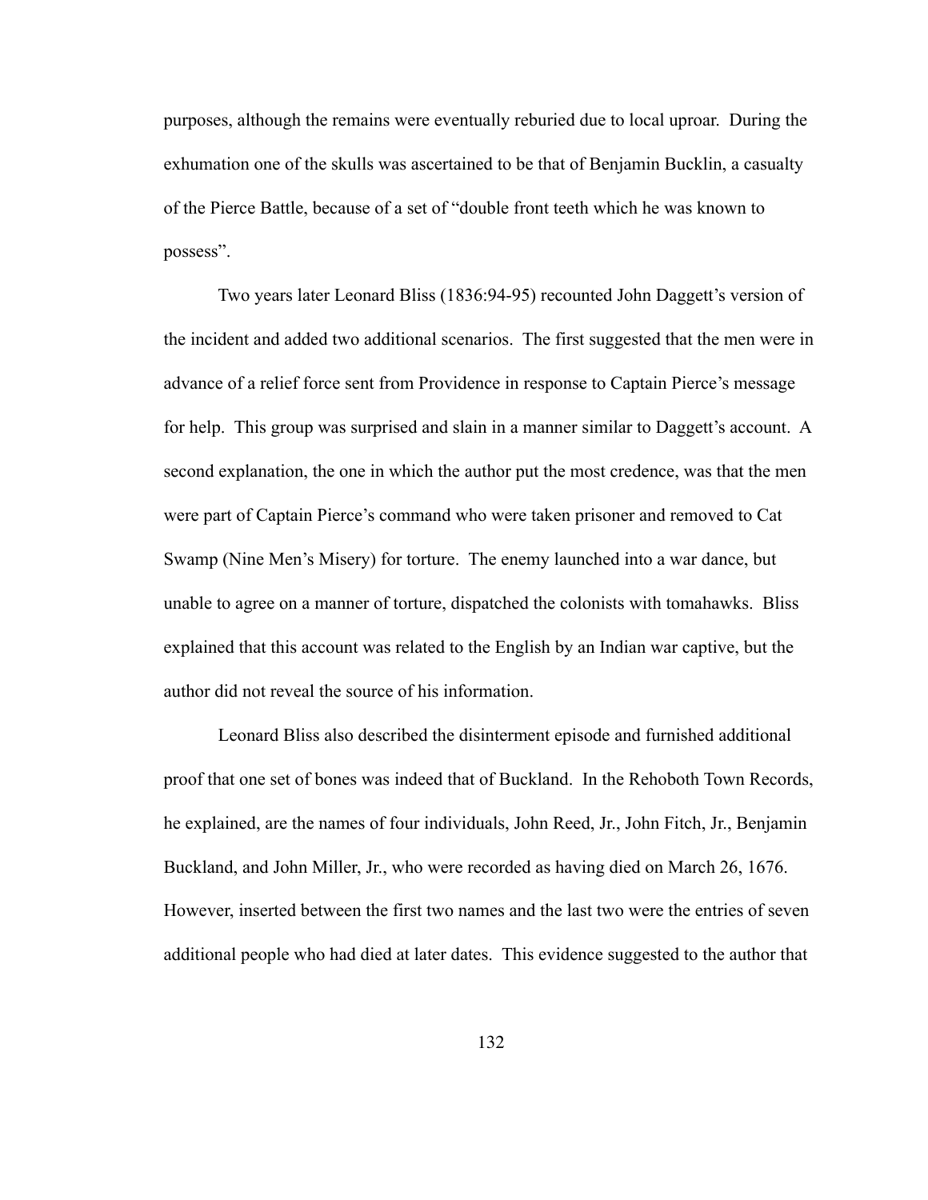purposes, although the remains were eventually reburied due to local uproar. During the exhumation one of the skulls was ascertained to be that of Benjamin Bucklin, a casualty of the Pierce Battle, because of a set of "double front teeth which he was known to possess".

Two years later Leonard Bliss (1836:94-95) recounted John Daggett's version of the incident and added two additional scenarios. The first suggested that the men were in advance of a relief force sent from Providence in response to Captain Pierce's message for help. This group was surprised and slain in a manner similar to Daggett's account. A second explanation, the one in which the author put the most credence, was that the men were part of Captain Pierce's command who were taken prisoner and removed to Cat Swamp (Nine Men's Misery) for torture. The enemy launched into a war dance, but unable to agree on a manner of torture, dispatched the colonists with tomahawks. Bliss explained that this account was related to the English by an Indian war captive, but the author did not reveal the source of his information.

Leonard Bliss also described the disinterment episode and furnished additional proof that one set of bones was indeed that of Buckland. In the Rehoboth Town Records, he explained, are the names of four individuals, John Reed, Jr., John Fitch, Jr., Benjamin Buckland, and John Miller, Jr., who were recorded as having died on March 26, 1676. However, inserted between the first two names and the last two were the entries of seven additional people who had died at later dates. This evidence suggested to the author that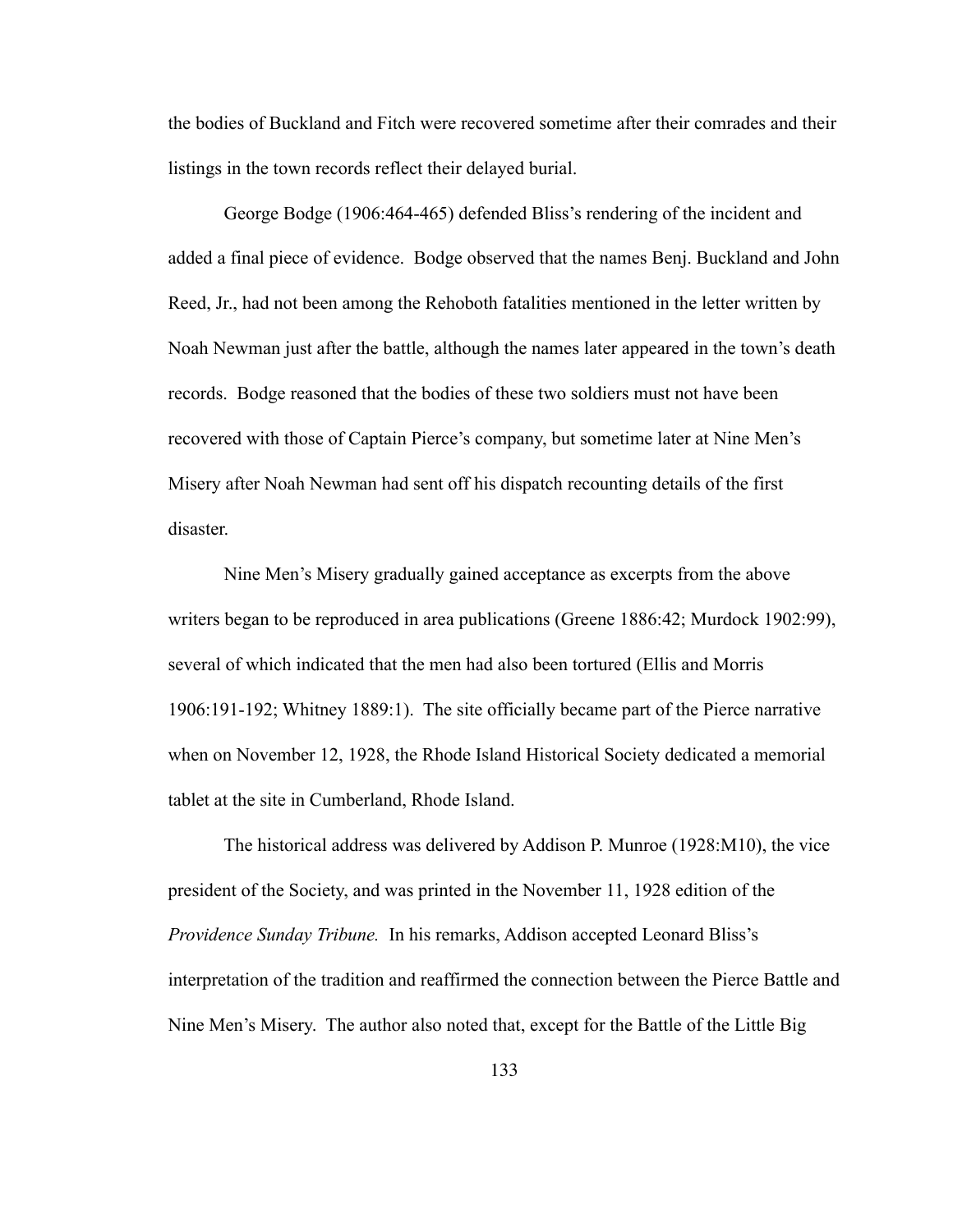the bodies of Buckland and Fitch were recovered sometime after their comrades and their listings in the town records reflect their delayed burial.

George Bodge (1906:464-465) defended Bliss's rendering of the incident and added a final piece of evidence. Bodge observed that the names Benj. Buckland and John Reed, Jr., had not been among the Rehoboth fatalities mentioned in the letter written by Noah Newman just after the battle, although the names later appeared in the town's death records. Bodge reasoned that the bodies of these two soldiers must not have been recovered with those of Captain Pierce's company, but sometime later at Nine Men's Misery after Noah Newman had sent off his dispatch recounting details of the first disaster.

Nine Men's Misery gradually gained acceptance as excerpts from the above writers began to be reproduced in area publications (Greene 1886:42; Murdock 1902:99), several of which indicated that the men had also been tortured (Ellis and Morris 1906:191-192; Whitney 1889:1). The site officially became part of the Pierce narrative when on November 12, 1928, the Rhode Island Historical Society dedicated a memorial tablet at the site in Cumberland, Rhode Island.

The historical address was delivered by Addison P. Munroe (1928:M10), the vice president of the Society, and was printed in the November 11, 1928 edition of the *Providence Sunday Tribune.* In his remarks, Addison accepted Leonard Bliss's interpretation of the tradition and reaffirmed the connection between the Pierce Battle and Nine Men's Misery. The author also noted that, except for the Battle of the Little Big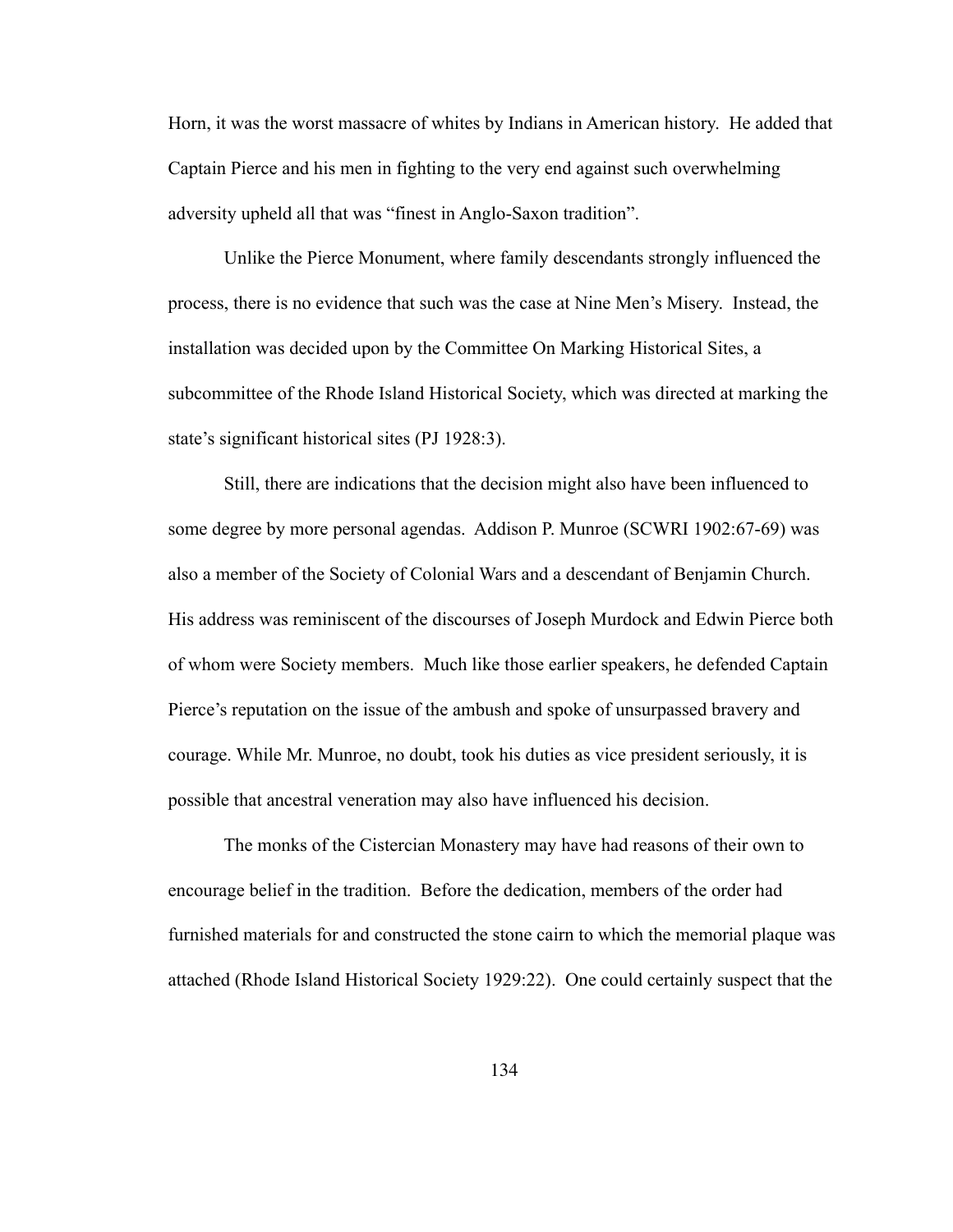Horn, it was the worst massacre of whites by Indians in American history. He added that Captain Pierce and his men in fighting to the very end against such overwhelming adversity upheld all that was "finest in Anglo-Saxon tradition".

Unlike the Pierce Monument, where family descendants strongly influenced the process, there is no evidence that such was the case at Nine Men's Misery. Instead, the installation was decided upon by the Committee On Marking Historical Sites, a subcommittee of the Rhode Island Historical Society, which was directed at marking the state's significant historical sites (PJ 1928:3).

Still, there are indications that the decision might also have been influenced to some degree by more personal agendas. Addison P. Munroe (SCWRI 1902:67-69) was also a member of the Society of Colonial Wars and a descendant of Benjamin Church. His address was reminiscent of the discourses of Joseph Murdock and Edwin Pierce both of whom were Society members. Much like those earlier speakers, he defended Captain Pierce's reputation on the issue of the ambush and spoke of unsurpassed bravery and courage. While Mr. Munroe, no doubt, took his duties as vice president seriously, it is possible that ancestral veneration may also have influenced his decision.

The monks of the Cistercian Monastery may have had reasons of their own to encourage belief in the tradition. Before the dedication, members of the order had furnished materials for and constructed the stone cairn to which the memorial plaque was attached (Rhode Island Historical Society 1929:22). One could certainly suspect that the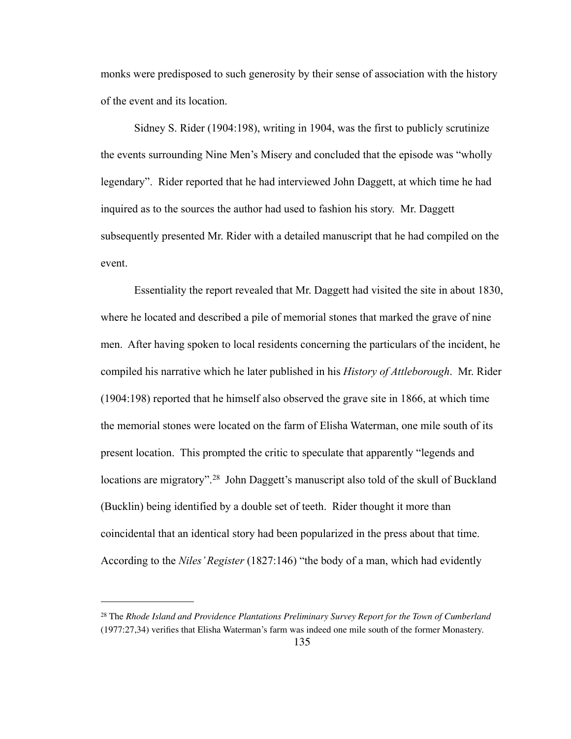monks were predisposed to such generosity by their sense of association with the history of the event and its location.

Sidney S. Rider (1904:198), writing in 1904, was the first to publicly scrutinize the events surrounding Nine Men's Misery and concluded that the episode was "wholly legendary". Rider reported that he had interviewed John Daggett, at which time he had inquired as to the sources the author had used to fashion his story. Mr. Daggett subsequently presented Mr. Rider with a detailed manuscript that he had compiled on the event.

Essentiality the report revealed that Mr. Daggett had visited the site in about 1830, where he located and described a pile of memorial stones that marked the grave of nine men. After having spoken to local residents concerning the particulars of the incident, he compiled his narrative which he later published in his *History of Attleborough*. Mr. Rider (1904:198) reported that he himself also observed the grave site in 1866, at which time the memorial stones were located on the farm of Elisha Waterman, one mile south of its present location. This prompted the critic to speculate that apparently "legends and locations are migratory".[28] John Daggett's manuscript also told of the skull of Buckland (Bucklin) being identified by a double set of teeth. Rider thought it more than coincidental that an identical story had been popularized in the press about that time. According to the *Niles' Register* (1827:146) "the body of a man, which had evidently

---

[28] The *Rhode Island and Providence Plantations Preliminary Survey Report for the Town of Cumberland* (1977:27,34) verifies that Elisha Waterman's farm was indeed one mile south of the former Monastery.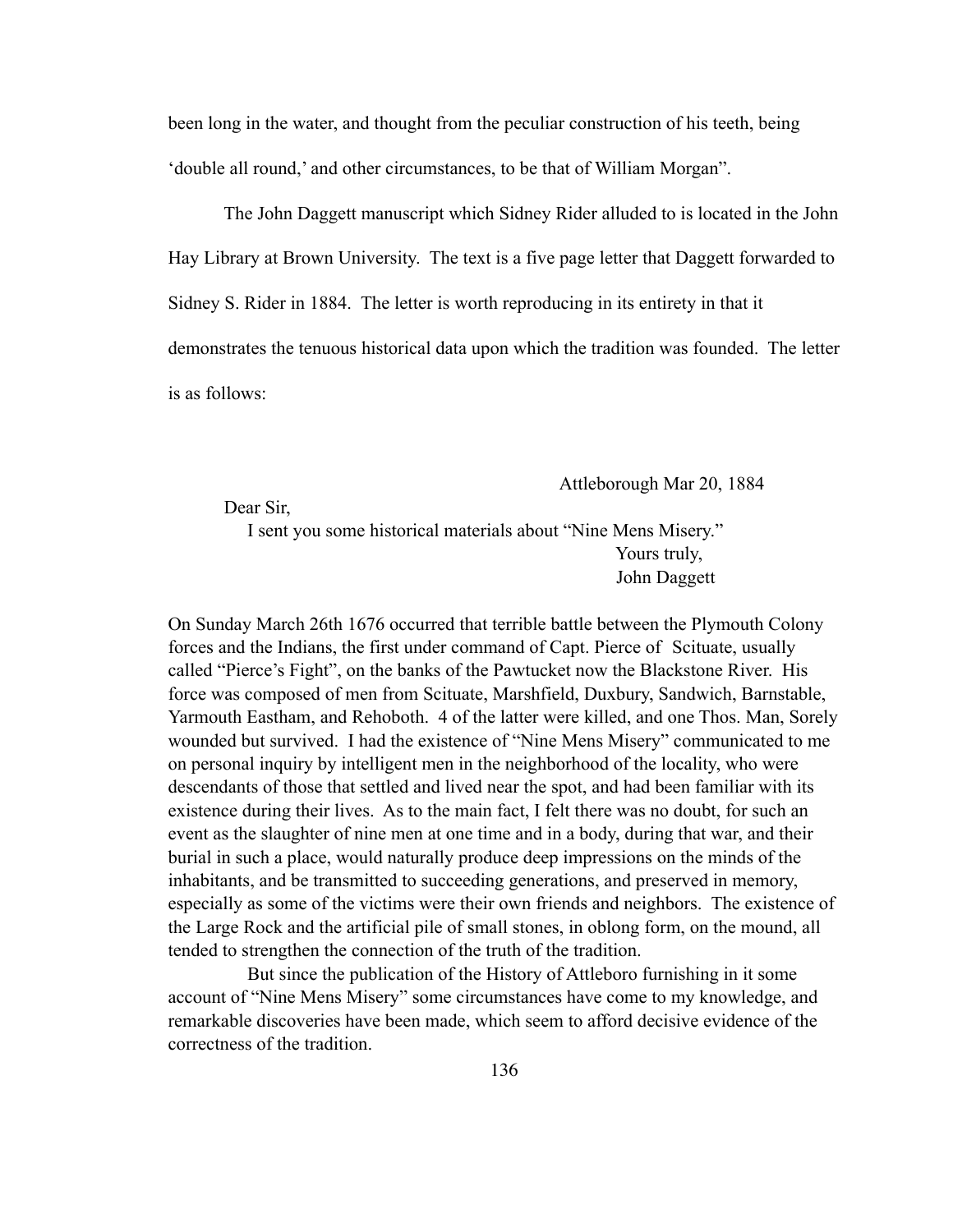been long in the water, and thought from the peculiar construction of his teeth, being 'double all round,' and other circumstances, to be that of William Morgan".

The John Daggett manuscript which Sidney Rider alluded to is located in the John Hay Library at Brown University. The text is a five page letter that Daggett forwarded to Sidney S. Rider in 1884. The letter is worth reproducing in its entirety in that it demonstrates the tenuous historical data upon which the tradition was founded. The letter is as follows:

> Attleborough Mar 20, 1884
>
> Dear Sir,
>
> I sent you some historical materials about "Nine Mens Misery."
>
> Yours truly,
>
> John Daggett

On Sunday March 26th 1676 occurred that terrible battle between the Plymouth Colony forces and the Indians, the first under command of Capt. Pierce of Scituate, usually called "Pierce's Fight", on the banks of the Pawtucket now the Blackstone River. His force was composed of men from Scituate, Marshfield, Duxbury, Sandwich, Barnstable, Yarmouth Eastham, and Rehoboth. 4 of the latter were killed, and one Thos. Man, Sorely wounded but survived. I had the existence of "Nine Mens Misery" communicated to me on personal inquiry by intelligent men in the neighborhood of the locality, who were descendants of those that settled and lived near the spot, and had been familiar with its existence during their lives. As to the main fact, I felt there was no doubt, for such an event as the slaughter of nine men at one time and in a body, during that war, and their burial in such a place, would naturally produce deep impressions on the minds of the inhabitants, and be transmitted to succeeding generations, and preserved in memory, especially as some of the victims were their own friends and neighbors. The existence of the Large Rock and the artificial pile of small stones, in oblong form, on the mound, all tended to strengthen the connection of the truth of the tradition.

But since the publication of the History of Attleboro furnishing in it some account of "Nine Mens Misery" some circumstances have come to my knowledge, and remarkable discoveries have been made, which seem to afford decisive evidence of the correctness of the tradition.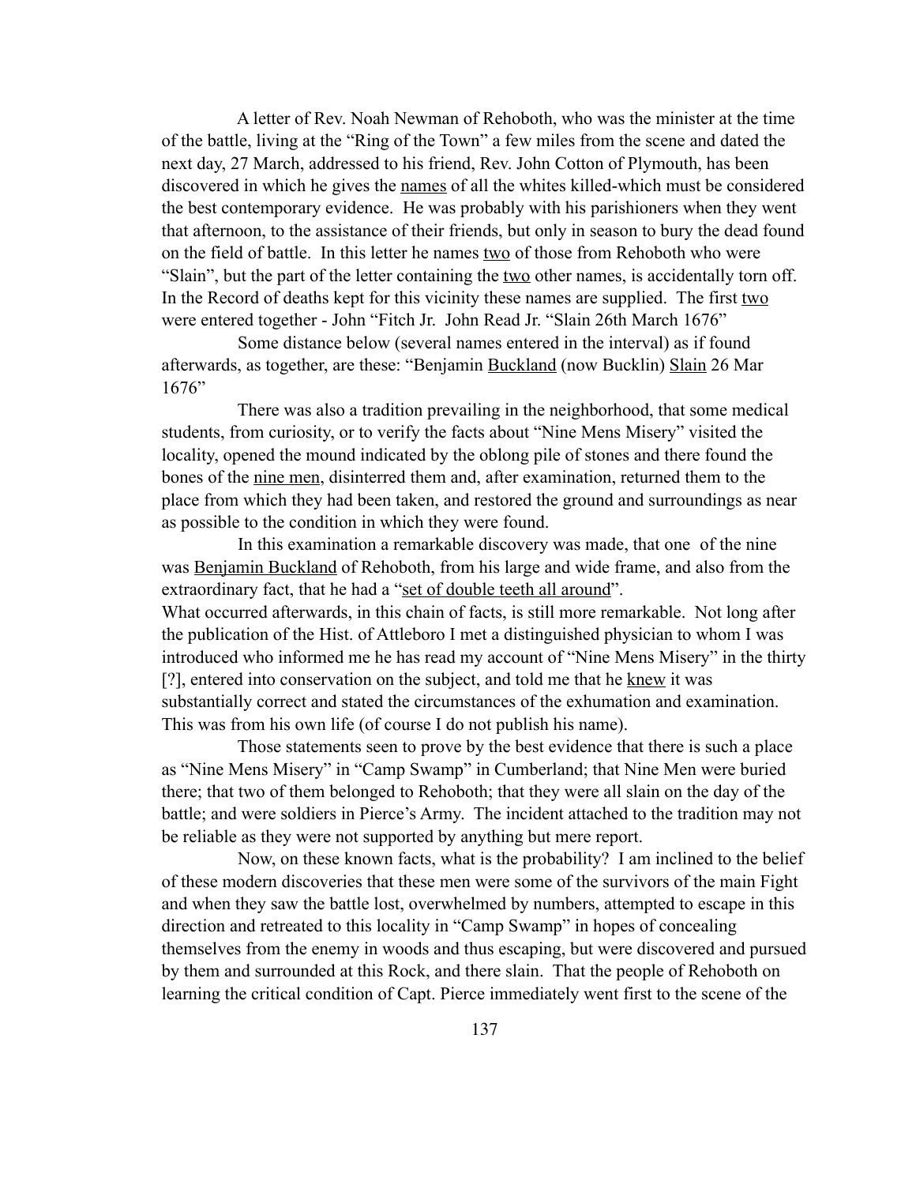A letter of Rev. Noah Newman of Rehoboth, who was the minister at the time of the battle, living at the "Ring of the Town" a few miles from the scene and dated the next day, 27 March, addressed to his friend, Rev. John Cotton of Plymouth, has been discovered in which he gives the <u>names</u> of all the whites killed-which must be considered the best contemporary evidence. He was probably with his parishioners when they went that afternoon, to the assistance of their friends, but only in season to bury the dead found on the field of battle. In this letter he names <u>two</u> of those from Rehoboth who were "Slain", but the part of the letter containing the <u>two</u> other names, is accidentally torn off. In the Record of deaths kept for this vicinity these names are supplied. The first <u>two</u> were entered together - John "Fitch Jr. John Read Jr. "Slain 26th March 1676"

Some distance below (several names entered in the interval) as if found afterwards, as together, are these: "Benjamin <u>Buckland</u> (now Bucklin) <u>Slain</u> 26 Mar 1676"

There was also a tradition prevailing in the neighborhood, that some medical students, from curiosity, or to verify the facts about "Nine Mens Misery" visited the locality, opened the mound indicated by the oblong pile of stones and there found the bones of the <u>nine men</u>, disinterred them and, after examination, returned them to the place from which they had been taken, and restored the ground and surroundings as near as possible to the condition in which they were found.

In this examination a remarkable discovery was made, that one of the nine was <u>Benjamin Buckland</u> of Rehoboth, from his large and wide frame, and also from the extraordinary fact, that he had a "<u>set of double teeth all around</u>".
What occurred afterwards, in this chain of facts, is still more remarkable. Not long after the publication of the Hist. of Attleboro I met a distinguished physician to whom I was introduced who informed me he has read my account of "Nine Mens Misery" in the thirty [?], entered into conservation on the subject, and told me that he <u>knew</u> it was substantially correct and stated the circumstances of the exhumation and examination. This was from his own life (of course I do not publish his name).

Those statements seen to prove by the best evidence that there is such a place as "Nine Mens Misery" in "Camp Swamp" in Cumberland; that Nine Men were buried there; that two of them belonged to Rehoboth; that they were all slain on the day of the battle; and were soldiers in Pierce's Army. The incident attached to the tradition may not be reliable as they were not supported by anything but mere report.

Now, on these known facts, what is the probability? I am inclined to the belief of these modern discoveries that these men were some of the survivors of the main Fight and when they saw the battle lost, overwhelmed by numbers, attempted to escape in this direction and retreated to this locality in "Camp Swamp" in hopes of concealing themselves from the enemy in woods and thus escaping, but were discovered and pursued by them and surrounded at this Rock, and there slain. That the people of Rehoboth on learning the critical condition of Capt. Pierce immediately went first to the scene of the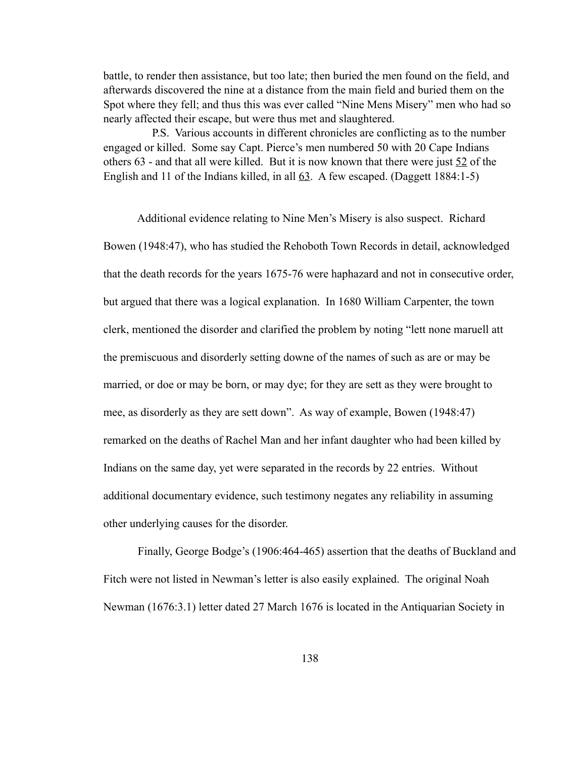battle, to render then assistance, but too late; then buried the men found on the field, and afterwards discovered the nine at a distance from the main field and buried them on the Spot where they fell; and thus this was ever called "Nine Mens Misery" men who had so nearly affected their escape, but were thus met and slaughtered.

P.S. Various accounts in different chronicles are conflicting as to the number engaged or killed. Some say Capt. Pierce's men numbered 50 with 20 Cape Indians others 63 - and that all were killed. But it is now known that there were just <u>52</u> of the English and 11 of the Indians killed, in all <u>63</u>. A few escaped. (Daggett 1884:1-5)

Additional evidence relating to Nine Men's Misery is also suspect. Richard Bowen (1948:47), who has studied the Rehoboth Town Records in detail, acknowledged that the death records for the years 1675-76 were haphazard and not in consecutive order, but argued that there was a logical explanation. In 1680 William Carpenter, the town clerk, mentioned the disorder and clarified the problem by noting "lett none maruell att the premiscuous and disorderly setting downe of the names of such as are or may be married, or doe or may be born, or may dye; for they are sett as they were brought to mee, as disorderly as they are sett down". As way of example, Bowen (1948:47) remarked on the deaths of Rachel Man and her infant daughter who had been killed by Indians on the same day, yet were separated in the records by 22 entries. Without additional documentary evidence, such testimony negates any reliability in assuming other underlying causes for the disorder.

Finally, George Bodge's (1906:464-465) assertion that the deaths of Buckland and Fitch were not listed in Newman's letter is also easily explained. The original Noah Newman (1676:3.1) letter dated 27 March 1676 is located in the Antiquarian Society in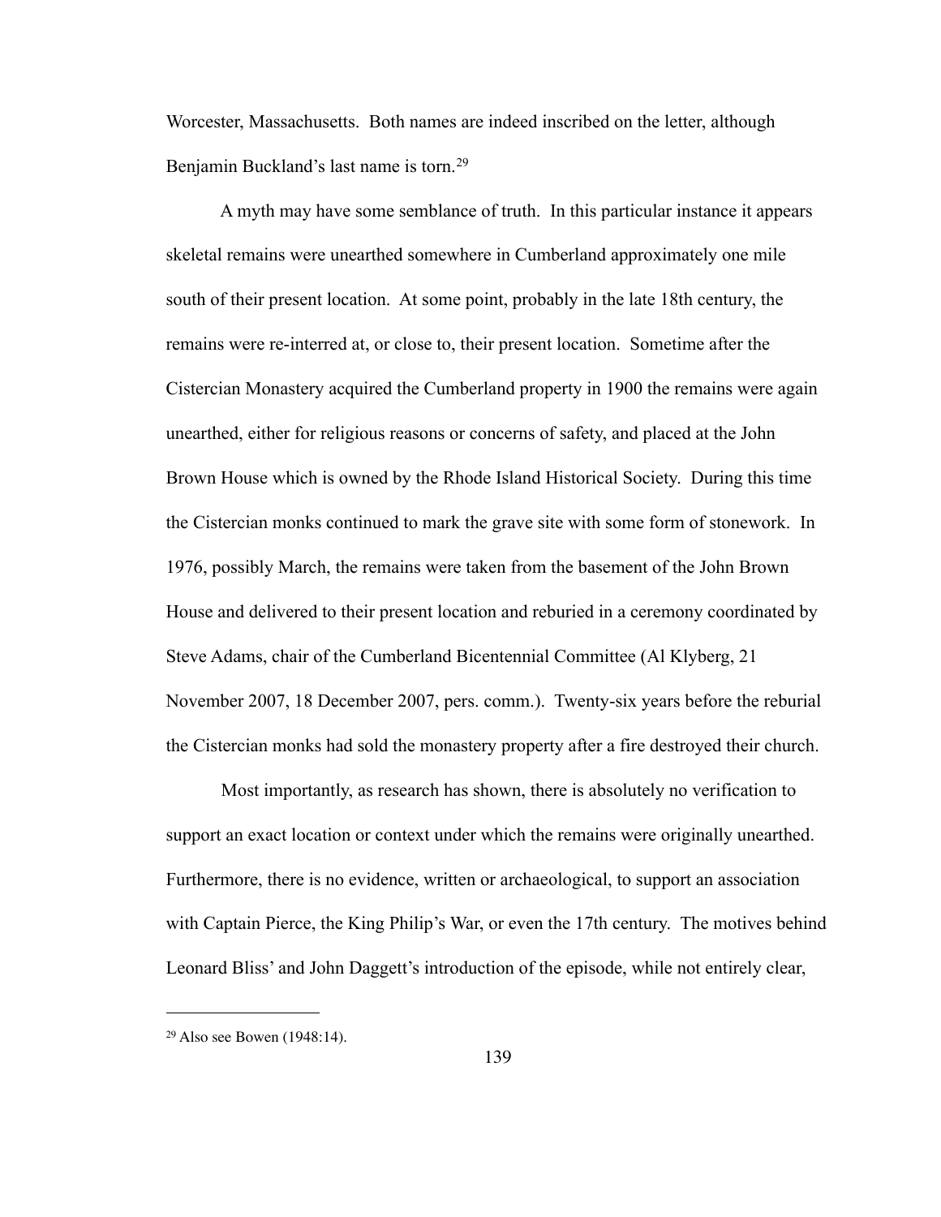Worcester, Massachusetts. Both names are indeed inscribed on the letter, although Benjamin Buckland's last name is torn.[29]

A myth may have some semblance of truth. In this particular instance it appears skeletal remains were unearthed somewhere in Cumberland approximately one mile south of their present location. At some point, probably in the late 18th century, the remains were re-interred at, or close to, their present location. Sometime after the Cistercian Monastery acquired the Cumberland property in 1900 the remains were again unearthed, either for religious reasons or concerns of safety, and placed at the John Brown House which is owned by the Rhode Island Historical Society. During this time the Cistercian monks continued to mark the grave site with some form of stonework. In 1976, possibly March, the remains were taken from the basement of the John Brown House and delivered to their present location and reburied in a ceremony coordinated by Steve Adams, chair of the Cumberland Bicentennial Committee (Al Klyberg, 21 November 2007, 18 December 2007, pers. comm.). Twenty-six years before the reburial the Cistercian monks had sold the monastery property after a fire destroyed their church.

Most importantly, as research has shown, there is absolutely no verification to support an exact location or context under which the remains were originally unearthed. Furthermore, there is no evidence, written or archaeological, to support an association with Captain Pierce, the King Philip's War, or even the 17th century. The motives behind Leonard Bliss' and John Daggett's introduction of the episode, while not entirely clear,

---

[29] Also see Bowen (1948:14).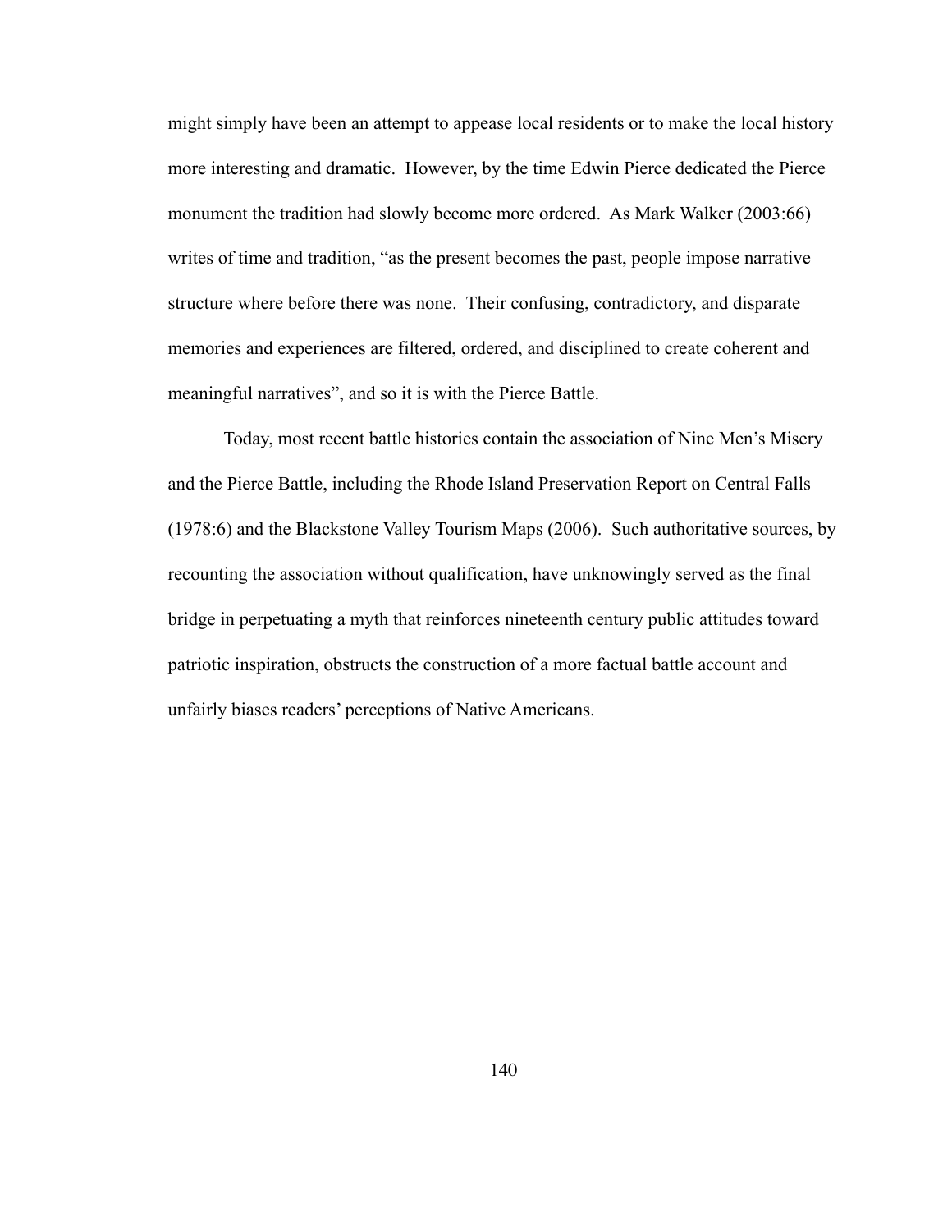might simply have been an attempt to appease local residents or to make the local history more interesting and dramatic. However, by the time Edwin Pierce dedicated the Pierce monument the tradition had slowly become more ordered. As Mark Walker (2003:66) writes of time and tradition, "as the present becomes the past, people impose narrative structure where before there was none. Their confusing, contradictory, and disparate memories and experiences are filtered, ordered, and disciplined to create coherent and meaningful narratives", and so it is with the Pierce Battle.

Today, most recent battle histories contain the association of Nine Men's Misery and the Pierce Battle, including the Rhode Island Preservation Report on Central Falls (1978:6) and the Blackstone Valley Tourism Maps (2006). Such authoritative sources, by recounting the association without qualification, have unknowingly served as the final bridge in perpetuating a myth that reinforces nineteenth century public attitudes toward patriotic inspiration, obstructs the construction of a more factual battle account and unfairly biases readers' perceptions of Native Americans.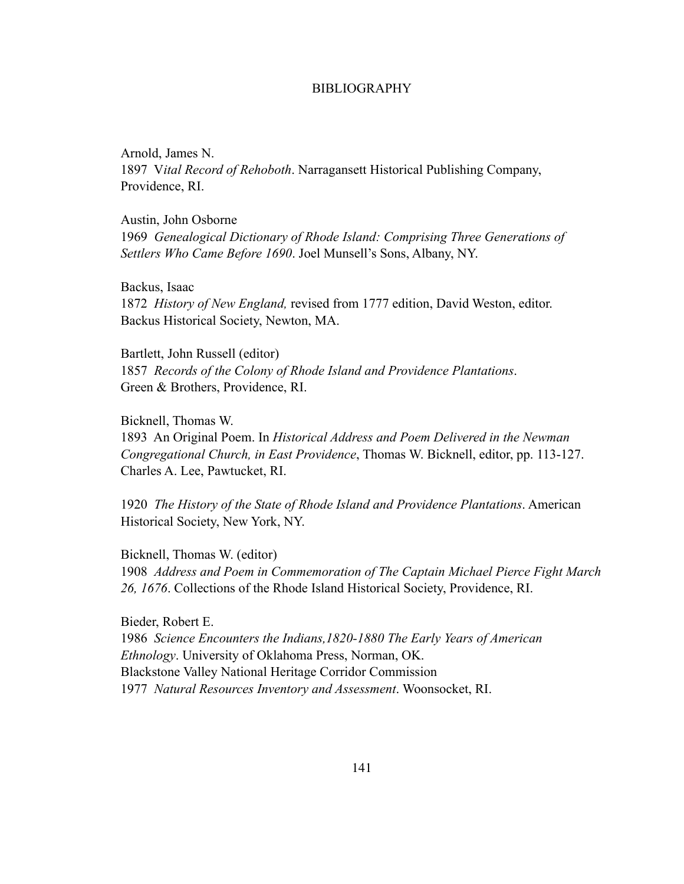# BIBLIOGRAPHY

Arnold, James N.
1897 V*ital Record of Rehoboth*. Narragansett Historical Publishing Company, Providence, RI.

Austin, John Osborne
1969 *Genealogical Dictionary of Rhode Island: Comprising Three Generations of Settlers Who Came Before 1690*. Joel Munsell's Sons, Albany, NY.

Backus, Isaac
1872 *History of New England,* revised from 1777 edition, David Weston, editor. Backus Historical Society, Newton, MA.

Bartlett, John Russell (editor)
1857 *Records of the Colony of Rhode Island and Providence Plantations*. Green & Brothers, Providence, RI.

Bicknell, Thomas W.
1893 An Original Poem. In *Historical Address and Poem Delivered in the Newman Congregational Church, in East Providence*, Thomas W. Bicknell, editor, pp. 113-127. Charles A. Lee, Pawtucket, RI.

1920 *The History of the State of Rhode Island and Providence Plantations*. American Historical Society, New York, NY.

Bicknell, Thomas W. (editor)
1908 *Address and Poem in Commemoration of The Captain Michael Pierce Fight March 26, 1676*. Collections of the Rhode Island Historical Society, Providence, RI.

Bieder, Robert E.
1986 *Science Encounters the Indians,1820-1880 The Early Years of American Ethnology*. University of Oklahoma Press, Norman, OK.

Blackstone Valley National Heritage Corridor Commission
1977 *Natural Resources Inventory and Assessment*. Woonsocket, RI.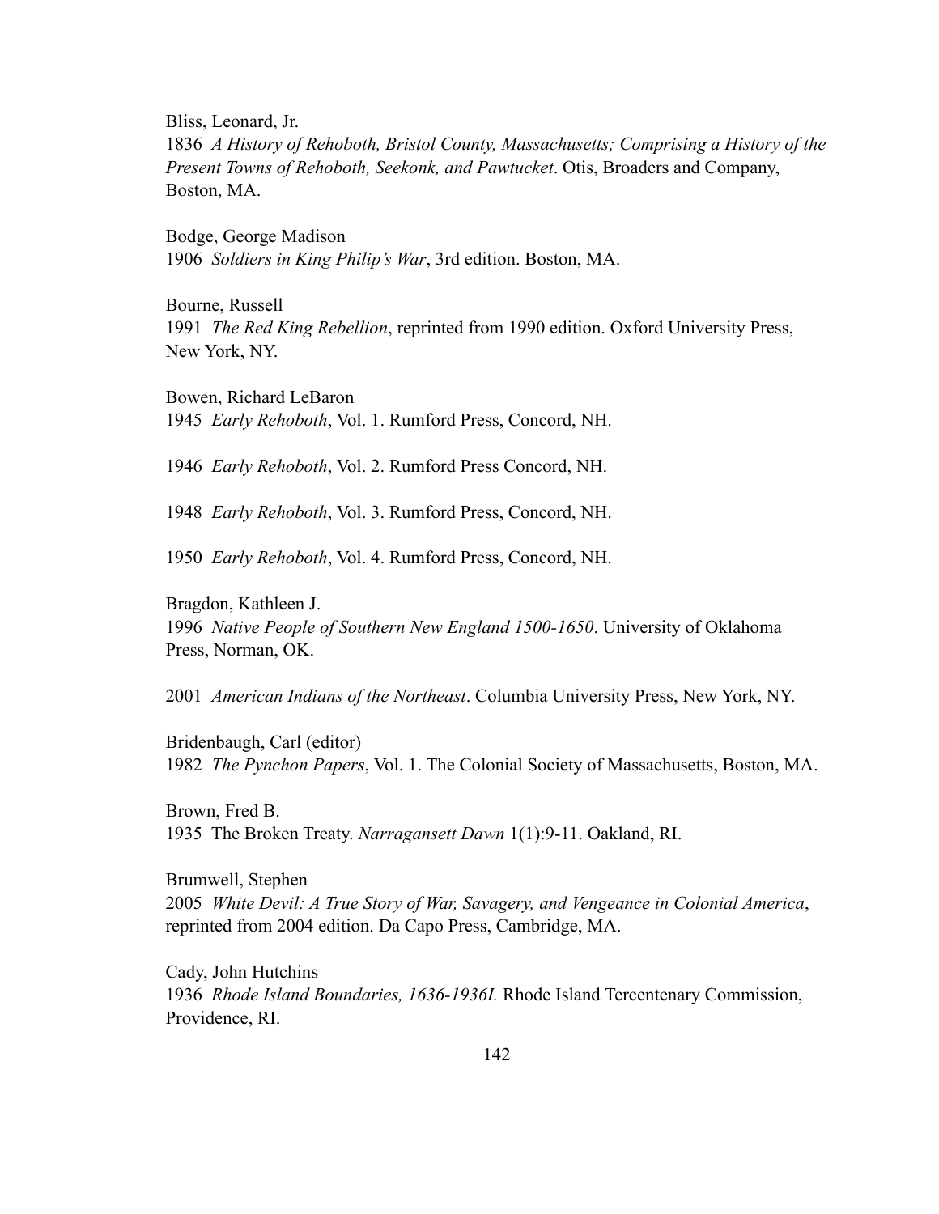Bliss, Leonard, Jr.
1836 *A History of Rehoboth, Bristol County, Massachusetts; Comprising a History of the Present Towns of Rehoboth, Seekonk, and Pawtucket*. Otis, Broaders and Company, Boston, MA.

Bodge, George Madison
1906 *Soldiers in King Philip's War*, 3rd edition. Boston, MA.

Bourne, Russell
1991 *The Red King Rebellion*, reprinted from 1990 edition. Oxford University Press, New York, NY.

Bowen, Richard LeBaron
1945 *Early Rehoboth*, Vol. 1. Rumford Press, Concord, NH.

1946 *Early Rehoboth*, Vol. 2. Rumford Press Concord, NH.

1948 *Early Rehoboth*, Vol. 3. Rumford Press, Concord, NH.

1950 *Early Rehoboth*, Vol. 4. Rumford Press, Concord, NH.

Bragdon, Kathleen J.
1996 *Native People of Southern New England 1500-1650*. University of Oklahoma Press, Norman, OK.

2001 *American Indians of the Northeast*. Columbia University Press, New York, NY.

Bridenbaugh, Carl (editor)
1982 *The Pynchon Papers*, Vol. 1. The Colonial Society of Massachusetts, Boston, MA.

Brown, Fred B.
1935 The Broken Treaty. *Narragansett Dawn* 1(1):9-11. Oakland, RI.

Brumwell, Stephen
2005 *White Devil: A True Story of War, Savagery, and Vengeance in Colonial America*, reprinted from 2004 edition. Da Capo Press, Cambridge, MA.

Cady, John Hutchins
1936 *Rhode Island Boundaries, 1636-1936I.* Rhode Island Tercentenary Commission, Providence, RI.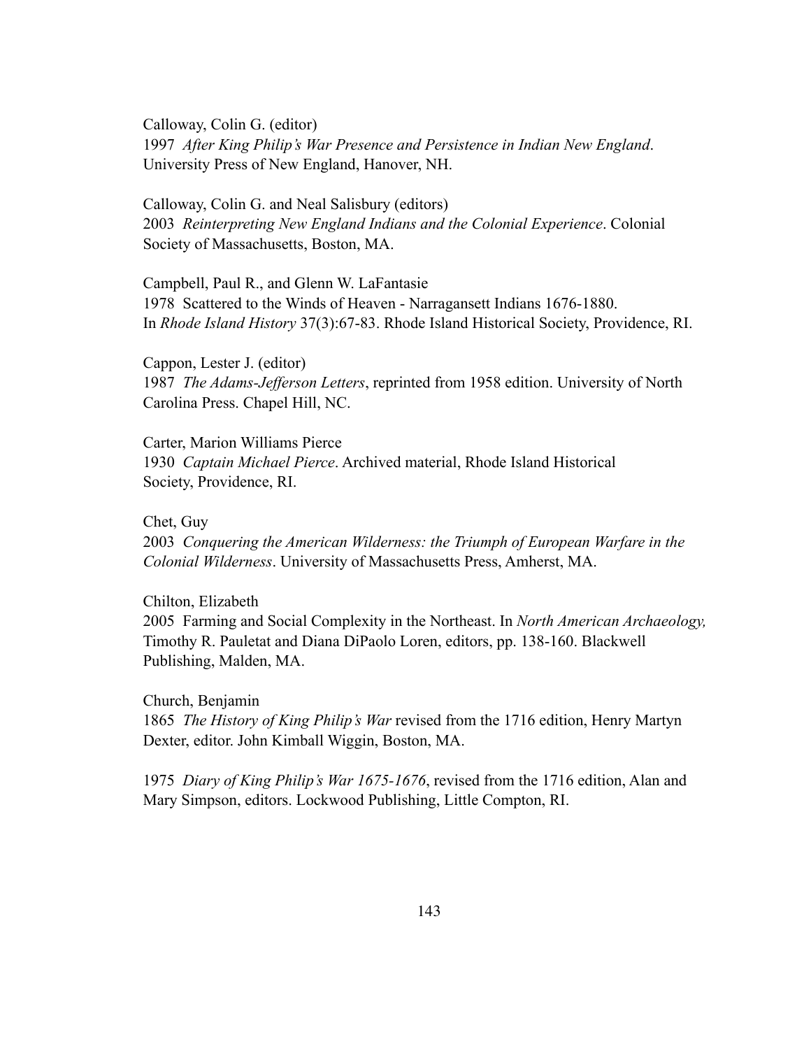Calloway, Colin G. (editor)
1997 *After King Philip's War Presence and Persistence in Indian New England*. University Press of New England, Hanover, NH.

Calloway, Colin G. and Neal Salisbury (editors)
2003 *Reinterpreting New England Indians and the Colonial Experience*. Colonial Society of Massachusetts, Boston, MA.

Campbell, Paul R., and Glenn W. LaFantasie
1978 Scattered to the Winds of Heaven - Narragansett Indians 1676-1880. In *Rhode Island History* 37(3):67-83. Rhode Island Historical Society, Providence, RI.

Cappon, Lester J. (editor)
1987 *The Adams-Jefferson Letters*, reprinted from 1958 edition. University of North Carolina Press. Chapel Hill, NC.

Carter, Marion Williams Pierce
1930 *Captain Michael Pierce*. Archived material, Rhode Island Historical Society, Providence, RI.

Chet, Guy
2003 *Conquering the American Wilderness: the Triumph of European Warfare in the Colonial Wilderness*. University of Massachusetts Press, Amherst, MA.

Chilton, Elizabeth
2005 Farming and Social Complexity in the Northeast. In *North American Archaeology,* Timothy R. Pauletat and Diana DiPaolo Loren, editors, pp. 138-160. Blackwell Publishing, Malden, MA.

Church, Benjamin
1865 *The History of King Philip's War* revised from the 1716 edition, Henry Martyn Dexter, editor. John Kimball Wiggin, Boston, MA.

1975 *Diary of King Philip's War 1675-1676*, revised from the 1716 edition, Alan and Mary Simpson, editors. Lockwood Publishing, Little Compton, RI.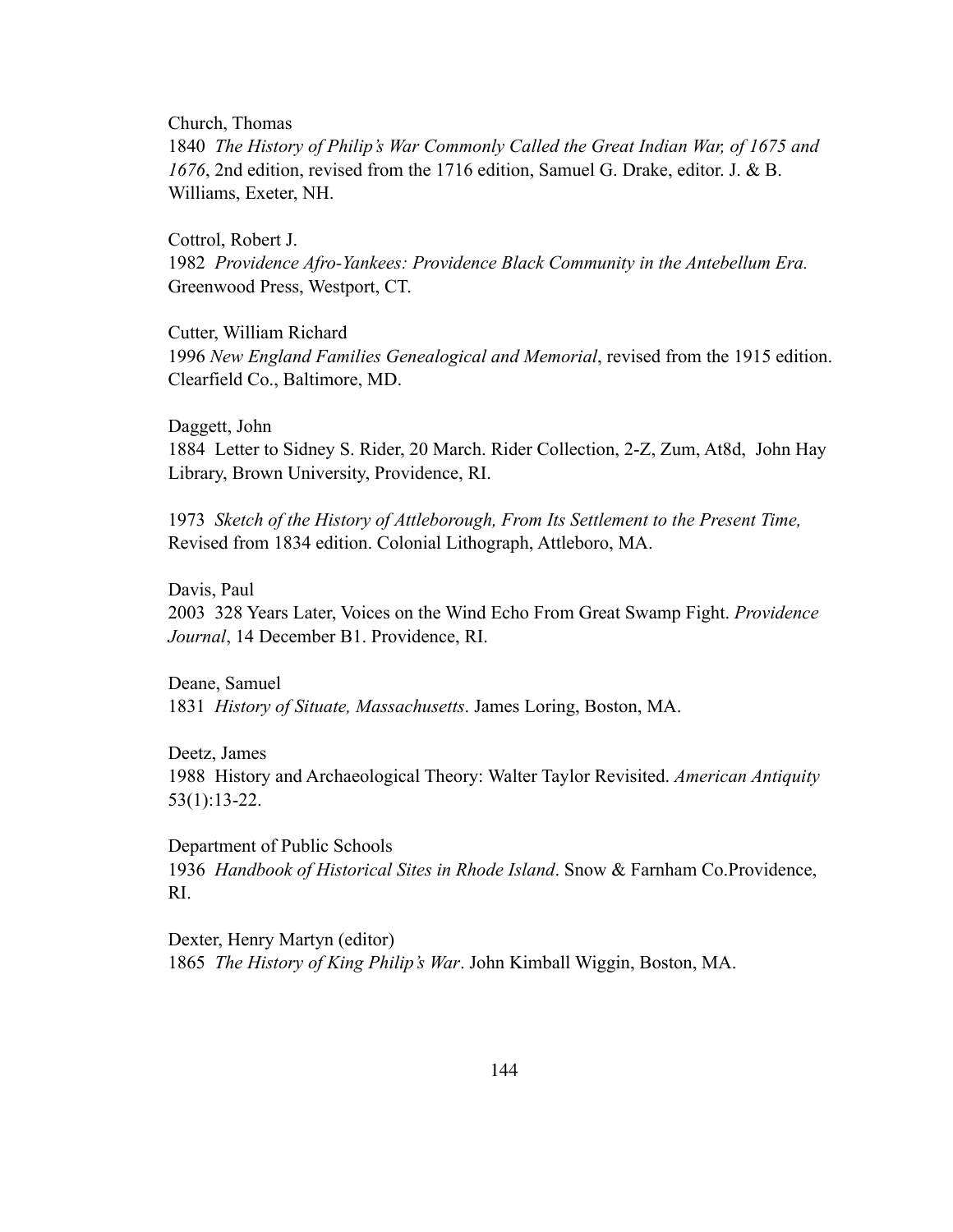Church, Thomas

1840 *The History of Philip's War Commonly Called the Great Indian War, of 1675 and 1676*, 2nd edition, revised from the 1716 edition, Samuel G. Drake, editor. J. & B. Williams, Exeter, NH.

Cottrol, Robert J.

1982 *Providence Afro-Yankees: Providence Black Community in the Antebellum Era.* Greenwood Press, Westport, CT.

Cutter, William Richard

1996 *New England Families Genealogical and Memorial*, revised from the 1915 edition. Clearfield Co., Baltimore, MD.

Daggett, John

1884 Letter to Sidney S. Rider, 20 March. Rider Collection, 2-Z, Zum, At8d, John Hay Library, Brown University, Providence, RI.

1973 *Sketch of the History of Attleborough, From Its Settlement to the Present Time,* Revised from 1834 edition. Colonial Lithograph, Attleboro, MA.

Davis, Paul

2003 328 Years Later, Voices on the Wind Echo From Great Swamp Fight. *Providence Journal*, 14 December B1. Providence, RI.

Deane, Samuel

1831 *History of Situate, Massachusetts*. James Loring, Boston, MA.

Deetz, James

1988 History and Archaeological Theory: Walter Taylor Revisited. *American Antiquity* 53(1):13-22.

Department of Public Schools

1936 *Handbook of Historical Sites in Rhode Island*. Snow & Farnham Co.Providence, RI.

Dexter, Henry Martyn (editor)

1865 *The History of King Philip's War*. John Kimball Wiggin, Boston, MA.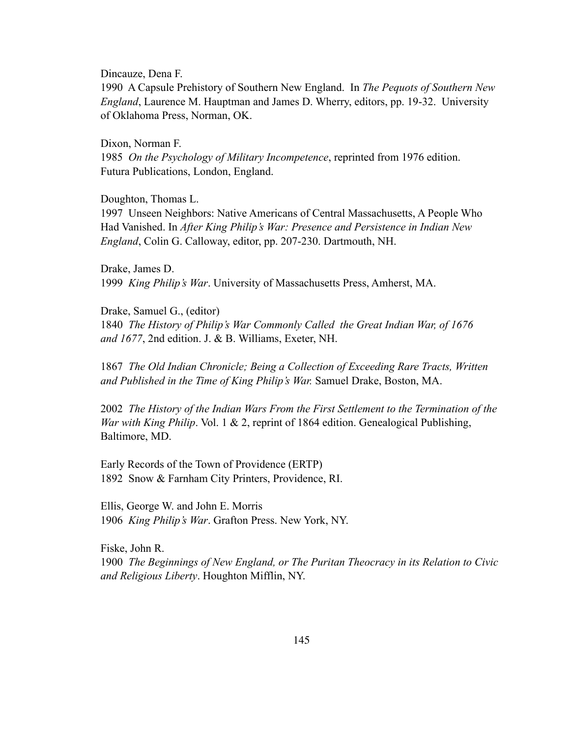Dincauze, Dena F.
1990 A Capsule Prehistory of Southern New England. In *The Pequots of Southern New England*, Laurence M. Hauptman and James D. Wherry, editors, pp. 19-32. University of Oklahoma Press, Norman, OK.

Dixon, Norman F.
1985 *On the Psychology of Military Incompetence*, reprinted from 1976 edition. Futura Publications, London, England.

Doughton, Thomas L.
1997 Unseen Neighbors: Native Americans of Central Massachusetts, A People Who Had Vanished. In *After King Philip's War: Presence and Persistence in Indian New England*, Colin G. Calloway, editor, pp. 207-230. Dartmouth, NH.

Drake, James D.
1999 *King Philip's War*. University of Massachusetts Press, Amherst, MA.

Drake, Samuel G., (editor)
1840 *The History of Philip's War Commonly Called the Great Indian War, of 1676 and 1677*, 2nd edition. J. & B. Williams, Exeter, NH.

1867 *The Old Indian Chronicle; Being a Collection of Exceeding Rare Tracts, Written and Published in the Time of King Philip's War.* Samuel Drake, Boston, MA.

2002 *The History of the Indian Wars From the First Settlement to the Termination of the War with King Philip*. Vol. 1 & 2, reprint of 1864 edition. Genealogical Publishing, Baltimore, MD.

Early Records of the Town of Providence (ERTP)
1892 Snow & Farnham City Printers, Providence, RI.

Ellis, George W. and John E. Morris
1906 *King Philip's War*. Grafton Press. New York, NY.

Fiske, John R.
1900 *The Beginnings of New England, or The Puritan Theocracy in its Relation to Civic and Religious Liberty*. Houghton Mifflin, NY.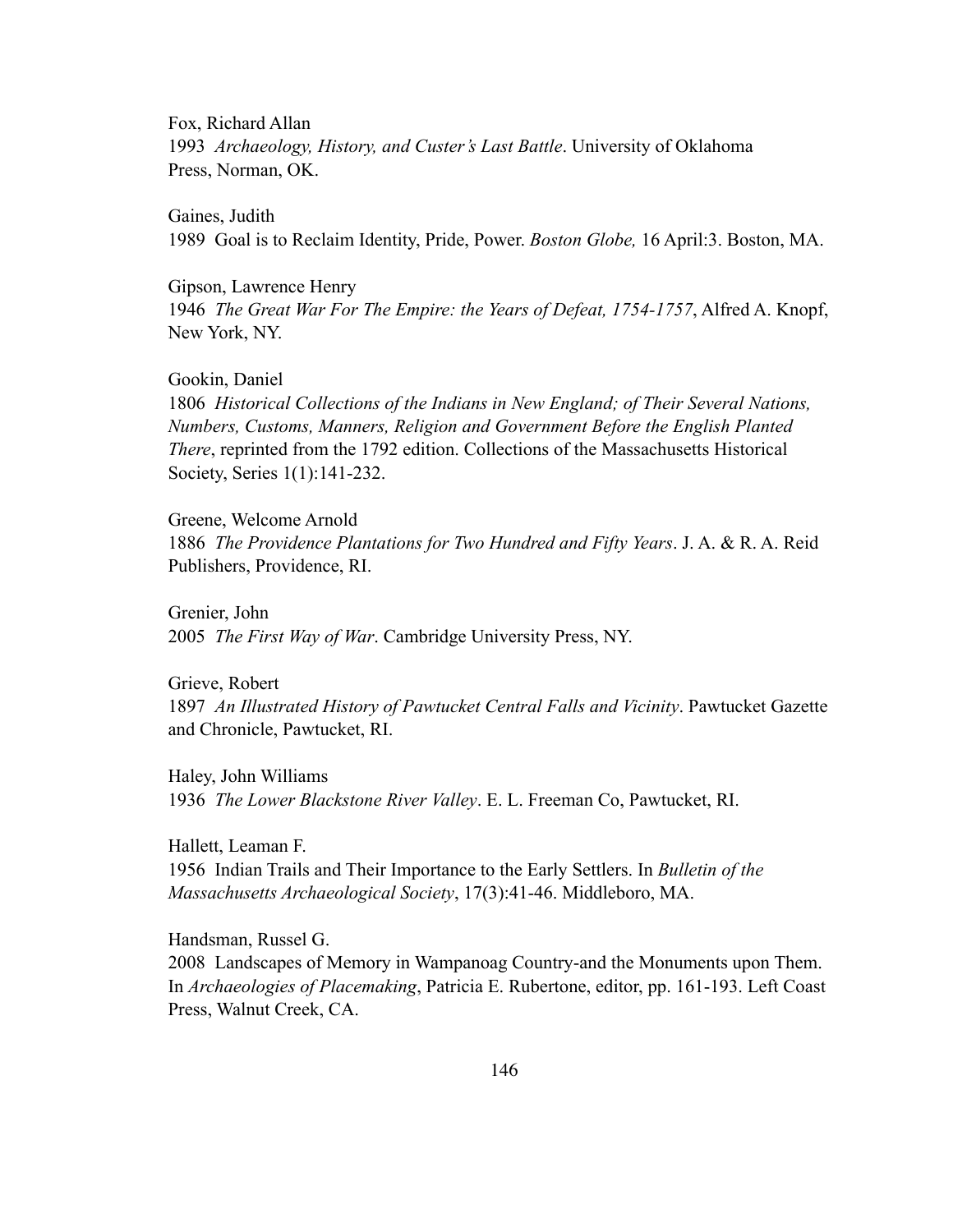Fox, Richard Allan
1993 *Archaeology, History, and Custer's Last Battle*. University of Oklahoma Press, Norman, OK.

Gaines, Judith
1989 Goal is to Reclaim Identity, Pride, Power. *Boston Globe,* 16 April:3. Boston, MA.

Gipson, Lawrence Henry
1946 *The Great War For The Empire: the Years of Defeat, 1754-1757*, Alfred A. Knopf, New York, NY.

Gookin, Daniel
1806 *Historical Collections of the Indians in New England; of Their Several Nations, Numbers, Customs, Manners, Religion and Government Before the English Planted There*, reprinted from the 1792 edition. Collections of the Massachusetts Historical Society, Series 1(1):141-232.

Greene, Welcome Arnold
1886 *The Providence Plantations for Two Hundred and Fifty Years*. J. A. & R. A. Reid Publishers, Providence, RI.

Grenier, John
2005 *The First Way of War*. Cambridge University Press, NY.

Grieve, Robert
1897 *An Illustrated History of Pawtucket Central Falls and Vicinity*. Pawtucket Gazette and Chronicle, Pawtucket, RI.

Haley, John Williams
1936 *The Lower Blackstone River Valley*. E. L. Freeman Co, Pawtucket, RI.

Hallett, Leaman F.
1956 Indian Trails and Their Importance to the Early Settlers. In *Bulletin of the Massachusetts Archaeological Society*, 17(3):41-46. Middleboro, MA.

Handsman, Russel G.
2008 Landscapes of Memory in Wampanoag Country-and the Monuments upon Them. In *Archaeologies of Placemaking*, Patricia E. Rubertone, editor, pp. 161-193. Left Coast Press, Walnut Creek, CA.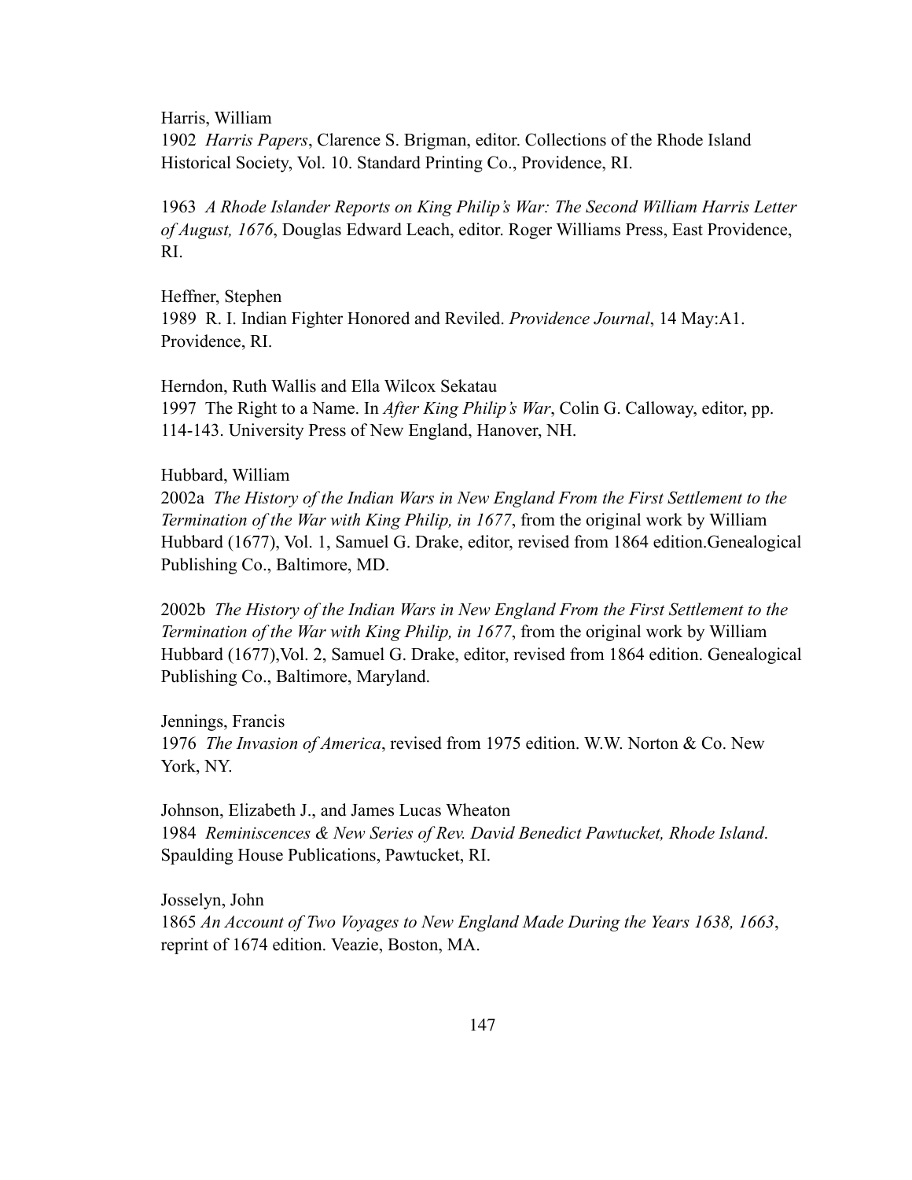Harris, William

1902 *Harris Papers*, Clarence S. Brigman, editor. Collections of the Rhode Island Historical Society, Vol. 10. Standard Printing Co., Providence, RI.

1963 *A Rhode Islander Reports on King Philip's War: The Second William Harris Letter of August, 1676*, Douglas Edward Leach, editor. Roger Williams Press, East Providence, RI.

Heffner, Stephen

1989 R. I. Indian Fighter Honored and Reviled. *Providence Journal*, 14 May:A1. Providence, RI.

Herndon, Ruth Wallis and Ella Wilcox Sekatau

1997 The Right to a Name. In *After King Philip's War*, Colin G. Calloway, editor, pp. 114-143. University Press of New England, Hanover, NH.

Hubbard, William

2002a *The History of the Indian Wars in New England From the First Settlement to the Termination of the War with King Philip, in 1677*, from the original work by William Hubbard (1677), Vol. 1, Samuel G. Drake, editor, revised from 1864 edition.Genealogical Publishing Co., Baltimore, MD.

2002b *The History of the Indian Wars in New England From the First Settlement to the Termination of the War with King Philip, in 1677*, from the original work by William Hubbard (1677),Vol. 2, Samuel G. Drake, editor, revised from 1864 edition. Genealogical Publishing Co., Baltimore, Maryland.

Jennings, Francis

1976 *The Invasion of America*, revised from 1975 edition. W.W. Norton & Co. New York, NY.

Johnson, Elizabeth J., and James Lucas Wheaton

1984 *Reminiscences & New Series of Rev. David Benedict Pawtucket, Rhode Island*. Spaulding House Publications, Pawtucket, RI.

Josselyn, John

1865 *An Account of Two Voyages to New England Made During the Years 1638, 1663*, reprint of 1674 edition. Veazie, Boston, MA.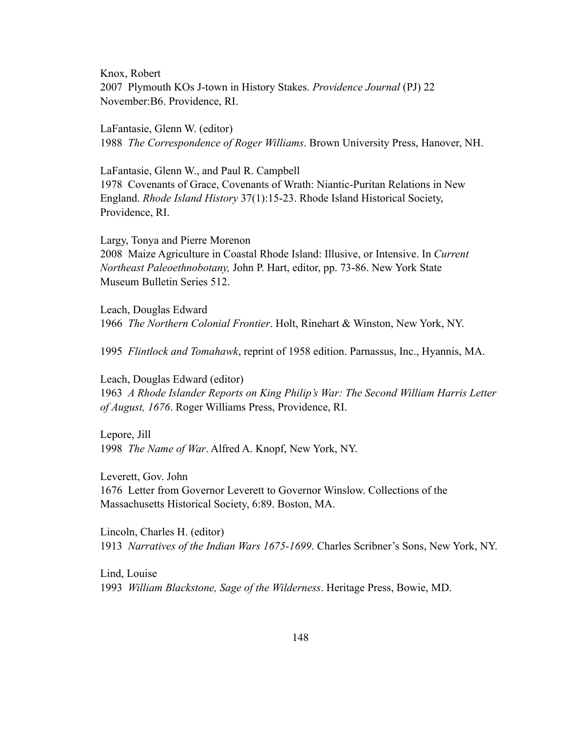Knox, Robert
2007 Plymouth KOs J-town in History Stakes. *Providence Journal* (PJ) 22 November:B6. Providence, RI.

LaFantasie, Glenn W. (editor)
1988 *The Correspondence of Roger Williams*. Brown University Press, Hanover, NH.

LaFantasie, Glenn W., and Paul R. Campbell
1978 Covenants of Grace, Covenants of Wrath: Niantic-Puritan Relations in New England. *Rhode Island History* 37(1):15-23. Rhode Island Historical Society, Providence, RI.

Largy, Tonya and Pierre Morenon
2008 Maize Agriculture in Coastal Rhode Island: Illusive, or Intensive. In *Current Northeast Paleoethnobotany,* John P. Hart, editor, pp. 73-86. New York State Museum Bulletin Series 512.

Leach, Douglas Edward
1966 *The Northern Colonial Frontier*. Holt, Rinehart & Winston, New York, NY.

1995 *Flintlock and Tomahawk*, reprint of 1958 edition. Parnassus, Inc., Hyannis, MA.

Leach, Douglas Edward (editor)
1963 *A Rhode Islander Reports on King Philip's War: The Second William Harris Letter of August, 1676*. Roger Williams Press, Providence, RI.

Lepore, Jill
1998 *The Name of War*. Alfred A. Knopf, New York, NY.

Leverett, Gov. John
1676 Letter from Governor Leverett to Governor Winslow. Collections of the Massachusetts Historical Society, 6:89. Boston, MA.

Lincoln, Charles H. (editor)
1913 *Narratives of the Indian Wars 1675-1699*. Charles Scribner's Sons, New York, NY.

Lind, Louise
1993 *William Blackstone, Sage of the Wilderness*. Heritage Press, Bowie, MD.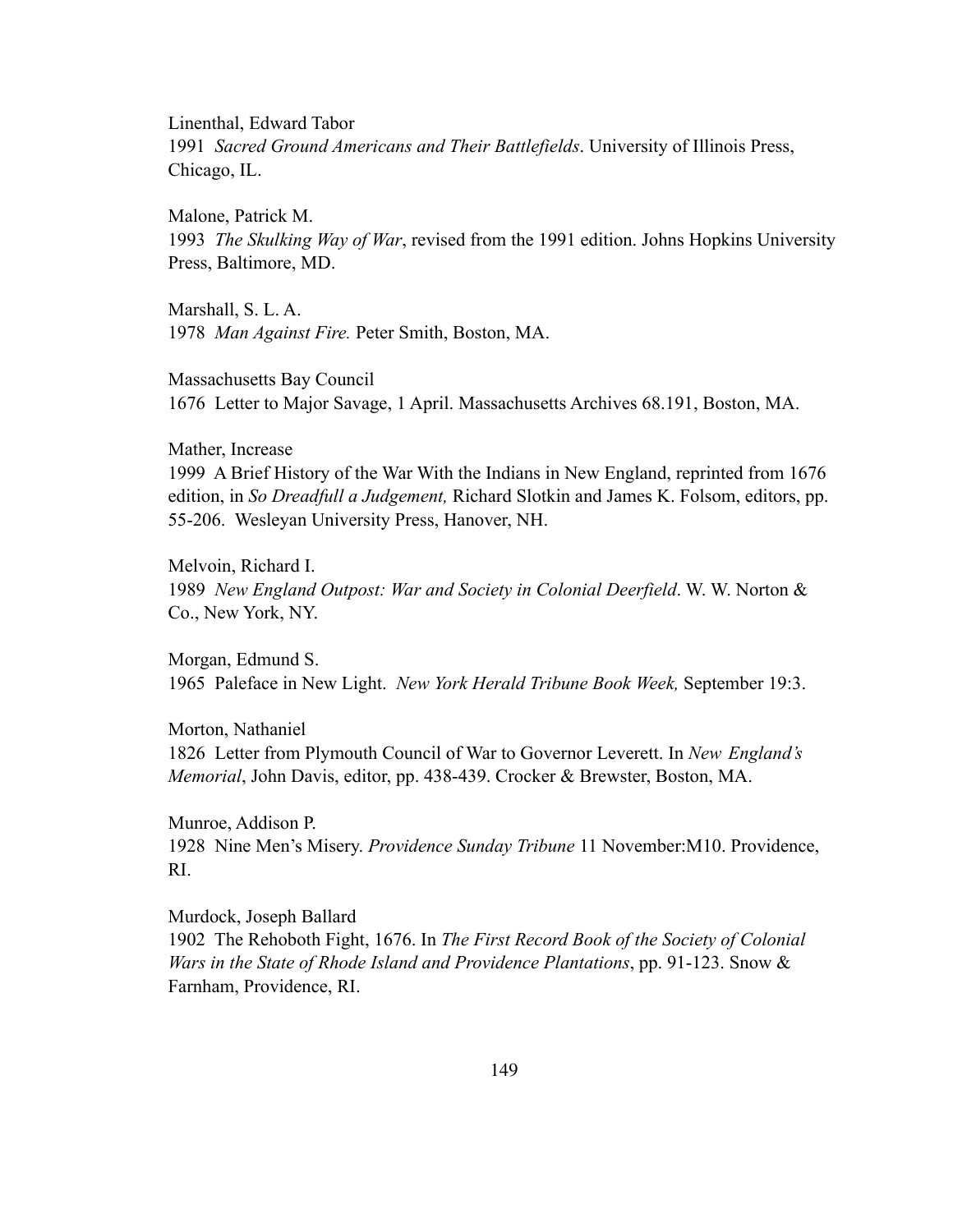Linenthal, Edward Tabor
1991 *Sacred Ground Americans and Their Battlefields*. University of Illinois Press, Chicago, IL.

Malone, Patrick M.
1993 *The Skulking Way of War*, revised from the 1991 edition. Johns Hopkins University Press, Baltimore, MD.

Marshall, S. L. A.
1978 *Man Against Fire.* Peter Smith, Boston, MA.

Massachusetts Bay Council
1676 Letter to Major Savage, 1 April. Massachusetts Archives 68.191, Boston, MA.

Mather, Increase
1999 A Brief History of the War With the Indians in New England, reprinted from 1676 edition, in *So Dreadfull a Judgement,* Richard Slotkin and James K. Folsom, editors, pp. 55-206. Wesleyan University Press, Hanover, NH.

Melvoin, Richard I.
1989 *New England Outpost: War and Society in Colonial Deerfield*. W. W. Norton & Co., New York, NY.

Morgan, Edmund S.
1965 Paleface in New Light. *New York Herald Tribune Book Week,* September 19:3.

Morton, Nathaniel
1826 Letter from Plymouth Council of War to Governor Leverett. In *New England's Memorial*, John Davis, editor, pp. 438-439. Crocker & Brewster, Boston, MA.

Munroe, Addison P.
1928 Nine Men's Misery. *Providence Sunday Tribune* 11 November:M10. Providence, RI.

Murdock, Joseph Ballard
1902 The Rehoboth Fight, 1676. In *The First Record Book of the Society of Colonial Wars in the State of Rhode Island and Providence Plantations*, pp. 91-123. Snow & Farnham, Providence, RI.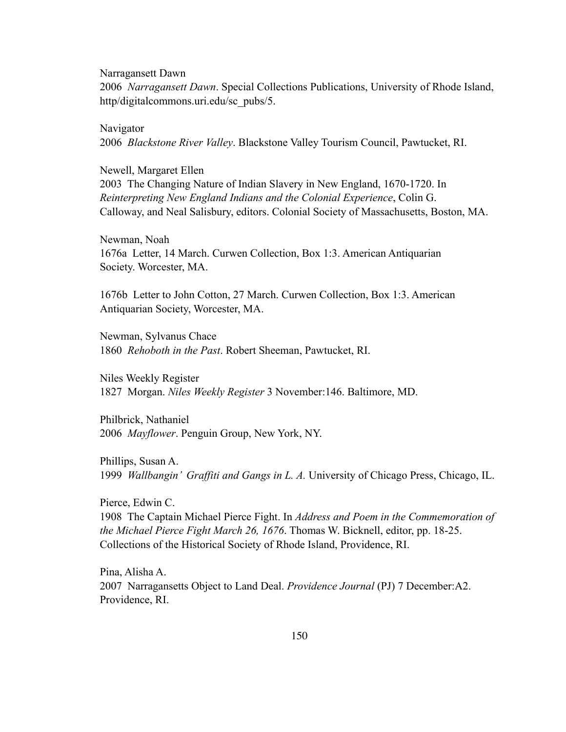Narragansett Dawn
2006 *Narragansett Dawn*. Special Collections Publications, University of Rhode Island, http/digitalcommons.uri.edu/sc_pubs/5.

Navigator
2006 *Blackstone River Valley*. Blackstone Valley Tourism Council, Pawtucket, RI.

Newell, Margaret Ellen
2003 The Changing Nature of Indian Slavery in New England, 1670-1720. In *Reinterpreting New England Indians and the Colonial Experience*, Colin G. Calloway, and Neal Salisbury, editors. Colonial Society of Massachusetts, Boston, MA.

Newman, Noah
1676a Letter, 14 March. Curwen Collection, Box 1:3. American Antiquarian Society. Worcester, MA.

1676b Letter to John Cotton, 27 March. Curwen Collection, Box 1:3. American Antiquarian Society, Worcester, MA.

Newman, Sylvanus Chace
1860 *Rehoboth in the Past*. Robert Sheeman, Pawtucket, RI.

Niles Weekly Register
1827 Morgan. *Niles Weekly Register* 3 November:146. Baltimore, MD.

Philbrick, Nathaniel
2006 *Mayflower*. Penguin Group, New York, NY.

Phillips, Susan A.
1999 *Wallbangin' Graffiti and Gangs in L. A.* University of Chicago Press, Chicago, IL.

Pierce, Edwin C.
1908 The Captain Michael Pierce Fight. In *Address and Poem in the Commemoration of the Michael Pierce Fight March 26, 1676*. Thomas W. Bicknell, editor, pp. 18-25. Collections of the Historical Society of Rhode Island, Providence, RI.

Pina, Alisha A.
2007 Narragansetts Object to Land Deal. *Providence Journal* (PJ) 7 December:A2. Providence, RI.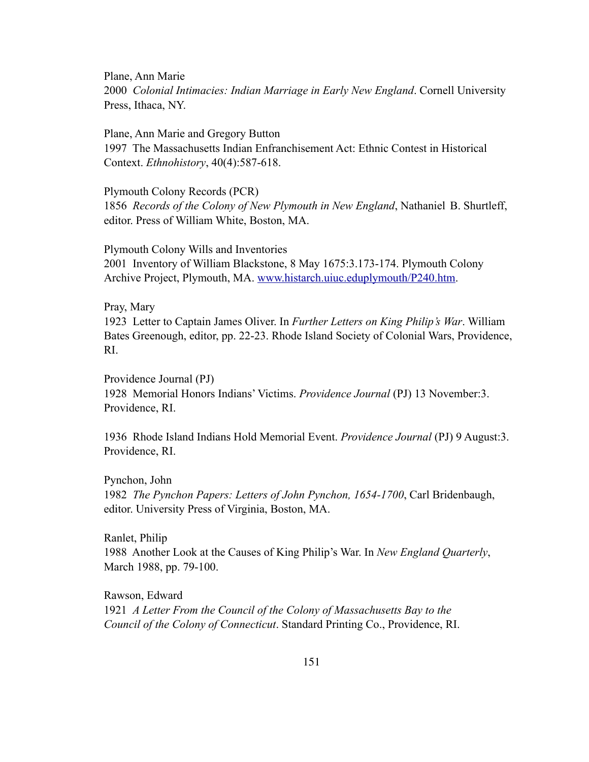Plane, Ann Marie
2000 *Colonial Intimacies: Indian Marriage in Early New England*. Cornell University Press, Ithaca, NY.

Plane, Ann Marie and Gregory Button
1997 The Massachusetts Indian Enfranchisement Act: Ethnic Contest in Historical Context. *Ethnohistory*, 40(4):587-618.

Plymouth Colony Records (PCR)
1856 *Records of the Colony of New Plymouth in New England*, Nathaniel B. Shurtleff, editor. Press of William White, Boston, MA.

Plymouth Colony Wills and Inventories
2001 Inventory of William Blackstone, 8 May 1675:3.173-174. Plymouth Colony Archive Project, Plymouth, MA. www.histarch.uiuc.eduplymouth/P240.htm.

Pray, Mary
1923 Letter to Captain James Oliver. In *Further Letters on King Philip's War*. William Bates Greenough, editor, pp. 22-23. Rhode Island Society of Colonial Wars, Providence, RI.

Providence Journal (PJ)
1928 Memorial Honors Indians' Victims. *Providence Journal* (PJ) 13 November:3. Providence, RI.

1936 Rhode Island Indians Hold Memorial Event. *Providence Journal* (PJ) 9 August:3. Providence, RI.

Pynchon, John
1982 *The Pynchon Papers: Letters of John Pynchon, 1654-1700*, Carl Bridenbaugh, editor. University Press of Virginia, Boston, MA.

Ranlet, Philip
1988 Another Look at the Causes of King Philip's War. In *New England Quarterly*, March 1988, pp. 79-100.

Rawson, Edward
1921 *A Letter From the Council of the Colony of Massachusetts Bay to the Council of the Colony of Connecticut*. Standard Printing Co., Providence, RI.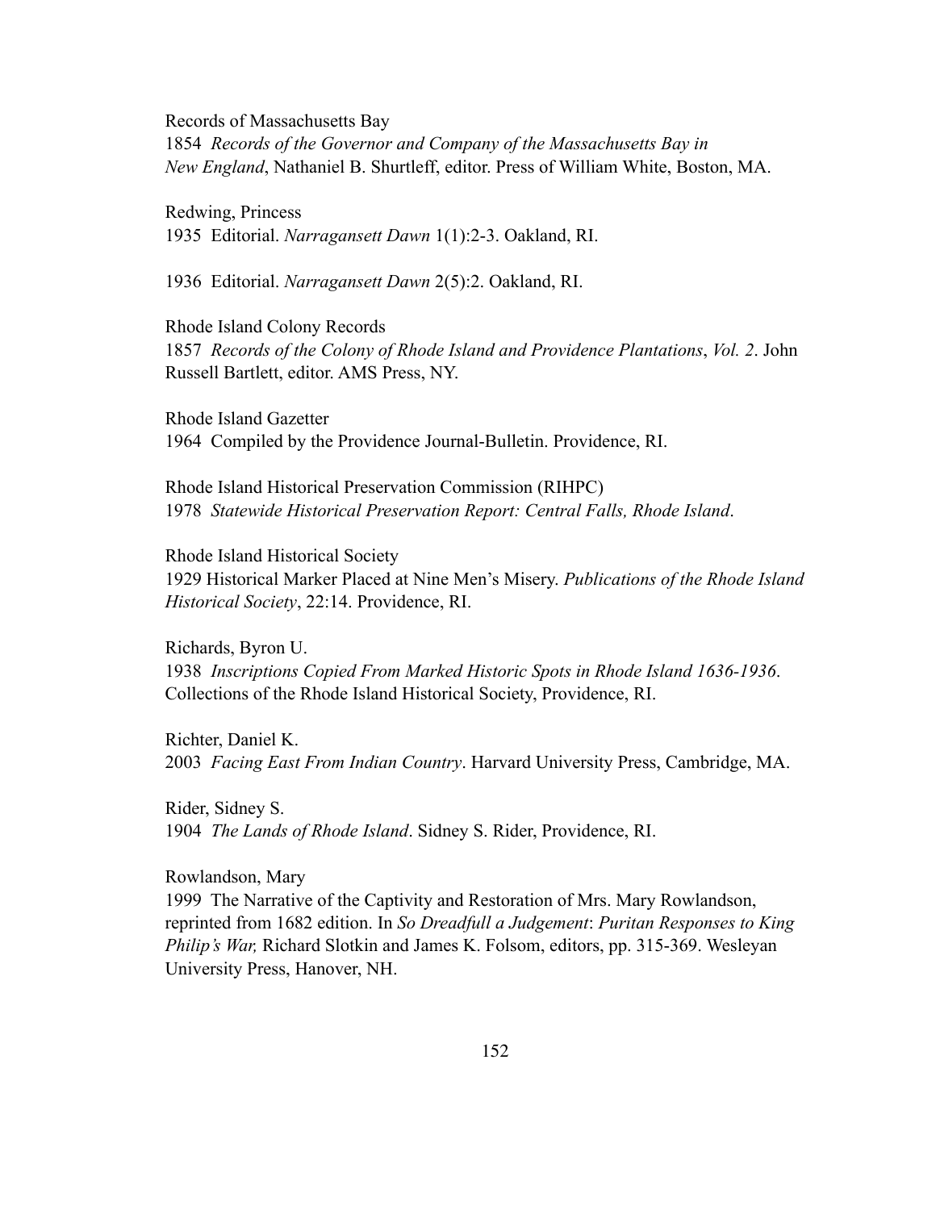Records of Massachusetts Bay
1854 *Records of the Governor and Company of the Massachusetts Bay in New England*, Nathaniel B. Shurtleff, editor. Press of William White, Boston, MA.

Redwing, Princess
1935 Editorial. *Narragansett Dawn* 1(1):2-3. Oakland, RI.

1936 Editorial. *Narragansett Dawn* 2(5):2. Oakland, RI.

Rhode Island Colony Records
1857 *Records of the Colony of Rhode Island and Providence Plantations*, *Vol. 2*. John Russell Bartlett, editor. AMS Press, NY.

Rhode Island Gazetter
1964 Compiled by the Providence Journal-Bulletin. Providence, RI.

Rhode Island Historical Preservation Commission (RIHPC)
1978 *Statewide Historical Preservation Report: Central Falls, Rhode Island*.

Rhode Island Historical Society
1929 Historical Marker Placed at Nine Men's Misery. *Publications of the Rhode Island Historical Society*, 22:14. Providence, RI.

Richards, Byron U.
1938 *Inscriptions Copied From Marked Historic Spots in Rhode Island 1636-1936*. Collections of the Rhode Island Historical Society, Providence, RI.

Richter, Daniel K.
2003 *Facing East From Indian Country*. Harvard University Press, Cambridge, MA.

Rider, Sidney S.
1904 *The Lands of Rhode Island*. Sidney S. Rider, Providence, RI.

Rowlandson, Mary
1999 The Narrative of the Captivity and Restoration of Mrs. Mary Rowlandson, reprinted from 1682 edition. In *So Dreadfull a Judgement*: *Puritan Responses to King Philip's War,* Richard Slotkin and James K. Folsom, editors, pp. 315-369. Wesleyan University Press, Hanover, NH.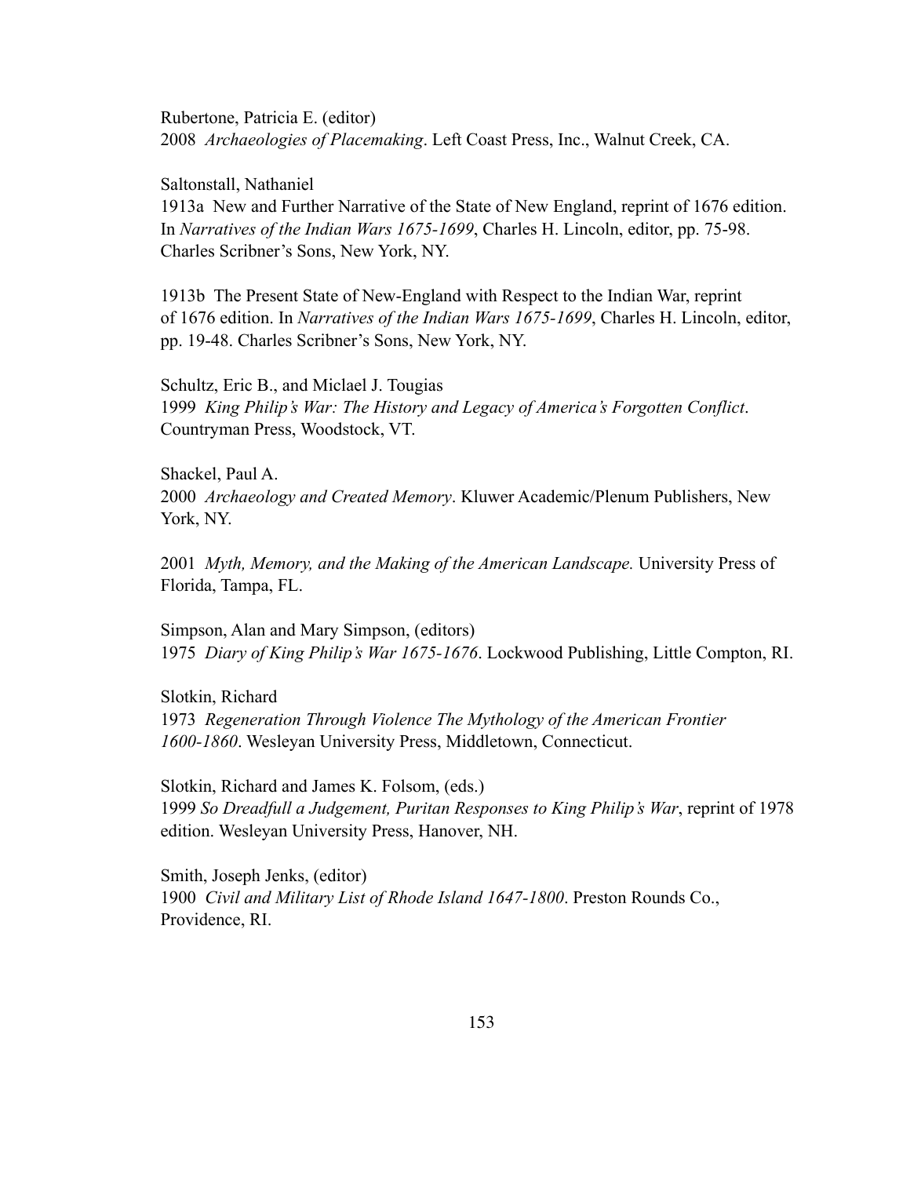Rubertone, Patricia E. (editor)
2008 *Archaeologies of Placemaking*. Left Coast Press, Inc., Walnut Creek, CA.

Saltonstall, Nathaniel
1913a New and Further Narrative of the State of New England, reprint of 1676 edition. In *Narratives of the Indian Wars 1675-1699*, Charles H. Lincoln, editor, pp. 75-98. Charles Scribner's Sons, New York, NY.

1913b The Present State of New-England with Respect to the Indian War, reprint of 1676 edition. In *Narratives of the Indian Wars 1675-1699*, Charles H. Lincoln, editor, pp. 19-48. Charles Scribner's Sons, New York, NY.

Schultz, Eric B., and Miclael J. Tougias
1999 *King Philip's War: The History and Legacy of America's Forgotten Conflict*. Countryman Press, Woodstock, VT.

Shackel, Paul A.
2000 *Archaeology and Created Memory*. Kluwer Academic/Plenum Publishers, New York, NY.

2001 *Myth, Memory, and the Making of the American Landscape.* University Press of Florida, Tampa, FL.

Simpson, Alan and Mary Simpson, (editors)
1975 *Diary of King Philip's War 1675-1676*. Lockwood Publishing, Little Compton, RI.

Slotkin, Richard
1973 *Regeneration Through Violence The Mythology of the American Frontier 1600-1860*. Wesleyan University Press, Middletown, Connecticut.

Slotkin, Richard and James K. Folsom, (eds.)
1999 *So Dreadfull a Judgement, Puritan Responses to King Philip's War*, reprint of 1978 edition. Wesleyan University Press, Hanover, NH.

Smith, Joseph Jenks, (editor)
1900 *Civil and Military List of Rhode Island 1647-1800*. Preston Rounds Co., Providence, RI.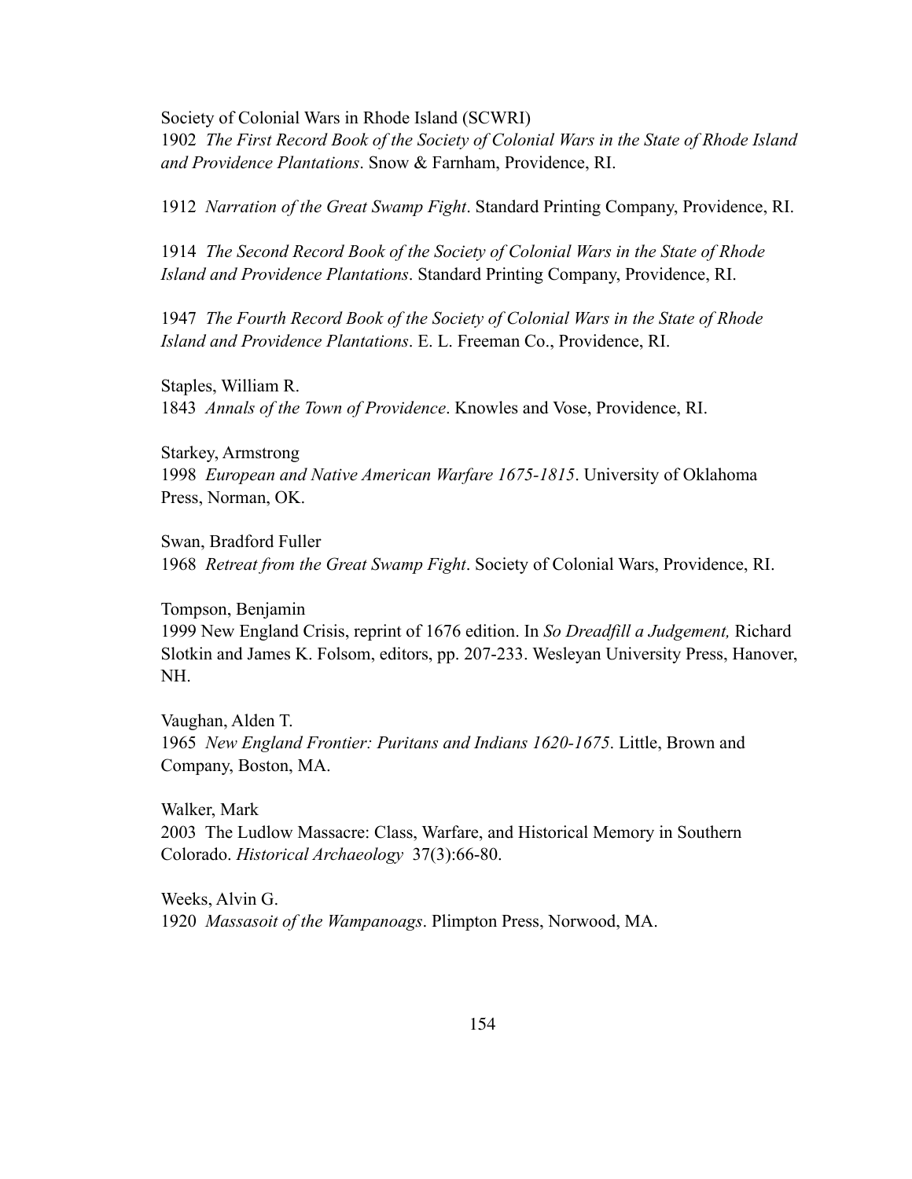Society of Colonial Wars in Rhode Island (SCWRI)
1902 *The First Record Book of the Society of Colonial Wars in the State of Rhode Island and Providence Plantations*. Snow & Farnham, Providence, RI.

1912 *Narration of the Great Swamp Fight*. Standard Printing Company, Providence, RI.

1914 *The Second Record Book of the Society of Colonial Wars in the State of Rhode Island and Providence Plantations*. Standard Printing Company, Providence, RI.

1947 *The Fourth Record Book of the Society of Colonial Wars in the State of Rhode Island and Providence Plantations*. E. L. Freeman Co., Providence, RI.

Staples, William R.
1843 *Annals of the Town of Providence*. Knowles and Vose, Providence, RI.

Starkey, Armstrong
1998 *European and Native American Warfare 1675-1815*. University of Oklahoma Press, Norman, OK.

Swan, Bradford Fuller
1968 *Retreat from the Great Swamp Fight*. Society of Colonial Wars, Providence, RI.

Tompson, Benjamin
1999 New England Crisis, reprint of 1676 edition. In *So Dreadfill a Judgement,* Richard Slotkin and James K. Folsom, editors, pp. 207-233. Wesleyan University Press, Hanover, NH.

Vaughan, Alden T.
1965 *New England Frontier: Puritans and Indians 1620-1675*. Little, Brown and Company, Boston, MA.

Walker, Mark
2003 The Ludlow Massacre: Class, Warfare, and Historical Memory in Southern Colorado. *Historical Archaeology* 37(3):66-80.

Weeks, Alvin G.
1920 *Massasoit of the Wampanoags*. Plimpton Press, Norwood, MA.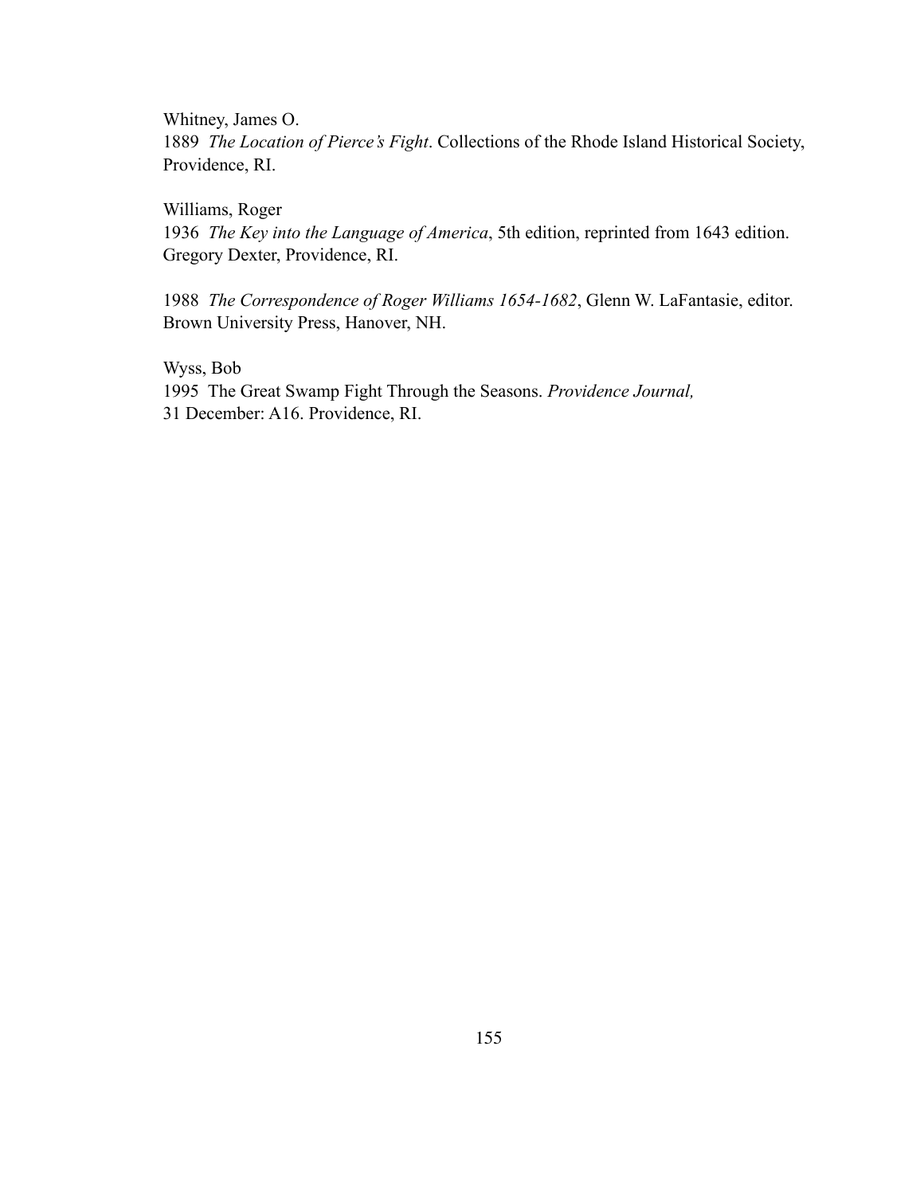Whitney, James O.
1889 *The Location of Pierce's Fight*. Collections of the Rhode Island Historical Society, Providence, RI.

Williams, Roger
1936 *The Key into the Language of America*, 5th edition, reprinted from 1643 edition. Gregory Dexter, Providence, RI.

1988 *The Correspondence of Roger Williams 1654-1682*, Glenn W. LaFantasie, editor. Brown University Press, Hanover, NH.

Wyss, Bob
1995 The Great Swamp Fight Through the Seasons. *Providence Journal,* 31 December: A16. Providence, RI.